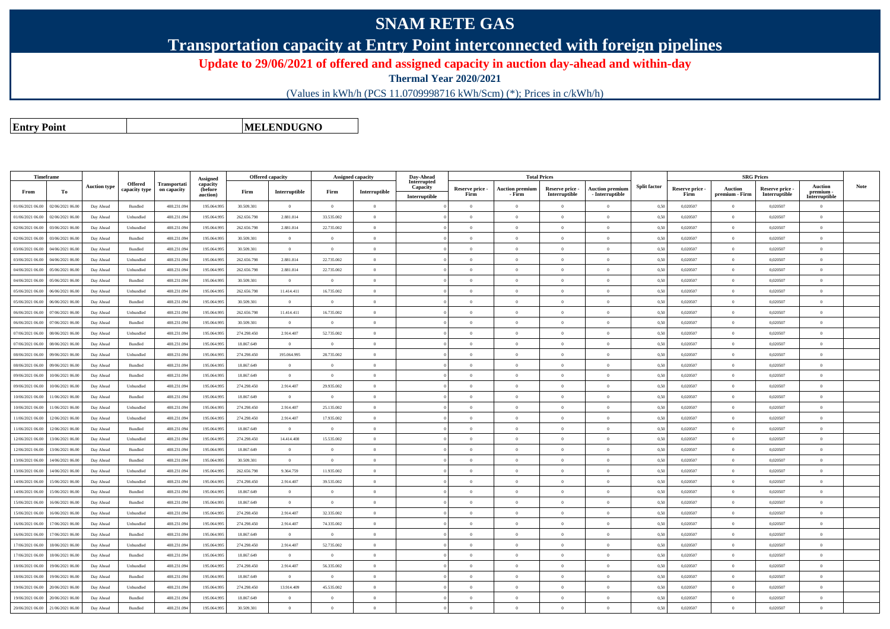# SNAM RETE GAS

## Transportation capacity at Entry Point interconnected with foreign pipelines

### Update to 29/06/2021 of offered and assigned capacity in auction day-ahead and within-day

**Thermal Year 2020/2021**

(Values in kWh/h (PCS 11.0709998716 kWh/Scm) (*); Prices in c/kWh/h)

| **Entry Point** | | **MELENDUGNO** |
|---|---|---|

| Timeframe | | Auction type | Offered capacity type | Transportation capacity | Assigned capacity (before auction) | Offered capacity | | Assigned capacity | | Day-Ahead Interrupted Capacity | Total Prices | | | | Split factor | SRG Prices | | | | Note |
|---|---|---|---|---|---|---|---|---|---|---|---|---|---|---|---|---|---|---|---|---|
| From | To | | | | | Firm | Interruptible | Firm | Interruptible | Interruptible | Reserve price - Firm | Auction premium - Firm | Reserve price - Interruptible | Auction premium - Interruptible | | Reserve price - Firm | Auction premium - Firm | Reserve price - Interruptible | Auction premium - Interruptible | |
| 01/06/2021 06.00 | 02/06/2021 06.00 | Day Ahead | Bundled | 488.231.094 | 195.064.995 | 30.509.301 | 0 | 0 | 0 | | 0 | 0 | 0 | 0 | 0,50 | 0,020507 | 0 | 0,020507 | 0 | |
| 01/06/2021 06.00 | 02/06/2021 06.00 | Day Ahead | Unbundled | 488.231.094 | 195.064.995 | 262.656.798 | 2.881.814 | 33.535.002 | 0 | | 0 | 0 | 0 | 0 | 0,50 | 0,020507 | 0 | 0,020507 | 0 | |
| 02/06/2021 06.00 | 03/06/2021 06.00 | Day Ahead | Unbundled | 488.231.094 | 195.064.995 | 262.656.798 | 2.881.814 | 22.735.002 | 0 | | 0 | 0 | 0 | 0 | 0,50 | 0,020507 | 0 | 0,020507 | 0 | |
| 02/06/2021 06.00 | 03/06/2021 06.00 | Day Ahead | Bundled | 488.231.094 | 195.064.995 | 30.509.301 | 0 | 0 | 0 | | 0 | 0 | 0 | 0 | 0,50 | 0,020507 | 0 | 0,020507 | 0 | |
| 03/06/2021 06.00 | 04/06/2021 06.00 | Day Ahead | Bundled | 488.231.094 | 195.064.995 | 30.509.301 | 0 | 0 | 0 | | 0 | 0 | 0 | 0 | 0,50 | 0,020507 | 0 | 0,020507 | 0 | |
| 03/06/2021 06.00 | 04/06/2021 06.00 | Day Ahead | Unbundled | 488.231.094 | 195.064.995 | 262.656.798 | 2.881.814 | 22.735.002 | 0 | | 0 | 0 | 0 | 0 | 0,50 | 0,020507 | 0 | 0,020507 | 0 | |
| 04/06/2021 06.00 | 05/06/2021 06.00 | Day Ahead | Unbundled | 488.231.094 | 195.064.995 | 262.656.798 | 2.881.814 | 22.735.002 | 0 | | 0 | 0 | 0 | 0 | 0,50 | 0,020507 | 0 | 0,020507 | 0 | |
| 04/06/2021 06.00 | 05/06/2021 06.00 | Day Ahead | Bundled | 488.231.094 | 195.064.995 | 30.509.301 | 0 | 0 | 0 | | 0 | 0 | 0 | 0 | 0,50 | 0,020507 | 0 | 0,020507 | 0 | |
| 05/06/2021 06.00 | 06/06/2021 06.00 | Day Ahead | Unbundled | 488.231.094 | 195.064.995 | 262.656.798 | 11.414.411 | 16.735.002 | 0 | | 0 | 0 | 0 | 0 | 0,50 | 0,020507 | 0 | 0,020507 | 0 | |
| 05/06/2021 06.00 | 06/06/2021 06.00 | Day Ahead | Bundled | 488.231.094 | 195.064.995 | 30.509.301 | 0 | 0 | 0 | | 0 | 0 | 0 | 0 | 0,50 | 0,020507 | 0 | 0,020507 | 0 | |
| 06/06/2021 06.00 | 07/06/2021 06.00 | Day Ahead | Unbundled | 488.231.094 | 195.064.995 | 262.656.798 | 11.414.411 | 16.735.002 | 0 | | 0 | 0 | 0 | 0 | 0,50 | 0,020507 | 0 | 0,020507 | 0 | |
| 06/06/2021 06.00 | 07/06/2021 06.00 | Day Ahead | Bundled | 488.231.094 | 195.064.995 | 30.509.301 | 0 | 0 | 0 | | 0 | 0 | 0 | 0 | 0,50 | 0,020507 | 0 | 0,020507 | 0 | |
| 07/06/2021 06.00 | 08/06/2021 06.00 | Day Ahead | Unbundled | 488.231.094 | 195.064.995 | 274.298.450 | 2.914.407 | 52.735.002 | 0 | | 0 | 0 | 0 | 0 | 0,50 | 0,020507 | 0 | 0,020507 | 0 | |
| 07/06/2021 06.00 | 08/06/2021 06.00 | Day Ahead | Bundled | 488.231.094 | 195.064.995 | 18.867.649 | 0 | 0 | 0 | | 0 | 0 | 0 | 0 | 0,50 | 0,020507 | 0 | 0,020507 | 0 | |
| 08/06/2021 06.00 | 09/06/2021 06.00 | Day Ahead | Unbundled | 488.231.094 | 195.064.995 | 274.298.450 | 195.064.995 | 28.735.002 | 0 | | 0 | 0 | 0 | 0 | 0,50 | 0,020507 | 0 | 0,020507 | 0 | |
| 08/06/2021 06.00 | 09/06/2021 06.00 | Day Ahead | Bundled | 488.231.094 | 195.064.995 | 18.867.649 | 0 | 0 | 0 | | 0 | 0 | 0 | 0 | 0,50 | 0,020507 | 0 | 0,020507 | 0 | |
| 09/06/2021 06.00 | 10/06/2021 06.00 | Day Ahead | Bundled | 488.231.094 | 195.064.995 | 18.867.649 | 0 | 0 | 0 | | 0 | 0 | 0 | 0 | 0,50 | 0,020507 | 0 | 0,020507 | 0 | |
| 09/06/2021 06.00 | 10/06/2021 06.00 | Day Ahead | Unbundled | 488.231.094 | 195.064.995 | 274.298.450 | 2.914.407 | 29.935.002 | 0 | | 0 | 0 | 0 | 0 | 0,50 | 0,020507 | 0 | 0,020507 | 0 | |
| 10/06/2021 06.00 | 11/06/2021 06.00 | Day Ahead | Bundled | 488.231.094 | 195.064.995 | 18.867.649 | 0 | 0 | 0 | | 0 | 0 | 0 | 0 | 0,50 | 0,020507 | 0 | 0,020507 | 0 | |
| 10/06/2021 06.00 | 11/06/2021 06.00 | Day Ahead | Unbundled | 488.231.094 | 195.064.995 | 274.298.450 | 2.914.407 | 25.135.002 | 0 | | 0 | 0 | 0 | 0 | 0,50 | 0,020507 | 0 | 0,020507 | 0 | |
| 11/06/2021 06.00 | 12/06/2021 06.00 | Day Ahead | Unbundled | 488.231.094 | 195.064.995 | 274.298.450 | 2.914.407 | 17.935.002 | 0 | | 0 | 0 | 0 | 0 | 0,50 | 0,020507 | 0 | 0,020507 | 0 | |
| 11/06/2021 06.00 | 12/06/2021 06.00 | Day Ahead | Bundled | 488.231.094 | 195.064.995 | 18.867.649 | 0 | 0 | 0 | | 0 | 0 | 0 | 0 | 0,50 | 0,020507 | 0 | 0,020507 | 0 | |
| 12/06/2021 06.00 | 13/06/2021 06.00 | Day Ahead | Unbundled | 488.231.094 | 195.064.995 | 274.298.450 | 14.414.408 | 15.535.002 | 0 | | 0 | 0 | 0 | 0 | 0,50 | 0,020507 | 0 | 0,020507 | 0 | |
| 12/06/2021 06.00 | 13/06/2021 06.00 | Day Ahead | Bundled | 488.231.094 | 195.064.995 | 18.867.649 | 0 | 0 | 0 | | 0 | 0 | 0 | 0 | 0,50 | 0,020507 | 0 | 0,020507 | 0 | |
| 13/06/2021 06.00 | 14/06/2021 06.00 | Day Ahead | Bundled | 488.231.094 | 195.064.995 | 30.509.301 | 0 | 0 | 0 | | 0 | 0 | 0 | 0 | 0,50 | 0,020507 | 0 | 0,020507 | 0 | |
| 13/06/2021 06.00 | 14/06/2021 06.00 | Day Ahead | Unbundled | 488.231.094 | 195.064.995 | 262.656.798 | 9.364.759 | 11.935.002 | 0 | | 0 | 0 | 0 | 0 | 0,50 | 0,020507 | 0 | 0,020507 | 0 | |
| 14/06/2021 06.00 | 15/06/2021 06.00 | Day Ahead | Unbundled | 488.231.094 | 195.064.995 | 274.298.450 | 2.914.407 | 39.535.002 | 0 | | 0 | 0 | 0 | 0 | 0,50 | 0,020507 | 0 | 0,020507 | 0 | |
| 14/06/2021 06.00 | 15/06/2021 06.00 | Day Ahead | Bundled | 488.231.094 | 195.064.995 | 18.867.649 | 0 | 0 | 0 | | 0 | 0 | 0 | 0 | 0,50 | 0,020507 | 0 | 0,020507 | 0 | |
| 15/06/2021 06.00 | 16/06/2021 06.00 | Day Ahead | Bundled | 488.231.094 | 195.064.995 | 18.867.649 | 0 | 0 | 0 | | 0 | 0 | 0 | 0 | 0,50 | 0,020507 | 0 | 0,020507 | 0 | |
| 15/06/2021 06.00 | 16/06/2021 06.00 | Day Ahead | Unbundled | 488.231.094 | 195.064.995 | 274.298.450 | 2.914.407 | 32.335.002 | 0 | | 0 | 0 | 0 | 0 | 0,50 | 0,020507 | 0 | 0,020507 | 0 | |
| 16/06/2021 06.00 | 17/06/2021 06.00 | Day Ahead | Unbundled | 488.231.094 | 195.064.995 | 274.298.450 | 2.914.407 | 74.335.002 | 0 | | 0 | 0 | 0 | 0 | 0,50 | 0,020507 | 0 | 0,020507 | 0 | |
| 16/06/2021 06.00 | 17/06/2021 06.00 | Day Ahead | Bundled | 488.231.094 | 195.064.995 | 18.867.649 | 0 | 0 | 0 | | 0 | 0 | 0 | 0 | 0,50 | 0,020507 | 0 | 0,020507 | 0 | |
| 17/06/2021 06.00 | 18/06/2021 06.00 | Day Ahead | Unbundled | 488.231.094 | 195.064.995 | 274.298.450 | 2.914.407 | 52.735.002 | 0 | | 0 | 0 | 0 | 0 | 0,50 | 0,020507 | 0 | 0,020507 | 0 | |
| 17/06/2021 06.00 | 18/06/2021 06.00 | Day Ahead | Bundled | 488.231.094 | 195.064.995 | 18.867.649 | 0 | 0 | 0 | | 0 | 0 | 0 | 0 | 0,50 | 0,020507 | 0 | 0,020507 | 0 | |
| 18/06/2021 06.00 | 19/06/2021 06.00 | Day Ahead | Unbundled | 488.231.094 | 195.064.995 | 274.298.450 | 2.914.407 | 56.335.002 | 0 | | 0 | 0 | 0 | 0 | 0,50 | 0,020507 | 0 | 0,020507 | 0 | |
| 18/06/2021 06.00 | 19/06/2021 06.00 | Day Ahead | Bundled | 488.231.094 | 195.064.995 | 18.867.649 | 0 | 0 | 0 | | 0 | 0 | 0 | 0 | 0,50 | 0,020507 | 0 | 0,020507 | 0 | |
| 19/06/2021 06.00 | 20/06/2021 06.00 | Day Ahead | Unbundled | 488.231.094 | 195.064.995 | 274.298.450 | 13.914.409 | 45.535.002 | 0 | | 0 | 0 | 0 | 0 | 0,50 | 0,020507 | 0 | 0,020507 | 0 | |
| 19/06/2021 06.00 | 20/06/2021 06.00 | Day Ahead | Bundled | 488.231.094 | 195.064.995 | 18.867.649 | 0 | 0 | 0 | | 0 | 0 | 0 | 0 | 0,50 | 0,020507 | 0 | 0,020507 | 0 | |
| 20/06/2021 06.00 | 21/06/2021 06.00 | Day Ahead | Bundled | 488.231.094 | 195.064.995 | 30.509.301 | 0 | 0 | 0 | | 0 | 0 | 0 | 0 | 0,50 | 0,020507 | 0 | 0,020507 | 0 | |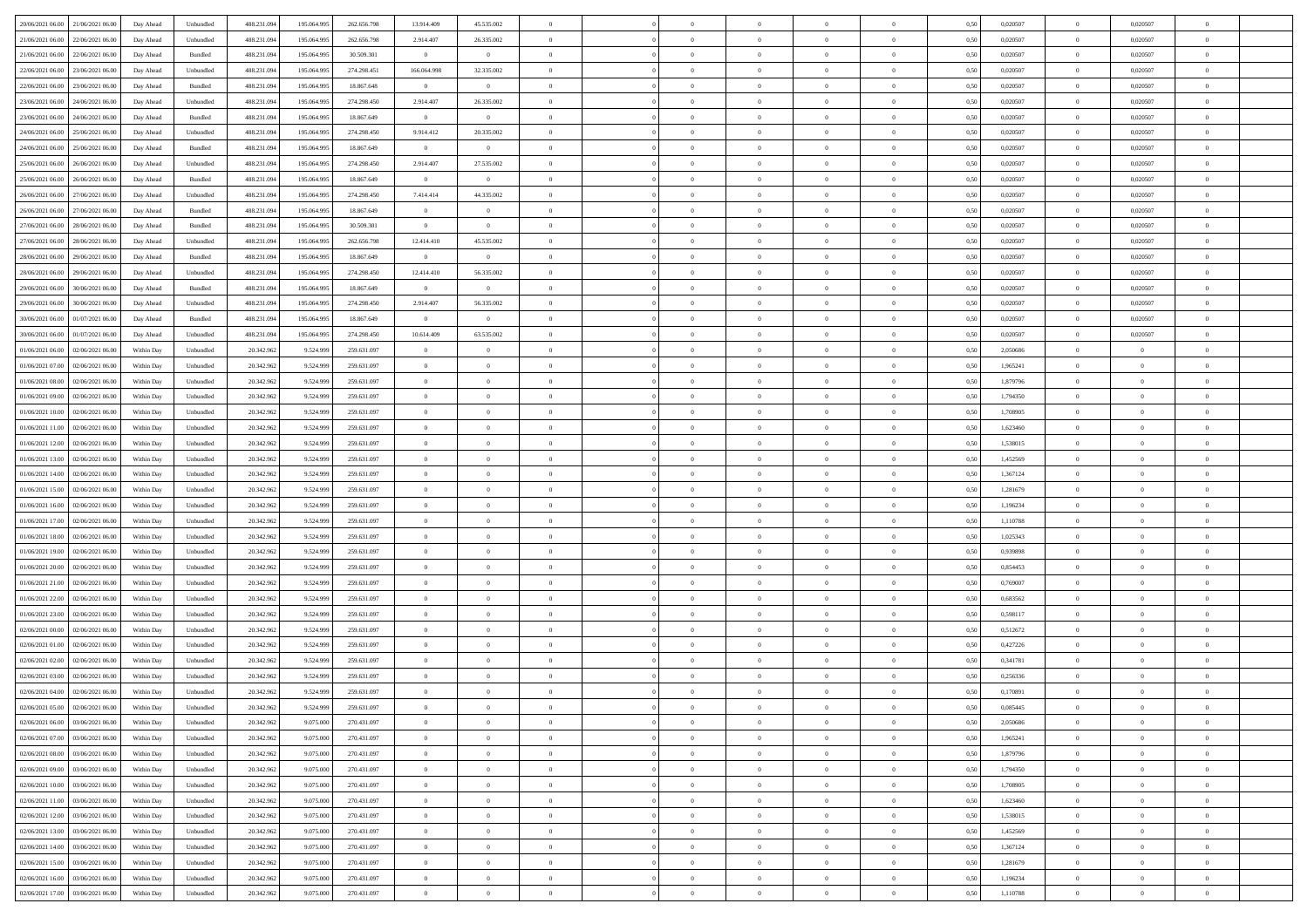| 20/06/2021 06:00 | 21/06/2021 06:00 | Day Ahead | Unbundled | 488.231.094 | 195.064.995 | 262.656.798 | 13.914.409 | 45.535.002 | 0 | | 0 | 0 | 0 | 0 | 0,50 | 0,020507 | 0 | 0,020507 | 0 | |
|---|---|---|---|---|---|---|---|---|---|---|---|---|---|---|---|---|---|---|---|---|
| 21/06/2021 06:00 | 22/06/2021 06:00 | Day Ahead | Unbundled | 488.231.094 | 195.064.995 | 262.656.798 | 2.914.407 | 26.335.002 | 0 | | 0 | 0 | 0 | 0 | 0,50 | 0,020507 | 0 | 0,020507 | 0 | |
| 21/06/2021 06:00 | 22/06/2021 06:00 | Day Ahead | Bundled | 488.231.094 | 195.064.995 | 30.509.301 | 0 | 0 | 0 | | 0 | 0 | 0 | 0 | 0,50 | 0,020507 | 0 | 0,020507 | 0 | |
| 22/06/2021 06:00 | 23/06/2021 06:00 | Day Ahead | Unbundled | 488.231.094 | 195.064.995 | 274.298.451 | 166.064.998 | 32.335.002 | 0 | | 0 | 0 | 0 | 0 | 0,50 | 0,020507 | 0 | 0,020507 | 0 | |
| 22/06/2021 06:00 | 23/06/2021 06:00 | Day Ahead | Bundled | 488.231.094 | 195.064.995 | 18.867.648 | 0 | 0 | 0 | | 0 | 0 | 0 | 0 | 0,50 | 0,020507 | 0 | 0,020507 | 0 | |
| 23/06/2021 06:00 | 24/06/2021 06:00 | Day Ahead | Unbundled | 488.231.094 | 195.064.995 | 274.298.450 | 2.914.407 | 26.335.002 | 0 | | 0 | 0 | 0 | 0 | 0,50 | 0,020507 | 0 | 0,020507 | 0 | |
| 23/06/2021 06:00 | 24/06/2021 06:00 | Day Ahead | Bundled | 488.231.094 | 195.064.995 | 18.867.649 | 0 | 0 | 0 | | 0 | 0 | 0 | 0 | 0,50 | 0,020507 | 0 | 0,020507 | 0 | |
| 24/06/2021 06:00 | 25/06/2021 06:00 | Day Ahead | Unbundled | 488.231.094 | 195.064.995 | 274.298.450 | 9.914.412 | 20.335.002 | 0 | | 0 | 0 | 0 | 0 | 0,50 | 0,020507 | 0 | 0,020507 | 0 | |
| 24/06/2021 06:00 | 25/06/2021 06:00 | Day Ahead | Bundled | 488.231.094 | 195.064.995 | 18.867.649 | 0 | 0 | 0 | | 0 | 0 | 0 | 0 | 0,50 | 0,020507 | 0 | 0,020507 | 0 | |
| 25/06/2021 06:00 | 26/06/2021 06:00 | Day Ahead | Unbundled | 488.231.094 | 195.064.995 | 274.298.450 | 2.914.407 | 27.535.002 | 0 | | 0 | 0 | 0 | 0 | 0,50 | 0,020507 | 0 | 0,020507 | 0 | |
| 25/06/2021 06:00 | 26/06/2021 06:00 | Day Ahead | Bundled | 488.231.094 | 195.064.995 | 18.867.649 | 0 | 0 | 0 | | 0 | 0 | 0 | 0 | 0,50 | 0,020507 | 0 | 0,020507 | 0 | |
| 26/06/2021 06:00 | 27/06/2021 06:00 | Day Ahead | Unbundled | 488.231.094 | 195.064.995 | 274.298.450 | 7.414.414 | 44.335.002 | 0 | | 0 | 0 | 0 | 0 | 0,50 | 0,020507 | 0 | 0,020507 | 0 | |
| 26/06/2021 06:00 | 27/06/2021 06:00 | Day Ahead | Bundled | 488.231.094 | 195.064.995 | 18.867.649 | 0 | 0 | 0 | | 0 | 0 | 0 | 0 | 0,50 | 0,020507 | 0 | 0,020507 | 0 | |
| 27/06/2021 06:00 | 28/06/2021 06:00 | Day Ahead | Bundled | 488.231.094 | 195.064.995 | 30.509.301 | 0 | 0 | 0 | | 0 | 0 | 0 | 0 | 0,50 | 0,020507 | 0 | 0,020507 | 0 | |
| 27/06/2021 06:00 | 28/06/2021 06:00 | Day Ahead | Unbundled | 488.231.094 | 195.064.995 | 262.656.798 | 12.414.410 | 45.535.002 | 0 | | 0 | 0 | 0 | 0 | 0,50 | 0,020507 | 0 | 0,020507 | 0 | |
| 28/06/2021 06:00 | 29/06/2021 06:00 | Day Ahead | Bundled | 488.231.094 | 195.064.995 | 18.867.649 | 0 | 0 | 0 | | 0 | 0 | 0 | 0 | 0,50 | 0,020507 | 0 | 0,020507 | 0 | |
| 28/06/2021 06:00 | 29/06/2021 06:00 | Day Ahead | Unbundled | 488.231.094 | 195.064.995 | 274.298.450 | 12.414.410 | 56.335.002 | 0 | | 0 | 0 | 0 | 0 | 0,50 | 0,020507 | 0 | 0,020507 | 0 | |
| 29/06/2021 06:00 | 30/06/2021 06:00 | Day Ahead | Bundled | 488.231.094 | 195.064.995 | 18.867.649 | 0 | 0 | 0 | | 0 | 0 | 0 | 0 | 0,50 | 0,020507 | 0 | 0,020507 | 0 | |
| 29/06/2021 06:00 | 30/06/2021 06:00 | Day Ahead | Unbundled | 488.231.094 | 195.064.995 | 274.298.450 | 2.914.407 | 56.335.002 | 0 | | 0 | 0 | 0 | 0 | 0,50 | 0,020507 | 0 | 0,020507 | 0 | |
| 30/06/2021 06:00 | 01/07/2021 06:00 | Day Ahead | Bundled | 488.231.094 | 195.064.995 | 18.867.649 | 0 | 0 | 0 | | 0 | 0 | 0 | 0 | 0,50 | 0,020507 | 0 | 0,020507 | 0 | |
| 30/06/2021 06:00 | 01/07/2021 06:00 | Day Ahead | Unbundled | 488.231.094 | 195.064.995 | 274.298.450 | 10.614.409 | 63.535.002 | 0 | | 0 | 0 | 0 | 0 | 0,50 | 0,020507 | 0 | 0,020507 | 0 | |
| 01/06/2021 06:00 | 02/06/2021 06:00 | Within Day | Unbundled | 20.342.962 | 9.524.999 | 259.631.097 | 0 | 0 | 0 | | 0 | 0 | 0 | 0 | 0,50 | 2,050686 | 0 | 0 | 0 | |
| 01/06/2021 07:00 | 02/06/2021 06:00 | Within Day | Unbundled | 20.342.962 | 9.524.999 | 259.631.097 | 0 | 0 | 0 | | 0 | 0 | 0 | 0 | 0,50 | 1,965241 | 0 | 0 | 0 | |
| 01/06/2021 08:00 | 02/06/2021 06:00 | Within Day | Unbundled | 20.342.962 | 9.524.999 | 259.631.097 | 0 | 0 | 0 | | 0 | 0 | 0 | 0 | 0,50 | 1,879796 | 0 | 0 | 0 | |
| 01/06/2021 09:00 | 02/06/2021 06:00 | Within Day | Unbundled | 20.342.962 | 9.524.999 | 259.631.097 | 0 | 0 | 0 | | 0 | 0 | 0 | 0 | 0,50 | 1,794350 | 0 | 0 | 0 | |
| 01/06/2021 10:00 | 02/06/2021 06:00 | Within Day | Unbundled | 20.342.962 | 9.524.999 | 259.631.097 | 0 | 0 | 0 | | 0 | 0 | 0 | 0 | 0,50 | 1,708905 | 0 | 0 | 0 | |
| 01/06/2021 11:00 | 02/06/2021 06:00 | Within Day | Unbundled | 20.342.962 | 9.524.999 | 259.631.097 | 0 | 0 | 0 | | 0 | 0 | 0 | 0 | 0,50 | 1,623460 | 0 | 0 | 0 | |
| 01/06/2021 12:00 | 02/06/2021 06:00 | Within Day | Unbundled | 20.342.962 | 9.524.999 | 259.631.097 | 0 | 0 | 0 | | 0 | 0 | 0 | 0 | 0,50 | 1,538015 | 0 | 0 | 0 | |
| 01/06/2021 13:00 | 02/06/2021 06:00 | Within Day | Unbundled | 20.342.962 | 9.524.999 | 259.631.097 | 0 | 0 | 0 | | 0 | 0 | 0 | 0 | 0,50 | 1,452569 | 0 | 0 | 0 | |
| 01/06/2021 14:00 | 02/06/2021 06:00 | Within Day | Unbundled | 20.342.962 | 9.524.999 | 259.631.097 | 0 | 0 | 0 | | 0 | 0 | 0 | 0 | 0,50 | 1,367124 | 0 | 0 | 0 | |
| 01/06/2021 15:00 | 02/06/2021 06:00 | Within Day | Unbundled | 20.342.962 | 9.524.999 | 259.631.097 | 0 | 0 | 0 | | 0 | 0 | 0 | 0 | 0,50 | 1,281679 | 0 | 0 | 0 | |
| 01/06/2021 16:00 | 02/06/2021 06:00 | Within Day | Unbundled | 20.342.962 | 9.524.999 | 259.631.097 | 0 | 0 | 0 | | 0 | 0 | 0 | 0 | 0,50 | 1,196234 | 0 | 0 | 0 | |
| 01/06/2021 17:00 | 02/06/2021 06:00 | Within Day | Unbundled | 20.342.962 | 9.524.999 | 259.631.097 | 0 | 0 | 0 | | 0 | 0 | 0 | 0 | 0,50 | 1,110788 | 0 | 0 | 0 | |
| 01/06/2021 18:00 | 02/06/2021 06:00 | Within Day | Unbundled | 20.342.962 | 9.524.999 | 259.631.097 | 0 | 0 | 0 | | 0 | 0 | 0 | 0 | 0,50 | 1,025343 | 0 | 0 | 0 | |
| 01/06/2021 19:00 | 02/06/2021 06:00 | Within Day | Unbundled | 20.342.962 | 9.524.999 | 259.631.097 | 0 | 0 | 0 | | 0 | 0 | 0 | 0 | 0,50 | 0,939898 | 0 | 0 | 0 | |
| 01/06/2021 20:00 | 02/06/2021 06:00 | Within Day | Unbundled | 20.342.962 | 9.524.999 | 259.631.097 | 0 | 0 | 0 | | 0 | 0 | 0 | 0 | 0,50 | 0,854453 | 0 | 0 | 0 | |
| 01/06/2021 21:00 | 02/06/2021 06:00 | Within Day | Unbundled | 20.342.962 | 9.524.999 | 259.631.097 | 0 | 0 | 0 | | 0 | 0 | 0 | 0 | 0,50 | 0,769007 | 0 | 0 | 0 | |
| 01/06/2021 22:00 | 02/06/2021 06:00 | Within Day | Unbundled | 20.342.962 | 9.524.999 | 259.631.097 | 0 | 0 | 0 | | 0 | 0 | 0 | 0 | 0,50 | 0,683562 | 0 | 0 | 0 | |
| 01/06/2021 23:00 | 02/06/2021 06:00 | Within Day | Unbundled | 20.342.962 | 9.524.999 | 259.631.097 | 0 | 0 | 0 | | 0 | 0 | 0 | 0 | 0,50 | 0,598117 | 0 | 0 | 0 | |
| 02/06/2021 00:00 | 02/06/2021 06:00 | Within Day | Unbundled | 20.342.962 | 9.524.999 | 259.631.097 | 0 | 0 | 0 | | 0 | 0 | 0 | 0 | 0,50 | 0,512672 | 0 | 0 | 0 | |
| 02/06/2021 01:00 | 02/06/2021 06:00 | Within Day | Unbundled | 20.342.962 | 9.524.999 | 259.631.097 | 0 | 0 | 0 | | 0 | 0 | 0 | 0 | 0,50 | 0,427226 | 0 | 0 | 0 | |
| 02/06/2021 02:00 | 02/06/2021 06:00 | Within Day | Unbundled | 20.342.962 | 9.524.999 | 259.631.097 | 0 | 0 | 0 | | 0 | 0 | 0 | 0 | 0,50 | 0,341781 | 0 | 0 | 0 | |
| 02/06/2021 03:00 | 02/06/2021 06:00 | Within Day | Unbundled | 20.342.962 | 9.524.999 | 259.631.097 | 0 | 0 | 0 | | 0 | 0 | 0 | 0 | 0,50 | 0,256336 | 0 | 0 | 0 | |
| 02/06/2021 04:00 | 02/06/2021 06:00 | Within Day | Unbundled | 20.342.962 | 9.524.999 | 259.631.097 | 0 | 0 | 0 | | 0 | 0 | 0 | 0 | 0,50 | 0,170891 | 0 | 0 | 0 | |
| 02/06/2021 05:00 | 02/06/2021 06:00 | Within Day | Unbundled | 20.342.962 | 9.524.999 | 259.631.097 | 0 | 0 | 0 | | 0 | 0 | 0 | 0 | 0,50 | 0,085445 | 0 | 0 | 0 | |
| 02/06/2021 06:00 | 03/06/2021 06:00 | Within Day | Unbundled | 20.342.962 | 9.075.000 | 270.431.097 | 0 | 0 | 0 | | 0 | 0 | 0 | 0 | 0,50 | 2,050686 | 0 | 0 | 0 | |
| 02/06/2021 07:00 | 03/06/2021 06:00 | Within Day | Unbundled | 20.342.962 | 9.075.000 | 270.431.097 | 0 | 0 | 0 | | 0 | 0 | 0 | 0 | 0,50 | 1,965241 | 0 | 0 | 0 | |
| 02/06/2021 08:00 | 03/06/2021 06:00 | Within Day | Unbundled | 20.342.962 | 9.075.000 | 270.431.097 | 0 | 0 | 0 | | 0 | 0 | 0 | 0 | 0,50 | 1,879796 | 0 | 0 | 0 | |
| 02/06/2021 09:00 | 03/06/2021 06:00 | Within Day | Unbundled | 20.342.962 | 9.075.000 | 270.431.097 | 0 | 0 | 0 | | 0 | 0 | 0 | 0 | 0,50 | 1,794350 | 0 | 0 | 0 | |
| 02/06/2021 10:00 | 03/06/2021 06:00 | Within Day | Unbundled | 20.342.962 | 9.075.000 | 270.431.097 | 0 | 0 | 0 | | 0 | 0 | 0 | 0 | 0,50 | 1,708905 | 0 | 0 | 0 | |
| 02/06/2021 11:00 | 03/06/2021 06:00 | Within Day | Unbundled | 20.342.962 | 9.075.000 | 270.431.097 | 0 | 0 | 0 | | 0 | 0 | 0 | 0 | 0,50 | 1,623460 | 0 | 0 | 0 | |
| 02/06/2021 12:00 | 03/06/2021 06:00 | Within Day | Unbundled | 20.342.962 | 9.075.000 | 270.431.097 | 0 | 0 | 0 | | 0 | 0 | 0 | 0 | 0,50 | 1,538015 | 0 | 0 | 0 | |
| 02/06/2021 13:00 | 03/06/2021 06:00 | Within Day | Unbundled | 20.342.962 | 9.075.000 | 270.431.097 | 0 | 0 | 0 | | 0 | 0 | 0 | 0 | 0,50 | 1,452569 | 0 | 0 | 0 | |
| 02/06/2021 14:00 | 03/06/2021 06:00 | Within Day | Unbundled | 20.342.962 | 9.075.000 | 270.431.097 | 0 | 0 | 0 | | 0 | 0 | 0 | 0 | 0,50 | 1,367124 | 0 | 0 | 0 | |
| 02/06/2021 15:00 | 03/06/2021 06:00 | Within Day | Unbundled | 20.342.962 | 9.075.000 | 270.431.097 | 0 | 0 | 0 | | 0 | 0 | 0 | 0 | 0,50 | 1,281679 | 0 | 0 | 0 | |
| 02/06/2021 16:00 | 03/06/2021 06:00 | Within Day | Unbundled | 20.342.962 | 9.075.000 | 270.431.097 | 0 | 0 | 0 | | 0 | 0 | 0 | 0 | 0,50 | 1,196234 | 0 | 0 | 0 | |
| 02/06/2021 17:00 | 03/06/2021 06:00 | Within Day | Unbundled | 20.342.962 | 9.075.000 | 270.431.097 | 0 | 0 | 0 | | 0 | 0 | 0 | 0 | 0,50 | 1,110788 | 0 | 0 | 0 | |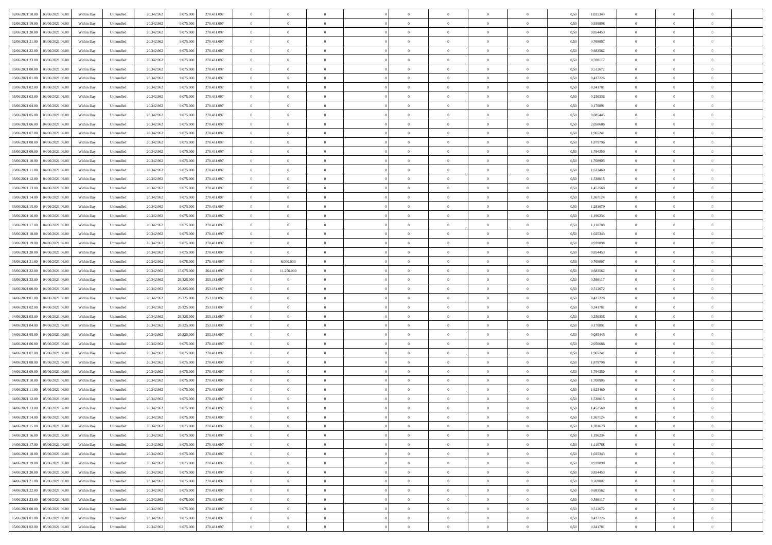|  |  |  |  |  |  |  |  |  |  |  |  |  |  |  |  |  |  |  |  |  |
|---|---|---|---|---|---|---|---|---|---|---|---|---|---|---|---|---|---|---|---|---|
| 02/06/2021 18:00 | 03/06/2021 06:00 | Within Day | Unbundled | 20.342.962 | 9.075.000 | 270.431.097 | 0 | 0 | 0 |  | 0 | 0 | 0 | 0 | 0,50 | 1,025343 | 0 | 0 | 0 |  |
| 02/06/2021 19:00 | 03/06/2021 06:00 | Within Day | Unbundled | 20.342.962 | 9.075.000 | 270.431.097 | 0 | 0 | 0 |  | 0 | 0 | 0 | 0 | 0,50 | 0,939898 | 0 | 0 | 0 |  |
| 02/06/2021 20:00 | 03/06/2021 06:00 | Within Day | Unbundled | 20.342.962 | 9.075.000 | 270.431.097 | 0 | 0 | 0 |  | 0 | 0 | 0 | 0 | 0,50 | 0,854453 | 0 | 0 | 0 |  |
| 02/06/2021 21:00 | 03/06/2021 06:00 | Within Day | Unbundled | 20.342.962 | 9.075.000 | 270.431.097 | 0 | 0 | 0 |  | 0 | 0 | 0 | 0 | 0,50 | 0,769007 | 0 | 0 | 0 |  |
| 02/06/2021 22:00 | 03/06/2021 06:00 | Within Day | Unbundled | 20.342.962 | 9.075.000 | 270.431.097 | 0 | 0 | 0 |  | 0 | 0 | 0 | 0 | 0,50 | 0,683562 | 0 | 0 | 0 |  |
| 02/06/2021 23:00 | 03/06/2021 06:00 | Within Day | Unbundled | 20.342.962 | 9.075.000 | 270.431.097 | 0 | 0 | 0 |  | 0 | 0 | 0 | 0 | 0,50 | 0,598117 | 0 | 0 | 0 |  |
| 03/06/2021 00:00 | 03/06/2021 06:00 | Within Day | Unbundled | 20.342.962 | 9.075.000 | 270.431.097 | 0 | 0 | 0 |  | 0 | 0 | 0 | 0 | 0,50 | 0,512672 | 0 | 0 | 0 |  |
| 03/06/2021 01:00 | 03/06/2021 06:00 | Within Day | Unbundled | 20.342.962 | 9.075.000 | 270.431.097 | 0 | 0 | 0 |  | 0 | 0 | 0 | 0 | 0,50 | 0,427226 | 0 | 0 | 0 |  |
| 03/06/2021 02:00 | 03/06/2021 06:00 | Within Day | Unbundled | 20.342.962 | 9.075.000 | 270.431.097 | 0 | 0 | 0 |  | 0 | 0 | 0 | 0 | 0,50 | 0,341781 | 0 | 0 | 0 |  |
| 03/06/2021 03:00 | 03/06/2021 06:00 | Within Day | Unbundled | 20.342.962 | 9.075.000 | 270.431.097 | 0 | 0 | 0 |  | 0 | 0 | 0 | 0 | 0,50 | 0,256336 | 0 | 0 | 0 |  |
| 03/06/2021 04:00 | 03/06/2021 06:00 | Within Day | Unbundled | 20.342.962 | 9.075.000 | 270.431.097 | 0 | 0 | 0 |  | 0 | 0 | 0 | 0 | 0,50 | 0,170891 | 0 | 0 | 0 |  |
| 03/06/2021 05:00 | 03/06/2021 06:00 | Within Day | Unbundled | 20.342.962 | 9.075.000 | 270.431.097 | 0 | 0 | 0 |  | 0 | 0 | 0 | 0 | 0,50 | 0,085445 | 0 | 0 | 0 |  |
| 03/06/2021 06:00 | 04/06/2021 06:00 | Within Day | Unbundled | 20.342.962 | 9.075.000 | 270.431.097 | 0 | 0 | 0 |  | 0 | 0 | 0 | 0 | 0,50 | 2,050686 | 0 | 0 | 0 |  |
| 03/06/2021 07:00 | 04/06/2021 06:00 | Within Day | Unbundled | 20.342.962 | 9.075.000 | 270.431.097 | 0 | 0 | 0 |  | 0 | 0 | 0 | 0 | 0,50 | 1,965241 | 0 | 0 | 0 |  |
| 03/06/2021 08:00 | 04/06/2021 06:00 | Within Day | Unbundled | 20.342.962 | 9.075.000 | 270.431.097 | 0 | 0 | 0 |  | 0 | 0 | 0 | 0 | 0,50 | 1,879796 | 0 | 0 | 0 |  |
| 03/06/2021 09:00 | 04/06/2021 06:00 | Within Day | Unbundled | 20.342.962 | 9.075.000 | 270.431.097 | 0 | 0 | 0 |  | 0 | 0 | 0 | 0 | 0,50 | 1,794350 | 0 | 0 | 0 |  |
| 03/06/2021 10:00 | 04/06/2021 06:00 | Within Day | Unbundled | 20.342.962 | 9.075.000 | 270.431.097 | 0 | 0 | 0 |  | 0 | 0 | 0 | 0 | 0,50 | 1,708905 | 0 | 0 | 0 |  |
| 03/06/2021 11:00 | 04/06/2021 06:00 | Within Day | Unbundled | 20.342.962 | 9.075.000 | 270.431.097 | 0 | 0 | 0 |  | 0 | 0 | 0 | 0 | 0,50 | 1,623460 | 0 | 0 | 0 |  |
| 03/06/2021 12:00 | 04/06/2021 06:00 | Within Day | Unbundled | 20.342.962 | 9.075.000 | 270.431.097 | 0 | 0 | 0 |  | 0 | 0 | 0 | 0 | 0,50 | 1,538015 | 0 | 0 | 0 |  |
| 03/06/2021 13:00 | 04/06/2021 06:00 | Within Day | Unbundled | 20.342.962 | 9.075.000 | 270.431.097 | 0 | 0 | 0 |  | 0 | 0 | 0 | 0 | 0,50 | 1,452569 | 0 | 0 | 0 |  |
| 03/06/2021 14:00 | 04/06/2021 06:00 | Within Day | Unbundled | 20.342.962 | 9.075.000 | 270.431.097 | 0 | 0 | 0 |  | 0 | 0 | 0 | 0 | 0,50 | 1,367124 | 0 | 0 | 0 |  |
| 03/06/2021 15:00 | 04/06/2021 06:00 | Within Day | Unbundled | 20.342.962 | 9.075.000 | 270.431.097 | 0 | 0 | 0 |  | 0 | 0 | 0 | 0 | 0,50 | 1,281679 | 0 | 0 | 0 |  |
| 03/06/2021 16:00 | 04/06/2021 06:00 | Within Day | Unbundled | 20.342.962 | 9.075.000 | 270.431.097 | 0 | 0 | 0 |  | 0 | 0 | 0 | 0 | 0,50 | 1,196234 | 0 | 0 | 0 |  |
| 03/06/2021 17:00 | 04/06/2021 06:00 | Within Day | Unbundled | 20.342.962 | 9.075.000 | 270.431.097 | 0 | 0 | 0 |  | 0 | 0 | 0 | 0 | 0,50 | 1,110788 | 0 | 0 | 0 |  |
| 03/06/2021 18:00 | 04/06/2021 06:00 | Within Day | Unbundled | 20.342.962 | 9.075.000 | 270.431.097 | 0 | 0 | 0 |  | 0 | 0 | 0 | 0 | 0,50 | 1,025343 | 0 | 0 | 0 |  |
| 03/06/2021 19:00 | 04/06/2021 06:00 | Within Day | Unbundled | 20.342.962 | 9.075.000 | 270.431.097 | 0 | 0 | 0 |  | 0 | 0 | 0 | 0 | 0,50 | 0,939898 | 0 | 0 | 0 |  |
| 03/06/2021 20:00 | 04/06/2021 06:00 | Within Day | Unbundled | 20.342.962 | 9.075.000 | 270.431.097 | 0 | 0 | 0 |  | 0 | 0 | 0 | 0 | 0,50 | 0,854453 | 0 | 0 | 0 |  |
| 03/06/2021 21:00 | 04/06/2021 06:00 | Within Day | Unbundled | 20.342.962 | 9.075.000 | 270.431.097 | 0 | 6.000.000 | 0 |  | 0 | 0 | 0 | 0 | 0,50 | 0,769007 | 0 | 0 | 0 |  |
| 03/06/2021 22:00 | 04/06/2021 06:00 | Within Day | Unbundled | 20.342.962 | 15.075.000 | 264.431.097 | 0 | 11.250.000 | 0 |  | 0 | 0 | 0 | 0 | 0,50 | 0,683562 | 0 | 0 | 0 |  |
| 03/06/2021 23:00 | 04/06/2021 06:00 | Within Day | Unbundled | 20.342.962 | 26.325.000 | 253.181.097 | 0 | 0 | 0 |  | 0 | 0 | 0 | 0 | 0,50 | 0,598117 | 0 | 0 | 0 |  |
| 04/06/2021 00:00 | 04/06/2021 06:00 | Within Day | Unbundled | 20.342.962 | 26.325.000 | 253.181.097 | 0 | 0 | 0 |  | 0 | 0 | 0 | 0 | 0,50 | 0,512672 | 0 | 0 | 0 |  |
| 04/06/2021 01:00 | 04/06/2021 06:00 | Within Day | Unbundled | 20.342.962 | 26.325.000 | 253.181.097 | 0 | 0 | 0 |  | 0 | 0 | 0 | 0 | 0,50 | 0,427226 | 0 | 0 | 0 |  |
| 04/06/2021 02:00 | 04/06/2021 06:00 | Within Day | Unbundled | 20.342.962 | 26.325.000 | 253.181.097 | 0 | 0 | 0 |  | 0 | 0 | 0 | 0 | 0,50 | 0,341781 | 0 | 0 | 0 |  |
| 04/06/2021 03:00 | 04/06/2021 06:00 | Within Day | Unbundled | 20.342.962 | 26.325.000 | 253.181.097 | 0 | 0 | 0 |  | 0 | 0 | 0 | 0 | 0,50 | 0,256336 | 0 | 0 | 0 |  |
| 04/06/2021 04:00 | 04/06/2021 06:00 | Within Day | Unbundled | 20.342.962 | 26.325.000 | 253.181.097 | 0 | 0 | 0 |  | 0 | 0 | 0 | 0 | 0,50 | 0,170891 | 0 | 0 | 0 |  |
| 04/06/2021 05:00 | 04/06/2021 06:00 | Within Day | Unbundled | 20.342.962 | 26.325.000 | 253.181.097 | 0 | 0 | 0 |  | 0 | 0 | 0 | 0 | 0,50 | 0,085445 | 0 | 0 | 0 |  |
| 04/06/2021 06:00 | 05/06/2021 06:00 | Within Day | Unbundled | 20.342.962 | 9.075.000 | 270.431.097 | 0 | 0 | 0 |  | 0 | 0 | 0 | 0 | 0,50 | 2,050686 | 0 | 0 | 0 |  |
| 04/06/2021 07:00 | 05/06/2021 06:00 | Within Day | Unbundled | 20.342.962 | 9.075.000 | 270.431.097 | 0 | 0 | 0 |  | 0 | 0 | 0 | 0 | 0,50 | 1,965241 | 0 | 0 | 0 |  |
| 04/06/2021 08:00 | 05/06/2021 06:00 | Within Day | Unbundled | 20.342.962 | 9.075.000 | 270.431.097 | 0 | 0 | 0 |  | 0 | 0 | 0 | 0 | 0,50 | 1,879796 | 0 | 0 | 0 |  |
| 04/06/2021 09:00 | 05/06/2021 06:00 | Within Day | Unbundled | 20.342.962 | 9.075.000 | 270.431.097 | 0 | 0 | 0 |  | 0 | 0 | 0 | 0 | 0,50 | 1,794350 | 0 | 0 | 0 |  |
| 04/06/2021 10:00 | 05/06/2021 06:00 | Within Day | Unbundled | 20.342.962 | 9.075.000 | 270.431.097 | 0 | 0 | 0 |  | 0 | 0 | 0 | 0 | 0,50 | 1,708905 | 0 | 0 | 0 |  |
| 04/06/2021 11:00 | 05/06/2021 06:00 | Within Day | Unbundled | 20.342.962 | 9.075.000 | 270.431.097 | 0 | 0 | 0 |  | 0 | 0 | 0 | 0 | 0,50 | 1,623460 | 0 | 0 | 0 |  |
| 04/06/2021 12:00 | 05/06/2021 06:00 | Within Day | Unbundled | 20.342.962 | 9.075.000 | 270.431.097 | 0 | 0 | 0 |  | 0 | 0 | 0 | 0 | 0,50 | 1,538015 | 0 | 0 | 0 |  |
| 04/06/2021 13:00 | 05/06/2021 06:00 | Within Day | Unbundled | 20.342.962 | 9.075.000 | 270.431.097 | 0 | 0 | 0 |  | 0 | 0 | 0 | 0 | 0,50 | 1,452569 | 0 | 0 | 0 |  |
| 04/06/2021 14:00 | 05/06/2021 06:00 | Within Day | Unbundled | 20.342.962 | 9.075.000 | 270.431.097 | 0 | 0 | 0 |  | 0 | 0 | 0 | 0 | 0,50 | 1,367124 | 0 | 0 | 0 |  |
| 04/06/2021 15:00 | 05/06/2021 06:00 | Within Day | Unbundled | 20.342.962 | 9.075.000 | 270.431.097 | 0 | 0 | 0 |  | 0 | 0 | 0 | 0 | 0,50 | 1,281679 | 0 | 0 | 0 |  |
| 04/06/2021 16:00 | 05/06/2021 06:00 | Within Day | Unbundled | 20.342.962 | 9.075.000 | 270.431.097 | 0 | 0 | 0 |  | 0 | 0 | 0 | 0 | 0,50 | 1,196234 | 0 | 0 | 0 |  |
| 04/06/2021 17:00 | 05/06/2021 06:00 | Within Day | Unbundled | 20.342.962 | 9.075.000 | 270.431.097 | 0 | 0 | 0 |  | 0 | 0 | 0 | 0 | 0,50 | 1,110788 | 0 | 0 | 0 |  |
| 04/06/2021 18:00 | 05/06/2021 06:00 | Within Day | Unbundled | 20.342.962 | 9.075.000 | 270.431.097 | 0 | 0 | 0 |  | 0 | 0 | 0 | 0 | 0,50 | 1,025343 | 0 | 0 | 0 |  |
| 04/06/2021 19:00 | 05/06/2021 06:00 | Within Day | Unbundled | 20.342.962 | 9.075.000 | 270.431.097 | 0 | 0 | 0 |  | 0 | 0 | 0 | 0 | 0,50 | 0,939898 | 0 | 0 | 0 |  |
| 04/06/2021 20:00 | 05/06/2021 06:00 | Within Day | Unbundled | 20.342.962 | 9.075.000 | 270.431.097 | 0 | 0 | 0 |  | 0 | 0 | 0 | 0 | 0,50 | 0,854453 | 0 | 0 | 0 |  |
| 04/06/2021 21:00 | 05/06/2021 06:00 | Within Day | Unbundled | 20.342.962 | 9.075.000 | 270.431.097 | 0 | 0 | 0 |  | 0 | 0 | 0 | 0 | 0,50 | 0,769007 | 0 | 0 | 0 |  |
| 04/06/2021 22:00 | 05/06/2021 06:00 | Within Day | Unbundled | 20.342.962 | 9.075.000 | 270.431.097 | 0 | 0 | 0 |  | 0 | 0 | 0 | 0 | 0,50 | 0,683562 | 0 | 0 | 0 |  |
| 04/06/2021 23:00 | 05/06/2021 06:00 | Within Day | Unbundled | 20.342.962 | 9.075.000 | 270.431.097 | 0 | 0 | 0 |  | 0 | 0 | 0 | 0 | 0,50 | 0,598117 | 0 | 0 | 0 |  |
| 05/06/2021 00:00 | 05/06/2021 06:00 | Within Day | Unbundled | 20.342.962 | 9.075.000 | 270.431.097 | 0 | 0 | 0 |  | 0 | 0 | 0 | 0 | 0,50 | 0,512672 | 0 | 0 | 0 |  |
| 05/06/2021 01:00 | 05/06/2021 06:00 | Within Day | Unbundled | 20.342.962 | 9.075.000 | 270.431.097 | 0 | 0 | 0 |  | 0 | 0 | 0 | 0 | 0,50 | 0,427226 | 0 | 0 | 0 |  |
| 05/06/2021 02:00 | 05/06/2021 06:00 | Within Day | Unbundled | 20.342.962 | 9.075.000 | 270.431.097 | 0 | 0 | 0 |  | 0 | 0 | 0 | 0 | 0,50 | 0,341781 | 0 | 0 | 0 |  |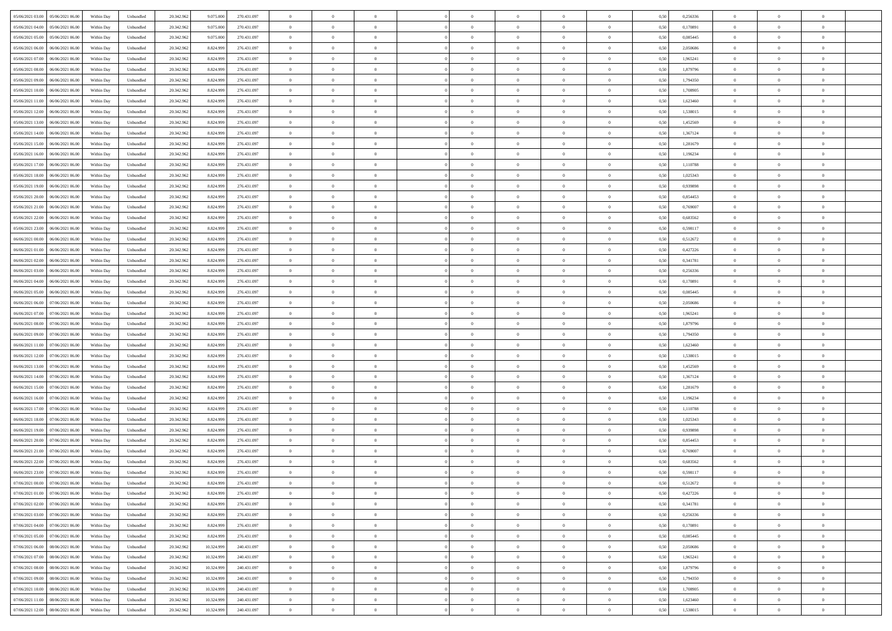| 05/06/2021 03:00 | 05/06/2021 06:00 | Within Day | Unbundled | 20.342.962 | 9.075.000 | 270.431.097 | 0 | 0 | 0 | | 0 | 0 | 0 | 0 | 0,50 | 0,256336 | 0 | 0 | 0 | |
|---|---|---|---|---|---|---|---|---|---|---|---|---|---|---|---|---|---|---|---|---|
| 05/06/2021 04:00 | 05/06/2021 06:00 | Within Day | Unbundled | 20.342.962 | 9.075.000 | 270.431.097 | 0 | 0 | 0 | | 0 | 0 | 0 | 0 | 0,50 | 0,170891 | 0 | 0 | 0 | |
| 05/06/2021 05:00 | 05/06/2021 06:00 | Within Day | Unbundled | 20.342.962 | 9.075.000 | 270.431.097 | 0 | 0 | 0 | | 0 | 0 | 0 | 0 | 0,50 | 0,085445 | 0 | 0 | 0 | |
| 05/06/2021 06:00 | 06/06/2021 06:00 | Within Day | Unbundled | 20.342.962 | 8.824.999 | 276.431.097 | 0 | 0 | 0 | | 0 | 0 | 0 | 0 | 0,50 | 2,050686 | 0 | 0 | 0 | |
| 05/06/2021 07:00 | 06/06/2021 06:00 | Within Day | Unbundled | 20.342.962 | 8.824.999 | 276.431.097 | 0 | 0 | 0 | | 0 | 0 | 0 | 0 | 0,50 | 1,965241 | 0 | 0 | 0 | |
| 05/06/2021 08:00 | 06/06/2021 06:00 | Within Day | Unbundled | 20.342.962 | 8.824.999 | 276.431.097 | 0 | 0 | 0 | | 0 | 0 | 0 | 0 | 0,50 | 1,879796 | 0 | 0 | 0 | |
| 05/06/2021 09:00 | 06/06/2021 06:00 | Within Day | Unbundled | 20.342.962 | 8.824.999 | 276.431.097 | 0 | 0 | 0 | | 0 | 0 | 0 | 0 | 0,50 | 1,794350 | 0 | 0 | 0 | |
| 05/06/2021 10:00 | 06/06/2021 06:00 | Within Day | Unbundled | 20.342.962 | 8.824.999 | 276.431.097 | 0 | 0 | 0 | | 0 | 0 | 0 | 0 | 0,50 | 1,708905 | 0 | 0 | 0 | |
| 05/06/2021 11:00 | 06/06/2021 06:00 | Within Day | Unbundled | 20.342.962 | 8.824.999 | 276.431.097 | 0 | 0 | 0 | | 0 | 0 | 0 | 0 | 0,50 | 1,623460 | 0 | 0 | 0 | |
| 05/06/2021 12:00 | 06/06/2021 06:00 | Within Day | Unbundled | 20.342.962 | 8.824.999 | 276.431.097 | 0 | 0 | 0 | | 0 | 0 | 0 | 0 | 0,50 | 1,538015 | 0 | 0 | 0 | |
| 05/06/2021 13:00 | 06/06/2021 06:00 | Within Day | Unbundled | 20.342.962 | 8.824.999 | 276.431.097 | 0 | 0 | 0 | | 0 | 0 | 0 | 0 | 0,50 | 1,452569 | 0 | 0 | 0 | |
| 05/06/2021 14:00 | 06/06/2021 06:00 | Within Day | Unbundled | 20.342.962 | 8.824.999 | 276.431.097 | 0 | 0 | 0 | | 0 | 0 | 0 | 0 | 0,50 | 1,367124 | 0 | 0 | 0 | |
| 05/06/2021 15:00 | 06/06/2021 06:00 | Within Day | Unbundled | 20.342.962 | 8.824.999 | 276.431.097 | 0 | 0 | 0 | | 0 | 0 | 0 | 0 | 0,50 | 1,281679 | 0 | 0 | 0 | |
| 05/06/2021 16:00 | 06/06/2021 06:00 | Within Day | Unbundled | 20.342.962 | 8.824.999 | 276.431.097 | 0 | 0 | 0 | | 0 | 0 | 0 | 0 | 0,50 | 1,196234 | 0 | 0 | 0 | |
| 05/06/2021 17:00 | 06/06/2021 06:00 | Within Day | Unbundled | 20.342.962 | 8.824.999 | 276.431.097 | 0 | 0 | 0 | | 0 | 0 | 0 | 0 | 0,50 | 1,110788 | 0 | 0 | 0 | |
| 05/06/2021 18:00 | 06/06/2021 06:00 | Within Day | Unbundled | 20.342.962 | 8.824.999 | 276.431.097 | 0 | 0 | 0 | | 0 | 0 | 0 | 0 | 0,50 | 1,025343 | 0 | 0 | 0 | |
| 05/06/2021 19:00 | 06/06/2021 06:00 | Within Day | Unbundled | 20.342.962 | 8.824.999 | 276.431.097 | 0 | 0 | 0 | | 0 | 0 | 0 | 0 | 0,50 | 0,939898 | 0 | 0 | 0 | |
| 05/06/2021 20:00 | 06/06/2021 06:00 | Within Day | Unbundled | 20.342.962 | 8.824.999 | 276.431.097 | 0 | 0 | 0 | | 0 | 0 | 0 | 0 | 0,50 | 0,854453 | 0 | 0 | 0 | |
| 05/06/2021 21:00 | 06/06/2021 06:00 | Within Day | Unbundled | 20.342.962 | 8.824.999 | 276.431.097 | 0 | 0 | 0 | | 0 | 0 | 0 | 0 | 0,50 | 0,769007 | 0 | 0 | 0 | |
| 05/06/2021 22:00 | 06/06/2021 06:00 | Within Day | Unbundled | 20.342.962 | 8.824.999 | 276.431.097 | 0 | 0 | 0 | | 0 | 0 | 0 | 0 | 0,50 | 0,683562 | 0 | 0 | 0 | |
| 05/06/2021 23:00 | 06/06/2021 06:00 | Within Day | Unbundled | 20.342.962 | 8.824.999 | 276.431.097 | 0 | 0 | 0 | | 0 | 0 | 0 | 0 | 0,50 | 0,598117 | 0 | 0 | 0 | |
| 06/06/2021 00:00 | 06/06/2021 06:00 | Within Day | Unbundled | 20.342.962 | 8.824.999 | 276.431.097 | 0 | 0 | 0 | | 0 | 0 | 0 | 0 | 0,50 | 0,512672 | 0 | 0 | 0 | |
| 06/06/2021 01:00 | 06/06/2021 06:00 | Within Day | Unbundled | 20.342.962 | 8.824.999 | 276.431.097 | 0 | 0 | 0 | | 0 | 0 | 0 | 0 | 0,50 | 0,427226 | 0 | 0 | 0 | |
| 06/06/2021 02:00 | 06/06/2021 06:00 | Within Day | Unbundled | 20.342.962 | 8.824.999 | 276.431.097 | 0 | 0 | 0 | | 0 | 0 | 0 | 0 | 0,50 | 0,341781 | 0 | 0 | 0 | |
| 06/06/2021 03:00 | 06/06/2021 06:00 | Within Day | Unbundled | 20.342.962 | 8.824.999 | 276.431.097 | 0 | 0 | 0 | | 0 | 0 | 0 | 0 | 0,50 | 0,256336 | 0 | 0 | 0 | |
| 06/06/2021 04:00 | 06/06/2021 06:00 | Within Day | Unbundled | 20.342.962 | 8.824.999 | 276.431.097 | 0 | 0 | 0 | | 0 | 0 | 0 | 0 | 0,50 | 0,170891 | 0 | 0 | 0 | |
| 06/06/2021 05:00 | 06/06/2021 06:00 | Within Day | Unbundled | 20.342.962 | 8.824.999 | 276.431.097 | 0 | 0 | 0 | | 0 | 0 | 0 | 0 | 0,50 | 0,085445 | 0 | 0 | 0 | |
| 06/06/2021 06:00 | 07/06/2021 06:00 | Within Day | Unbundled | 20.342.962 | 8.824.999 | 276.431.097 | 0 | 0 | 0 | | 0 | 0 | 0 | 0 | 0,50 | 2,050686 | 0 | 0 | 0 | |
| 06/06/2021 07:00 | 07/06/2021 06:00 | Within Day | Unbundled | 20.342.962 | 8.824.999 | 276.431.097 | 0 | 0 | 0 | | 0 | 0 | 0 | 0 | 0,50 | 1,965241 | 0 | 0 | 0 | |
| 06/06/2021 08:00 | 07/06/2021 06:00 | Within Day | Unbundled | 20.342.962 | 8.824.999 | 276.431.097 | 0 | 0 | 0 | | 0 | 0 | 0 | 0 | 0,50 | 1,879796 | 0 | 0 | 0 | |
| 06/06/2021 09:00 | 07/06/2021 06:00 | Within Day | Unbundled | 20.342.962 | 8.824.999 | 276.431.097 | 0 | 0 | 0 | | 0 | 0 | 0 | 0 | 0,50 | 1,794350 | 0 | 0 | 0 | |
| 06/06/2021 11:00 | 07/06/2021 06:00 | Within Day | Unbundled | 20.342.962 | 8.824.999 | 276.431.097 | 0 | 0 | 0 | | 0 | 0 | 0 | 0 | 0,50 | 1,623460 | 0 | 0 | 0 | |
| 06/06/2021 12:00 | 07/06/2021 06:00 | Within Day | Unbundled | 20.342.962 | 8.824.999 | 276.431.097 | 0 | 0 | 0 | | 0 | 0 | 0 | 0 | 0,50 | 1,538015 | 0 | 0 | 0 | |
| 06/06/2021 13:00 | 07/06/2021 06:00 | Within Day | Unbundled | 20.342.962 | 8.824.999 | 276.431.097 | 0 | 0 | 0 | | 0 | 0 | 0 | 0 | 0,50 | 1,452569 | 0 | 0 | 0 | |
| 06/06/2021 14:00 | 07/06/2021 06:00 | Within Day | Unbundled | 20.342.962 | 8.824.999 | 276.431.097 | 0 | 0 | 0 | | 0 | 0 | 0 | 0 | 0,50 | 1,367124 | 0 | 0 | 0 | |
| 06/06/2021 15:00 | 07/06/2021 06:00 | Within Day | Unbundled | 20.342.962 | 8.824.999 | 276.431.097 | 0 | 0 | 0 | | 0 | 0 | 0 | 0 | 0,50 | 1,281679 | 0 | 0 | 0 | |
| 06/06/2021 16:00 | 07/06/2021 06:00 | Within Day | Unbundled | 20.342.962 | 8.824.999 | 276.431.097 | 0 | 0 | 0 | | 0 | 0 | 0 | 0 | 0,50 | 1,196234 | 0 | 0 | 0 | |
| 06/06/2021 17:00 | 07/06/2021 06:00 | Within Day | Unbundled | 20.342.962 | 8.824.999 | 276.431.097 | 0 | 0 | 0 | | 0 | 0 | 0 | 0 | 0,50 | 1,110788 | 0 | 0 | 0 | |
| 06/06/2021 18:00 | 07/06/2021 06:00 | Within Day | Unbundled | 20.342.962 | 8.824.999 | 276.431.097 | 0 | 0 | 0 | | 0 | 0 | 0 | 0 | 0,50 | 1,025343 | 0 | 0 | 0 | |
| 06/06/2021 19:00 | 07/06/2021 06:00 | Within Day | Unbundled | 20.342.962 | 8.824.999 | 276.431.097 | 0 | 0 | 0 | | 0 | 0 | 0 | 0 | 0,50 | 0,939898 | 0 | 0 | 0 | |
| 06/06/2021 20:00 | 07/06/2021 06:00 | Within Day | Unbundled | 20.342.962 | 8.824.999 | 276.431.097 | 0 | 0 | 0 | | 0 | 0 | 0 | 0 | 0,50 | 0,854453 | 0 | 0 | 0 | |
| 06/06/2021 21:00 | 07/06/2021 06:00 | Within Day | Unbundled | 20.342.962 | 8.824.999 | 276.431.097 | 0 | 0 | 0 | | 0 | 0 | 0 | 0 | 0,50 | 0,769007 | 0 | 0 | 0 | |
| 06/06/2021 22:00 | 07/06/2021 06:00 | Within Day | Unbundled | 20.342.962 | 8.824.999 | 276.431.097 | 0 | 0 | 0 | | 0 | 0 | 0 | 0 | 0,50 | 0,683562 | 0 | 0 | 0 | |
| 06/06/2021 23:00 | 07/06/2021 06:00 | Within Day | Unbundled | 20.342.962 | 8.824.999 | 276.431.097 | 0 | 0 | 0 | | 0 | 0 | 0 | 0 | 0,50 | 0,598117 | 0 | 0 | 0 | |
| 07/06/2021 00:00 | 07/06/2021 06:00 | Within Day | Unbundled | 20.342.962 | 8.824.999 | 276.431.097 | 0 | 0 | 0 | | 0 | 0 | 0 | 0 | 0,50 | 0,512672 | 0 | 0 | 0 | |
| 07/06/2021 01:00 | 07/06/2021 06:00 | Within Day | Unbundled | 20.342.962 | 8.824.999 | 276.431.097 | 0 | 0 | 0 | | 0 | 0 | 0 | 0 | 0,50 | 0,427226 | 0 | 0 | 0 | |
| 07/06/2021 02:00 | 07/06/2021 06:00 | Within Day | Unbundled | 20.342.962 | 8.824.999 | 276.431.097 | 0 | 0 | 0 | | 0 | 0 | 0 | 0 | 0,50 | 0,341781 | 0 | 0 | 0 | |
| 07/06/2021 03:00 | 07/06/2021 06:00 | Within Day | Unbundled | 20.342.962 | 8.824.999 | 276.431.097 | 0 | 0 | 0 | | 0 | 0 | 0 | 0 | 0,50 | 0,256336 | 0 | 0 | 0 | |
| 07/06/2021 04:00 | 07/06/2021 06:00 | Within Day | Unbundled | 20.342.962 | 8.824.999 | 276.431.097 | 0 | 0 | 0 | | 0 | 0 | 0 | 0 | 0,50 | 0,170891 | 0 | 0 | 0 | |
| 07/06/2021 05:00 | 07/06/2021 06:00 | Within Day | Unbundled | 20.342.962 | 8.824.999 | 276.431.097 | 0 | 0 | 0 | | 0 | 0 | 0 | 0 | 0,50 | 0,085445 | 0 | 0 | 0 | |
| 07/06/2021 06:00 | 08/06/2021 06:00 | Within Day | Unbundled | 20.342.962 | 10.324.999 | 240.431.097 | 0 | 0 | 0 | | 0 | 0 | 0 | 0 | 0,50 | 2,050686 | 0 | 0 | 0 | |
| 07/06/2021 07:00 | 08/06/2021 06:00 | Within Day | Unbundled | 20.342.962 | 10.324.999 | 240.431.097 | 0 | 0 | 0 | | 0 | 0 | 0 | 0 | 0,50 | 1,965241 | 0 | 0 | 0 | |
| 07/06/2021 08:00 | 08/06/2021 06:00 | Within Day | Unbundled | 20.342.962 | 10.324.999 | 240.431.097 | 0 | 0 | 0 | | 0 | 0 | 0 | 0 | 0,50 | 1,879796 | 0 | 0 | 0 | |
| 07/06/2021 09:00 | 08/06/2021 06:00 | Within Day | Unbundled | 20.342.962 | 10.324.999 | 240.431.097 | 0 | 0 | 0 | | 0 | 0 | 0 | 0 | 0,50 | 1,794350 | 0 | 0 | 0 | |
| 07/06/2021 10:00 | 08/06/2021 06:00 | Within Day | Unbundled | 20.342.962 | 10.324.999 | 240.431.097 | 0 | 0 | 0 | | 0 | 0 | 0 | 0 | 0,50 | 1,708905 | 0 | 0 | 0 | |
| 07/06/2021 11:00 | 08/06/2021 06:00 | Within Day | Unbundled | 20.342.962 | 10.324.999 | 240.431.097 | 0 | 0 | 0 | | 0 | 0 | 0 | 0 | 0,50 | 1,623460 | 0 | 0 | 0 | |
| 07/06/2021 12:00 | 08/06/2021 06:00 | Within Day | Unbundled | 20.342.962 | 10.324.999 | 240.431.097 | 0 | 0 | 0 | | 0 | 0 | 0 | 0 | 0,50 | 1,538015 | 0 | 0 | 0 | |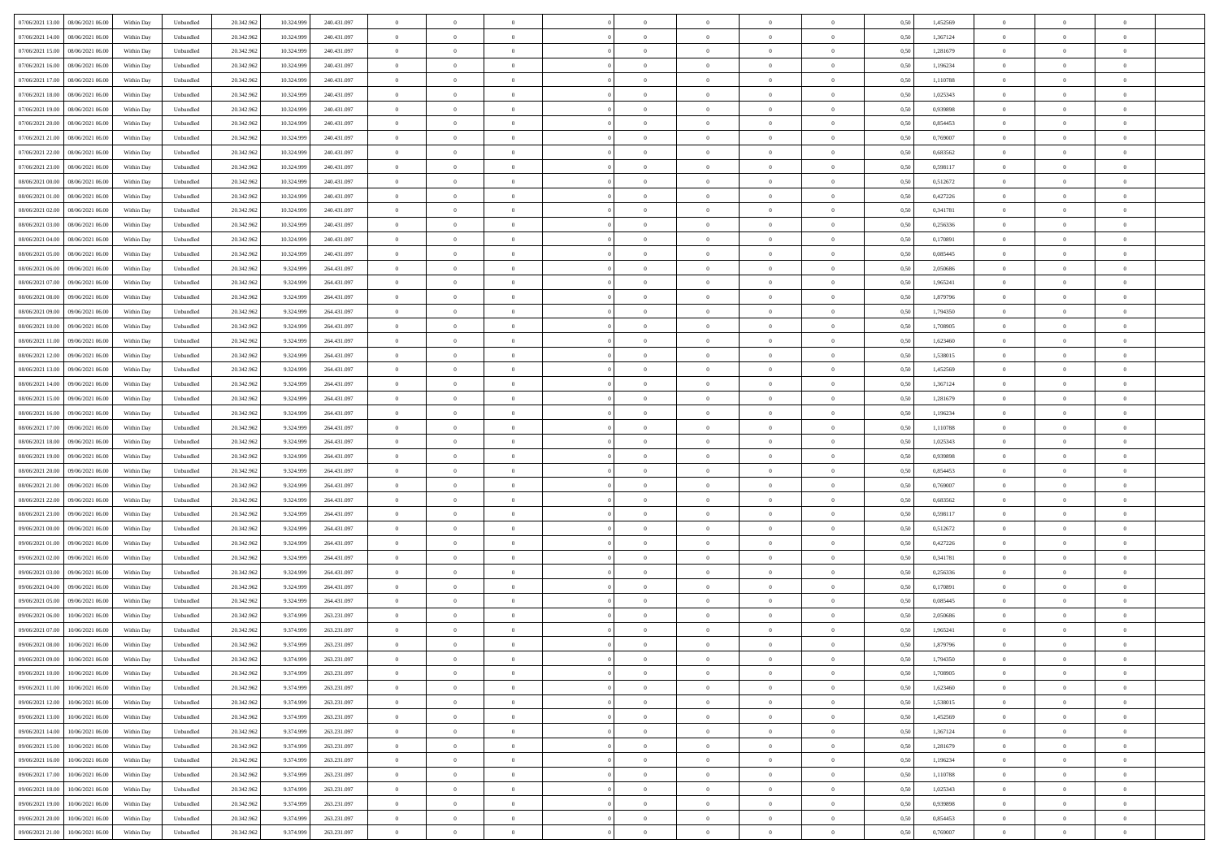| | | | | | | | | | | | | | | | | | | | | |
|---|---|---|---|---|---|---|---|---|---|---|---|---|---|---|---|---|---|---|---|---|
| 07/06/2021 13.00 | 08/06/2021 06.00 | Within Day | Unbundled | 20.342.962 | 10.324.999 | 240.431.097 | 0 | 0 | 0 | | 0 | 0 | 0 | 0 | 0,50 | 1,452569 | 0 | 0 | 0 | |
| 07/06/2021 14.00 | 08/06/2021 06.00 | Within Day | Unbundled | 20.342.962 | 10.324.999 | 240.431.097 | 0 | 0 | 0 | | 0 | 0 | 0 | 0 | 0,50 | 1,367124 | 0 | 0 | 0 | |
| 07/06/2021 15.00 | 08/06/2021 06.00 | Within Day | Unbundled | 20.342.962 | 10.324.999 | 240.431.097 | 0 | 0 | 0 | | 0 | 0 | 0 | 0 | 0,50 | 1,281679 | 0 | 0 | 0 | |
| 07/06/2021 16.00 | 08/06/2021 06.00 | Within Day | Unbundled | 20.342.962 | 10.324.999 | 240.431.097 | 0 | 0 | 0 | | 0 | 0 | 0 | 0 | 0,50 | 1,196234 | 0 | 0 | 0 | |
| 07/06/2021 17.00 | 08/06/2021 06.00 | Within Day | Unbundled | 20.342.962 | 10.324.999 | 240.431.097 | 0 | 0 | 0 | | 0 | 0 | 0 | 0 | 0,50 | 1,110788 | 0 | 0 | 0 | |
| 07/06/2021 18.00 | 08/06/2021 06.00 | Within Day | Unbundled | 20.342.962 | 10.324.999 | 240.431.097 | 0 | 0 | 0 | | 0 | 0 | 0 | 0 | 0,50 | 1,025343 | 0 | 0 | 0 | |
| 07/06/2021 19.00 | 08/06/2021 06.00 | Within Day | Unbundled | 20.342.962 | 10.324.999 | 240.431.097 | 0 | 0 | 0 | | 0 | 0 | 0 | 0 | 0,50 | 0,939898 | 0 | 0 | 0 | |
| 07/06/2021 20.00 | 08/06/2021 06.00 | Within Day | Unbundled | 20.342.962 | 10.324.999 | 240.431.097 | 0 | 0 | 0 | | 0 | 0 | 0 | 0 | 0,50 | 0,854453 | 0 | 0 | 0 | |
| 07/06/2021 21.00 | 08/06/2021 06.00 | Within Day | Unbundled | 20.342.962 | 10.324.999 | 240.431.097 | 0 | 0 | 0 | | 0 | 0 | 0 | 0 | 0,50 | 0,769007 | 0 | 0 | 0 | |
| 07/06/2021 22.00 | 08/06/2021 06.00 | Within Day | Unbundled | 20.342.962 | 10.324.999 | 240.431.097 | 0 | 0 | 0 | | 0 | 0 | 0 | 0 | 0,50 | 0,683562 | 0 | 0 | 0 | |
| 07/06/2021 23.00 | 08/06/2021 06.00 | Within Day | Unbundled | 20.342.962 | 10.324.999 | 240.431.097 | 0 | 0 | 0 | | 0 | 0 | 0 | 0 | 0,50 | 0,598117 | 0 | 0 | 0 | |
| 08/06/2021 00.00 | 08/06/2021 06.00 | Within Day | Unbundled | 20.342.962 | 10.324.999 | 240.431.097 | 0 | 0 | 0 | | 0 | 0 | 0 | 0 | 0,50 | 0,512672 | 0 | 0 | 0 | |
| 08/06/2021 01.00 | 08/06/2021 06.00 | Within Day | Unbundled | 20.342.962 | 10.324.999 | 240.431.097 | 0 | 0 | 0 | | 0 | 0 | 0 | 0 | 0,50 | 0,427226 | 0 | 0 | 0 | |
| 08/06/2021 02.00 | 08/06/2021 06.00 | Within Day | Unbundled | 20.342.962 | 10.324.999 | 240.431.097 | 0 | 0 | 0 | | 0 | 0 | 0 | 0 | 0,50 | 0,341781 | 0 | 0 | 0 | |
| 08/06/2021 03.00 | 08/06/2021 06.00 | Within Day | Unbundled | 20.342.962 | 10.324.999 | 240.431.097 | 0 | 0 | 0 | | 0 | 0 | 0 | 0 | 0,50 | 0,256336 | 0 | 0 | 0 | |
| 08/06/2021 04.00 | 08/06/2021 06.00 | Within Day | Unbundled | 20.342.962 | 10.324.999 | 240.431.097 | 0 | 0 | 0 | | 0 | 0 | 0 | 0 | 0,50 | 0,170891 | 0 | 0 | 0 | |
| 08/06/2021 05.00 | 08/06/2021 06.00 | Within Day | Unbundled | 20.342.962 | 10.324.999 | 240.431.097 | 0 | 0 | 0 | | 0 | 0 | 0 | 0 | 0,50 | 0,085445 | 0 | 0 | 0 | |
| 08/06/2021 06.00 | 09/06/2021 06.00 | Within Day | Unbundled | 20.342.962 | 9.324.999 | 264.431.097 | 0 | 0 | 0 | | 0 | 0 | 0 | 0 | 0,50 | 2,050686 | 0 | 0 | 0 | |
| 08/06/2021 07.00 | 09/06/2021 06.00 | Within Day | Unbundled | 20.342.962 | 9.324.999 | 264.431.097 | 0 | 0 | 0 | | 0 | 0 | 0 | 0 | 0,50 | 1,965241 | 0 | 0 | 0 | |
| 08/06/2021 08.00 | 09/06/2021 06.00 | Within Day | Unbundled | 20.342.962 | 9.324.999 | 264.431.097 | 0 | 0 | 0 | | 0 | 0 | 0 | 0 | 0,50 | 1,879796 | 0 | 0 | 0 | |
| 08/06/2021 09.00 | 09/06/2021 06.00 | Within Day | Unbundled | 20.342.962 | 9.324.999 | 264.431.097 | 0 | 0 | 0 | | 0 | 0 | 0 | 0 | 0,50 | 1,794350 | 0 | 0 | 0 | |
| 08/06/2021 10.00 | 09/06/2021 06.00 | Within Day | Unbundled | 20.342.962 | 9.324.999 | 264.431.097 | 0 | 0 | 0 | | 0 | 0 | 0 | 0 | 0,50 | 1,708905 | 0 | 0 | 0 | |
| 08/06/2021 11.00 | 09/06/2021 06.00 | Within Day | Unbundled | 20.342.962 | 9.324.999 | 264.431.097 | 0 | 0 | 0 | | 0 | 0 | 0 | 0 | 0,50 | 1,623460 | 0 | 0 | 0 | |
| 08/06/2021 12.00 | 09/06/2021 06.00 | Within Day | Unbundled | 20.342.962 | 9.324.999 | 264.431.097 | 0 | 0 | 0 | | 0 | 0 | 0 | 0 | 0,50 | 1,538015 | 0 | 0 | 0 | |
| 08/06/2021 13.00 | 09/06/2021 06.00 | Within Day | Unbundled | 20.342.962 | 9.324.999 | 264.431.097 | 0 | 0 | 0 | | 0 | 0 | 0 | 0 | 0,50 | 1,452569 | 0 | 0 | 0 | |
| 08/06/2021 14.00 | 09/06/2021 06.00 | Within Day | Unbundled | 20.342.962 | 9.324.999 | 264.431.097 | 0 | 0 | 0 | | 0 | 0 | 0 | 0 | 0,50 | 1,367124 | 0 | 0 | 0 | |
| 08/06/2021 15.00 | 09/06/2021 06.00 | Within Day | Unbundled | 20.342.962 | 9.324.999 | 264.431.097 | 0 | 0 | 0 | | 0 | 0 | 0 | 0 | 0,50 | 1,281679 | 0 | 0 | 0 | |
| 08/06/2021 16.00 | 09/06/2021 06.00 | Within Day | Unbundled | 20.342.962 | 9.324.999 | 264.431.097 | 0 | 0 | 0 | | 0 | 0 | 0 | 0 | 0,50 | 1,196234 | 0 | 0 | 0 | |
| 08/06/2021 17.00 | 09/06/2021 06.00 | Within Day | Unbundled | 20.342.962 | 9.324.999 | 264.431.097 | 0 | 0 | 0 | | 0 | 0 | 0 | 0 | 0,50 | 1,110788 | 0 | 0 | 0 | |
| 08/06/2021 18.00 | 09/06/2021 06.00 | Within Day | Unbundled | 20.342.962 | 9.324.999 | 264.431.097 | 0 | 0 | 0 | | 0 | 0 | 0 | 0 | 0,50 | 1,025343 | 0 | 0 | 0 | |
| 08/06/2021 19.00 | 09/06/2021 06.00 | Within Day | Unbundled | 20.342.962 | 9.324.999 | 264.431.097 | 0 | 0 | 0 | | 0 | 0 | 0 | 0 | 0,50 | 0,939898 | 0 | 0 | 0 | |
| 08/06/2021 20.00 | 09/06/2021 06.00 | Within Day | Unbundled | 20.342.962 | 9.324.999 | 264.431.097 | 0 | 0 | 0 | | 0 | 0 | 0 | 0 | 0,50 | 0,854453 | 0 | 0 | 0 | |
| 08/06/2021 21.00 | 09/06/2021 06.00 | Within Day | Unbundled | 20.342.962 | 9.324.999 | 264.431.097 | 0 | 0 | 0 | | 0 | 0 | 0 | 0 | 0,50 | 0,769007 | 0 | 0 | 0 | |
| 08/06/2021 22.00 | 09/06/2021 06.00 | Within Day | Unbundled | 20.342.962 | 9.324.999 | 264.431.097 | 0 | 0 | 0 | | 0 | 0 | 0 | 0 | 0,50 | 0,683562 | 0 | 0 | 0 | |
| 08/06/2021 23.00 | 09/06/2021 06.00 | Within Day | Unbundled | 20.342.962 | 9.324.999 | 264.431.097 | 0 | 0 | 0 | | 0 | 0 | 0 | 0 | 0,50 | 0,598117 | 0 | 0 | 0 | |
| 09/06/2021 00.00 | 09/06/2021 06.00 | Within Day | Unbundled | 20.342.962 | 9.324.999 | 264.431.097 | 0 | 0 | 0 | | 0 | 0 | 0 | 0 | 0,50 | 0,512672 | 0 | 0 | 0 | |
| 09/06/2021 01.00 | 09/06/2021 06.00 | Within Day | Unbundled | 20.342.962 | 9.324.999 | 264.431.097 | 0 | 0 | 0 | | 0 | 0 | 0 | 0 | 0,50 | 0,427226 | 0 | 0 | 0 | |
| 09/06/2021 02.00 | 09/06/2021 06.00 | Within Day | Unbundled | 20.342.962 | 9.324.999 | 264.431.097 | 0 | 0 | 0 | | 0 | 0 | 0 | 0 | 0,50 | 0,341781 | 0 | 0 | 0 | |
| 09/06/2021 03.00 | 09/06/2021 06.00 | Within Day | Unbundled | 20.342.962 | 9.324.999 | 264.431.097 | 0 | 0 | 0 | | 0 | 0 | 0 | 0 | 0,50 | 0,256336 | 0 | 0 | 0 | |
| 09/06/2021 04.00 | 09/06/2021 06.00 | Within Day | Unbundled | 20.342.962 | 9.324.999 | 264.431.097 | 0 | 0 | 0 | | 0 | 0 | 0 | 0 | 0,50 | 0,170891 | 0 | 0 | 0 | |
| 09/06/2021 05.00 | 09/06/2021 06.00 | Within Day | Unbundled | 20.342.962 | 9.324.999 | 264.431.097 | 0 | 0 | 0 | | 0 | 0 | 0 | 0 | 0,50 | 0,085445 | 0 | 0 | 0 | |
| 09/06/2021 06.00 | 10/06/2021 06.00 | Within Day | Unbundled | 20.342.962 | 9.374.999 | 263.231.097 | 0 | 0 | 0 | | 0 | 0 | 0 | 0 | 0,50 | 2,050686 | 0 | 0 | 0 | |
| 09/06/2021 07.00 | 10/06/2021 06.00 | Within Day | Unbundled | 20.342.962 | 9.374.999 | 263.231.097 | 0 | 0 | 0 | | 0 | 0 | 0 | 0 | 0,50 | 1,965241 | 0 | 0 | 0 | |
| 09/06/2021 08.00 | 10/06/2021 06.00 | Within Day | Unbundled | 20.342.962 | 9.374.999 | 263.231.097 | 0 | 0 | 0 | | 0 | 0 | 0 | 0 | 0,50 | 1,879796 | 0 | 0 | 0 | |
| 09/06/2021 09.00 | 10/06/2021 06.00 | Within Day | Unbundled | 20.342.962 | 9.374.999 | 263.231.097 | 0 | 0 | 0 | | 0 | 0 | 0 | 0 | 0,50 | 1,794350 | 0 | 0 | 0 | |
| 09/06/2021 10.00 | 10/06/2021 06.00 | Within Day | Unbundled | 20.342.962 | 9.374.999 | 263.231.097 | 0 | 0 | 0 | | 0 | 0 | 0 | 0 | 0,50 | 1,708905 | 0 | 0 | 0 | |
| 09/06/2021 11.00 | 10/06/2021 06.00 | Within Day | Unbundled | 20.342.962 | 9.374.999 | 263.231.097 | 0 | 0 | 0 | | 0 | 0 | 0 | 0 | 0,50 | 1,623460 | 0 | 0 | 0 | |
| 09/06/2021 12.00 | 10/06/2021 06.00 | Within Day | Unbundled | 20.342.962 | 9.374.999 | 263.231.097 | 0 | 0 | 0 | | 0 | 0 | 0 | 0 | 0,50 | 1,538015 | 0 | 0 | 0 | |
| 09/06/2021 13.00 | 10/06/2021 06.00 | Within Day | Unbundled | 20.342.962 | 9.374.999 | 263.231.097 | 0 | 0 | 0 | | 0 | 0 | 0 | 0 | 0,50 | 1,452569 | 0 | 0 | 0 | |
| 09/06/2021 14.00 | 10/06/2021 06.00 | Within Day | Unbundled | 20.342.962 | 9.374.999 | 263.231.097 | 0 | 0 | 0 | | 0 | 0 | 0 | 0 | 0,50 | 1,367124 | 0 | 0 | 0 | |
| 09/06/2021 15.00 | 10/06/2021 06.00 | Within Day | Unbundled | 20.342.962 | 9.374.999 | 263.231.097 | 0 | 0 | 0 | | 0 | 0 | 0 | 0 | 0,50 | 1,281679 | 0 | 0 | 0 | |
| 09/06/2021 16.00 | 10/06/2021 06.00 | Within Day | Unbundled | 20.342.962 | 9.374.999 | 263.231.097 | 0 | 0 | 0 | | 0 | 0 | 0 | 0 | 0,50 | 1,196234 | 0 | 0 | 0 | |
| 09/06/2021 17.00 | 10/06/2021 06.00 | Within Day | Unbundled | 20.342.962 | 9.374.999 | 263.231.097 | 0 | 0 | 0 | | 0 | 0 | 0 | 0 | 0,50 | 1,110788 | 0 | 0 | 0 | |
| 09/06/2021 18.00 | 10/06/2021 06.00 | Within Day | Unbundled | 20.342.962 | 9.374.999 | 263.231.097 | 0 | 0 | 0 | | 0 | 0 | 0 | 0 | 0,50 | 1,025343 | 0 | 0 | 0 | |
| 09/06/2021 19.00 | 10/06/2021 06.00 | Within Day | Unbundled | 20.342.962 | 9.374.999 | 263.231.097 | 0 | 0 | 0 | | 0 | 0 | 0 | 0 | 0,50 | 0,939898 | 0 | 0 | 0 | |
| 09/06/2021 20.00 | 10/06/2021 06.00 | Within Day | Unbundled | 20.342.962 | 9.374.999 | 263.231.097 | 0 | 0 | 0 | | 0 | 0 | 0 | 0 | 0,50 | 0,854453 | 0 | 0 | 0 | |
| 09/06/2021 21.00 | 10/06/2021 06.00 | Within Day | Unbundled | 20.342.962 | 9.374.999 | 263.231.097 | 0 | 0 | 0 | | 0 | 0 | 0 | 0 | 0,50 | 0,769007 | 0 | 0 | 0 | |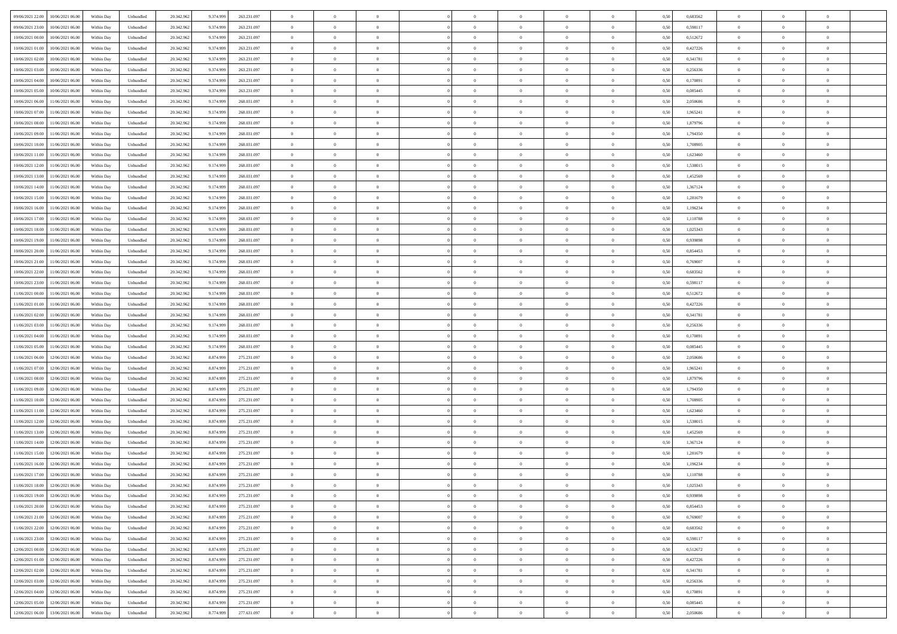| | | | | | | | | | | | | | | | | | | | | |
|---|---|---|---|---|---|---|---|---|---|---|---|---|---|---|---|---|---|---|---|---|
| 09/06/2021 22:00 | 10/06/2021 06:00 | Within Day | Unbundled | 20.342.962 | 9.374.999 | 263.231.097 | 0 | 0 | 0 | | 0 | 0 | 0 | 0 | 0,50 | 0,683562 | 0 | 0 | 0 | |
| 09/06/2021 23:00 | 10/06/2021 06:00 | Within Day | Unbundled | 20.342.962 | 9.374.999 | 263.231.097 | 0 | 0 | 0 | | 0 | 0 | 0 | 0 | 0,50 | 0,598117 | 0 | 0 | 0 | |
| 10/06/2021 00:00 | 10/06/2021 06:00 | Within Day | Unbundled | 20.342.962 | 9.374.999 | 263.231.097 | 0 | 0 | 0 | | 0 | 0 | 0 | 0 | 0,50 | 0,512672 | 0 | 0 | 0 | |
| 10/06/2021 01:00 | 10/06/2021 06:00 | Within Day | Unbundled | 20.342.962 | 9.374.999 | 263.231.097 | 0 | 0 | 0 | | 0 | 0 | 0 | 0 | 0,50 | 0,427226 | 0 | 0 | 0 | |
| 10/06/2021 02:00 | 10/06/2021 06:00 | Within Day | Unbundled | 20.342.962 | 9.374.999 | 263.231.097 | 0 | 0 | 0 | | 0 | 0 | 0 | 0 | 0,50 | 0,341781 | 0 | 0 | 0 | |
| 10/06/2021 03:00 | 10/06/2021 06:00 | Within Day | Unbundled | 20.342.962 | 9.374.999 | 263.231.097 | 0 | 0 | 0 | | 0 | 0 | 0 | 0 | 0,50 | 0,256336 | 0 | 0 | 0 | |
| 10/06/2021 04:00 | 10/06/2021 06:00 | Within Day | Unbundled | 20.342.962 | 9.374.999 | 263.231.097 | 0 | 0 | 0 | | 0 | 0 | 0 | 0 | 0,50 | 0,170891 | 0 | 0 | 0 | |
| 10/06/2021 05:00 | 10/06/2021 06:00 | Within Day | Unbundled | 20.342.962 | 9.374.999 | 263.231.097 | 0 | 0 | 0 | | 0 | 0 | 0 | 0 | 0,50 | 0,085445 | 0 | 0 | 0 | |
| 10/06/2021 06:00 | 11/06/2021 06:00 | Within Day | Unbundled | 20.342.962 | 9.174.999 | 268.031.097 | 0 | 0 | 0 | | 0 | 0 | 0 | 0 | 0,50 | 2,050686 | 0 | 0 | 0 | |
| 10/06/2021 07:00 | 11/06/2021 06:00 | Within Day | Unbundled | 20.342.962 | 9.174.999 | 268.031.097 | 0 | 0 | 0 | | 0 | 0 | 0 | 0 | 0,50 | 1,965241 | 0 | 0 | 0 | |
| 10/06/2021 08:00 | 11/06/2021 06:00 | Within Day | Unbundled | 20.342.962 | 9.174.999 | 268.031.097 | 0 | 0 | 0 | | 0 | 0 | 0 | 0 | 0,50 | 1,879796 | 0 | 0 | 0 | |
| 10/06/2021 09:00 | 11/06/2021 06:00 | Within Day | Unbundled | 20.342.962 | 9.174.999 | 268.031.097 | 0 | 0 | 0 | | 0 | 0 | 0 | 0 | 0,50 | 1,794350 | 0 | 0 | 0 | |
| 10/06/2021 10:00 | 11/06/2021 06:00 | Within Day | Unbundled | 20.342.962 | 9.174.999 | 268.031.097 | 0 | 0 | 0 | | 0 | 0 | 0 | 0 | 0,50 | 1,708905 | 0 | 0 | 0 | |
| 10/06/2021 11:00 | 11/06/2021 06:00 | Within Day | Unbundled | 20.342.962 | 9.174.999 | 268.031.097 | 0 | 0 | 0 | | 0 | 0 | 0 | 0 | 0,50 | 1,623460 | 0 | 0 | 0 | |
| 10/06/2021 12:00 | 11/06/2021 06:00 | Within Day | Unbundled | 20.342.962 | 9.174.999 | 268.031.097 | 0 | 0 | 0 | | 0 | 0 | 0 | 0 | 0,50 | 1,538015 | 0 | 0 | 0 | |
| 10/06/2021 13:00 | 11/06/2021 06:00 | Within Day | Unbundled | 20.342.962 | 9.174.999 | 268.031.097 | 0 | 0 | 0 | | 0 | 0 | 0 | 0 | 0,50 | 1,452569 | 0 | 0 | 0 | |
| 10/06/2021 14:00 | 11/06/2021 06:00 | Within Day | Unbundled | 20.342.962 | 9.174.999 | 268.031.097 | 0 | 0 | 0 | | 0 | 0 | 0 | 0 | 0,50 | 1,367124 | 0 | 0 | 0 | |
| 10/06/2021 15:00 | 11/06/2021 06:00 | Within Day | Unbundled | 20.342.962 | 9.174.999 | 268.031.097 | 0 | 0 | 0 | | 0 | 0 | 0 | 0 | 0,50 | 1,281679 | 0 | 0 | 0 | |
| 10/06/2021 16:00 | 11/06/2021 06:00 | Within Day | Unbundled | 20.342.962 | 9.174.999 | 268.031.097 | 0 | 0 | 0 | | 0 | 0 | 0 | 0 | 0,50 | 1,196234 | 0 | 0 | 0 | |
| 10/06/2021 17:00 | 11/06/2021 06:00 | Within Day | Unbundled | 20.342.962 | 9.174.999 | 268.031.097 | 0 | 0 | 0 | | 0 | 0 | 0 | 0 | 0,50 | 1,110788 | 0 | 0 | 0 | |
| 10/06/2021 18:00 | 11/06/2021 06:00 | Within Day | Unbundled | 20.342.962 | 9.174.999 | 268.031.097 | 0 | 0 | 0 | | 0 | 0 | 0 | 0 | 0,50 | 1,025343 | 0 | 0 | 0 | |
| 10/06/2021 19:00 | 11/06/2021 06:00 | Within Day | Unbundled | 20.342.962 | 9.174.999 | 268.031.097 | 0 | 0 | 0 | | 0 | 0 | 0 | 0 | 0,50 | 0,939898 | 0 | 0 | 0 | |
| 10/06/2021 20:00 | 11/06/2021 06:00 | Within Day | Unbundled | 20.342.962 | 9.174.999 | 268.031.097 | 0 | 0 | 0 | | 0 | 0 | 0 | 0 | 0,50 | 0,854453 | 0 | 0 | 0 | |
| 10/06/2021 21:00 | 11/06/2021 06:00 | Within Day | Unbundled | 20.342.962 | 9.174.999 | 268.031.097 | 0 | 0 | 0 | | 0 | 0 | 0 | 0 | 0,50 | 0,769007 | 0 | 0 | 0 | |
| 10/06/2021 22:00 | 11/06/2021 06:00 | Within Day | Unbundled | 20.342.962 | 9.174.999 | 268.031.097 | 0 | 0 | 0 | | 0 | 0 | 0 | 0 | 0,50 | 0,683562 | 0 | 0 | 0 | |
| 10/06/2021 23:00 | 11/06/2021 06:00 | Within Day | Unbundled | 20.342.962 | 9.174.999 | 268.031.097 | 0 | 0 | 0 | | 0 | 0 | 0 | 0 | 0,50 | 0,598117 | 0 | 0 | 0 | |
| 11/06/2021 00:00 | 11/06/2021 06:00 | Within Day | Unbundled | 20.342.962 | 9.174.999 | 268.031.097 | 0 | 0 | 0 | | 0 | 0 | 0 | 0 | 0,50 | 0,512672 | 0 | 0 | 0 | |
| 11/06/2021 01:00 | 11/06/2021 06:00 | Within Day | Unbundled | 20.342.962 | 9.174.999 | 268.031.097 | 0 | 0 | 0 | | 0 | 0 | 0 | 0 | 0,50 | 0,427226 | 0 | 0 | 0 | |
| 11/06/2021 02:00 | 11/06/2021 06:00 | Within Day | Unbundled | 20.342.962 | 9.174.999 | 268.031.097 | 0 | 0 | 0 | | 0 | 0 | 0 | 0 | 0,50 | 0,341781 | 0 | 0 | 0 | |
| 11/06/2021 03:00 | 11/06/2021 06:00 | Within Day | Unbundled | 20.342.962 | 9.174.999 | 268.031.097 | 0 | 0 | 0 | | 0 | 0 | 0 | 0 | 0,50 | 0,256336 | 0 | 0 | 0 | |
| 11/06/2021 04:00 | 11/06/2021 06:00 | Within Day | Unbundled | 20.342.962 | 9.174.999 | 268.031.097 | 0 | 0 | 0 | | 0 | 0 | 0 | 0 | 0,50 | 0,170891 | 0 | 0 | 0 | |
| 11/06/2021 05:00 | 11/06/2021 06:00 | Within Day | Unbundled | 20.342.962 | 9.174.999 | 268.031.097 | 0 | 0 | 0 | | 0 | 0 | 0 | 0 | 0,50 | 0,085445 | 0 | 0 | 0 | |
| 11/06/2021 06:00 | 12/06/2021 06:00 | Within Day | Unbundled | 20.342.962 | 8.874.999 | 275.231.097 | 0 | 0 | 0 | | 0 | 0 | 0 | 0 | 0,50 | 2,050686 | 0 | 0 | 0 | |
| 11/06/2021 07:00 | 12/06/2021 06:00 | Within Day | Unbundled | 20.342.962 | 8.874.999 | 275.231.097 | 0 | 0 | 0 | | 0 | 0 | 0 | 0 | 0,50 | 1,965241 | 0 | 0 | 0 | |
| 11/06/2021 08:00 | 12/06/2021 06:00 | Within Day | Unbundled | 20.342.962 | 8.874.999 | 275.231.097 | 0 | 0 | 0 | | 0 | 0 | 0 | 0 | 0,50 | 1,879796 | 0 | 0 | 0 | |
| 11/06/2021 09:00 | 12/06/2021 06:00 | Within Day | Unbundled | 20.342.962 | 8.874.999 | 275.231.097 | 0 | 0 | 0 | | 0 | 0 | 0 | 0 | 0,50 | 1,794350 | 0 | 0 | 0 | |
| 11/06/2021 10:00 | 12/06/2021 06:00 | Within Day | Unbundled | 20.342.962 | 8.874.999 | 275.231.097 | 0 | 0 | 0 | | 0 | 0 | 0 | 0 | 0,50 | 1,708905 | 0 | 0 | 0 | |
| 11/06/2021 11:00 | 12/06/2021 06:00 | Within Day | Unbundled | 20.342.962 | 8.874.999 | 275.231.097 | 0 | 0 | 0 | | 0 | 0 | 0 | 0 | 0,50 | 1,623460 | 0 | 0 | 0 | |
| 11/06/2021 12:00 | 12/06/2021 06:00 | Within Day | Unbundled | 20.342.962 | 8.874.999 | 275.231.097 | 0 | 0 | 0 | | 0 | 0 | 0 | 0 | 0,50 | 1,538015 | 0 | 0 | 0 | |
| 11/06/2021 13:00 | 12/06/2021 06:00 | Within Day | Unbundled | 20.342.962 | 8.874.999 | 275.231.097 | 0 | 0 | 0 | | 0 | 0 | 0 | 0 | 0,50 | 1,452569 | 0 | 0 | 0 | |
| 11/06/2021 14:00 | 12/06/2021 06:00 | Within Day | Unbundled | 20.342.962 | 8.874.999 | 275.231.097 | 0 | 0 | 0 | | 0 | 0 | 0 | 0 | 0,50 | 1,367124 | 0 | 0 | 0 | |
| 11/06/2021 15:00 | 12/06/2021 06:00 | Within Day | Unbundled | 20.342.962 | 8.874.999 | 275.231.097 | 0 | 0 | 0 | | 0 | 0 | 0 | 0 | 0,50 | 1,281679 | 0 | 0 | 0 | |
| 11/06/2021 16:00 | 12/06/2021 06:00 | Within Day | Unbundled | 20.342.962 | 8.874.999 | 275.231.097 | 0 | 0 | 0 | | 0 | 0 | 0 | 0 | 0,50 | 1,196234 | 0 | 0 | 0 | |
| 11/06/2021 17:00 | 12/06/2021 06:00 | Within Day | Unbundled | 20.342.962 | 8.874.999 | 275.231.097 | 0 | 0 | 0 | | 0 | 0 | 0 | 0 | 0,50 | 1,110788 | 0 | 0 | 0 | |
| 11/06/2021 18:00 | 12/06/2021 06:00 | Within Day | Unbundled | 20.342.962 | 8.874.999 | 275.231.097 | 0 | 0 | 0 | | 0 | 0 | 0 | 0 | 0,50 | 1,025343 | 0 | 0 | 0 | |
| 11/06/2021 19:00 | 12/06/2021 06:00 | Within Day | Unbundled | 20.342.962 | 8.874.999 | 275.231.097 | 0 | 0 | 0 | | 0 | 0 | 0 | 0 | 0,50 | 0,939898 | 0 | 0 | 0 | |
| 11/06/2021 20:00 | 12/06/2021 06:00 | Within Day | Unbundled | 20.342.962 | 8.874.999 | 275.231.097 | 0 | 0 | 0 | | 0 | 0 | 0 | 0 | 0,50 | 0,854453 | 0 | 0 | 0 | |
| 11/06/2021 21:00 | 12/06/2021 06:00 | Within Day | Unbundled | 20.342.962 | 8.874.999 | 275.231.097 | 0 | 0 | 0 | | 0 | 0 | 0 | 0 | 0,50 | 0,769007 | 0 | 0 | 0 | |
| 11/06/2021 22:00 | 12/06/2021 06:00 | Within Day | Unbundled | 20.342.962 | 8.874.999 | 275.231.097 | 0 | 0 | 0 | | 0 | 0 | 0 | 0 | 0,50 | 0,683562 | 0 | 0 | 0 | |
| 11/06/2021 23:00 | 12/06/2021 06:00 | Within Day | Unbundled | 20.342.962 | 8.874.999 | 275.231.097 | 0 | 0 | 0 | | 0 | 0 | 0 | 0 | 0,50 | 0,598117 | 0 | 0 | 0 | |
| 12/06/2021 00:00 | 12/06/2021 06:00 | Within Day | Unbundled | 20.342.962 | 8.874.999 | 275.231.097 | 0 | 0 | 0 | | 0 | 0 | 0 | 0 | 0,50 | 0,512672 | 0 | 0 | 0 | |
| 12/06/2021 01:00 | 12/06/2021 06:00 | Within Day | Unbundled | 20.342.962 | 8.874.999 | 275.231.097 | 0 | 0 | 0 | | 0 | 0 | 0 | 0 | 0,50 | 0,427226 | 0 | 0 | 0 | |
| 12/06/2021 02:00 | 12/06/2021 06:00 | Within Day | Unbundled | 20.342.962 | 8.874.999 | 275.231.097 | 0 | 0 | 0 | | 0 | 0 | 0 | 0 | 0,50 | 0,341781 | 0 | 0 | 0 | |
| 12/06/2021 03:00 | 12/06/2021 06:00 | Within Day | Unbundled | 20.342.962 | 8.874.999 | 275.231.097 | 0 | 0 | 0 | | 0 | 0 | 0 | 0 | 0,50 | 0,256336 | 0 | 0 | 0 | |
| 12/06/2021 04:00 | 12/06/2021 06:00 | Within Day | Unbundled | 20.342.962 | 8.874.999 | 275.231.097 | 0 | 0 | 0 | | 0 | 0 | 0 | 0 | 0,50 | 0,170891 | 0 | 0 | 0 | |
| 12/06/2021 05:00 | 12/06/2021 06:00 | Within Day | Unbundled | 20.342.962 | 8.874.999 | 275.231.097 | 0 | 0 | 0 | | 0 | 0 | 0 | 0 | 0,50 | 0,085445 | 0 | 0 | 0 | |
| 12/06/2021 06:00 | 13/06/2021 06:00 | Within Day | Unbundled | 20.342.962 | 8.774.999 | 277.631.097 | 0 | 0 | 0 | | 0 | 0 | 0 | 0 | 0,50 | 2,050686 | 0 | 0 | 0 | |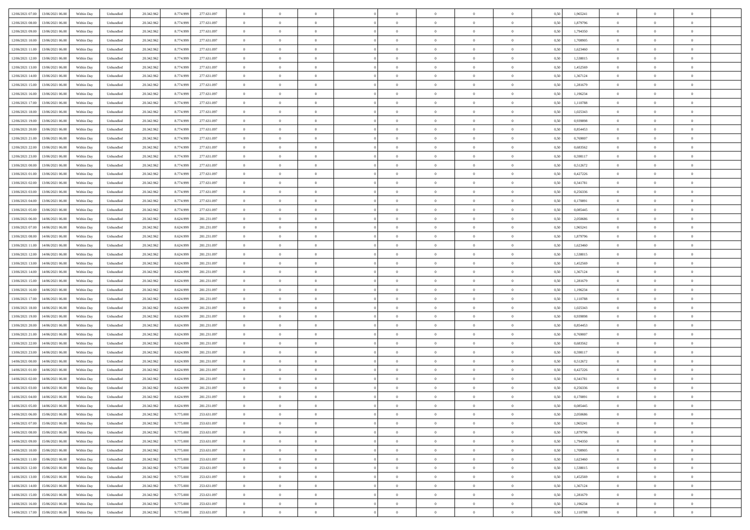| | | | | | | | | | | | | | | | | | | | | | |
|---|---|---|---|---|---|---|---|---|---|---|---|---|---|---|---|---|---|---|---|---|---|
| 12/06/2021 07.00 | 13/06/2021 06.00 | Within Day | Unbundled | 20.342.962 | 8.774.999 | 277.631.097 | 0 | 0 | 0 | | 0 | 0 | 0 | 0 | 0,50 | 1,965241 | 0 | 0 | 0 | |
| 12/06/2021 08.00 | 13/06/2021 06.00 | Within Day | Unbundled | 20.342.962 | 8.774.999 | 277.631.097 | 0 | 0 | 0 | | 0 | 0 | 0 | 0 | 0,50 | 1,879796 | 0 | 0 | 0 | |
| 12/06/2021 09.00 | 13/06/2021 06.00 | Within Day | Unbundled | 20.342.962 | 8.774.999 | 277.631.097 | 0 | 0 | 0 | | 0 | 0 | 0 | 0 | 0,50 | 1,794350 | 0 | 0 | 0 | |
| 12/06/2021 10.00 | 13/06/2021 06.00 | Within Day | Unbundled | 20.342.962 | 8.774.999 | 277.631.097 | 0 | 0 | 0 | | 0 | 0 | 0 | 0 | 0,50 | 1,708905 | 0 | 0 | 0 | |
| 12/06/2021 11.00 | 13/06/2021 06.00 | Within Day | Unbundled | 20.342.962 | 8.774.999 | 277.631.097 | 0 | 0 | 0 | | 0 | 0 | 0 | 0 | 0,50 | 1,623460 | 0 | 0 | 0 | |
| 12/06/2021 12.00 | 13/06/2021 06.00 | Within Day | Unbundled | 20.342.962 | 8.774.999 | 277.631.097 | 0 | 0 | 0 | | 0 | 0 | 0 | 0 | 0,50 | 1,538015 | 0 | 0 | 0 | |
| 12/06/2021 13.00 | 13/06/2021 06.00 | Within Day | Unbundled | 20.342.962 | 8.774.999 | 277.631.097 | 0 | 0 | 0 | | 0 | 0 | 0 | 0 | 0,50 | 1,452569 | 0 | 0 | 0 | |
| 12/06/2021 14.00 | 13/06/2021 06.00 | Within Day | Unbundled | 20.342.962 | 8.774.999 | 277.631.097 | 0 | 0 | 0 | | 0 | 0 | 0 | 0 | 0,50 | 1,367124 | 0 | 0 | 0 | |
| 12/06/2021 15.00 | 13/06/2021 06.00 | Within Day | Unbundled | 20.342.962 | 8.774.999 | 277.631.097 | 0 | 0 | 0 | | 0 | 0 | 0 | 0 | 0,50 | 1,281679 | 0 | 0 | 0 | |
| 12/06/2021 16.00 | 13/06/2021 06.00 | Within Day | Unbundled | 20.342.962 | 8.774.999 | 277.631.097 | 0 | 0 | 0 | | 0 | 0 | 0 | 0 | 0,50 | 1,196234 | 0 | 0 | 0 | |
| 12/06/2021 17.00 | 13/06/2021 06.00 | Within Day | Unbundled | 20.342.962 | 8.774.999 | 277.631.097 | 0 | 0 | 0 | | 0 | 0 | 0 | 0 | 0,50 | 1,110788 | 0 | 0 | 0 | |
| 12/06/2021 18.00 | 13/06/2021 06.00 | Within Day | Unbundled | 20.342.962 | 8.774.999 | 277.631.097 | 0 | 0 | 0 | | 0 | 0 | 0 | 0 | 0,50 | 1,025343 | 0 | 0 | 0 | |
| 12/06/2021 19.00 | 13/06/2021 06.00 | Within Day | Unbundled | 20.342.962 | 8.774.999 | 277.631.097 | 0 | 0 | 0 | | 0 | 0 | 0 | 0 | 0,50 | 0,939898 | 0 | 0 | 0 | |
| 12/06/2021 20.00 | 13/06/2021 06.00 | Within Day | Unbundled | 20.342.962 | 8.774.999 | 277.631.097 | 0 | 0 | 0 | | 0 | 0 | 0 | 0 | 0,50 | 0,854453 | 0 | 0 | 0 | |
| 12/06/2021 21.00 | 13/06/2021 06.00 | Within Day | Unbundled | 20.342.962 | 8.774.999 | 277.631.097 | 0 | 0 | 0 | | 0 | 0 | 0 | 0 | 0,50 | 0,769007 | 0 | 0 | 0 | |
| 12/06/2021 22.00 | 13/06/2021 06.00 | Within Day | Unbundled | 20.342.962 | 8.774.999 | 277.631.097 | 0 | 0 | 0 | | 0 | 0 | 0 | 0 | 0,50 | 0,683562 | 0 | 0 | 0 | |
| 12/06/2021 23.00 | 13/06/2021 06.00 | Within Day | Unbundled | 20.342.962 | 8.774.999 | 277.631.097 | 0 | 0 | 0 | | 0 | 0 | 0 | 0 | 0,50 | 0,598117 | 0 | 0 | 0 | |
| 13/06/2021 00.00 | 13/06/2021 06.00 | Within Day | Unbundled | 20.342.962 | 8.774.999 | 277.631.097 | 0 | 0 | 0 | | 0 | 0 | 0 | 0 | 0,50 | 0,512672 | 0 | 0 | 0 | |
| 13/06/2021 01.00 | 13/06/2021 06.00 | Within Day | Unbundled | 20.342.962 | 8.774.999 | 277.631.097 | 0 | 0 | 0 | | 0 | 0 | 0 | 0 | 0,50 | 0,427226 | 0 | 0 | 0 | |
| 13/06/2021 02.00 | 13/06/2021 06.00 | Within Day | Unbundled | 20.342.962 | 8.774.999 | 277.631.097 | 0 | 0 | 0 | | 0 | 0 | 0 | 0 | 0,50 | 0,341781 | 0 | 0 | 0 | |
| 13/06/2021 03.00 | 13/06/2021 06.00 | Within Day | Unbundled | 20.342.962 | 8.774.999 | 277.631.097 | 0 | 0 | 0 | | 0 | 0 | 0 | 0 | 0,50 | 0,256336 | 0 | 0 | 0 | |
| 13/06/2021 04.00 | 13/06/2021 06.00 | Within Day | Unbundled | 20.342.962 | 8.774.999 | 277.631.097 | 0 | 0 | 0 | | 0 | 0 | 0 | 0 | 0,50 | 0,170891 | 0 | 0 | 0 | |
| 13/06/2021 05.00 | 13/06/2021 06.00 | Within Day | Unbundled | 20.342.962 | 8.774.999 | 277.631.097 | 0 | 0 | 0 | | 0 | 0 | 0 | 0 | 0,50 | 0,085445 | 0 | 0 | 0 | |
| 13/06/2021 06.00 | 14/06/2021 06.00 | Within Day | Unbundled | 20.342.962 | 8.624.999 | 281.231.097 | 0 | 0 | 0 | | 0 | 0 | 0 | 0 | 0,50 | 2,050686 | 0 | 0 | 0 | |
| 13/06/2021 07.00 | 14/06/2021 06.00 | Within Day | Unbundled | 20.342.962 | 8.624.999 | 281.231.097 | 0 | 0 | 0 | | 0 | 0 | 0 | 0 | 0,50 | 1,965241 | 0 | 0 | 0 | |
| 13/06/2021 08.00 | 14/06/2021 06.00 | Within Day | Unbundled | 20.342.962 | 8.624.999 | 281.231.097 | 0 | 0 | 0 | | 0 | 0 | 0 | 0 | 0,50 | 1,879796 | 0 | 0 | 0 | |
| 13/06/2021 11.00 | 14/06/2021 06.00 | Within Day | Unbundled | 20.342.962 | 8.624.999 | 281.231.097 | 0 | 0 | 0 | | 0 | 0 | 0 | 0 | 0,50 | 1,623460 | 0 | 0 | 0 | |
| 13/06/2021 12.00 | 14/06/2021 06.00 | Within Day | Unbundled | 20.342.962 | 8.624.999 | 281.231.097 | 0 | 0 | 0 | | 0 | 0 | 0 | 0 | 0,50 | 1,538015 | 0 | 0 | 0 | |
| 13/06/2021 13.00 | 14/06/2021 06.00 | Within Day | Unbundled | 20.342.962 | 8.624.999 | 281.231.097 | 0 | 0 | 0 | | 0 | 0 | 0 | 0 | 0,50 | 1,452569 | 0 | 0 | 0 | |
| 13/06/2021 14.00 | 14/06/2021 06.00 | Within Day | Unbundled | 20.342.962 | 8.624.999 | 281.231.097 | 0 | 0 | 0 | | 0 | 0 | 0 | 0 | 0,50 | 1,367124 | 0 | 0 | 0 | |
| 13/06/2021 15.00 | 14/06/2021 06.00 | Within Day | Unbundled | 20.342.962 | 8.624.999 | 281.231.097 | 0 | 0 | 0 | | 0 | 0 | 0 | 0 | 0,50 | 1,281679 | 0 | 0 | 0 | |
| 13/06/2021 16.00 | 14/06/2021 06.00 | Within Day | Unbundled | 20.342.962 | 8.624.999 | 281.231.097 | 0 | 0 | 0 | | 0 | 0 | 0 | 0 | 0,50 | 1,196234 | 0 | 0 | 0 | |
| 13/06/2021 17.00 | 14/06/2021 06.00 | Within Day | Unbundled | 20.342.962 | 8.624.999 | 281.231.097 | 0 | 0 | 0 | | 0 | 0 | 0 | 0 | 0,50 | 1,110788 | 0 | 0 | 0 | |
| 13/06/2021 18.00 | 14/06/2021 06.00 | Within Day | Unbundled | 20.342.962 | 8.624.999 | 281.231.097 | 0 | 0 | 0 | | 0 | 0 | 0 | 0 | 0,50 | 1,025343 | 0 | 0 | 0 | |
| 13/06/2021 19.00 | 14/06/2021 06.00 | Within Day | Unbundled | 20.342.962 | 8.624.999 | 281.231.097 | 0 | 0 | 0 | | 0 | 0 | 0 | 0 | 0,50 | 0,939898 | 0 | 0 | 0 | |
| 13/06/2021 20.00 | 14/06/2021 06.00 | Within Day | Unbundled | 20.342.962 | 8.624.999 | 281.231.097 | 0 | 0 | 0 | | 0 | 0 | 0 | 0 | 0,50 | 0,854453 | 0 | 0 | 0 | |
| 13/06/2021 21.00 | 14/06/2021 06.00 | Within Day | Unbundled | 20.342.962 | 8.624.999 | 281.231.097 | 0 | 0 | 0 | | 0 | 0 | 0 | 0 | 0,50 | 0,769007 | 0 | 0 | 0 | |
| 13/06/2021 22.00 | 14/06/2021 06.00 | Within Day | Unbundled | 20.342.962 | 8.624.999 | 281.231.097 | 0 | 0 | 0 | | 0 | 0 | 0 | 0 | 0,50 | 0,683562 | 0 | 0 | 0 | |
| 13/06/2021 23.00 | 14/06/2021 06.00 | Within Day | Unbundled | 20.342.962 | 8.624.999 | 281.231.097 | 0 | 0 | 0 | | 0 | 0 | 0 | 0 | 0,50 | 0,598117 | 0 | 0 | 0 | |
| 14/06/2021 00.00 | 14/06/2021 06.00 | Within Day | Unbundled | 20.342.962 | 8.624.999 | 281.231.097 | 0 | 0 | 0 | | 0 | 0 | 0 | 0 | 0,50 | 0,512672 | 0 | 0 | 0 | |
| 14/06/2021 01.00 | 14/06/2021 06.00 | Within Day | Unbundled | 20.342.962 | 8.624.999 | 281.231.097 | 0 | 0 | 0 | | 0 | 0 | 0 | 0 | 0,50 | 0,427226 | 0 | 0 | 0 | |
| 14/06/2021 02.00 | 14/06/2021 06.00 | Within Day | Unbundled | 20.342.962 | 8.624.999 | 281.231.097 | 0 | 0 | 0 | | 0 | 0 | 0 | 0 | 0,50 | 0,341781 | 0 | 0 | 0 | |
| 14/06/2021 03.00 | 14/06/2021 06.00 | Within Day | Unbundled | 20.342.962 | 8.624.999 | 281.231.097 | 0 | 0 | 0 | | 0 | 0 | 0 | 0 | 0,50 | 0,256336 | 0 | 0 | 0 | |
| 14/06/2021 04.00 | 14/06/2021 06.00 | Within Day | Unbundled | 20.342.962 | 8.624.999 | 281.231.097 | 0 | 0 | 0 | | 0 | 0 | 0 | 0 | 0,50 | 0,170891 | 0 | 0 | 0 | |
| 14/06/2021 05.00 | 14/06/2021 06.00 | Within Day | Unbundled | 20.342.962 | 8.624.999 | 281.231.097 | 0 | 0 | 0 | | 0 | 0 | 0 | 0 | 0,50 | 0,085445 | 0 | 0 | 0 | |
| 14/06/2021 06.00 | 15/06/2021 06.00 | Within Day | Unbundled | 20.342.962 | 9.775.000 | 253.631.097 | 0 | 0 | 0 | | 0 | 0 | 0 | 0 | 0,50 | 2,050686 | 0 | 0 | 0 | |
| 14/06/2021 07.00 | 15/06/2021 06.00 | Within Day | Unbundled | 20.342.962 | 9.775.000 | 253.631.097 | 0 | 0 | 0 | | 0 | 0 | 0 | 0 | 0,50 | 1,965241 | 0 | 0 | 0 | |
| 14/06/2021 08.00 | 15/06/2021 06.00 | Within Day | Unbundled | 20.342.962 | 9.775.000 | 253.631.097 | 0 | 0 | 0 | | 0 | 0 | 0 | 0 | 0,50 | 1,879796 | 0 | 0 | 0 | |
| 14/06/2021 09.00 | 15/06/2021 06.00 | Within Day | Unbundled | 20.342.962 | 9.775.000 | 253.631.097 | 0 | 0 | 0 | | 0 | 0 | 0 | 0 | 0,50 | 1,794350 | 0 | 0 | 0 | |
| 14/06/2021 10.00 | 15/06/2021 06.00 | Within Day | Unbundled | 20.342.962 | 9.775.000 | 253.631.097 | 0 | 0 | 0 | | 0 | 0 | 0 | 0 | 0,50 | 1,708905 | 0 | 0 | 0 | |
| 14/06/2021 11.00 | 15/06/2021 06.00 | Within Day | Unbundled | 20.342.962 | 9.775.000 | 253.631.097 | 0 | 0 | 0 | | 0 | 0 | 0 | 0 | 0,50 | 1,623460 | 0 | 0 | 0 | |
| 14/06/2021 12.00 | 15/06/2021 06.00 | Within Day | Unbundled | 20.342.962 | 9.775.000 | 253.631.097 | 0 | 0 | 0 | | 0 | 0 | 0 | 0 | 0,50 | 1,538015 | 0 | 0 | 0 | |
| 14/06/2021 13.00 | 15/06/2021 06.00 | Within Day | Unbundled | 20.342.962 | 9.775.000 | 253.631.097 | 0 | 0 | 0 | | 0 | 0 | 0 | 0 | 0,50 | 1,452569 | 0 | 0 | 0 | |
| 14/06/2021 14.00 | 15/06/2021 06.00 | Within Day | Unbundled | 20.342.962 | 9.775.000 | 253.631.097 | 0 | 0 | 0 | | 0 | 0 | 0 | 0 | 0,50 | 1,367124 | 0 | 0 | 0 | |
| 14/06/2021 15.00 | 15/06/2021 06.00 | Within Day | Unbundled | 20.342.962 | 9.775.000 | 253.631.097 | 0 | 0 | 0 | | 0 | 0 | 0 | 0 | 0,50 | 1,281679 | 0 | 0 | 0 | |
| 14/06/2021 16.00 | 15/06/2021 06.00 | Within Day | Unbundled | 20.342.962 | 9.775.000 | 253.631.097 | 0 | 0 | 0 | | 0 | 0 | 0 | 0 | 0,50 | 1,196234 | 0 | 0 | 0 | |
| 14/06/2021 17.00 | 15/06/2021 06.00 | Within Day | Unbundled | 20.342.962 | 9.775.000 | 253.631.097 | 0 | 0 | 0 | | 0 | 0 | 0 | 0 | 0,50 | 1,110788 | 0 | 0 | 0 | |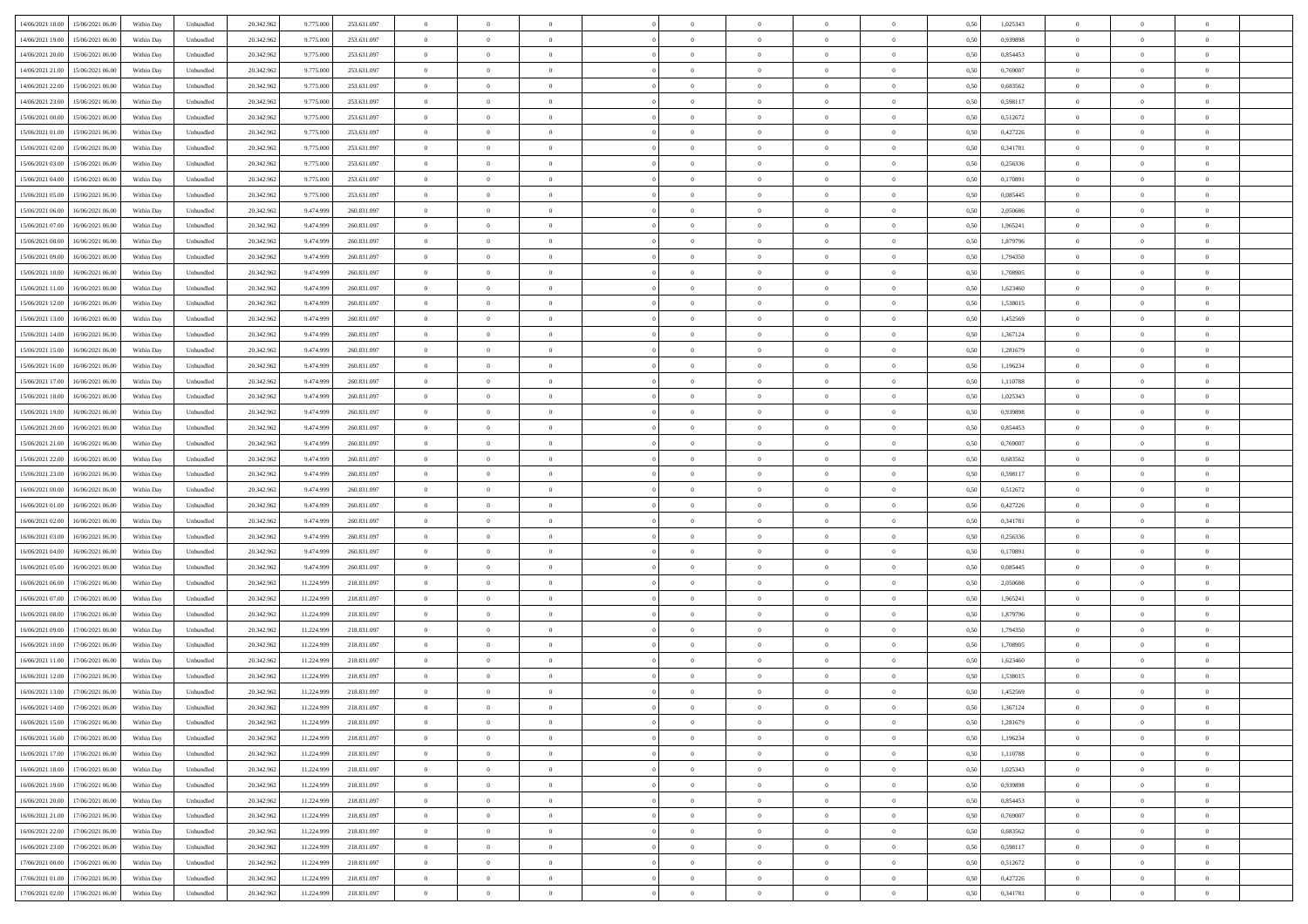| 14/06/2021 18:00 | 15/06/2021 06:00 | Within Day | Unbundled | 20.342.962 | 9.775.000 | 253.631.097 | 0 | 0 | 0 | | 0 | 0 | 0 | 0 | 0,50 | 1,025343 | 0 | 0 | 0 | |
|---|---|---|---|---|---|---|---|---|---|---|---|---|---|---|---|---|---|---|---|---|
| 14/06/2021 19:00 | 15/06/2021 06:00 | Within Day | Unbundled | 20.342.962 | 9.775.000 | 253.631.097 | 0 | 0 | 0 | | 0 | 0 | 0 | 0 | 0,50 | 0,939898 | 0 | 0 | 0 | |
| 14/06/2021 20:00 | 15/06/2021 06:00 | Within Day | Unbundled | 20.342.962 | 9.775.000 | 253.631.097 | 0 | 0 | 0 | | 0 | 0 | 0 | 0 | 0,50 | 0,854453 | 0 | 0 | 0 | |
| 14/06/2021 21:00 | 15/06/2021 06:00 | Within Day | Unbundled | 20.342.962 | 9.775.000 | 253.631.097 | 0 | 0 | 0 | | 0 | 0 | 0 | 0 | 0,50 | 0,769007 | 0 | 0 | 0 | |
| 14/06/2021 22:00 | 15/06/2021 06:00 | Within Day | Unbundled | 20.342.962 | 9.775.000 | 253.631.097 | 0 | 0 | 0 | | 0 | 0 | 0 | 0 | 0,50 | 0,683562 | 0 | 0 | 0 | |
| 14/06/2021 23:00 | 15/06/2021 06:00 | Within Day | Unbundled | 20.342.962 | 9.775.000 | 253.631.097 | 0 | 0 | 0 | | 0 | 0 | 0 | 0 | 0,50 | 0,598117 | 0 | 0 | 0 | |
| 15/06/2021 00:00 | 15/06/2021 06:00 | Within Day | Unbundled | 20.342.962 | 9.775.000 | 253.631.097 | 0 | 0 | 0 | | 0 | 0 | 0 | 0 | 0,50 | 0,512672 | 0 | 0 | 0 | |
| 15/06/2021 01:00 | 15/06/2021 06:00 | Within Day | Unbundled | 20.342.962 | 9.775.000 | 253.631.097 | 0 | 0 | 0 | | 0 | 0 | 0 | 0 | 0,50 | 0,427226 | 0 | 0 | 0 | |
| 15/06/2021 02:00 | 15/06/2021 06:00 | Within Day | Unbundled | 20.342.962 | 9.775.000 | 253.631.097 | 0 | 0 | 0 | | 0 | 0 | 0 | 0 | 0,50 | 0,341781 | 0 | 0 | 0 | |
| 15/06/2021 03:00 | 15/06/2021 06:00 | Within Day | Unbundled | 20.342.962 | 9.775.000 | 253.631.097 | 0 | 0 | 0 | | 0 | 0 | 0 | 0 | 0,50 | 0,256336 | 0 | 0 | 0 | |
| 15/06/2021 04:00 | 15/06/2021 06:00 | Within Day | Unbundled | 20.342.962 | 9.775.000 | 253.631.097 | 0 | 0 | 0 | | 0 | 0 | 0 | 0 | 0,50 | 0,170891 | 0 | 0 | 0 | |
| 15/06/2021 05:00 | 15/06/2021 06:00 | Within Day | Unbundled | 20.342.962 | 9.775.000 | 253.631.097 | 0 | 0 | 0 | | 0 | 0 | 0 | 0 | 0,50 | 0,085445 | 0 | 0 | 0 | |
| 15/06/2021 06:00 | 16/06/2021 06:00 | Within Day | Unbundled | 20.342.962 | 9.474.999 | 260.831.097 | 0 | 0 | 0 | | 0 | 0 | 0 | 0 | 0,50 | 2,050686 | 0 | 0 | 0 | |
| 15/06/2021 07:00 | 16/06/2021 06:00 | Within Day | Unbundled | 20.342.962 | 9.474.999 | 260.831.097 | 0 | 0 | 0 | | 0 | 0 | 0 | 0 | 0,50 | 1,965241 | 0 | 0 | 0 | |
| 15/06/2021 08:00 | 16/06/2021 06:00 | Within Day | Unbundled | 20.342.962 | 9.474.999 | 260.831.097 | 0 | 0 | 0 | | 0 | 0 | 0 | 0 | 0,50 | 1,879796 | 0 | 0 | 0 | |
| 15/06/2021 09:00 | 16/06/2021 06:00 | Within Day | Unbundled | 20.342.962 | 9.474.999 | 260.831.097 | 0 | 0 | 0 | | 0 | 0 | 0 | 0 | 0,50 | 1,794350 | 0 | 0 | 0 | |
| 15/06/2021 10:00 | 16/06/2021 06:00 | Within Day | Unbundled | 20.342.962 | 9.474.999 | 260.831.097 | 0 | 0 | 0 | | 0 | 0 | 0 | 0 | 0,50 | 1,708905 | 0 | 0 | 0 | |
| 15/06/2021 11:00 | 16/06/2021 06:00 | Within Day | Unbundled | 20.342.962 | 9.474.999 | 260.831.097 | 0 | 0 | 0 | | 0 | 0 | 0 | 0 | 0,50 | 1,623460 | 0 | 0 | 0 | |
| 15/06/2021 12:00 | 16/06/2021 06:00 | Within Day | Unbundled | 20.342.962 | 9.474.999 | 260.831.097 | 0 | 0 | 0 | | 0 | 0 | 0 | 0 | 0,50 | 1,538015 | 0 | 0 | 0 | |
| 15/06/2021 13:00 | 16/06/2021 06:00 | Within Day | Unbundled | 20.342.962 | 9.474.999 | 260.831.097 | 0 | 0 | 0 | | 0 | 0 | 0 | 0 | 0,50 | 1,452569 | 0 | 0 | 0 | |
| 15/06/2021 14:00 | 16/06/2021 06:00 | Within Day | Unbundled | 20.342.962 | 9.474.999 | 260.831.097 | 0 | 0 | 0 | | 0 | 0 | 0 | 0 | 0,50 | 1,367124 | 0 | 0 | 0 | |
| 15/06/2021 15:00 | 16/06/2021 06:00 | Within Day | Unbundled | 20.342.962 | 9.474.999 | 260.831.097 | 0 | 0 | 0 | | 0 | 0 | 0 | 0 | 0,50 | 1,281679 | 0 | 0 | 0 | |
| 15/06/2021 16:00 | 16/06/2021 06:00 | Within Day | Unbundled | 20.342.962 | 9.474.999 | 260.831.097 | 0 | 0 | 0 | | 0 | 0 | 0 | 0 | 0,50 | 1,196234 | 0 | 0 | 0 | |
| 15/06/2021 17:00 | 16/06/2021 06:00 | Within Day | Unbundled | 20.342.962 | 9.474.999 | 260.831.097 | 0 | 0 | 0 | | 0 | 0 | 0 | 0 | 0,50 | 1,110788 | 0 | 0 | 0 | |
| 15/06/2021 18:00 | 16/06/2021 06:00 | Within Day | Unbundled | 20.342.962 | 9.474.999 | 260.831.097 | 0 | 0 | 0 | | 0 | 0 | 0 | 0 | 0,50 | 1,025343 | 0 | 0 | 0 | |
| 15/06/2021 19:00 | 16/06/2021 06:00 | Within Day | Unbundled | 20.342.962 | 9.474.999 | 260.831.097 | 0 | 0 | 0 | | 0 | 0 | 0 | 0 | 0,50 | 0,939898 | 0 | 0 | 0 | |
| 15/06/2021 20:00 | 16/06/2021 06:00 | Within Day | Unbundled | 20.342.962 | 9.474.999 | 260.831.097 | 0 | 0 | 0 | | 0 | 0 | 0 | 0 | 0,50 | 0,854453 | 0 | 0 | 0 | |
| 15/06/2021 21:00 | 16/06/2021 06:00 | Within Day | Unbundled | 20.342.962 | 9.474.999 | 260.831.097 | 0 | 0 | 0 | | 0 | 0 | 0 | 0 | 0,50 | 0,769007 | 0 | 0 | 0 | |
| 15/06/2021 22:00 | 16/06/2021 06:00 | Within Day | Unbundled | 20.342.962 | 9.474.999 | 260.831.097 | 0 | 0 | 0 | | 0 | 0 | 0 | 0 | 0,50 | 0,683562 | 0 | 0 | 0 | |
| 15/06/2021 23:00 | 16/06/2021 06:00 | Within Day | Unbundled | 20.342.962 | 9.474.999 | 260.831.097 | 0 | 0 | 0 | | 0 | 0 | 0 | 0 | 0,50 | 0,598117 | 0 | 0 | 0 | |
| 16/06/2021 00:00 | 16/06/2021 06:00 | Within Day | Unbundled | 20.342.962 | 9.474.999 | 260.831.097 | 0 | 0 | 0 | | 0 | 0 | 0 | 0 | 0,50 | 0,512672 | 0 | 0 | 0 | |
| 16/06/2021 01:00 | 16/06/2021 06:00 | Within Day | Unbundled | 20.342.962 | 9.474.999 | 260.831.097 | 0 | 0 | 0 | | 0 | 0 | 0 | 0 | 0,50 | 0,427226 | 0 | 0 | 0 | |
| 16/06/2021 02:00 | 16/06/2021 06:00 | Within Day | Unbundled | 20.342.962 | 9.474.999 | 260.831.097 | 0 | 0 | 0 | | 0 | 0 | 0 | 0 | 0,50 | 0,341781 | 0 | 0 | 0 | |
| 16/06/2021 03:00 | 16/06/2021 06:00 | Within Day | Unbundled | 20.342.962 | 9.474.999 | 260.831.097 | 0 | 0 | 0 | | 0 | 0 | 0 | 0 | 0,50 | 0,256336 | 0 | 0 | 0 | |
| 16/06/2021 04:00 | 16/06/2021 06:00 | Within Day | Unbundled | 20.342.962 | 9.474.999 | 260.831.097 | 0 | 0 | 0 | | 0 | 0 | 0 | 0 | 0,50 | 0,170891 | 0 | 0 | 0 | |
| 16/06/2021 05:00 | 16/06/2021 06:00 | Within Day | Unbundled | 20.342.962 | 9.474.999 | 260.831.097 | 0 | 0 | 0 | | 0 | 0 | 0 | 0 | 0,50 | 0,085445 | 0 | 0 | 0 | |
| 16/06/2021 06:00 | 17/06/2021 06:00 | Within Day | Unbundled | 20.342.962 | 11.224.999 | 218.831.097 | 0 | 0 | 0 | | 0 | 0 | 0 | 0 | 0,50 | 2,050686 | 0 | 0 | 0 | |
| 16/06/2021 07:00 | 17/06/2021 06:00 | Within Day | Unbundled | 20.342.962 | 11.224.999 | 218.831.097 | 0 | 0 | 0 | | 0 | 0 | 0 | 0 | 0,50 | 1,965241 | 0 | 0 | 0 | |
| 16/06/2021 08:00 | 17/06/2021 06:00 | Within Day | Unbundled | 20.342.962 | 11.224.999 | 218.831.097 | 0 | 0 | 0 | | 0 | 0 | 0 | 0 | 0,50 | 1,879796 | 0 | 0 | 0 | |
| 16/06/2021 09:00 | 17/06/2021 06:00 | Within Day | Unbundled | 20.342.962 | 11.224.999 | 218.831.097 | 0 | 0 | 0 | | 0 | 0 | 0 | 0 | 0,50 | 1,794350 | 0 | 0 | 0 | |
| 16/06/2021 10:00 | 17/06/2021 06:00 | Within Day | Unbundled | 20.342.962 | 11.224.999 | 218.831.097 | 0 | 0 | 0 | | 0 | 0 | 0 | 0 | 0,50 | 1,708905 | 0 | 0 | 0 | |
| 16/06/2021 11:00 | 17/06/2021 06:00 | Within Day | Unbundled | 20.342.962 | 11.224.999 | 218.831.097 | 0 | 0 | 0 | | 0 | 0 | 0 | 0 | 0,50 | 1,623460 | 0 | 0 | 0 | |
| 16/06/2021 12:00 | 17/06/2021 06:00 | Within Day | Unbundled | 20.342.962 | 11.224.999 | 218.831.097 | 0 | 0 | 0 | | 0 | 0 | 0 | 0 | 0,50 | 1,538015 | 0 | 0 | 0 | |
| 16/06/2021 13:00 | 17/06/2021 06:00 | Within Day | Unbundled | 20.342.962 | 11.224.999 | 218.831.097 | 0 | 0 | 0 | | 0 | 0 | 0 | 0 | 0,50 | 1,452569 | 0 | 0 | 0 | |
| 16/06/2021 14:00 | 17/06/2021 06:00 | Within Day | Unbundled | 20.342.962 | 11.224.999 | 218.831.097 | 0 | 0 | 0 | | 0 | 0 | 0 | 0 | 0,50 | 1,367124 | 0 | 0 | 0 | |
| 16/06/2021 15:00 | 17/06/2021 06:00 | Within Day | Unbundled | 20.342.962 | 11.224.999 | 218.831.097 | 0 | 0 | 0 | | 0 | 0 | 0 | 0 | 0,50 | 1,281679 | 0 | 0 | 0 | |
| 16/06/2021 16:00 | 17/06/2021 06:00 | Within Day | Unbundled | 20.342.962 | 11.224.999 | 218.831.097 | 0 | 0 | 0 | | 0 | 0 | 0 | 0 | 0,50 | 1,196234 | 0 | 0 | 0 | |
| 16/06/2021 17:00 | 17/06/2021 06:00 | Within Day | Unbundled | 20.342.962 | 11.224.999 | 218.831.097 | 0 | 0 | 0 | | 0 | 0 | 0 | 0 | 0,50 | 1,110788 | 0 | 0 | 0 | |
| 16/06/2021 18:00 | 17/06/2021 06:00 | Within Day | Unbundled | 20.342.962 | 11.224.999 | 218.831.097 | 0 | 0 | 0 | | 0 | 0 | 0 | 0 | 0,50 | 1,025343 | 0 | 0 | 0 | |
| 16/06/2021 19:00 | 17/06/2021 06:00 | Within Day | Unbundled | 20.342.962 | 11.224.999 | 218.831.097 | 0 | 0 | 0 | | 0 | 0 | 0 | 0 | 0,50 | 0,939898 | 0 | 0 | 0 | |
| 16/06/2021 20:00 | 17/06/2021 06:00 | Within Day | Unbundled | 20.342.962 | 11.224.999 | 218.831.097 | 0 | 0 | 0 | | 0 | 0 | 0 | 0 | 0,50 | 0,854453 | 0 | 0 | 0 | |
| 16/06/2021 21:00 | 17/06/2021 06:00 | Within Day | Unbundled | 20.342.962 | 11.224.999 | 218.831.097 | 0 | 0 | 0 | | 0 | 0 | 0 | 0 | 0,50 | 0,769007 | 0 | 0 | 0 | |
| 16/06/2021 22:00 | 17/06/2021 06:00 | Within Day | Unbundled | 20.342.962 | 11.224.999 | 218.831.097 | 0 | 0 | 0 | | 0 | 0 | 0 | 0 | 0,50 | 0,683562 | 0 | 0 | 0 | |
| 16/06/2021 23:00 | 17/06/2021 06:00 | Within Day | Unbundled | 20.342.962 | 11.224.999 | 218.831.097 | 0 | 0 | 0 | | 0 | 0 | 0 | 0 | 0,50 | 0,598117 | 0 | 0 | 0 | |
| 17/06/2021 00:00 | 17/06/2021 06:00 | Within Day | Unbundled | 20.342.962 | 11.224.999 | 218.831.097 | 0 | 0 | 0 | | 0 | 0 | 0 | 0 | 0,50 | 0,512672 | 0 | 0 | 0 | |
| 17/06/2021 01:00 | 17/06/2021 06:00 | Within Day | Unbundled | 20.342.962 | 11.224.999 | 218.831.097 | 0 | 0 | 0 | | 0 | 0 | 0 | 0 | 0,50 | 0,427226 | 0 | 0 | 0 | |
| 17/06/2021 02:00 | 17/06/2021 06:00 | Within Day | Unbundled | 20.342.962 | 11.224.999 | 218.831.097 | 0 | 0 | 0 | | 0 | 0 | 0 | 0 | 0,50 | 0,341781 | 0 | 0 | 0 | |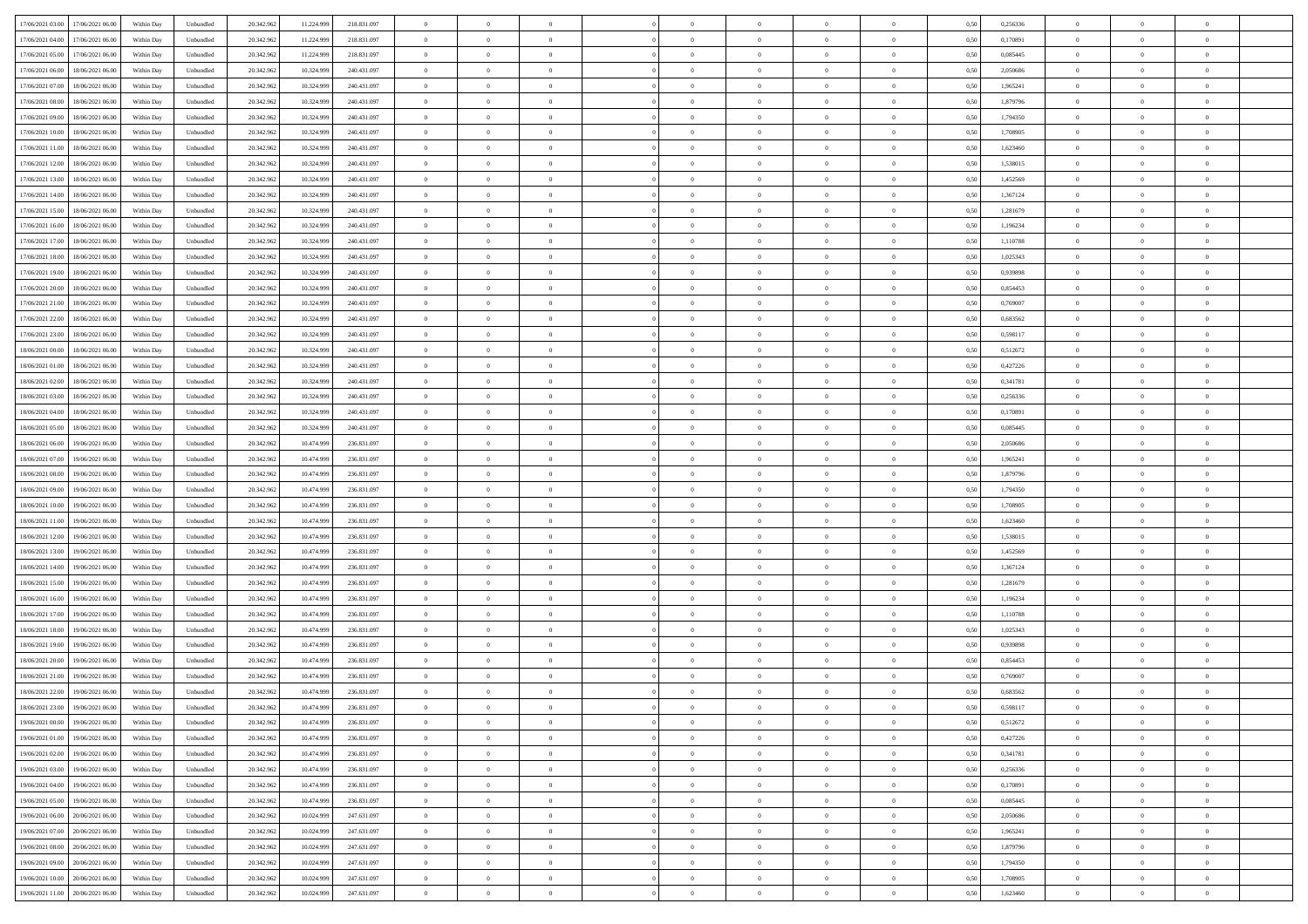| | | | | | | | | | | | | | | | | | | | | |
|---|---|---|---|---|---|---|---|---|---|---|---|---|---|---|---|---|---|---|---|---|
| 17/06/2021 03:00 | 17/06/2021 06:00 | Within Day | Unbundled | 20.342.962 | 11.224.999 | 218.831.097 | 0 | 0 | 0 | | 0 | 0 | 0 | 0 | 0,50 | 0,256336 | 0 | 0 | 0 | |
| 17/06/2021 04:00 | 17/06/2021 06:00 | Within Day | Unbundled | 20.342.962 | 11.224.999 | 218.831.097 | 0 | 0 | 0 | | 0 | 0 | 0 | 0 | 0,50 | 0,170891 | 0 | 0 | 0 | |
| 17/06/2021 05:00 | 17/06/2021 06:00 | Within Day | Unbundled | 20.342.962 | 11.224.999 | 218.831.097 | 0 | 0 | 0 | | 0 | 0 | 0 | 0 | 0,50 | 0,085445 | 0 | 0 | 0 | |
| 17/06/2021 06:00 | 18/06/2021 06:00 | Within Day | Unbundled | 20.342.962 | 10.324.999 | 240.431.097 | 0 | 0 | 0 | | 0 | 0 | 0 | 0 | 0,50 | 2,050686 | 0 | 0 | 0 | |
| 17/06/2021 07:00 | 18/06/2021 06:00 | Within Day | Unbundled | 20.342.962 | 10.324.999 | 240.431.097 | 0 | 0 | 0 | | 0 | 0 | 0 | 0 | 0,50 | 1,965241 | 0 | 0 | 0 | |
| 17/06/2021 08:00 | 18/06/2021 06:00 | Within Day | Unbundled | 20.342.962 | 10.324.999 | 240.431.097 | 0 | 0 | 0 | | 0 | 0 | 0 | 0 | 0,50 | 1,879796 | 0 | 0 | 0 | |
| 17/06/2021 09:00 | 18/06/2021 06:00 | Within Day | Unbundled | 20.342.962 | 10.324.999 | 240.431.097 | 0 | 0 | 0 | | 0 | 0 | 0 | 0 | 0,50 | 1,794350 | 0 | 0 | 0 | |
| 17/06/2021 10:00 | 18/06/2021 06:00 | Within Day | Unbundled | 20.342.962 | 10.324.999 | 240.431.097 | 0 | 0 | 0 | | 0 | 0 | 0 | 0 | 0,50 | 1,708905 | 0 | 0 | 0 | |
| 17/06/2021 11:00 | 18/06/2021 06:00 | Within Day | Unbundled | 20.342.962 | 10.324.999 | 240.431.097 | 0 | 0 | 0 | | 0 | 0 | 0 | 0 | 0,50 | 1,623460 | 0 | 0 | 0 | |
| 17/06/2021 12:00 | 18/06/2021 06:00 | Within Day | Unbundled | 20.342.962 | 10.324.999 | 240.431.097 | 0 | 0 | 0 | | 0 | 0 | 0 | 0 | 0,50 | 1,538015 | 0 | 0 | 0 | |
| 17/06/2021 13:00 | 18/06/2021 06:00 | Within Day | Unbundled | 20.342.962 | 10.324.999 | 240.431.097 | 0 | 0 | 0 | | 0 | 0 | 0 | 0 | 0,50 | 1,452569 | 0 | 0 | 0 | |
| 17/06/2021 14:00 | 18/06/2021 06:00 | Within Day | Unbundled | 20.342.962 | 10.324.999 | 240.431.097 | 0 | 0 | 0 | | 0 | 0 | 0 | 0 | 0,50 | 1,367124 | 0 | 0 | 0 | |
| 17/06/2021 15:00 | 18/06/2021 06:00 | Within Day | Unbundled | 20.342.962 | 10.324.999 | 240.431.097 | 0 | 0 | 0 | | 0 | 0 | 0 | 0 | 0,50 | 1,281679 | 0 | 0 | 0 | |
| 17/06/2021 16:00 | 18/06/2021 06:00 | Within Day | Unbundled | 20.342.962 | 10.324.999 | 240.431.097 | 0 | 0 | 0 | | 0 | 0 | 0 | 0 | 0,50 | 1,196234 | 0 | 0 | 0 | |
| 17/06/2021 17:00 | 18/06/2021 06:00 | Within Day | Unbundled | 20.342.962 | 10.324.999 | 240.431.097 | 0 | 0 | 0 | | 0 | 0 | 0 | 0 | 0,50 | 1,110788 | 0 | 0 | 0 | |
| 17/06/2021 18:00 | 18/06/2021 06:00 | Within Day | Unbundled | 20.342.962 | 10.324.999 | 240.431.097 | 0 | 0 | 0 | | 0 | 0 | 0 | 0 | 0,50 | 1,025343 | 0 | 0 | 0 | |
| 17/06/2021 19:00 | 18/06/2021 06:00 | Within Day | Unbundled | 20.342.962 | 10.324.999 | 240.431.097 | 0 | 0 | 0 | | 0 | 0 | 0 | 0 | 0,50 | 0,939898 | 0 | 0 | 0 | |
| 17/06/2021 20:00 | 18/06/2021 06:00 | Within Day | Unbundled | 20.342.962 | 10.324.999 | 240.431.097 | 0 | 0 | 0 | | 0 | 0 | 0 | 0 | 0,50 | 0,854453 | 0 | 0 | 0 | |
| 17/06/2021 21:00 | 18/06/2021 06:00 | Within Day | Unbundled | 20.342.962 | 10.324.999 | 240.431.097 | 0 | 0 | 0 | | 0 | 0 | 0 | 0 | 0,50 | 0,769007 | 0 | 0 | 0 | |
| 17/06/2021 22:00 | 18/06/2021 06:00 | Within Day | Unbundled | 20.342.962 | 10.324.999 | 240.431.097 | 0 | 0 | 0 | | 0 | 0 | 0 | 0 | 0,50 | 0,683562 | 0 | 0 | 0 | |
| 17/06/2021 23:00 | 18/06/2021 06:00 | Within Day | Unbundled | 20.342.962 | 10.324.999 | 240.431.097 | 0 | 0 | 0 | | 0 | 0 | 0 | 0 | 0,50 | 0,598117 | 0 | 0 | 0 | |
| 18/06/2021 00:00 | 18/06/2021 06:00 | Within Day | Unbundled | 20.342.962 | 10.324.999 | 240.431.097 | 0 | 0 | 0 | | 0 | 0 | 0 | 0 | 0,50 | 0,512672 | 0 | 0 | 0 | |
| 18/06/2021 01:00 | 18/06/2021 06:00 | Within Day | Unbundled | 20.342.962 | 10.324.999 | 240.431.097 | 0 | 0 | 0 | | 0 | 0 | 0 | 0 | 0,50 | 0,427226 | 0 | 0 | 0 | |
| 18/06/2021 02:00 | 18/06/2021 06:00 | Within Day | Unbundled | 20.342.962 | 10.324.999 | 240.431.097 | 0 | 0 | 0 | | 0 | 0 | 0 | 0 | 0,50 | 0,341781 | 0 | 0 | 0 | |
| 18/06/2021 03:00 | 18/06/2021 06:00 | Within Day | Unbundled | 20.342.962 | 10.324.999 | 240.431.097 | 0 | 0 | 0 | | 0 | 0 | 0 | 0 | 0,50 | 0,256336 | 0 | 0 | 0 | |
| 18/06/2021 04:00 | 18/06/2021 06:00 | Within Day | Unbundled | 20.342.962 | 10.324.999 | 240.431.097 | 0 | 0 | 0 | | 0 | 0 | 0 | 0 | 0,50 | 0,170891 | 0 | 0 | 0 | |
| 18/06/2021 05:00 | 18/06/2021 06:00 | Within Day | Unbundled | 20.342.962 | 10.324.999 | 240.431.097 | 0 | 0 | 0 | | 0 | 0 | 0 | 0 | 0,50 | 0,085445 | 0 | 0 | 0 | |
| 18/06/2021 06:00 | 19/06/2021 06:00 | Within Day | Unbundled | 20.342.962 | 10.474.999 | 236.831.097 | 0 | 0 | 0 | | 0 | 0 | 0 | 0 | 0,50 | 2,050686 | 0 | 0 | 0 | |
| 18/06/2021 07:00 | 19/06/2021 06:00 | Within Day | Unbundled | 20.342.962 | 10.474.999 | 236.831.097 | 0 | 0 | 0 | | 0 | 0 | 0 | 0 | 0,50 | 1,965241 | 0 | 0 | 0 | |
| 18/06/2021 08:00 | 19/06/2021 06:00 | Within Day | Unbundled | 20.342.962 | 10.474.999 | 236.831.097 | 0 | 0 | 0 | | 0 | 0 | 0 | 0 | 0,50 | 1,879796 | 0 | 0 | 0 | |
| 18/06/2021 09:00 | 19/06/2021 06:00 | Within Day | Unbundled | 20.342.962 | 10.474.999 | 236.831.097 | 0 | 0 | 0 | | 0 | 0 | 0 | 0 | 0,50 | 1,794350 | 0 | 0 | 0 | |
| 18/06/2021 10:00 | 19/06/2021 06:00 | Within Day | Unbundled | 20.342.962 | 10.474.999 | 236.831.097 | 0 | 0 | 0 | | 0 | 0 | 0 | 0 | 0,50 | 1,708905 | 0 | 0 | 0 | |
| 18/06/2021 11:00 | 19/06/2021 06:00 | Within Day | Unbundled | 20.342.962 | 10.474.999 | 236.831.097 | 0 | 0 | 0 | | 0 | 0 | 0 | 0 | 0,50 | 1,623460 | 0 | 0 | 0 | |
| 18/06/2021 12:00 | 19/06/2021 06:00 | Within Day | Unbundled | 20.342.962 | 10.474.999 | 236.831.097 | 0 | 0 | 0 | | 0 | 0 | 0 | 0 | 0,50 | 1,538015 | 0 | 0 | 0 | |
| 18/06/2021 13:00 | 19/06/2021 06:00 | Within Day | Unbundled | 20.342.962 | 10.474.999 | 236.831.097 | 0 | 0 | 0 | | 0 | 0 | 0 | 0 | 0,50 | 1,452569 | 0 | 0 | 0 | |
| 18/06/2021 14:00 | 19/06/2021 06:00 | Within Day | Unbundled | 20.342.962 | 10.474.999 | 236.831.097 | 0 | 0 | 0 | | 0 | 0 | 0 | 0 | 0,50 | 1,367124 | 0 | 0 | 0 | |
| 18/06/2021 15:00 | 19/06/2021 06:00 | Within Day | Unbundled | 20.342.962 | 10.474.999 | 236.831.097 | 0 | 0 | 0 | | 0 | 0 | 0 | 0 | 0,50 | 1,281679 | 0 | 0 | 0 | |
| 18/06/2021 16:00 | 19/06/2021 06:00 | Within Day | Unbundled | 20.342.962 | 10.474.999 | 236.831.097 | 0 | 0 | 0 | | 0 | 0 | 0 | 0 | 0,50 | 1,196234 | 0 | 0 | 0 | |
| 18/06/2021 17:00 | 19/06/2021 06:00 | Within Day | Unbundled | 20.342.962 | 10.474.999 | 236.831.097 | 0 | 0 | 0 | | 0 | 0 | 0 | 0 | 0,50 | 1,110788 | 0 | 0 | 0 | |
| 18/06/2021 18:00 | 19/06/2021 06:00 | Within Day | Unbundled | 20.342.962 | 10.474.999 | 236.831.097 | 0 | 0 | 0 | | 0 | 0 | 0 | 0 | 0,50 | 1,025343 | 0 | 0 | 0 | |
| 18/06/2021 19:00 | 19/06/2021 06:00 | Within Day | Unbundled | 20.342.962 | 10.474.999 | 236.831.097 | 0 | 0 | 0 | | 0 | 0 | 0 | 0 | 0,50 | 0,939898 | 0 | 0 | 0 | |
| 18/06/2021 20:00 | 19/06/2021 06:00 | Within Day | Unbundled | 20.342.962 | 10.474.999 | 236.831.097 | 0 | 0 | 0 | | 0 | 0 | 0 | 0 | 0,50 | 0,854453 | 0 | 0 | 0 | |
| 18/06/2021 21:00 | 19/06/2021 06:00 | Within Day | Unbundled | 20.342.962 | 10.474.999 | 236.831.097 | 0 | 0 | 0 | | 0 | 0 | 0 | 0 | 0,50 | 0,769007 | 0 | 0 | 0 | |
| 18/06/2021 22:00 | 19/06/2021 06:00 | Within Day | Unbundled | 20.342.962 | 10.474.999 | 236.831.097 | 0 | 0 | 0 | | 0 | 0 | 0 | 0 | 0,50 | 0,683562 | 0 | 0 | 0 | |
| 18/06/2021 23:00 | 19/06/2021 06:00 | Within Day | Unbundled | 20.342.962 | 10.474.999 | 236.831.097 | 0 | 0 | 0 | | 0 | 0 | 0 | 0 | 0,50 | 0,598117 | 0 | 0 | 0 | |
| 19/06/2021 00:00 | 19/06/2021 06:00 | Within Day | Unbundled | 20.342.962 | 10.474.999 | 236.831.097 | 0 | 0 | 0 | | 0 | 0 | 0 | 0 | 0,50 | 0,512672 | 0 | 0 | 0 | |
| 19/06/2021 01:00 | 19/06/2021 06:00 | Within Day | Unbundled | 20.342.962 | 10.474.999 | 236.831.097 | 0 | 0 | 0 | | 0 | 0 | 0 | 0 | 0,50 | 0,427226 | 0 | 0 | 0 | |
| 19/06/2021 02:00 | 19/06/2021 06:00 | Within Day | Unbundled | 20.342.962 | 10.474.999 | 236.831.097 | 0 | 0 | 0 | | 0 | 0 | 0 | 0 | 0,50 | 0,341781 | 0 | 0 | 0 | |
| 19/06/2021 03:00 | 19/06/2021 06:00 | Within Day | Unbundled | 20.342.962 | 10.474.999 | 236.831.097 | 0 | 0 | 0 | | 0 | 0 | 0 | 0 | 0,50 | 0,256336 | 0 | 0 | 0 | |
| 19/06/2021 04:00 | 19/06/2021 06:00 | Within Day | Unbundled | 20.342.962 | 10.474.999 | 236.831.097 | 0 | 0 | 0 | | 0 | 0 | 0 | 0 | 0,50 | 0,170891 | 0 | 0 | 0 | |
| 19/06/2021 05:00 | 19/06/2021 06:00 | Within Day | Unbundled | 20.342.962 | 10.474.999 | 236.831.097 | 0 | 0 | 0 | | 0 | 0 | 0 | 0 | 0,50 | 0,085445 | 0 | 0 | 0 | |
| 19/06/2021 06:00 | 20/06/2021 06:00 | Within Day | Unbundled | 20.342.962 | 10.024.999 | 247.631.097 | 0 | 0 | 0 | | 0 | 0 | 0 | 0 | 0,50 | 2,050686 | 0 | 0 | 0 | |
| 19/06/2021 07:00 | 20/06/2021 06:00 | Within Day | Unbundled | 20.342.962 | 10.024.999 | 247.631.097 | 0 | 0 | 0 | | 0 | 0 | 0 | 0 | 0,50 | 1,965241 | 0 | 0 | 0 | |
| 19/06/2021 08:00 | 20/06/2021 06:00 | Within Day | Unbundled | 20.342.962 | 10.024.999 | 247.631.097 | 0 | 0 | 0 | | 0 | 0 | 0 | 0 | 0,50 | 1,879796 | 0 | 0 | 0 | |
| 19/06/2021 09:00 | 20/06/2021 06:00 | Within Day | Unbundled | 20.342.962 | 10.024.999 | 247.631.097 | 0 | 0 | 0 | | 0 | 0 | 0 | 0 | 0,50 | 1,794350 | 0 | 0 | 0 | |
| 19/06/2021 10:00 | 20/06/2021 06:00 | Within Day | Unbundled | 20.342.962 | 10.024.999 | 247.631.097 | 0 | 0 | 0 | | 0 | 0 | 0 | 0 | 0,50 | 1,708905 | 0 | 0 | 0 | |
| 19/06/2021 11:00 | 20/06/2021 06:00 | Within Day | Unbundled | 20.342.962 | 10.024.999 | 247.631.097 | 0 | 0 | 0 | | 0 | 0 | 0 | 0 | 0,50 | 1,623460 | 0 | 0 | 0 | |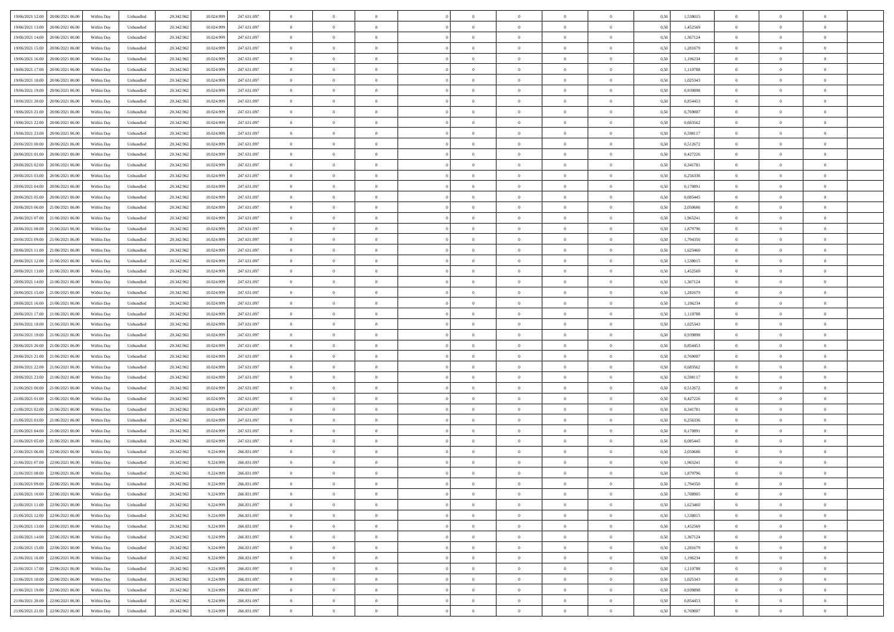| | | | | | | | | | | | | | | | | | | | | |
|---|---|---|---|---|---|---|---|---|---|---|---|---|---|---|---|---|---|---|---|---|
| 19/06/2021 12:00 | 20/06/2021 06:00 | Within Day | Unbundled | 20.342.962 | 10.024.999 | 247.631.097 | 0 | 0 | 0 | | 0 | 0 | 0 | 0 | 0,50 | 1,538015 | 0 | 0 | 0 | |
| 19/06/2021 13:00 | 20/06/2021 06:00 | Within Day | Unbundled | 20.342.962 | 10.024.999 | 247.631.097 | 0 | 0 | 0 | | 0 | 0 | 0 | 0 | 0,50 | 1,452569 | 0 | 0 | 0 | |
| 19/06/2021 14:00 | 20/06/2021 06:00 | Within Day | Unbundled | 20.342.962 | 10.024.999 | 247.631.097 | 0 | 0 | 0 | | 0 | 0 | 0 | 0 | 0,50 | 1,367124 | 0 | 0 | 0 | |
| 19/06/2021 15:00 | 20/06/2021 06:00 | Within Day | Unbundled | 20.342.962 | 10.024.999 | 247.631.097 | 0 | 0 | 0 | | 0 | 0 | 0 | 0 | 0,50 | 1,281679 | 0 | 0 | 0 | |
| 19/06/2021 16:00 | 20/06/2021 06:00 | Within Day | Unbundled | 20.342.962 | 10.024.999 | 247.631.097 | 0 | 0 | 0 | | 0 | 0 | 0 | 0 | 0,50 | 1,196234 | 0 | 0 | 0 | |
| 19/06/2021 17:00 | 20/06/2021 06:00 | Within Day | Unbundled | 20.342.962 | 10.024.999 | 247.631.097 | 0 | 0 | 0 | | 0 | 0 | 0 | 0 | 0,50 | 1,110788 | 0 | 0 | 0 | |
| 19/06/2021 18:00 | 20/06/2021 06:00 | Within Day | Unbundled | 20.342.962 | 10.024.999 | 247.631.097 | 0 | 0 | 0 | | 0 | 0 | 0 | 0 | 0,50 | 1,025343 | 0 | 0 | 0 | |
| 19/06/2021 19:00 | 20/06/2021 06:00 | Within Day | Unbundled | 20.342.962 | 10.024.999 | 247.631.097 | 0 | 0 | 0 | | 0 | 0 | 0 | 0 | 0,50 | 0,939898 | 0 | 0 | 0 | |
| 19/06/2021 20:00 | 20/06/2021 06:00 | Within Day | Unbundled | 20.342.962 | 10.024.999 | 247.631.097 | 0 | 0 | 0 | | 0 | 0 | 0 | 0 | 0,50 | 0,854453 | 0 | 0 | 0 | |
| 19/06/2021 21:00 | 20/06/2021 06:00 | Within Day | Unbundled | 20.342.962 | 10.024.999 | 247.631.097 | 0 | 0 | 0 | | 0 | 0 | 0 | 0 | 0,50 | 0,769007 | 0 | 0 | 0 | |
| 19/06/2021 22:00 | 20/06/2021 06:00 | Within Day | Unbundled | 20.342.962 | 10.024.999 | 247.631.097 | 0 | 0 | 0 | | 0 | 0 | 0 | 0 | 0,50 | 0,683562 | 0 | 0 | 0 | |
| 19/06/2021 23:00 | 20/06/2021 06:00 | Within Day | Unbundled | 20.342.962 | 10.024.999 | 247.631.097 | 0 | 0 | 0 | | 0 | 0 | 0 | 0 | 0,50 | 0,598117 | 0 | 0 | 0 | |
| 20/06/2021 00:00 | 20/06/2021 06:00 | Within Day | Unbundled | 20.342.962 | 10.024.999 | 247.631.097 | 0 | 0 | 0 | | 0 | 0 | 0 | 0 | 0,50 | 0,512672 | 0 | 0 | 0 | |
| 20/06/2021 01:00 | 20/06/2021 06:00 | Within Day | Unbundled | 20.342.962 | 10.024.999 | 247.631.097 | 0 | 0 | 0 | | 0 | 0 | 0 | 0 | 0,50 | 0,427226 | 0 | 0 | 0 | |
| 20/06/2021 02:00 | 20/06/2021 06:00 | Within Day | Unbundled | 20.342.962 | 10.024.999 | 247.631.097 | 0 | 0 | 0 | | 0 | 0 | 0 | 0 | 0,50 | 0,341781 | 0 | 0 | 0 | |
| 20/06/2021 03:00 | 20/06/2021 06:00 | Within Day | Unbundled | 20.342.962 | 10.024.999 | 247.631.097 | 0 | 0 | 0 | | 0 | 0 | 0 | 0 | 0,50 | 0,256336 | 0 | 0 | 0 | |
| 20/06/2021 04:00 | 20/06/2021 06:00 | Within Day | Unbundled | 20.342.962 | 10.024.999 | 247.631.097 | 0 | 0 | 0 | | 0 | 0 | 0 | 0 | 0,50 | 0,170891 | 0 | 0 | 0 | |
| 20/06/2021 05:00 | 20/06/2021 06:00 | Within Day | Unbundled | 20.342.962 | 10.024.999 | 247.631.097 | 0 | 0 | 0 | | 0 | 0 | 0 | 0 | 0,50 | 0,085445 | 0 | 0 | 0 | |
| 20/06/2021 06:00 | 21/06/2021 06:00 | Within Day | Unbundled | 20.342.962 | 10.024.999 | 247.631.097 | 0 | 0 | 0 | | 0 | 0 | 0 | 0 | 0,50 | 2,050686 | 0 | 0 | 0 | |
| 20/06/2021 07:00 | 21/06/2021 06:00 | Within Day | Unbundled | 20.342.962 | 10.024.999 | 247.631.097 | 0 | 0 | 0 | | 0 | 0 | 0 | 0 | 0,50 | 1,965241 | 0 | 0 | 0 | |
| 20/06/2021 08:00 | 21/06/2021 06:00 | Within Day | Unbundled | 20.342.962 | 10.024.999 | 247.631.097 | 0 | 0 | 0 | | 0 | 0 | 0 | 0 | 0,50 | 1,879796 | 0 | 0 | 0 | |
| 20/06/2021 09:00 | 21/06/2021 06:00 | Within Day | Unbundled | 20.342.962 | 10.024.999 | 247.631.097 | 0 | 0 | 0 | | 0 | 0 | 0 | 0 | 0,50 | 1,794350 | 0 | 0 | 0 | |
| 20/06/2021 11:00 | 21/06/2021 06:00 | Within Day | Unbundled | 20.342.962 | 10.024.999 | 247.631.097 | 0 | 0 | 0 | | 0 | 0 | 0 | 0 | 0,50 | 1,623460 | 0 | 0 | 0 | |
| 20/06/2021 12:00 | 21/06/2021 06:00 | Within Day | Unbundled | 20.342.962 | 10.024.999 | 247.631.097 | 0 | 0 | 0 | | 0 | 0 | 0 | 0 | 0,50 | 1,538015 | 0 | 0 | 0 | |
| 20/06/2021 13:00 | 21/06/2021 06:00 | Within Day | Unbundled | 20.342.962 | 10.024.999 | 247.631.097 | 0 | 0 | 0 | | 0 | 0 | 0 | 0 | 0,50 | 1,452569 | 0 | 0 | 0 | |
| 20/06/2021 14:00 | 21/06/2021 06:00 | Within Day | Unbundled | 20.342.962 | 10.024.999 | 247.631.097 | 0 | 0 | 0 | | 0 | 0 | 0 | 0 | 0,50 | 1,367124 | 0 | 0 | 0 | |
| 20/06/2021 15:00 | 21/06/2021 06:00 | Within Day | Unbundled | 20.342.962 | 10.024.999 | 247.631.097 | 0 | 0 | 0 | | 0 | 0 | 0 | 0 | 0,50 | 1,281679 | 0 | 0 | 0 | |
| 20/06/2021 16:00 | 21/06/2021 06:00 | Within Day | Unbundled | 20.342.962 | 10.024.999 | 247.631.097 | 0 | 0 | 0 | | 0 | 0 | 0 | 0 | 0,50 | 1,196234 | 0 | 0 | 0 | |
| 20/06/2021 17:00 | 21/06/2021 06:00 | Within Day | Unbundled | 20.342.962 | 10.024.999 | 247.631.097 | 0 | 0 | 0 | | 0 | 0 | 0 | 0 | 0,50 | 1,110788 | 0 | 0 | 0 | |
| 20/06/2021 18:00 | 21/06/2021 06:00 | Within Day | Unbundled | 20.342.962 | 10.024.999 | 247.631.097 | 0 | 0 | 0 | | 0 | 0 | 0 | 0 | 0,50 | 1,025343 | 0 | 0 | 0 | |
| 20/06/2021 19:00 | 21/06/2021 06:00 | Within Day | Unbundled | 20.342.962 | 10.024.999 | 247.631.097 | 0 | 0 | 0 | | 0 | 0 | 0 | 0 | 0,50 | 0,939898 | 0 | 0 | 0 | |
| 20/06/2021 20:00 | 21/06/2021 06:00 | Within Day | Unbundled | 20.342.962 | 10.024.999 | 247.631.097 | 0 | 0 | 0 | | 0 | 0 | 0 | 0 | 0,50 | 0,854453 | 0 | 0 | 0 | |
| 20/06/2021 21:00 | 21/06/2021 06:00 | Within Day | Unbundled | 20.342.962 | 10.024.999 | 247.631.097 | 0 | 0 | 0 | | 0 | 0 | 0 | 0 | 0,50 | 0,769007 | 0 | 0 | 0 | |
| 20/06/2021 22:00 | 21/06/2021 06:00 | Within Day | Unbundled | 20.342.962 | 10.024.999 | 247.631.097 | 0 | 0 | 0 | | 0 | 0 | 0 | 0 | 0,50 | 0,683562 | 0 | 0 | 0 | |
| 20/06/2021 23:00 | 21/06/2021 06:00 | Within Day | Unbundled | 20.342.962 | 10.024.999 | 247.631.097 | 0 | 0 | 0 | | 0 | 0 | 0 | 0 | 0,50 | 0,598117 | 0 | 0 | 0 | |
| 21/06/2021 00:00 | 21/06/2021 06:00 | Within Day | Unbundled | 20.342.962 | 10.024.999 | 247.631.097 | 0 | 0 | 0 | | 0 | 0 | 0 | 0 | 0,50 | 0,512672 | 0 | 0 | 0 | |
| 21/06/2021 01:00 | 21/06/2021 06:00 | Within Day | Unbundled | 20.342.962 | 10.024.999 | 247.631.097 | 0 | 0 | 0 | | 0 | 0 | 0 | 0 | 0,50 | 0,427226 | 0 | 0 | 0 | |
| 21/06/2021 02:00 | 21/06/2021 06:00 | Within Day | Unbundled | 20.342.962 | 10.024.999 | 247.631.097 | 0 | 0 | 0 | | 0 | 0 | 0 | 0 | 0,50 | 0,341781 | 0 | 0 | 0 | |
| 21/06/2021 03:00 | 21/06/2021 06:00 | Within Day | Unbundled | 20.342.962 | 10.024.999 | 247.631.097 | 0 | 0 | 0 | | 0 | 0 | 0 | 0 | 0,50 | 0,256336 | 0 | 0 | 0 | |
| 21/06/2021 04:00 | 21/06/2021 06:00 | Within Day | Unbundled | 20.342.962 | 10.024.999 | 247.631.097 | 0 | 0 | 0 | | 0 | 0 | 0 | 0 | 0,50 | 0,170891 | 0 | 0 | 0 | |
| 21/06/2021 05:00 | 21/06/2021 06:00 | Within Day | Unbundled | 20.342.962 | 10.024.999 | 247.631.097 | 0 | 0 | 0 | | 0 | 0 | 0 | 0 | 0,50 | 0,085445 | 0 | 0 | 0 | |
| 21/06/2021 06:00 | 22/06/2021 06:00 | Within Day | Unbundled | 20.342.962 | 9.224.999 | 266.831.097 | 0 | 0 | 0 | | 0 | 0 | 0 | 0 | 0,50 | 2,050686 | 0 | 0 | 0 | |
| 21/06/2021 07:00 | 22/06/2021 06:00 | Within Day | Unbundled | 20.342.962 | 9.224.999 | 266.831.097 | 0 | 0 | 0 | | 0 | 0 | 0 | 0 | 0,50 | 1,965241 | 0 | 0 | 0 | |
| 21/06/2021 08:00 | 22/06/2021 06:00 | Within Day | Unbundled | 20.342.962 | 9.224.999 | 266.831.097 | 0 | 0 | 0 | | 0 | 0 | 0 | 0 | 0,50 | 1,879796 | 0 | 0 | 0 | |
| 21/06/2021 09:00 | 22/06/2021 06:00 | Within Day | Unbundled | 20.342.962 | 9.224.999 | 266.831.097 | 0 | 0 | 0 | | 0 | 0 | 0 | 0 | 0,50 | 1,794350 | 0 | 0 | 0 | |
| 21/06/2021 10:00 | 22/06/2021 06:00 | Within Day | Unbundled | 20.342.962 | 9.224.999 | 266.831.097 | 0 | 0 | 0 | | 0 | 0 | 0 | 0 | 0,50 | 1,708905 | 0 | 0 | 0 | |
| 21/06/2021 11:00 | 22/06/2021 06:00 | Within Day | Unbundled | 20.342.962 | 9.224.999 | 266.831.097 | 0 | 0 | 0 | | 0 | 0 | 0 | 0 | 0,50 | 1,623460 | 0 | 0 | 0 | |
| 21/06/2021 12:00 | 22/06/2021 06:00 | Within Day | Unbundled | 20.342.962 | 9.224.999 | 266.831.097 | 0 | 0 | 0 | | 0 | 0 | 0 | 0 | 0,50 | 1,538015 | 0 | 0 | 0 | |
| 21/06/2021 13:00 | 22/06/2021 06:00 | Within Day | Unbundled | 20.342.962 | 9.224.999 | 266.831.097 | 0 | 0 | 0 | | 0 | 0 | 0 | 0 | 0,50 | 1,452569 | 0 | 0 | 0 | |
| 21/06/2021 14:00 | 22/06/2021 06:00 | Within Day | Unbundled | 20.342.962 | 9.224.999 | 266.831.097 | 0 | 0 | 0 | | 0 | 0 | 0 | 0 | 0,50 | 1,367124 | 0 | 0 | 0 | |
| 21/06/2021 15:00 | 22/06/2021 06:00 | Within Day | Unbundled | 20.342.962 | 9.224.999 | 266.831.097 | 0 | 0 | 0 | | 0 | 0 | 0 | 0 | 0,50 | 1,281679 | 0 | 0 | 0 | |
| 21/06/2021 16:00 | 22/06/2021 06:00 | Within Day | Unbundled | 20.342.962 | 9.224.999 | 266.831.097 | 0 | 0 | 0 | | 0 | 0 | 0 | 0 | 0,50 | 1,196234 | 0 | 0 | 0 | |
| 21/06/2021 17:00 | 22/06/2021 06:00 | Within Day | Unbundled | 20.342.962 | 9.224.999 | 266.831.097 | 0 | 0 | 0 | | 0 | 0 | 0 | 0 | 0,50 | 1,110788 | 0 | 0 | 0 | |
| 21/06/2021 18:00 | 22/06/2021 06:00 | Within Day | Unbundled | 20.342.962 | 9.224.999 | 266.831.097 | 0 | 0 | 0 | | 0 | 0 | 0 | 0 | 0,50 | 1,025343 | 0 | 0 | 0 | |
| 21/06/2021 19:00 | 22/06/2021 06:00 | Within Day | Unbundled | 20.342.962 | 9.224.999 | 266.831.097 | 0 | 0 | 0 | | 0 | 0 | 0 | 0 | 0,50 | 0,939898 | 0 | 0 | 0 | |
| 21/06/2021 20:00 | 22/06/2021 06:00 | Within Day | Unbundled | 20.342.962 | 9.224.999 | 266.831.097 | 0 | 0 | 0 | | 0 | 0 | 0 | 0 | 0,50 | 0,854453 | 0 | 0 | 0 | |
| 21/06/2021 21:00 | 22/06/2021 06:00 | Within Day | Unbundled | 20.342.962 | 9.224.999 | 266.831.097 | 0 | 0 | 0 | | 0 | 0 | 0 | 0 | 0,50 | 0,769007 | 0 | 0 | 0 | |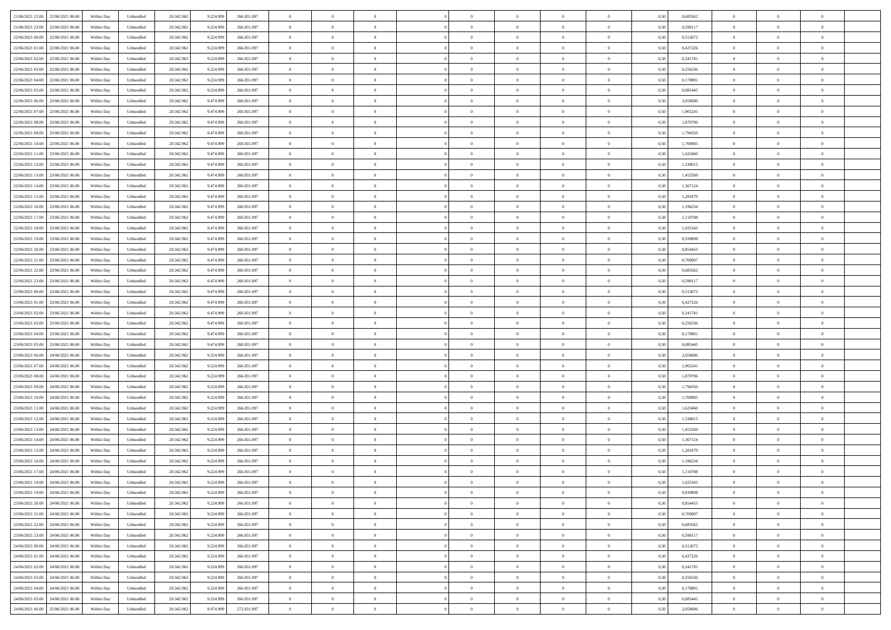| | | | | | | | | | | | | | | | | | | | | |
|---|---|---|---|---|---|---|---|---|---|---|---|---|---|---|---|---|---|---|---|---|
| 21/06/2021 22:00 | 22/06/2021 06:00 | Within Day | Unbundled | 20.342.962 | 9.224.999 | 266.831.097 | 0 | 0 | 0 | | 0 | 0 | 0 | 0 | 0,50 | 0,683562 | 0 | 0 | 0 | |
| 21/06/2021 23:00 | 22/06/2021 06:00 | Within Day | Unbundled | 20.342.962 | 9.224.999 | 266.831.097 | 0 | 0 | 0 | | 0 | 0 | 0 | 0 | 0,50 | 0,598117 | 0 | 0 | 0 | |
| 22/06/2021 00:00 | 22/06/2021 06:00 | Within Day | Unbundled | 20.342.962 | 9.224.999 | 266.831.097 | 0 | 0 | 0 | | 0 | 0 | 0 | 0 | 0,50 | 0,512672 | 0 | 0 | 0 | |
| 22/06/2021 01:00 | 22/06/2021 06:00 | Within Day | Unbundled | 20.342.962 | 9.224.999 | 266.831.097 | 0 | 0 | 0 | | 0 | 0 | 0 | 0 | 0,50 | 0,427226 | 0 | 0 | 0 | |
| 22/06/2021 02:00 | 22/06/2021 06:00 | Within Day | Unbundled | 20.342.962 | 9.224.999 | 266.831.097 | 0 | 0 | 0 | | 0 | 0 | 0 | 0 | 0,50 | 0,341781 | 0 | 0 | 0 | |
| 22/06/2021 03:00 | 22/06/2021 06:00 | Within Day | Unbundled | 20.342.962 | 9.224.999 | 266.831.097 | 0 | 0 | 0 | | 0 | 0 | 0 | 0 | 0,50 | 0,256336 | 0 | 0 | 0 | |
| 22/06/2021 04:00 | 22/06/2021 06:00 | Within Day | Unbundled | 20.342.962 | 9.224.999 | 266.831.097 | 0 | 0 | 0 | | 0 | 0 | 0 | 0 | 0,50 | 0,170891 | 0 | 0 | 0 | |
| 22/06/2021 05:00 | 22/06/2021 06:00 | Within Day | Unbundled | 20.342.962 | 9.224.999 | 266.831.097 | 0 | 0 | 0 | | 0 | 0 | 0 | 0 | 0,50 | 0,085445 | 0 | 0 | 0 | |
| 22/06/2021 06:00 | 23/06/2021 06:00 | Within Day | Unbundled | 20.342.962 | 9.474.999 | 260.831.097 | 0 | 0 | 0 | | 0 | 0 | 0 | 0 | 0,50 | 2,050686 | 0 | 0 | 0 | |
| 22/06/2021 07:00 | 23/06/2021 06:00 | Within Day | Unbundled | 20.342.962 | 9.474.999 | 260.831.097 | 0 | 0 | 0 | | 0 | 0 | 0 | 0 | 0,50 | 1,965241 | 0 | 0 | 0 | |
| 22/06/2021 08:00 | 23/06/2021 06:00 | Within Day | Unbundled | 20.342.962 | 9.474.999 | 260.831.097 | 0 | 0 | 0 | | 0 | 0 | 0 | 0 | 0,50 | 1,879796 | 0 | 0 | 0 | |
| 22/06/2021 09:00 | 23/06/2021 06:00 | Within Day | Unbundled | 20.342.962 | 9.474.999 | 260.831.097 | 0 | 0 | 0 | | 0 | 0 | 0 | 0 | 0,50 | 1,794350 | 0 | 0 | 0 | |
| 22/06/2021 10:00 | 23/06/2021 06:00 | Within Day | Unbundled | 20.342.962 | 9.474.999 | 260.831.097 | 0 | 0 | 0 | | 0 | 0 | 0 | 0 | 0,50 | 1,708905 | 0 | 0 | 0 | |
| 22/06/2021 11:00 | 23/06/2021 06:00 | Within Day | Unbundled | 20.342.962 | 9.474.999 | 260.831.097 | 0 | 0 | 0 | | 0 | 0 | 0 | 0 | 0,50 | 1,623460 | 0 | 0 | 0 | |
| 22/06/2021 12:00 | 23/06/2021 06:00 | Within Day | Unbundled | 20.342.962 | 9.474.999 | 260.831.097 | 0 | 0 | 0 | | 0 | 0 | 0 | 0 | 0,50 | 1,538015 | 0 | 0 | 0 | |
| 22/06/2021 13:00 | 23/06/2021 06:00 | Within Day | Unbundled | 20.342.962 | 9.474.999 | 260.831.097 | 0 | 0 | 0 | | 0 | 0 | 0 | 0 | 0,50 | 1,452569 | 0 | 0 | 0 | |
| 22/06/2021 14:00 | 23/06/2021 06:00 | Within Day | Unbundled | 20.342.962 | 9.474.999 | 260.831.097 | 0 | 0 | 0 | | 0 | 0 | 0 | 0 | 0,50 | 1,367124 | 0 | 0 | 0 | |
| 22/06/2021 15:00 | 23/06/2021 06:00 | Within Day | Unbundled | 20.342.962 | 9.474.999 | 260.831.097 | 0 | 0 | 0 | | 0 | 0 | 0 | 0 | 0,50 | 1,281679 | 0 | 0 | 0 | |
| 22/06/2021 16:00 | 23/06/2021 06:00 | Within Day | Unbundled | 20.342.962 | 9.474.999 | 260.831.097 | 0 | 0 | 0 | | 0 | 0 | 0 | 0 | 0,50 | 1,196234 | 0 | 0 | 0 | |
| 22/06/2021 17:00 | 23/06/2021 06:00 | Within Day | Unbundled | 20.342.962 | 9.474.999 | 260.831.097 | 0 | 0 | 0 | | 0 | 0 | 0 | 0 | 0,50 | 1,110788 | 0 | 0 | 0 | |
| 22/06/2021 18:00 | 23/06/2021 06:00 | Within Day | Unbundled | 20.342.962 | 9.474.999 | 260.831.097 | 0 | 0 | 0 | | 0 | 0 | 0 | 0 | 0,50 | 1,025343 | 0 | 0 | 0 | |
| 22/06/2021 19:00 | 23/06/2021 06:00 | Within Day | Unbundled | 20.342.962 | 9.474.999 | 260.831.097 | 0 | 0 | 0 | | 0 | 0 | 0 | 0 | 0,50 | 0,939898 | 0 | 0 | 0 | |
| 22/06/2021 20:00 | 23/06/2021 06:00 | Within Day | Unbundled | 20.342.962 | 9.474.999 | 260.831.097 | 0 | 0 | 0 | | 0 | 0 | 0 | 0 | 0,50 | 0,854453 | 0 | 0 | 0 | |
| 22/06/2021 21:00 | 23/06/2021 06:00 | Within Day | Unbundled | 20.342.962 | 9.474.999 | 260.831.097 | 0 | 0 | 0 | | 0 | 0 | 0 | 0 | 0,50 | 0,769007 | 0 | 0 | 0 | |
| 22/06/2021 22:00 | 23/06/2021 06:00 | Within Day | Unbundled | 20.342.962 | 9.474.999 | 260.831.097 | 0 | 0 | 0 | | 0 | 0 | 0 | 0 | 0,50 | 0,683562 | 0 | 0 | 0 | |
| 22/06/2021 23:00 | 23/06/2021 06:00 | Within Day | Unbundled | 20.342.962 | 9.474.999 | 260.831.097 | 0 | 0 | 0 | | 0 | 0 | 0 | 0 | 0,50 | 0,598117 | 0 | 0 | 0 | |
| 23/06/2021 00:00 | 23/06/2021 06:00 | Within Day | Unbundled | 20.342.962 | 9.474.999 | 260.831.097 | 0 | 0 | 0 | | 0 | 0 | 0 | 0 | 0,50 | 0,512672 | 0 | 0 | 0 | |
| 23/06/2021 01:00 | 23/06/2021 06:00 | Within Day | Unbundled | 20.342.962 | 9.474.999 | 260.831.097 | 0 | 0 | 0 | | 0 | 0 | 0 | 0 | 0,50 | 0,427226 | 0 | 0 | 0 | |
| 23/06/2021 02:00 | 23/06/2021 06:00 | Within Day | Unbundled | 20.342.962 | 9.474.999 | 260.831.097 | 0 | 0 | 0 | | 0 | 0 | 0 | 0 | 0,50 | 0,341781 | 0 | 0 | 0 | |
| 23/06/2021 03:00 | 23/06/2021 06:00 | Within Day | Unbundled | 20.342.962 | 9.474.999 | 260.831.097 | 0 | 0 | 0 | | 0 | 0 | 0 | 0 | 0,50 | 0,256336 | 0 | 0 | 0 | |
| 23/06/2021 04:00 | 23/06/2021 06:00 | Within Day | Unbundled | 20.342.962 | 9.474.999 | 260.831.097 | 0 | 0 | 0 | | 0 | 0 | 0 | 0 | 0,50 | 0,170891 | 0 | 0 | 0 | |
| 23/06/2021 05:00 | 23/06/2021 06:00 | Within Day | Unbundled | 20.342.962 | 9.474.999 | 260.831.097 | 0 | 0 | 0 | | 0 | 0 | 0 | 0 | 0,50 | 0,085445 | 0 | 0 | 0 | |
| 23/06/2021 06:00 | 24/06/2021 06:00 | Within Day | Unbundled | 20.342.962 | 9.224.999 | 266.831.097 | 0 | 0 | 0 | | 0 | 0 | 0 | 0 | 0,50 | 2,050686 | 0 | 0 | 0 | |
| 23/06/2021 07:00 | 24/06/2021 06:00 | Within Day | Unbundled | 20.342.962 | 9.224.999 | 266.831.097 | 0 | 0 | 0 | | 0 | 0 | 0 | 0 | 0,50 | 1,965241 | 0 | 0 | 0 | |
| 23/06/2021 08:00 | 24/06/2021 06:00 | Within Day | Unbundled | 20.342.962 | 9.224.999 | 266.831.097 | 0 | 0 | 0 | | 0 | 0 | 0 | 0 | 0,50 | 1,879796 | 0 | 0 | 0 | |
| 23/06/2021 09:00 | 24/06/2021 06:00 | Within Day | Unbundled | 20.342.962 | 9.224.999 | 266.831.097 | 0 | 0 | 0 | | 0 | 0 | 0 | 0 | 0,50 | 1,794350 | 0 | 0 | 0 | |
| 23/06/2021 10:00 | 24/06/2021 06:00 | Within Day | Unbundled | 20.342.962 | 9.224.999 | 266.831.097 | 0 | 0 | 0 | | 0 | 0 | 0 | 0 | 0,50 | 1,708905 | 0 | 0 | 0 | |
| 23/06/2021 11:00 | 24/06/2021 06:00 | Within Day | Unbundled | 20.342.962 | 9.224.999 | 266.831.097 | 0 | 0 | 0 | | 0 | 0 | 0 | 0 | 0,50 | 1,623460 | 0 | 0 | 0 | |
| 23/06/2021 12:00 | 24/06/2021 06:00 | Within Day | Unbundled | 20.342.962 | 9.224.999 | 266.831.097 | 0 | 0 | 0 | | 0 | 0 | 0 | 0 | 0,50 | 1,538015 | 0 | 0 | 0 | |
| 23/06/2021 13:00 | 24/06/2021 06:00 | Within Day | Unbundled | 20.342.962 | 9.224.999 | 266.831.097 | 0 | 0 | 0 | | 0 | 0 | 0 | 0 | 0,50 | 1,452569 | 0 | 0 | 0 | |
| 23/06/2021 14:00 | 24/06/2021 06:00 | Within Day | Unbundled | 20.342.962 | 9.224.999 | 266.831.097 | 0 | 0 | 0 | | 0 | 0 | 0 | 0 | 0,50 | 1,367124 | 0 | 0 | 0 | |
| 23/06/2021 15:00 | 24/06/2021 06:00 | Within Day | Unbundled | 20.342.962 | 9.224.999 | 266.831.097 | 0 | 0 | 0 | | 0 | 0 | 0 | 0 | 0,50 | 1,281679 | 0 | 0 | 0 | |
| 23/06/2021 16:00 | 24/06/2021 06:00 | Within Day | Unbundled | 20.342.962 | 9.224.999 | 266.831.097 | 0 | 0 | 0 | | 0 | 0 | 0 | 0 | 0,50 | 1,196234 | 0 | 0 | 0 | |
| 23/06/2021 17:00 | 24/06/2021 06:00 | Within Day | Unbundled | 20.342.962 | 9.224.999 | 266.831.097 | 0 | 0 | 0 | | 0 | 0 | 0 | 0 | 0,50 | 1,110788 | 0 | 0 | 0 | |
| 23/06/2021 18:00 | 24/06/2021 06:00 | Within Day | Unbundled | 20.342.962 | 9.224.999 | 266.831.097 | 0 | 0 | 0 | | 0 | 0 | 0 | 0 | 0,50 | 1,025343 | 0 | 0 | 0 | |
| 23/06/2021 19:00 | 24/06/2021 06:00 | Within Day | Unbundled | 20.342.962 | 9.224.999 | 266.831.097 | 0 | 0 | 0 | | 0 | 0 | 0 | 0 | 0,50 | 0,939898 | 0 | 0 | 0 | |
| 23/06/2021 20:00 | 24/06/2021 06:00 | Within Day | Unbundled | 20.342.962 | 9.224.999 | 266.831.097 | 0 | 0 | 0 | | 0 | 0 | 0 | 0 | 0,50 | 0,854453 | 0 | 0 | 0 | |
| 23/06/2021 21:00 | 24/06/2021 06:00 | Within Day | Unbundled | 20.342.962 | 9.224.999 | 266.831.097 | 0 | 0 | 0 | | 0 | 0 | 0 | 0 | 0,50 | 0,769007 | 0 | 0 | 0 | |
| 23/06/2021 22:00 | 24/06/2021 06:00 | Within Day | Unbundled | 20.342.962 | 9.224.999 | 266.831.097 | 0 | 0 | 0 | | 0 | 0 | 0 | 0 | 0,50 | 0,683562 | 0 | 0 | 0 | |
| 23/06/2021 23:00 | 24/06/2021 06:00 | Within Day | Unbundled | 20.342.962 | 9.224.999 | 266.831.097 | 0 | 0 | 0 | | 0 | 0 | 0 | 0 | 0,50 | 0,598117 | 0 | 0 | 0 | |
| 24/06/2021 00:00 | 24/06/2021 06:00 | Within Day | Unbundled | 20.342.962 | 9.224.999 | 266.831.097 | 0 | 0 | 0 | | 0 | 0 | 0 | 0 | 0,50 | 0,512672 | 0 | 0 | 0 | |
| 24/06/2021 01:00 | 24/06/2021 06:00 | Within Day | Unbundled | 20.342.962 | 9.224.999 | 266.831.097 | 0 | 0 | 0 | | 0 | 0 | 0 | 0 | 0,50 | 0,427226 | 0 | 0 | 0 | |
| 24/06/2021 02:00 | 24/06/2021 06:00 | Within Day | Unbundled | 20.342.962 | 9.224.999 | 266.831.097 | 0 | 0 | 0 | | 0 | 0 | 0 | 0 | 0,50 | 0,341781 | 0 | 0 | 0 | |
| 24/06/2021 03:00 | 24/06/2021 06:00 | Within Day | Unbundled | 20.342.962 | 9.224.999 | 266.831.097 | 0 | 0 | 0 | | 0 | 0 | 0 | 0 | 0,50 | 0,256336 | 0 | 0 | 0 | |
| 24/06/2021 04:00 | 24/06/2021 06:00 | Within Day | Unbundled | 20.342.962 | 9.224.999 | 266.831.097 | 0 | 0 | 0 | | 0 | 0 | 0 | 0 | 0,50 | 0,170891 | 0 | 0 | 0 | |
| 24/06/2021 05:00 | 24/06/2021 06:00 | Within Day | Unbundled | 20.342.962 | 9.224.999 | 266.831.097 | 0 | 0 | 0 | | 0 | 0 | 0 | 0 | 0,50 | 0,085445 | 0 | 0 | 0 | |
| 24/06/2021 06:00 | 25/06/2021 06:00 | Within Day | Unbundled | 20.342.962 | 8.974.999 | 272.831.097 | 0 | 0 | 0 | | 0 | 0 | 0 | 0 | 0,50 | 2,050686 | 0 | 0 | 0 | |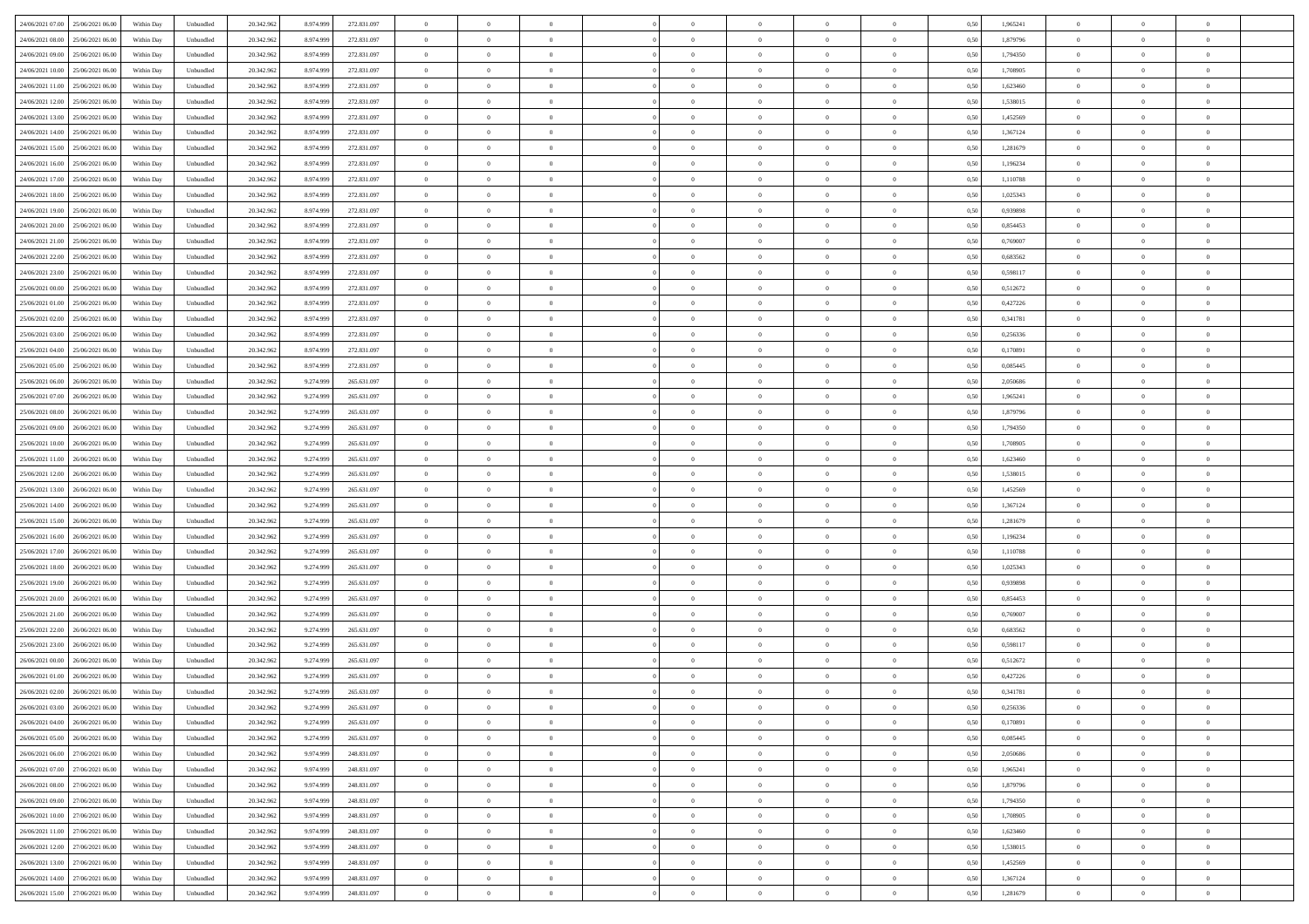| 24/06/2021 07:00 | 25/06/2021 06:00 | Within Day | Unbundled | 20.342.962 | 8.974.999 | 272.831.097 | 0 | 0 | 0 | | 0 | 0 | 0 | 0 | 0,50 | 1,965241 | 0 | 0 | 0 | |
|---|---|---|---|---|---|---|---|---|---|---|---|---|---|---|---|---|---|---|---|---|
| 24/06/2021 08:00 | 25/06/2021 06:00 | Within Day | Unbundled | 20.342.962 | 8.974.999 | 272.831.097 | 0 | 0 | 0 | | 0 | 0 | 0 | 0 | 0,50 | 1,879796 | 0 | 0 | 0 | |
| 24/06/2021 09:00 | 25/06/2021 06:00 | Within Day | Unbundled | 20.342.962 | 8.974.999 | 272.831.097 | 0 | 0 | 0 | | 0 | 0 | 0 | 0 | 0,50 | 1,794350 | 0 | 0 | 0 | |
| 24/06/2021 10:00 | 25/06/2021 06:00 | Within Day | Unbundled | 20.342.962 | 8.974.999 | 272.831.097 | 0 | 0 | 0 | | 0 | 0 | 0 | 0 | 0,50 | 1,708905 | 0 | 0 | 0 | |
| 24/06/2021 11:00 | 25/06/2021 06:00 | Within Day | Unbundled | 20.342.962 | 8.974.999 | 272.831.097 | 0 | 0 | 0 | | 0 | 0 | 0 | 0 | 0,50 | 1,623460 | 0 | 0 | 0 | |
| 24/06/2021 12:00 | 25/06/2021 06:00 | Within Day | Unbundled | 20.342.962 | 8.974.999 | 272.831.097 | 0 | 0 | 0 | | 0 | 0 | 0 | 0 | 0,50 | 1,538015 | 0 | 0 | 0 | |
| 24/06/2021 13:00 | 25/06/2021 06:00 | Within Day | Unbundled | 20.342.962 | 8.974.999 | 272.831.097 | 0 | 0 | 0 | | 0 | 0 | 0 | 0 | 0,50 | 1,452569 | 0 | 0 | 0 | |
| 24/06/2021 14:00 | 25/06/2021 06:00 | Within Day | Unbundled | 20.342.962 | 8.974.999 | 272.831.097 | 0 | 0 | 0 | | 0 | 0 | 0 | 0 | 0,50 | 1,367124 | 0 | 0 | 0 | |
| 24/06/2021 15:00 | 25/06/2021 06:00 | Within Day | Unbundled | 20.342.962 | 8.974.999 | 272.831.097 | 0 | 0 | 0 | | 0 | 0 | 0 | 0 | 0,50 | 1,281679 | 0 | 0 | 0 | |
| 24/06/2021 16:00 | 25/06/2021 06:00 | Within Day | Unbundled | 20.342.962 | 8.974.999 | 272.831.097 | 0 | 0 | 0 | | 0 | 0 | 0 | 0 | 0,50 | 1,196234 | 0 | 0 | 0 | |
| 24/06/2021 17:00 | 25/06/2021 06:00 | Within Day | Unbundled | 20.342.962 | 8.974.999 | 272.831.097 | 0 | 0 | 0 | | 0 | 0 | 0 | 0 | 0,50 | 1,110788 | 0 | 0 | 0 | |
| 24/06/2021 18:00 | 25/06/2021 06:00 | Within Day | Unbundled | 20.342.962 | 8.974.999 | 272.831.097 | 0 | 0 | 0 | | 0 | 0 | 0 | 0 | 0,50 | 1,025343 | 0 | 0 | 0 | |
| 24/06/2021 19:00 | 25/06/2021 06:00 | Within Day | Unbundled | 20.342.962 | 8.974.999 | 272.831.097 | 0 | 0 | 0 | | 0 | 0 | 0 | 0 | 0,50 | 0,939898 | 0 | 0 | 0 | |
| 24/06/2021 20:00 | 25/06/2021 06:00 | Within Day | Unbundled | 20.342.962 | 8.974.999 | 272.831.097 | 0 | 0 | 0 | | 0 | 0 | 0 | 0 | 0,50 | 0,854453 | 0 | 0 | 0 | |
| 24/06/2021 21:00 | 25/06/2021 06:00 | Within Day | Unbundled | 20.342.962 | 8.974.999 | 272.831.097 | 0 | 0 | 0 | | 0 | 0 | 0 | 0 | 0,50 | 0,769007 | 0 | 0 | 0 | |
| 24/06/2021 22:00 | 25/06/2021 06:00 | Within Day | Unbundled | 20.342.962 | 8.974.999 | 272.831.097 | 0 | 0 | 0 | | 0 | 0 | 0 | 0 | 0,50 | 0,683562 | 0 | 0 | 0 | |
| 24/06/2021 23:00 | 25/06/2021 06:00 | Within Day | Unbundled | 20.342.962 | 8.974.999 | 272.831.097 | 0 | 0 | 0 | | 0 | 0 | 0 | 0 | 0,50 | 0,598117 | 0 | 0 | 0 | |
| 25/06/2021 00:00 | 25/06/2021 06:00 | Within Day | Unbundled | 20.342.962 | 8.974.999 | 272.831.097 | 0 | 0 | 0 | | 0 | 0 | 0 | 0 | 0,50 | 0,512672 | 0 | 0 | 0 | |
| 25/06/2021 01:00 | 25/06/2021 06:00 | Within Day | Unbundled | 20.342.962 | 8.974.999 | 272.831.097 | 0 | 0 | 0 | | 0 | 0 | 0 | 0 | 0,50 | 0,427226 | 0 | 0 | 0 | |
| 25/06/2021 02:00 | 25/06/2021 06:00 | Within Day | Unbundled | 20.342.962 | 8.974.999 | 272.831.097 | 0 | 0 | 0 | | 0 | 0 | 0 | 0 | 0,50 | 0,341781 | 0 | 0 | 0 | |
| 25/06/2021 03:00 | 25/06/2021 06:00 | Within Day | Unbundled | 20.342.962 | 8.974.999 | 272.831.097 | 0 | 0 | 0 | | 0 | 0 | 0 | 0 | 0,50 | 0,256336 | 0 | 0 | 0 | |
| 25/06/2021 04:00 | 25/06/2021 06:00 | Within Day | Unbundled | 20.342.962 | 8.974.999 | 272.831.097 | 0 | 0 | 0 | | 0 | 0 | 0 | 0 | 0,50 | 0,170891 | 0 | 0 | 0 | |
| 25/06/2021 05:00 | 25/06/2021 06:00 | Within Day | Unbundled | 20.342.962 | 8.974.999 | 272.831.097 | 0 | 0 | 0 | | 0 | 0 | 0 | 0 | 0,50 | 0,085445 | 0 | 0 | 0 | |
| 25/06/2021 06:00 | 26/06/2021 06:00 | Within Day | Unbundled | 20.342.962 | 9.274.999 | 265.631.097 | 0 | 0 | 0 | | 0 | 0 | 0 | 0 | 0,50 | 2,050686 | 0 | 0 | 0 | |
| 25/06/2021 07:00 | 26/06/2021 06:00 | Within Day | Unbundled | 20.342.962 | 9.274.999 | 265.631.097 | 0 | 0 | 0 | | 0 | 0 | 0 | 0 | 0,50 | 1,965241 | 0 | 0 | 0 | |
| 25/06/2021 08:00 | 26/06/2021 06:00 | Within Day | Unbundled | 20.342.962 | 9.274.999 | 265.631.097 | 0 | 0 | 0 | | 0 | 0 | 0 | 0 | 0,50 | 1,879796 | 0 | 0 | 0 | |
| 25/06/2021 09:00 | 26/06/2021 06:00 | Within Day | Unbundled | 20.342.962 | 9.274.999 | 265.631.097 | 0 | 0 | 0 | | 0 | 0 | 0 | 0 | 0,50 | 1,794350 | 0 | 0 | 0 | |
| 25/06/2021 10:00 | 26/06/2021 06:00 | Within Day | Unbundled | 20.342.962 | 9.274.999 | 265.631.097 | 0 | 0 | 0 | | 0 | 0 | 0 | 0 | 0,50 | 1,708905 | 0 | 0 | 0 | |
| 25/06/2021 11:00 | 26/06/2021 06:00 | Within Day | Unbundled | 20.342.962 | 9.274.999 | 265.631.097 | 0 | 0 | 0 | | 0 | 0 | 0 | 0 | 0,50 | 1,623460 | 0 | 0 | 0 | |
| 25/06/2021 12:00 | 26/06/2021 06:00 | Within Day | Unbundled | 20.342.962 | 9.274.999 | 265.631.097 | 0 | 0 | 0 | | 0 | 0 | 0 | 0 | 0,50 | 1,538015 | 0 | 0 | 0 | |
| 25/06/2021 13:00 | 26/06/2021 06:00 | Within Day | Unbundled | 20.342.962 | 9.274.999 | 265.631.097 | 0 | 0 | 0 | | 0 | 0 | 0 | 0 | 0,50 | 1,452569 | 0 | 0 | 0 | |
| 25/06/2021 14:00 | 26/06/2021 06:00 | Within Day | Unbundled | 20.342.962 | 9.274.999 | 265.631.097 | 0 | 0 | 0 | | 0 | 0 | 0 | 0 | 0,50 | 1,367124 | 0 | 0 | 0 | |
| 25/06/2021 15:00 | 26/06/2021 06:00 | Within Day | Unbundled | 20.342.962 | 9.274.999 | 265.631.097 | 0 | 0 | 0 | | 0 | 0 | 0 | 0 | 0,50 | 1,281679 | 0 | 0 | 0 | |
| 25/06/2021 16:00 | 26/06/2021 06:00 | Within Day | Unbundled | 20.342.962 | 9.274.999 | 265.631.097 | 0 | 0 | 0 | | 0 | 0 | 0 | 0 | 0,50 | 1,196234 | 0 | 0 | 0 | |
| 25/06/2021 17:00 | 26/06/2021 06:00 | Within Day | Unbundled | 20.342.962 | 9.274.999 | 265.631.097 | 0 | 0 | 0 | | 0 | 0 | 0 | 0 | 0,50 | 1,110788 | 0 | 0 | 0 | |
| 25/06/2021 18:00 | 26/06/2021 06:00 | Within Day | Unbundled | 20.342.962 | 9.274.999 | 265.631.097 | 0 | 0 | 0 | | 0 | 0 | 0 | 0 | 0,50 | 1,025343 | 0 | 0 | 0 | |
| 25/06/2021 19:00 | 26/06/2021 06:00 | Within Day | Unbundled | 20.342.962 | 9.274.999 | 265.631.097 | 0 | 0 | 0 | | 0 | 0 | 0 | 0 | 0,50 | 0,939898 | 0 | 0 | 0 | |
| 25/06/2021 20:00 | 26/06/2021 06:00 | Within Day | Unbundled | 20.342.962 | 9.274.999 | 265.631.097 | 0 | 0 | 0 | | 0 | 0 | 0 | 0 | 0,50 | 0,854453 | 0 | 0 | 0 | |
| 25/06/2021 21:00 | 26/06/2021 06:00 | Within Day | Unbundled | 20.342.962 | 9.274.999 | 265.631.097 | 0 | 0 | 0 | | 0 | 0 | 0 | 0 | 0,50 | 0,769007 | 0 | 0 | 0 | |
| 25/06/2021 22:00 | 26/06/2021 06:00 | Within Day | Unbundled | 20.342.962 | 9.274.999 | 265.631.097 | 0 | 0 | 0 | | 0 | 0 | 0 | 0 | 0,50 | 0,683562 | 0 | 0 | 0 | |
| 25/06/2021 23:00 | 26/06/2021 06:00 | Within Day | Unbundled | 20.342.962 | 9.274.999 | 265.631.097 | 0 | 0 | 0 | | 0 | 0 | 0 | 0 | 0,50 | 0,598117 | 0 | 0 | 0 | |
| 26/06/2021 00:00 | 26/06/2021 06:00 | Within Day | Unbundled | 20.342.962 | 9.274.999 | 265.631.097 | 0 | 0 | 0 | | 0 | 0 | 0 | 0 | 0,50 | 0,512672 | 0 | 0 | 0 | |
| 26/06/2021 01:00 | 26/06/2021 06:00 | Within Day | Unbundled | 20.342.962 | 9.274.999 | 265.631.097 | 0 | 0 | 0 | | 0 | 0 | 0 | 0 | 0,50 | 0,427226 | 0 | 0 | 0 | |
| 26/06/2021 02:00 | 26/06/2021 06:00 | Within Day | Unbundled | 20.342.962 | 9.274.999 | 265.631.097 | 0 | 0 | 0 | | 0 | 0 | 0 | 0 | 0,50 | 0,341781 | 0 | 0 | 0 | |
| 26/06/2021 03:00 | 26/06/2021 06:00 | Within Day | Unbundled | 20.342.962 | 9.274.999 | 265.631.097 | 0 | 0 | 0 | | 0 | 0 | 0 | 0 | 0,50 | 0,256336 | 0 | 0 | 0 | |
| 26/06/2021 04:00 | 26/06/2021 06:00 | Within Day | Unbundled | 20.342.962 | 9.274.999 | 265.631.097 | 0 | 0 | 0 | | 0 | 0 | 0 | 0 | 0,50 | 0,170891 | 0 | 0 | 0 | |
| 26/06/2021 05:00 | 26/06/2021 06:00 | Within Day | Unbundled | 20.342.962 | 9.274.999 | 265.631.097 | 0 | 0 | 0 | | 0 | 0 | 0 | 0 | 0,50 | 0,085445 | 0 | 0 | 0 | |
| 26/06/2021 06:00 | 27/06/2021 06:00 | Within Day | Unbundled | 20.342.962 | 9.974.999 | 248.831.097 | 0 | 0 | 0 | | 0 | 0 | 0 | 0 | 0,50 | 2,050686 | 0 | 0 | 0 | |
| 26/06/2021 07:00 | 27/06/2021 06:00 | Within Day | Unbundled | 20.342.962 | 9.974.999 | 248.831.097 | 0 | 0 | 0 | | 0 | 0 | 0 | 0 | 0,50 | 1,965241 | 0 | 0 | 0 | |
| 26/06/2021 08:00 | 27/06/2021 06:00 | Within Day | Unbundled | 20.342.962 | 9.974.999 | 248.831.097 | 0 | 0 | 0 | | 0 | 0 | 0 | 0 | 0,50 | 1,879796 | 0 | 0 | 0 | |
| 26/06/2021 09:00 | 27/06/2021 06:00 | Within Day | Unbundled | 20.342.962 | 9.974.999 | 248.831.097 | 0 | 0 | 0 | | 0 | 0 | 0 | 0 | 0,50 | 1,794350 | 0 | 0 | 0 | |
| 26/06/2021 10:00 | 27/06/2021 06:00 | Within Day | Unbundled | 20.342.962 | 9.974.999 | 248.831.097 | 0 | 0 | 0 | | 0 | 0 | 0 | 0 | 0,50 | 1,708905 | 0 | 0 | 0 | |
| 26/06/2021 11:00 | 27/06/2021 06:00 | Within Day | Unbundled | 20.342.962 | 9.974.999 | 248.831.097 | 0 | 0 | 0 | | 0 | 0 | 0 | 0 | 0,50 | 1,623460 | 0 | 0 | 0 | |
| 26/06/2021 12:00 | 27/06/2021 06:00 | Within Day | Unbundled | 20.342.962 | 9.974.999 | 248.831.097 | 0 | 0 | 0 | | 0 | 0 | 0 | 0 | 0,50 | 1,538015 | 0 | 0 | 0 | |
| 26/06/2021 13:00 | 27/06/2021 06:00 | Within Day | Unbundled | 20.342.962 | 9.974.999 | 248.831.097 | 0 | 0 | 0 | | 0 | 0 | 0 | 0 | 0,50 | 1,452569 | 0 | 0 | 0 | |
| 26/06/2021 14:00 | 27/06/2021 06:00 | Within Day | Unbundled | 20.342.962 | 9.974.999 | 248.831.097 | 0 | 0 | 0 | | 0 | 0 | 0 | 0 | 0,50 | 1,367124 | 0 | 0 | 0 | |
| 26/06/2021 15:00 | 27/06/2021 06:00 | Within Day | Unbundled | 20.342.962 | 9.974.999 | 248.831.097 | 0 | 0 | 0 | | 0 | 0 | 0 | 0 | 0,50 | 1,281679 | 0 | 0 | 0 | |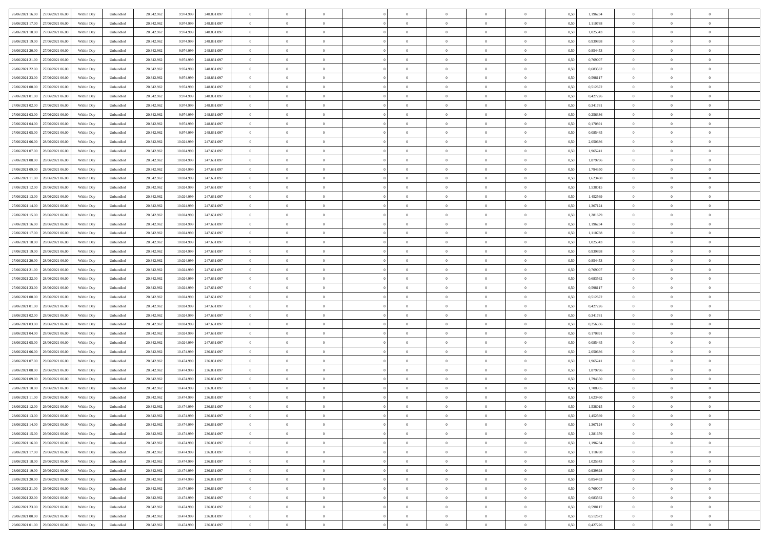| 26/06/2021 16:00 | 27/06/2021 06:00 | Within Day | Unbundled | 20.342.962 | 9.974.999 | 248.831.097 | 0 | 0 | 0 | | 0 | 0 | 0 | 0 | 0,50 | 1,196234 | 0 | 0 | 0 | |
|---|---|---|---|---|---|---|---|---|---|---|---|---|---|---|---|---|---|---|---|---|
| 26/06/2021 17:00 | 27/06/2021 06:00 | Within Day | Unbundled | 20.342.962 | 9.974.999 | 248.831.097 | 0 | 0 | 0 | | 0 | 0 | 0 | 0 | 0,50 | 1,110788 | 0 | 0 | 0 | |
| 26/06/2021 18:00 | 27/06/2021 06:00 | Within Day | Unbundled | 20.342.962 | 9.974.999 | 248.831.097 | 0 | 0 | 0 | | 0 | 0 | 0 | 0 | 0,50 | 1,025343 | 0 | 0 | 0 | |
| 26/06/2021 19:00 | 27/06/2021 06:00 | Within Day | Unbundled | 20.342.962 | 9.974.999 | 248.831.097 | 0 | 0 | 0 | | 0 | 0 | 0 | 0 | 0,50 | 0,939898 | 0 | 0 | 0 | |
| 26/06/2021 20:00 | 27/06/2021 06:00 | Within Day | Unbundled | 20.342.962 | 9.974.999 | 248.831.097 | 0 | 0 | 0 | | 0 | 0 | 0 | 0 | 0,50 | 0,854453 | 0 | 0 | 0 | |
| 26/06/2021 21:00 | 27/06/2021 06:00 | Within Day | Unbundled | 20.342.962 | 9.974.999 | 248.831.097 | 0 | 0 | 0 | | 0 | 0 | 0 | 0 | 0,50 | 0,769007 | 0 | 0 | 0 | |
| 26/06/2021 22:00 | 27/06/2021 06:00 | Within Day | Unbundled | 20.342.962 | 9.974.999 | 248.831.097 | 0 | 0 | 0 | | 0 | 0 | 0 | 0 | 0,50 | 0,683562 | 0 | 0 | 0 | |
| 26/06/2021 23:00 | 27/06/2021 06:00 | Within Day | Unbundled | 20.342.962 | 9.974.999 | 248.831.097 | 0 | 0 | 0 | | 0 | 0 | 0 | 0 | 0,50 | 0,598117 | 0 | 0 | 0 | |
| 27/06/2021 00:00 | 27/06/2021 06:00 | Within Day | Unbundled | 20.342.962 | 9.974.999 | 248.831.097 | 0 | 0 | 0 | | 0 | 0 | 0 | 0 | 0,50 | 0,512672 | 0 | 0 | 0 | |
| 27/06/2021 01:00 | 27/06/2021 06:00 | Within Day | Unbundled | 20.342.962 | 9.974.999 | 248.831.097 | 0 | 0 | 0 | | 0 | 0 | 0 | 0 | 0,50 | 0,427226 | 0 | 0 | 0 | |
| 27/06/2021 02:00 | 27/06/2021 06:00 | Within Day | Unbundled | 20.342.962 | 9.974.999 | 248.831.097 | 0 | 0 | 0 | | 0 | 0 | 0 | 0 | 0,50 | 0,341781 | 0 | 0 | 0 | |
| 27/06/2021 03:00 | 27/06/2021 06:00 | Within Day | Unbundled | 20.342.962 | 9.974.999 | 248.831.097 | 0 | 0 | 0 | | 0 | 0 | 0 | 0 | 0,50 | 0,256336 | 0 | 0 | 0 | |
| 27/06/2021 04:00 | 27/06/2021 06:00 | Within Day | Unbundled | 20.342.962 | 9.974.999 | 248.831.097 | 0 | 0 | 0 | | 0 | 0 | 0 | 0 | 0,50 | 0,170891 | 0 | 0 | 0 | |
| 27/06/2021 05:00 | 27/06/2021 06:00 | Within Day | Unbundled | 20.342.962 | 9.974.999 | 248.831.097 | 0 | 0 | 0 | | 0 | 0 | 0 | 0 | 0,50 | 0,085445 | 0 | 0 | 0 | |
| 27/06/2021 06:00 | 28/06/2021 06:00 | Within Day | Unbundled | 20.342.962 | 10.024.999 | 247.631.097 | 0 | 0 | 0 | | 0 | 0 | 0 | 0 | 0,50 | 2,050686 | 0 | 0 | 0 | |
| 27/06/2021 07:00 | 28/06/2021 06:00 | Within Day | Unbundled | 20.342.962 | 10.024.999 | 247.631.097 | 0 | 0 | 0 | | 0 | 0 | 0 | 0 | 0,50 | 1,965241 | 0 | 0 | 0 | |
| 27/06/2021 08:00 | 28/06/2021 06:00 | Within Day | Unbundled | 20.342.962 | 10.024.999 | 247.631.097 | 0 | 0 | 0 | | 0 | 0 | 0 | 0 | 0,50 | 1,879796 | 0 | 0 | 0 | |
| 27/06/2021 09:00 | 28/06/2021 06:00 | Within Day | Unbundled | 20.342.962 | 10.024.999 | 247.631.097 | 0 | 0 | 0 | | 0 | 0 | 0 | 0 | 0,50 | 1,794350 | 0 | 0 | 0 | |
| 27/06/2021 11:00 | 28/06/2021 06:00 | Within Day | Unbundled | 20.342.962 | 10.024.999 | 247.631.097 | 0 | 0 | 0 | | 0 | 0 | 0 | 0 | 0,50 | 1,623460 | 0 | 0 | 0 | |
| 27/06/2021 12:00 | 28/06/2021 06:00 | Within Day | Unbundled | 20.342.962 | 10.024.999 | 247.631.097 | 0 | 0 | 0 | | 0 | 0 | 0 | 0 | 0,50 | 1,538015 | 0 | 0 | 0 | |
| 27/06/2021 13:00 | 28/06/2021 06:00 | Within Day | Unbundled | 20.342.962 | 10.024.999 | 247.631.097 | 0 | 0 | 0 | | 0 | 0 | 0 | 0 | 0,50 | 1,452569 | 0 | 0 | 0 | |
| 27/06/2021 14:00 | 28/06/2021 06:00 | Within Day | Unbundled | 20.342.962 | 10.024.999 | 247.631.097 | 0 | 0 | 0 | | 0 | 0 | 0 | 0 | 0,50 | 1,367124 | 0 | 0 | 0 | |
| 27/06/2021 15:00 | 28/06/2021 06:00 | Within Day | Unbundled | 20.342.962 | 10.024.999 | 247.631.097 | 0 | 0 | 0 | | 0 | 0 | 0 | 0 | 0,50 | 1,281679 | 0 | 0 | 0 | |
| 27/06/2021 16:00 | 28/06/2021 06:00 | Within Day | Unbundled | 20.342.962 | 10.024.999 | 247.631.097 | 0 | 0 | 0 | | 0 | 0 | 0 | 0 | 0,50 | 1,196234 | 0 | 0 | 0 | |
| 27/06/2021 17:00 | 28/06/2021 06:00 | Within Day | Unbundled | 20.342.962 | 10.024.999 | 247.631.097 | 0 | 0 | 0 | | 0 | 0 | 0 | 0 | 0,50 | 1,110788 | 0 | 0 | 0 | |
| 27/06/2021 18:00 | 28/06/2021 06:00 | Within Day | Unbundled | 20.342.962 | 10.024.999 | 247.631.097 | 0 | 0 | 0 | | 0 | 0 | 0 | 0 | 0,50 | 1,025343 | 0 | 0 | 0 | |
| 27/06/2021 19:00 | 28/06/2021 06:00 | Within Day | Unbundled | 20.342.962 | 10.024.999 | 247.631.097 | 0 | 0 | 0 | | 0 | 0 | 0 | 0 | 0,50 | 0,939898 | 0 | 0 | 0 | |
| 27/06/2021 20:00 | 28/06/2021 06:00 | Within Day | Unbundled | 20.342.962 | 10.024.999 | 247.631.097 | 0 | 0 | 0 | | 0 | 0 | 0 | 0 | 0,50 | 0,854453 | 0 | 0 | 0 | |
| 27/06/2021 21:00 | 28/06/2021 06:00 | Within Day | Unbundled | 20.342.962 | 10.024.999 | 247.631.097 | 0 | 0 | 0 | | 0 | 0 | 0 | 0 | 0,50 | 0,769007 | 0 | 0 | 0 | |
| 27/06/2021 22:00 | 28/06/2021 06:00 | Within Day | Unbundled | 20.342.962 | 10.024.999 | 247.631.097 | 0 | 0 | 0 | | 0 | 0 | 0 | 0 | 0,50 | 0,683562 | 0 | 0 | 0 | |
| 27/06/2021 23:00 | 28/06/2021 06:00 | Within Day | Unbundled | 20.342.962 | 10.024.999 | 247.631.097 | 0 | 0 | 0 | | 0 | 0 | 0 | 0 | 0,50 | 0,598117 | 0 | 0 | 0 | |
| 28/06/2021 00:00 | 28/06/2021 06:00 | Within Day | Unbundled | 20.342.962 | 10.024.999 | 247.631.097 | 0 | 0 | 0 | | 0 | 0 | 0 | 0 | 0,50 | 0,512672 | 0 | 0 | 0 | |
| 28/06/2021 01:00 | 28/06/2021 06:00 | Within Day | Unbundled | 20.342.962 | 10.024.999 | 247.631.097 | 0 | 0 | 0 | | 0 | 0 | 0 | 0 | 0,50 | 0,427226 | 0 | 0 | 0 | |
| 28/06/2021 02:00 | 28/06/2021 06:00 | Within Day | Unbundled | 20.342.962 | 10.024.999 | 247.631.097 | 0 | 0 | 0 | | 0 | 0 | 0 | 0 | 0,50 | 0,341781 | 0 | 0 | 0 | |
| 28/06/2021 03:00 | 28/06/2021 06:00 | Within Day | Unbundled | 20.342.962 | 10.024.999 | 247.631.097 | 0 | 0 | 0 | | 0 | 0 | 0 | 0 | 0,50 | 0,256336 | 0 | 0 | 0 | |
| 28/06/2021 04:00 | 28/06/2021 06:00 | Within Day | Unbundled | 20.342.962 | 10.024.999 | 247.631.097 | 0 | 0 | 0 | | 0 | 0 | 0 | 0 | 0,50 | 0,170891 | 0 | 0 | 0 | |
| 28/06/2021 05:00 | 28/06/2021 06:00 | Within Day | Unbundled | 20.342.962 | 10.024.999 | 247.631.097 | 0 | 0 | 0 | | 0 | 0 | 0 | 0 | 0,50 | 0,085445 | 0 | 0 | 0 | |
| 28/06/2021 06:00 | 29/06/2021 06:00 | Within Day | Unbundled | 20.342.962 | 10.474.999 | 236.831.097 | 0 | 0 | 0 | | 0 | 0 | 0 | 0 | 0,50 | 2,050686 | 0 | 0 | 0 | |
| 28/06/2021 07:00 | 29/06/2021 06:00 | Within Day | Unbundled | 20.342.962 | 10.474.999 | 236.831.097 | 0 | 0 | 0 | | 0 | 0 | 0 | 0 | 0,50 | 1,965241 | 0 | 0 | 0 | |
| 28/06/2021 08:00 | 29/06/2021 06:00 | Within Day | Unbundled | 20.342.962 | 10.474.999 | 236.831.097 | 0 | 0 | 0 | | 0 | 0 | 0 | 0 | 0,50 | 1,879796 | 0 | 0 | 0 | |
| 28/06/2021 09:00 | 29/06/2021 06:00 | Within Day | Unbundled | 20.342.962 | 10.474.999 | 236.831.097 | 0 | 0 | 0 | | 0 | 0 | 0 | 0 | 0,50 | 1,794350 | 0 | 0 | 0 | |
| 28/06/2021 10:00 | 29/06/2021 06:00 | Within Day | Unbundled | 20.342.962 | 10.474.999 | 236.831.097 | 0 | 0 | 0 | | 0 | 0 | 0 | 0 | 0,50 | 1,708905 | 0 | 0 | 0 | |
| 28/06/2021 11:00 | 29/06/2021 06:00 | Within Day | Unbundled | 20.342.962 | 10.474.999 | 236.831.097 | 0 | 0 | 0 | | 0 | 0 | 0 | 0 | 0,50 | 1,623460 | 0 | 0 | 0 | |
| 28/06/2021 12:00 | 29/06/2021 06:00 | Within Day | Unbundled | 20.342.962 | 10.474.999 | 236.831.097 | 0 | 0 | 0 | | 0 | 0 | 0 | 0 | 0,50 | 1,538015 | 0 | 0 | 0 | |
| 28/06/2021 13:00 | 29/06/2021 06:00 | Within Day | Unbundled | 20.342.962 | 10.474.999 | 236.831.097 | 0 | 0 | 0 | | 0 | 0 | 0 | 0 | 0,50 | 1,452569 | 0 | 0 | 0 | |
| 28/06/2021 14:00 | 29/06/2021 06:00 | Within Day | Unbundled | 20.342.962 | 10.474.999 | 236.831.097 | 0 | 0 | 0 | | 0 | 0 | 0 | 0 | 0,50 | 1,367124 | 0 | 0 | 0 | |
| 28/06/2021 15:00 | 29/06/2021 06:00 | Within Day | Unbundled | 20.342.962 | 10.474.999 | 236.831.097 | 0 | 0 | 0 | | 0 | 0 | 0 | 0 | 0,50 | 1,281679 | 0 | 0 | 0 | |
| 28/06/2021 16:00 | 29/06/2021 06:00 | Within Day | Unbundled | 20.342.962 | 10.474.999 | 236.831.097 | 0 | 0 | 0 | | 0 | 0 | 0 | 0 | 0,50 | 1,196234 | 0 | 0 | 0 | |
| 28/06/2021 17:00 | 29/06/2021 06:00 | Within Day | Unbundled | 20.342.962 | 10.474.999 | 236.831.097 | 0 | 0 | 0 | | 0 | 0 | 0 | 0 | 0,50 | 1,110788 | 0 | 0 | 0 | |
| 28/06/2021 18:00 | 29/06/2021 06:00 | Within Day | Unbundled | 20.342.962 | 10.474.999 | 236.831.097 | 0 | 0 | 0 | | 0 | 0 | 0 | 0 | 0,50 | 1,025343 | 0 | 0 | 0 | |
| 28/06/2021 19:00 | 29/06/2021 06:00 | Within Day | Unbundled | 20.342.962 | 10.474.999 | 236.831.097 | 0 | 0 | 0 | | 0 | 0 | 0 | 0 | 0,50 | 0,939898 | 0 | 0 | 0 | |
| 28/06/2021 20:00 | 29/06/2021 06:00 | Within Day | Unbundled | 20.342.962 | 10.474.999 | 236.831.097 | 0 | 0 | 0 | | 0 | 0 | 0 | 0 | 0,50 | 0,854453 | 0 | 0 | 0 | |
| 28/06/2021 21:00 | 29/06/2021 06:00 | Within Day | Unbundled | 20.342.962 | 10.474.999 | 236.831.097 | 0 | 0 | 0 | | 0 | 0 | 0 | 0 | 0,50 | 0,769007 | 0 | 0 | 0 | |
| 28/06/2021 22:00 | 29/06/2021 06:00 | Within Day | Unbundled | 20.342.962 | 10.474.999 | 236.831.097 | 0 | 0 | 0 | | 0 | 0 | 0 | 0 | 0,50 | 0,683562 | 0 | 0 | 0 | |
| 28/06/2021 23:00 | 29/06/2021 06:00 | Within Day | Unbundled | 20.342.962 | 10.474.999 | 236.831.097 | 0 | 0 | 0 | | 0 | 0 | 0 | 0 | 0,50 | 0,598117 | 0 | 0 | 0 | |
| 29/06/2021 00:00 | 29/06/2021 06:00 | Within Day | Unbundled | 20.342.962 | 10.474.999 | 236.831.097 | 0 | 0 | 0 | | 0 | 0 | 0 | 0 | 0,50 | 0,512672 | 0 | 0 | 0 | |
| 29/06/2021 01:00 | 29/06/2021 06:00 | Within Day | Unbundled | 20.342.962 | 10.474.999 | 236.831.097 | 0 | 0 | 0 | | 0 | 0 | 0 | 0 | 0,50 | 0,427226 | 0 | 0 | 0 | |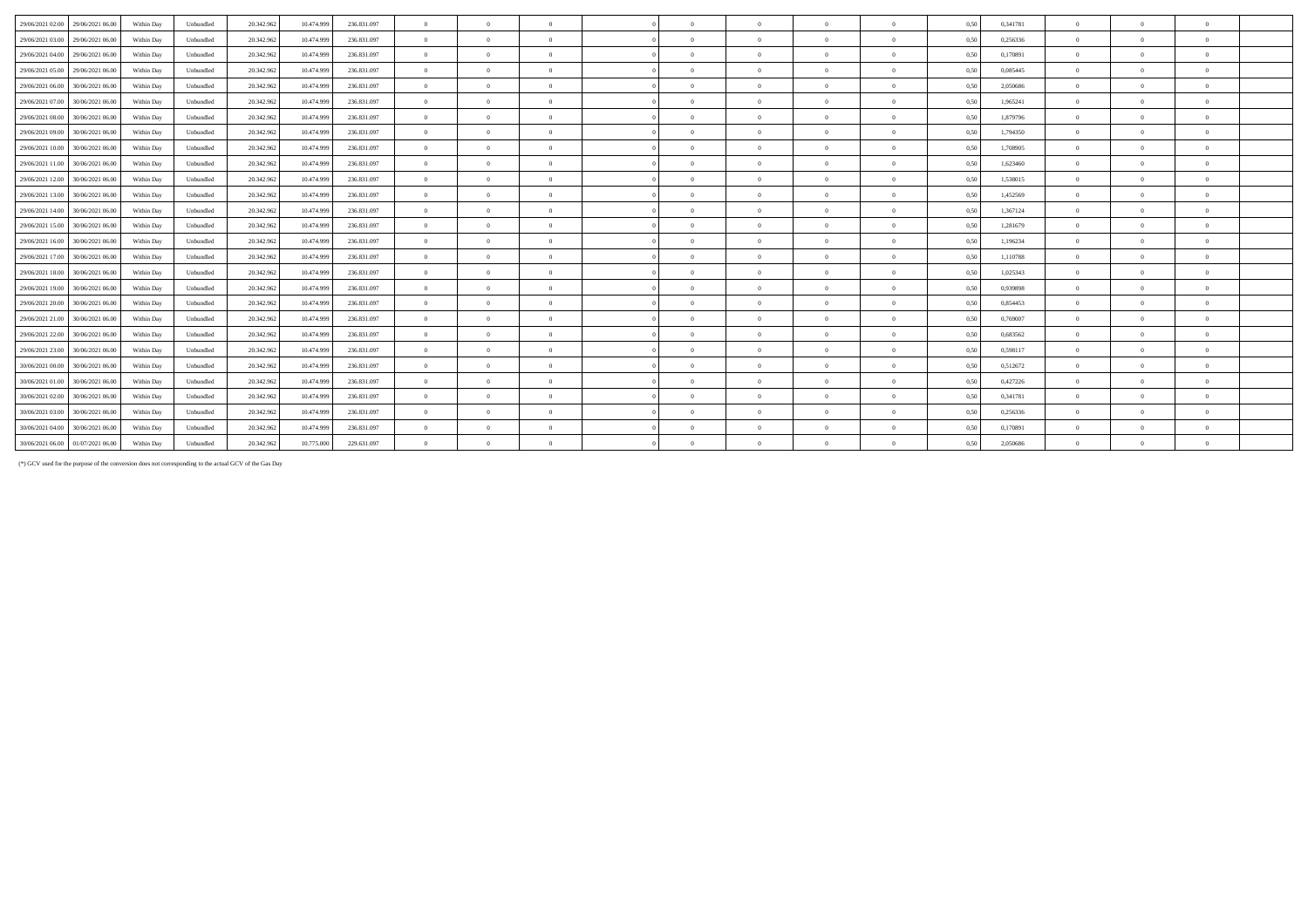| | | | | | | | | | | | | | | | | | | | | |
|---|---|---|---|---|---|---|---|---|---|---|---|---|---|---|---|---|---|---|---|---|
| 29/06/2021 02.00 | 29/06/2021 06.00 | Within Day | Unbundled | 20.342.962 | 10.474.999 | 236.831.097 | 0 | 0 | 0 | 0 | 0 | 0 | 0 | 0 | 0,50 | 0,341781 | 0 | 0 | 0 | |
| 29/06/2021 03.00 | 29/06/2021 06.00 | Within Day | Unbundled | 20.342.962 | 10.474.999 | 236.831.097 | 0 | 0 | 0 | 0 | 0 | 0 | 0 | 0 | 0,50 | 0,256336 | 0 | 0 | 0 | |
| 29/06/2021 04.00 | 29/06/2021 06.00 | Within Day | Unbundled | 20.342.962 | 10.474.999 | 236.831.097 | 0 | 0 | 0 | 0 | 0 | 0 | 0 | 0 | 0,50 | 0,170891 | 0 | 0 | 0 | |
| 29/06/2021 05.00 | 29/06/2021 06.00 | Within Day | Unbundled | 20.342.962 | 10.474.999 | 236.831.097 | 0 | 0 | 0 | 0 | 0 | 0 | 0 | 0 | 0,50 | 0,085445 | 0 | 0 | 0 | |
| 29/06/2021 06.00 | 30/06/2021 06.00 | Within Day | Unbundled | 20.342.962 | 10.474.999 | 236.831.097 | 0 | 0 | 0 | 0 | 0 | 0 | 0 | 0 | 0,50 | 2,050686 | 0 | 0 | 0 | |
| 29/06/2021 07.00 | 30/06/2021 06.00 | Within Day | Unbundled | 20.342.962 | 10.474.999 | 236.831.097 | 0 | 0 | 0 | 0 | 0 | 0 | 0 | 0 | 0,50 | 1,965241 | 0 | 0 | 0 | |
| 29/06/2021 08.00 | 30/06/2021 06.00 | Within Day | Unbundled | 20.342.962 | 10.474.999 | 236.831.097 | 0 | 0 | 0 | 0 | 0 | 0 | 0 | 0 | 0,50 | 1,879796 | 0 | 0 | 0 | |
| 29/06/2021 09.00 | 30/06/2021 06.00 | Within Day | Unbundled | 20.342.962 | 10.474.999 | 236.831.097 | 0 | 0 | 0 | 0 | 0 | 0 | 0 | 0 | 0,50 | 1,794350 | 0 | 0 | 0 | |
| 29/06/2021 10.00 | 30/06/2021 06.00 | Within Day | Unbundled | 20.342.962 | 10.474.999 | 236.831.097 | 0 | 0 | 0 | 0 | 0 | 0 | 0 | 0 | 0,50 | 1,708905 | 0 | 0 | 0 | |
| 29/06/2021 11.00 | 30/06/2021 06.00 | Within Day | Unbundled | 20.342.962 | 10.474.999 | 236.831.097 | 0 | 0 | 0 | 0 | 0 | 0 | 0 | 0 | 0,50 | 1,623460 | 0 | 0 | 0 | |
| 29/06/2021 12.00 | 30/06/2021 06.00 | Within Day | Unbundled | 20.342.962 | 10.474.999 | 236.831.097 | 0 | 0 | 0 | 0 | 0 | 0 | 0 | 0 | 0,50 | 1,538015 | 0 | 0 | 0 | |
| 29/06/2021 13.00 | 30/06/2021 06.00 | Within Day | Unbundled | 20.342.962 | 10.474.999 | 236.831.097 | 0 | 0 | 0 | 0 | 0 | 0 | 0 | 0 | 0,50 | 1,452569 | 0 | 0 | 0 | |
| 29/06/2021 14.00 | 30/06/2021 06.00 | Within Day | Unbundled | 20.342.962 | 10.474.999 | 236.831.097 | 0 | 0 | 0 | 0 | 0 | 0 | 0 | 0 | 0,50 | 1,367124 | 0 | 0 | 0 | |
| 29/06/2021 15.00 | 30/06/2021 06.00 | Within Day | Unbundled | 20.342.962 | 10.474.999 | 236.831.097 | 0 | 0 | 0 | 0 | 0 | 0 | 0 | 0 | 0,50 | 1,281679 | 0 | 0 | 0 | |
| 29/06/2021 16.00 | 30/06/2021 06.00 | Within Day | Unbundled | 20.342.962 | 10.474.999 | 236.831.097 | 0 | 0 | 0 | 0 | 0 | 0 | 0 | 0 | 0,50 | 1,196234 | 0 | 0 | 0 | |
| 29/06/2021 17.00 | 30/06/2021 06.00 | Within Day | Unbundled | 20.342.962 | 10.474.999 | 236.831.097 | 0 | 0 | 0 | 0 | 0 | 0 | 0 | 0 | 0,50 | 1,110788 | 0 | 0 | 0 | |
| 29/06/2021 18.00 | 30/06/2021 06.00 | Within Day | Unbundled | 20.342.962 | 10.474.999 | 236.831.097 | 0 | 0 | 0 | 0 | 0 | 0 | 0 | 0 | 0,50 | 1,025343 | 0 | 0 | 0 | |
| 29/06/2021 19.00 | 30/06/2021 06.00 | Within Day | Unbundled | 20.342.962 | 10.474.999 | 236.831.097 | 0 | 0 | 0 | 0 | 0 | 0 | 0 | 0 | 0,50 | 0,939898 | 0 | 0 | 0 | |
| 29/06/2021 20.00 | 30/06/2021 06.00 | Within Day | Unbundled | 20.342.962 | 10.474.999 | 236.831.097 | 0 | 0 | 0 | 0 | 0 | 0 | 0 | 0 | 0,50 | 0,854453 | 0 | 0 | 0 | |
| 29/06/2021 21.00 | 30/06/2021 06.00 | Within Day | Unbundled | 20.342.962 | 10.474.999 | 236.831.097 | 0 | 0 | 0 | 0 | 0 | 0 | 0 | 0 | 0,50 | 0,769007 | 0 | 0 | 0 | |
| 29/06/2021 22.00 | 30/06/2021 06.00 | Within Day | Unbundled | 20.342.962 | 10.474.999 | 236.831.097 | 0 | 0 | 0 | 0 | 0 | 0 | 0 | 0 | 0,50 | 0,683562 | 0 | 0 | 0 | |
| 29/06/2021 23.00 | 30/06/2021 06.00 | Within Day | Unbundled | 20.342.962 | 10.474.999 | 236.831.097 | 0 | 0 | 0 | 0 | 0 | 0 | 0 | 0 | 0,50 | 0,598117 | 0 | 0 | 0 | |
| 30/06/2021 00.00 | 30/06/2021 06.00 | Within Day | Unbundled | 20.342.962 | 10.474.999 | 236.831.097 | 0 | 0 | 0 | 0 | 0 | 0 | 0 | 0 | 0,50 | 0,512672 | 0 | 0 | 0 | |
| 30/06/2021 01.00 | 30/06/2021 06.00 | Within Day | Unbundled | 20.342.962 | 10.474.999 | 236.831.097 | 0 | 0 | 0 | 0 | 0 | 0 | 0 | 0 | 0,50 | 0,427226 | 0 | 0 | 0 | |
| 30/06/2021 02.00 | 30/06/2021 06.00 | Within Day | Unbundled | 20.342.962 | 10.474.999 | 236.831.097 | 0 | 0 | 0 | 0 | 0 | 0 | 0 | 0 | 0,50 | 0,341781 | 0 | 0 | 0 | |
| 30/06/2021 03.00 | 30/06/2021 06.00 | Within Day | Unbundled | 20.342.962 | 10.474.999 | 236.831.097 | 0 | 0 | 0 | 0 | 0 | 0 | 0 | 0 | 0,50 | 0,256336 | 0 | 0 | 0 | |
| 30/06/2021 04.00 | 30/06/2021 06.00 | Within Day | Unbundled | 20.342.962 | 10.474.999 | 236.831.097 | 0 | 0 | 0 | 0 | 0 | 0 | 0 | 0 | 0,50 | 0,170891 | 0 | 0 | 0 | |
| 30/06/2021 06.00 | 01/07/2021 06.00 | Within Day | Unbundled | 20.342.962 | 10.775.000 | 229.631.097 | 0 | 0 | 0 | 0 | 0 | 0 | 0 | 0 | 0,50 | 2,050686 | 0 | 0 | 0 | |

(*) GCV used for the purpose of the conversion does not corresponding to the actual GCV of the Gas Day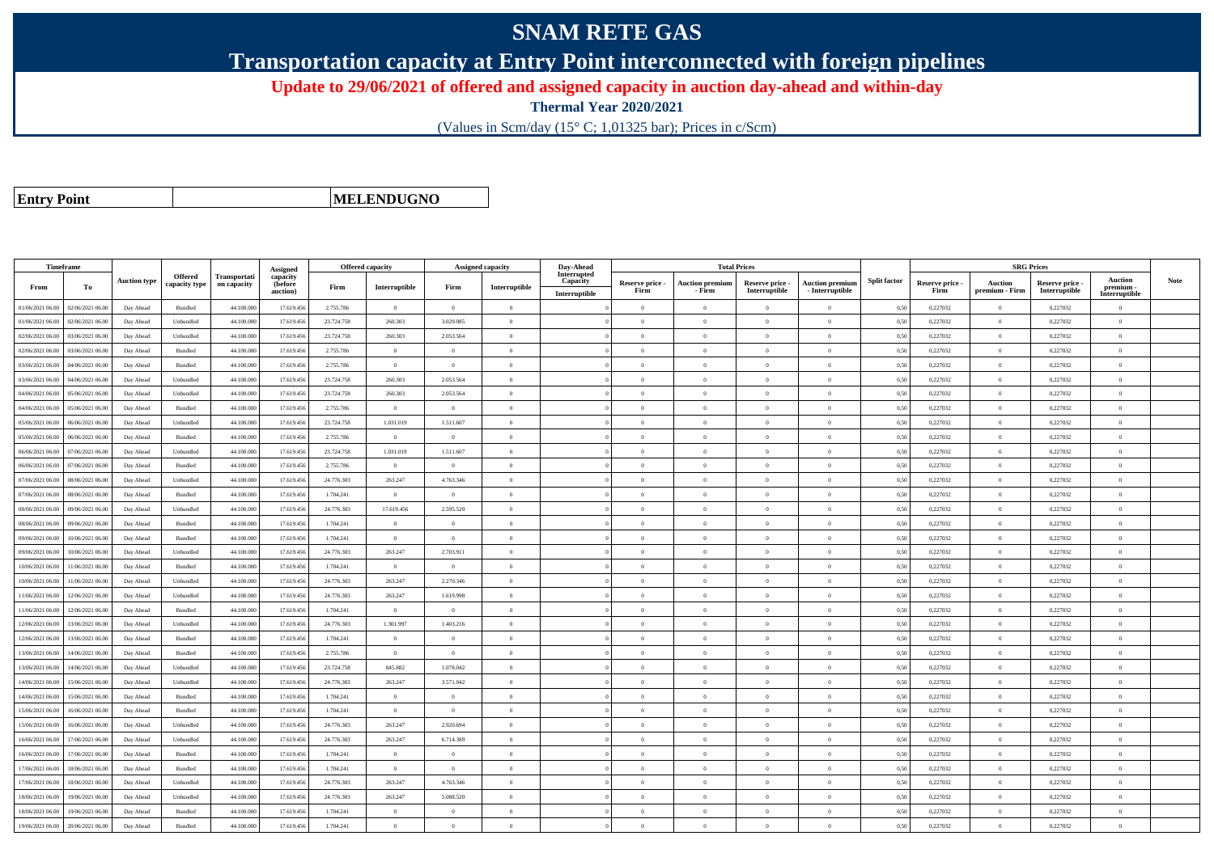# SNAM RETE GAS

## Transportation capacity at Entry Point interconnected with foreign pipelines

### Update to 29/06/2021 of offered and assigned capacity in auction day-ahead and within-day

**Thermal Year 2020/2021**

(Values in Scm/day (15° C; 1,01325 bar); Prices in c/Scm)

**Entry Point** | **MELENDUGNO**

| Timeframe | | Auction type | Offered capacity type | Transportation capacity | Assigned capacity (before auction) | Offered capacity | | Assigned capacity | | Day-Ahead Interrupted Capacity | Total Prices | | | | Split factor | SRG Prices | | | | Note |
|---|---|---|---|---|---|---|---|---|---|---|---|---|---|---|---|---|---|---|---|---|
| From | To | | | | | Firm | Interruptible | Firm | Interruptible | Interruptible | Reserve price - Firm | Auction premium - Firm | Reserve price - Interruptible | Auction premium - Interruptible | | Reserve price - Firm | Auction premium - Firm | Reserve price - Interruptible | Auction premium - Interruptible | |
| 01/06/2021 06.00 | 02/06/2021 06.00 | Day Ahead | Bundled | 44.100.000 | 17.619.456 | 2.755.786 | 0 | 0 | 0 | 0 | 0 | 0 | 0 | 0 | 0,50 | 0,227032 | 0 | 0,227032 | 0 | |
| 01/06/2021 06.00 | 02/06/2021 06.00 | Day Ahead | Unbundled | 44.100.000 | 17.619.456 | 23.724.758 | 260.303 | 3.029.085 | 0 | 0 | 0 | 0 | 0 | 0 | 0,50 | 0,227032 | 0 | 0,227032 | 0 | |
| 02/06/2021 06.00 | 03/06/2021 06.00 | Day Ahead | Unbundled | 44.100.000 | 17.619.456 | 23.724.758 | 260.303 | 2.053.564 | 0 | 0 | 0 | 0 | 0 | 0 | 0,50 | 0,227032 | 0 | 0,227032 | 0 | |
| 02/06/2021 06.00 | 03/06/2021 06.00 | Day Ahead | Bundled | 44.100.000 | 17.619.456 | 2.755.786 | 0 | 0 | 0 | 0 | 0 | 0 | 0 | 0 | 0,50 | 0,227032 | 0 | 0,227032 | 0 | |
| 03/06/2021 06.00 | 04/06/2021 06.00 | Day Ahead | Bundled | 44.100.000 | 17.619.456 | 2.755.786 | 0 | 0 | 0 | 0 | 0 | 0 | 0 | 0 | 0,50 | 0,227032 | 0 | 0,227032 | 0 | |
| 03/06/2021 06.00 | 04/06/2021 06.00 | Day Ahead | Unbundled | 44.100.000 | 17.619.456 | 23.724.758 | 260.303 | 2.053.564 | 0 | 0 | 0 | 0 | 0 | 0 | 0,50 | 0,227032 | 0 | 0,227032 | 0 | |
| 04/06/2021 06.00 | 05/06/2021 06.00 | Day Ahead | Unbundled | 44.100.000 | 17.619.456 | 23.724.758 | 260.303 | 2.053.564 | 0 | 0 | 0 | 0 | 0 | 0 | 0,50 | 0,227032 | 0 | 0,227032 | 0 | |
| 04/06/2021 06.00 | 05/06/2021 06.00 | Day Ahead | Bundled | 44.100.000 | 17.619.456 | 2.755.786 | 0 | 0 | 0 | 0 | 0 | 0 | 0 | 0 | 0,50 | 0,227032 | 0 | 0,227032 | 0 | |
| 05/06/2021 06.00 | 06/06/2021 06.00 | Day Ahead | Unbundled | 44.100.000 | 17.619.456 | 23.724.758 | 1.031.019 | 1.511.607 | 0 | 0 | 0 | 0 | 0 | 0 | 0,50 | 0,227032 | 0 | 0,227032 | 0 | |
| 05/06/2021 06.00 | 06/06/2021 06.00 | Day Ahead | Bundled | 44.100.000 | 17.619.456 | 2.755.786 | 0 | 0 | 0 | 0 | 0 | 0 | 0 | 0 | 0,50 | 0,227032 | 0 | 0,227032 | 0 | |
| 06/06/2021 06.00 | 07/06/2021 06.00 | Day Ahead | Unbundled | 44.100.000 | 17.619.456 | 23.724.758 | 1.031.019 | 1.511.607 | 0 | 0 | 0 | 0 | 0 | 0 | 0,50 | 0,227032 | 0 | 0,227032 | 0 | |
| 06/06/2021 06.00 | 07/06/2021 06.00 | Day Ahead | Bundled | 44.100.000 | 17.619.456 | 2.755.786 | 0 | 0 | 0 | 0 | 0 | 0 | 0 | 0 | 0,50 | 0,227032 | 0 | 0,227032 | 0 | |
| 07/06/2021 06.00 | 08/06/2021 06.00 | Day Ahead | Unbundled | 44.100.000 | 17.619.456 | 24.776.303 | 263.247 | 4.763.346 | 0 | 0 | 0 | 0 | 0 | 0 | 0,50 | 0,227032 | 0 | 0,227032 | 0 | |
| 07/06/2021 06.00 | 08/06/2021 06.00 | Day Ahead | Bundled | 44.100.000 | 17.619.456 | 1.704.241 | 0 | 0 | 0 | 0 | 0 | 0 | 0 | 0 | 0,50 | 0,227032 | 0 | 0,227032 | 0 | |
| 08/06/2021 06.00 | 09/06/2021 06.00 | Day Ahead | Unbundled | 44.100.000 | 17.619.456 | 24.776.303 | 17.619.456 | 2.595.520 | 0 | 0 | 0 | 0 | 0 | 0 | 0,50 | 0,227032 | 0 | 0,227032 | 0 | |
| 08/06/2021 06.00 | 09/06/2021 06.00 | Day Ahead | Bundled | 44.100.000 | 17.619.456 | 1.704.241 | 0 | 0 | 0 | 0 | 0 | 0 | 0 | 0 | 0,50 | 0,227032 | 0 | 0,227032 | 0 | |
| 09/06/2021 06.00 | 10/06/2021 06.00 | Day Ahead | Bundled | 44.100.000 | 17.619.456 | 1.704.241 | 0 | 0 | 0 | 0 | 0 | 0 | 0 | 0 | 0,50 | 0,227032 | 0 | 0,227032 | 0 | |
| 09/06/2021 06.00 | 10/06/2021 06.00 | Day Ahead | Unbundled | 44.100.000 | 17.619.456 | 24.776.303 | 263.247 | 2.703.911 | 0 | 0 | 0 | 0 | 0 | 0 | 0,50 | 0,227032 | 0 | 0,227032 | 0 | |
| 10/06/2021 06.00 | 11/06/2021 06.00 | Day Ahead | Bundled | 44.100.000 | 17.619.456 | 1.704.241 | 0 | 0 | 0 | 0 | 0 | 0 | 0 | 0 | 0,50 | 0,227032 | 0 | 0,227032 | 0 | |
| 10/06/2021 06.00 | 11/06/2021 06.00 | Day Ahead | Unbundled | 44.100.000 | 17.619.456 | 24.776.303 | 263.247 | 2.270.346 | 0 | 0 | 0 | 0 | 0 | 0 | 0,50 | 0,227032 | 0 | 0,227032 | 0 | |
| 11/06/2021 06.00 | 12/06/2021 06.00 | Day Ahead | Unbundled | 44.100.000 | 17.619.456 | 24.776.303 | 263.247 | 1.619.998 | 0 | 0 | 0 | 0 | 0 | 0 | 0,50 | 0,227032 | 0 | 0,227032 | 0 | |
| 11/06/2021 06.00 | 12/06/2021 06.00 | Day Ahead | Bundled | 44.100.000 | 17.619.456 | 1.704.241 | 0 | 0 | 0 | 0 | 0 | 0 | 0 | 0 | 0,50 | 0,227032 | 0 | 0,227032 | 0 | |
| 12/06/2021 06.00 | 13/06/2021 06.00 | Day Ahead | Unbundled | 44.100.000 | 17.619.456 | 24.776.303 | 1.301.997 | 1.403.216 | 0 | 0 | 0 | 0 | 0 | 0 | 0,50 | 0,227032 | 0 | 0,227032 | 0 | |
| 12/06/2021 06.00 | 13/06/2021 06.00 | Day Ahead | Bundled | 44.100.000 | 17.619.456 | 1.704.241 | 0 | 0 | 0 | 0 | 0 | 0 | 0 | 0 | 0,50 | 0,227032 | 0 | 0,227032 | 0 | |
| 13/06/2021 06.00 | 14/06/2021 06.00 | Day Ahead | Bundled | 44.100.000 | 17.619.456 | 2.755.786 | 0 | 0 | 0 | 0 | 0 | 0 | 0 | 0 | 0,50 | 0,227032 | 0 | 0,227032 | 0 | |
| 13/06/2021 06.00 | 14/06/2021 06.00 | Day Ahead | Unbundled | 44.100.000 | 17.619.456 | 23.724.758 | 845.882 | 1.078.042 | 0 | 0 | 0 | 0 | 0 | 0 | 0,50 | 0,227032 | 0 | 0,227032 | 0 | |
| 14/06/2021 06.00 | 15/06/2021 06.00 | Day Ahead | Unbundled | 44.100.000 | 17.619.456 | 24.776.303 | 263.247 | 3.571.042 | 0 | 0 | 0 | 0 | 0 | 0 | 0,50 | 0,227032 | 0 | 0,227032 | 0 | |
| 14/06/2021 06.00 | 15/06/2021 06.00 | Day Ahead | Bundled | 44.100.000 | 17.619.456 | 1.704.241 | 0 | 0 | 0 | 0 | 0 | 0 | 0 | 0 | 0,50 | 0,227032 | 0 | 0,227032 | 0 | |
| 15/06/2021 06.00 | 16/06/2021 06.00 | Day Ahead | Bundled | 44.100.000 | 17.619.456 | 1.704.241 | 0 | 0 | 0 | 0 | 0 | 0 | 0 | 0 | 0,50 | 0,227032 | 0 | 0,227032 | 0 | |
| 15/06/2021 06.00 | 16/06/2021 06.00 | Day Ahead | Unbundled | 44.100.000 | 17.619.456 | 24.776.303 | 263.247 | 2.920.694 | 0 | 0 | 0 | 0 | 0 | 0 | 0,50 | 0,227032 | 0 | 0,227032 | 0 | |
| 16/06/2021 06.00 | 17/06/2021 06.00 | Day Ahead | Unbundled | 44.100.000 | 17.619.456 | 24.776.303 | 263.247 | 6.714.389 | 0 | 0 | 0 | 0 | 0 | 0 | 0,50 | 0,227032 | 0 | 0,227032 | 0 | |
| 16/06/2021 06.00 | 17/06/2021 06.00 | Day Ahead | Bundled | 44.100.000 | 17.619.456 | 1.704.241 | 0 | 0 | 0 | 0 | 0 | 0 | 0 | 0 | 0,50 | 0,227032 | 0 | 0,227032 | 0 | |
| 17/06/2021 06.00 | 18/06/2021 06.00 | Day Ahead | Bundled | 44.100.000 | 17.619.456 | 1.704.241 | 0 | 0 | 0 | 0 | 0 | 0 | 0 | 0 | 0,50 | 0,227032 | 0 | 0,227032 | 0 | |
| 17/06/2021 06.00 | 18/06/2021 06.00 | Day Ahead | Unbundled | 44.100.000 | 17.619.456 | 24.776.303 | 263.247 | 4.763.346 | 0 | 0 | 0 | 0 | 0 | 0 | 0,50 | 0,227032 | 0 | 0,227032 | 0 | |
| 18/06/2021 06.00 | 19/06/2021 06.00 | Day Ahead | Unbundled | 44.100.000 | 17.619.456 | 24.776.303 | 263.247 | 5.088.520 | 0 | 0 | 0 | 0 | 0 | 0 | 0,50 | 0,227032 | 0 | 0,227032 | 0 | |
| 18/06/2021 06.00 | 19/06/2021 06.00 | Day Ahead | Bundled | 44.100.000 | 17.619.456 | 1.704.241 | 0 | 0 | 0 | 0 | 0 | 0 | 0 | 0 | 0,50 | 0,227032 | 0 | 0,227032 | 0 | |
| 19/06/2021 06.00 | 20/06/2021 06.00 | Day Ahead | Bundled | 44.100.000 | 17.619.456 | 1.704.241 | 0 | 0 | 0 | 0 | 0 | 0 | 0 | 0 | 0,50 | 0,227032 | 0 | 0,227032 | 0 | |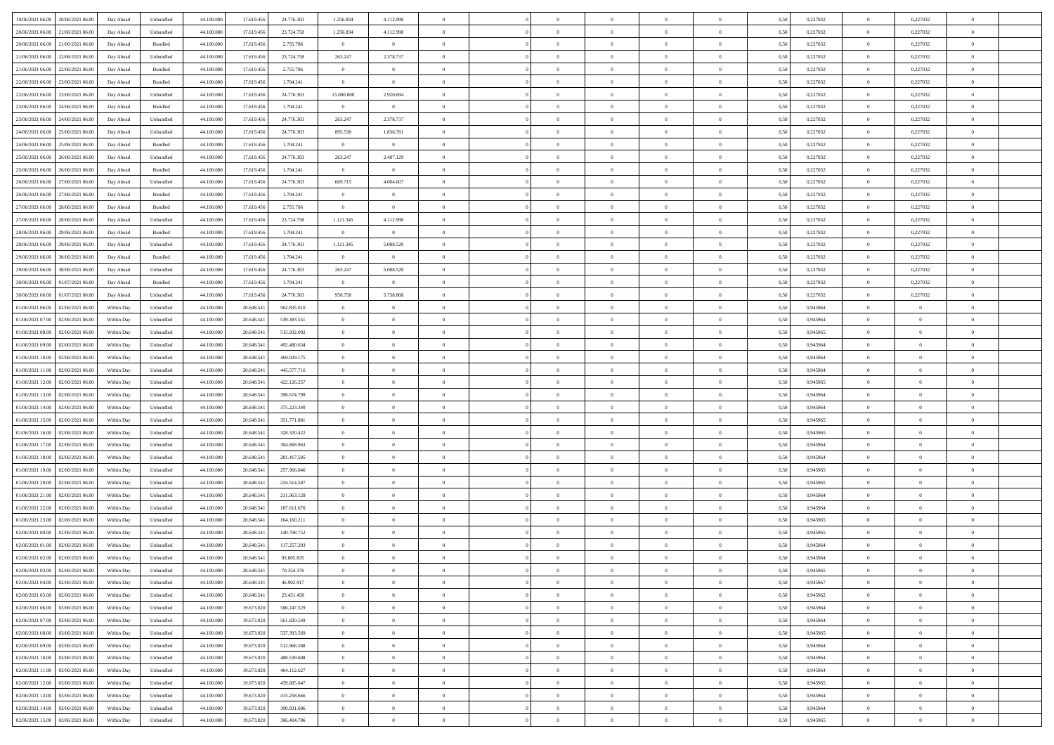| | | | | | | | | | | | | | | | | | | | | | |
|---|---|---|---|---|---|---|---|---|---|---|---|---|---|---|---|---|---|---|---|---|---|
| 19/06/2021 06:00 | 20/06/2021 06:00 | Day Ahead | Unbundled | 44.100.000 | 17.619.456 | 24.776.303 | 1.256.834 | 4.112.998 | 0 | | 0 | 0 | 0 | 0 | 0 | 0,50 | 0,227032 | 0 | 0,227032 | 0 | |
| 20/06/2021 06:00 | 21/06/2021 06:00 | Day Ahead | Unbundled | 44.100.000 | 17.619.456 | 23.724.758 | 1.256.834 | 4.112.998 | 0 | | 0 | 0 | 0 | 0 | 0 | 0,50 | 0,227032 | 0 | 0,227032 | 0 | |
| 20/06/2021 06:00 | 21/06/2021 06:00 | Day Ahead | Bundled | 44.100.000 | 17.619.456 | 2.755.786 | 0 | 0 | 0 | | 0 | 0 | 0 | 0 | 0 | 0,50 | 0,227032 | 0 | 0,227032 | 0 | |
| 21/06/2021 06:00 | 22/06/2021 06:00 | Day Ahead | Unbundled | 44.100.000 | 17.619.456 | 23.724.758 | 263.247 | 2.378.737 | 0 | | 0 | 0 | 0 | 0 | 0 | 0,50 | 0,227032 | 0 | 0,227032 | 0 | |
| 21/06/2021 06:00 | 22/06/2021 06:00 | Day Ahead | Bundled | 44.100.000 | 17.619.456 | 2.755.786 | 0 | 0 | 0 | | 0 | 0 | 0 | 0 | 0 | 0,50 | 0,227032 | 0 | 0,227032 | 0 | |
| 22/06/2021 06:00 | 23/06/2021 06:00 | Day Ahead | Bundled | 44.100.000 | 17.619.456 | 1.704.241 | 0 | 0 | 0 | | 0 | 0 | 0 | 0 | 0 | 0,50 | 0,227032 | 0 | 0,227032 | 0 | |
| 22/06/2021 06:00 | 23/06/2021 06:00 | Day Ahead | Unbundled | 44.100.000 | 17.619.456 | 24.776.303 | 15.000.000 | 2.920.694 | 0 | | 0 | 0 | 0 | 0 | 0 | 0,50 | 0,227032 | 0 | 0,227032 | 0 | |
| 23/06/2021 06:00 | 24/06/2021 06:00 | Day Ahead | Bundled | 44.100.000 | 17.619.456 | 1.704.241 | 0 | 0 | 0 | | 0 | 0 | 0 | 0 | 0 | 0,50 | 0,227032 | 0 | 0,227032 | 0 | |
| 23/06/2021 06:00 | 24/06/2021 06:00 | Day Ahead | Unbundled | 44.100.000 | 17.619.456 | 24.776.303 | 263.247 | 2.378.737 | 0 | | 0 | 0 | 0 | 0 | 0 | 0,50 | 0,227032 | 0 | 0,227032 | 0 | |
| 24/06/2021 06:00 | 25/06/2021 06:00 | Day Ahead | Unbundled | 44.100.000 | 17.619.456 | 24.776.303 | 895.530 | 1.836.781 | 0 | | 0 | 0 | 0 | 0 | 0 | 0,50 | 0,227032 | 0 | 0,227032 | 0 | |
| 24/06/2021 06:00 | 25/06/2021 06:00 | Day Ahead | Bundled | 44.100.000 | 17.619.456 | 1.704.241 | 0 | 0 | 0 | | 0 | 0 | 0 | 0 | 0 | 0,50 | 0,227032 | 0 | 0,227032 | 0 | |
| 25/06/2021 06:00 | 26/06/2021 06:00 | Day Ahead | Unbundled | 44.100.000 | 17.619.456 | 24.776.303 | 263.247 | 2.487.129 | 0 | | 0 | 0 | 0 | 0 | 0 | 0,50 | 0,227032 | 0 | 0,227032 | 0 | |
| 25/06/2021 06:00 | 26/06/2021 06:00 | Day Ahead | Bundled | 44.100.000 | 17.619.456 | 1.704.241 | 0 | 0 | 0 | | 0 | 0 | 0 | 0 | 0 | 0,50 | 0,227032 | 0 | 0,227032 | 0 | |
| 26/06/2021 06:00 | 27/06/2021 06:00 | Day Ahead | Unbundled | 44.100.000 | 17.619.456 | 24.776.303 | 669.715 | 4.004.607 | 0 | | 0 | 0 | 0 | 0 | 0 | 0,50 | 0,227032 | 0 | 0,227032 | 0 | |
| 26/06/2021 06:00 | 27/06/2021 06:00 | Day Ahead | Bundled | 44.100.000 | 17.619.456 | 1.704.241 | 0 | 0 | 0 | | 0 | 0 | 0 | 0 | 0 | 0,50 | 0,227032 | 0 | 0,227032 | 0 | |
| 27/06/2021 06:00 | 28/06/2021 06:00 | Day Ahead | Bundled | 44.100.000 | 17.619.456 | 2.755.786 | 0 | 0 | 0 | | 0 | 0 | 0 | 0 | 0 | 0,50 | 0,227032 | 0 | 0,227032 | 0 | |
| 27/06/2021 06:00 | 28/06/2021 06:00 | Day Ahead | Unbundled | 44.100.000 | 17.619.456 | 23.724.758 | 1.121.345 | 4.112.998 | 0 | | 0 | 0 | 0 | 0 | 0 | 0,50 | 0,227032 | 0 | 0,227032 | 0 | |
| 28/06/2021 06:00 | 29/06/2021 06:00 | Day Ahead | Bundled | 44.100.000 | 17.619.456 | 1.704.241 | 0 | 0 | 0 | | 0 | 0 | 0 | 0 | 0 | 0,50 | 0,227032 | 0 | 0,227032 | 0 | |
| 28/06/2021 06:00 | 29/06/2021 06:00 | Day Ahead | Unbundled | 44.100.000 | 17.619.456 | 24.776.303 | 1.121.345 | 5.088.520 | 0 | | 0 | 0 | 0 | 0 | 0 | 0,50 | 0,227032 | 0 | 0,227032 | 0 | |
| 29/06/2021 06:00 | 30/06/2021 06:00 | Day Ahead | Bundled | 44.100.000 | 17.619.456 | 1.704.241 | 0 | 0 | 0 | | 0 | 0 | 0 | 0 | 0 | 0,50 | 0,227032 | 0 | 0,227032 | 0 | |
| 29/06/2021 06:00 | 30/06/2021 06:00 | Day Ahead | Unbundled | 44.100.000 | 17.619.456 | 24.776.303 | 263.247 | 5.088.520 | 0 | | 0 | 0 | 0 | 0 | 0 | 0,50 | 0,227032 | 0 | 0,227032 | 0 | |
| 30/06/2021 06:00 | 01/07/2021 06:00 | Day Ahead | Bundled | 44.100.000 | 17.619.456 | 1.704.241 | 0 | 0 | 0 | | 0 | 0 | 0 | 0 | 0 | 0,50 | 0,227032 | 0 | 0,227032 | 0 | |
| 30/06/2021 06:00 | 01/07/2021 06:00 | Day Ahead | Unbundled | 44.100.000 | 17.619.456 | 24.776.303 | 958.758 | 5.738.868 | 0 | | 0 | 0 | 0 | 0 | 0 | 0,50 | 0,227032 | 0 | 0,227032 | 0 | |
| 01/06/2021 06:00 | 02/06/2021 06:00 | Within Day | Unbundled | 44.100.000 | 20.648.541 | 562.835.010 | 0 | 0 | 0 | | 0 | 0 | 0 | 0 | 0 | 0,50 | 0,945964 | 0 | 0 | 0 | |
| 01/06/2021 07:00 | 02/06/2021 06:00 | Within Day | Unbundled | 44.100.000 | 20.648.541 | 539.383.551 | 0 | 0 | 0 | | 0 | 0 | 0 | 0 | 0 | 0,50 | 0,945964 | 0 | 0 | 0 | |
| 01/06/2021 08:00 | 02/06/2021 06:00 | Within Day | Unbundled | 44.100.000 | 20.648.541 | 515.932.092 | 0 | 0 | 0 | | 0 | 0 | 0 | 0 | 0 | 0,50 | 0,945965 | 0 | 0 | 0 | |
| 01/06/2021 09:00 | 02/06/2021 06:00 | Within Day | Unbundled | 44.100.000 | 20.648.541 | 492.480.634 | 0 | 0 | 0 | | 0 | 0 | 0 | 0 | 0 | 0,50 | 0,945964 | 0 | 0 | 0 | |
| 01/06/2021 10:00 | 02/06/2021 06:00 | Within Day | Unbundled | 44.100.000 | 20.648.541 | 469.029.175 | 0 | 0 | 0 | | 0 | 0 | 0 | 0 | 0 | 0,50 | 0,945964 | 0 | 0 | 0 | |
| 01/06/2021 11:00 | 02/06/2021 06:00 | Within Day | Unbundled | 44.100.000 | 20.648.541 | 445.577.716 | 0 | 0 | 0 | | 0 | 0 | 0 | 0 | 0 | 0,50 | 0,945964 | 0 | 0 | 0 | |
| 01/06/2021 12:00 | 02/06/2021 06:00 | Within Day | Unbundled | 44.100.000 | 20.648.541 | 422.126.257 | 0 | 0 | 0 | | 0 | 0 | 0 | 0 | 0 | 0,50 | 0,945965 | 0 | 0 | 0 | |
| 01/06/2021 13:00 | 02/06/2021 06:00 | Within Day | Unbundled | 44.100.000 | 20.648.541 | 398.674.799 | 0 | 0 | 0 | | 0 | 0 | 0 | 0 | 0 | 0,50 | 0,945964 | 0 | 0 | 0 | |
| 01/06/2021 14:00 | 02/06/2021 06:00 | Within Day | Unbundled | 44.100.000 | 20.648.541 | 375.223.340 | 0 | 0 | 0 | | 0 | 0 | 0 | 0 | 0 | 0,50 | 0,945964 | 0 | 0 | 0 | |
| 01/06/2021 15:00 | 02/06/2021 06:00 | Within Day | Unbundled | 44.100.000 | 20.648.541 | 351.771.881 | 0 | 0 | 0 | | 0 | 0 | 0 | 0 | 0 | 0,50 | 0,945965 | 0 | 0 | 0 | |
| 01/06/2021 16:00 | 02/06/2021 06:00 | Within Day | Unbundled | 44.100.000 | 20.648.541 | 328.320.422 | 0 | 0 | 0 | | 0 | 0 | 0 | 0 | 0 | 0,50 | 0,945965 | 0 | 0 | 0 | |
| 01/06/2021 17:00 | 02/06/2021 06:00 | Within Day | Unbundled | 44.100.000 | 20.648.541 | 304.868.963 | 0 | 0 | 0 | | 0 | 0 | 0 | 0 | 0 | 0,50 | 0,945964 | 0 | 0 | 0 | |
| 01/06/2021 18:00 | 02/06/2021 06:00 | Within Day | Unbundled | 44.100.000 | 20.648.541 | 281.417.505 | 0 | 0 | 0 | | 0 | 0 | 0 | 0 | 0 | 0,50 | 0,945964 | 0 | 0 | 0 | |
| 01/06/2021 19:00 | 02/06/2021 06:00 | Within Day | Unbundled | 44.100.000 | 20.648.541 | 257.966.046 | 0 | 0 | 0 | | 0 | 0 | 0 | 0 | 0 | 0,50 | 0,945965 | 0 | 0 | 0 | |
| 01/06/2021 20:00 | 02/06/2021 06:00 | Within Day | Unbundled | 44.100.000 | 20.648.541 | 234.514.587 | 0 | 0 | 0 | | 0 | 0 | 0 | 0 | 0 | 0,50 | 0,945965 | 0 | 0 | 0 | |
| 01/06/2021 21:00 | 02/06/2021 06:00 | Within Day | Unbundled | 44.100.000 | 20.648.541 | 211.063.128 | 0 | 0 | 0 | | 0 | 0 | 0 | 0 | 0 | 0,50 | 0,945964 | 0 | 0 | 0 | |
| 01/06/2021 22:00 | 02/06/2021 06:00 | Within Day | Unbundled | 44.100.000 | 20.648.541 | 187.611.670 | 0 | 0 | 0 | | 0 | 0 | 0 | 0 | 0 | 0,50 | 0,945964 | 0 | 0 | 0 | |
| 01/06/2021 23:00 | 02/06/2021 06:00 | Within Day | Unbundled | 44.100.000 | 20.648.541 | 164.160.211 | 0 | 0 | 0 | | 0 | 0 | 0 | 0 | 0 | 0,50 | 0,945965 | 0 | 0 | 0 | |
| 02/06/2021 00:00 | 02/06/2021 06:00 | Within Day | Unbundled | 44.100.000 | 20.648.541 | 140.708.752 | 0 | 0 | 0 | | 0 | 0 | 0 | 0 | 0 | 0,50 | 0,945965 | 0 | 0 | 0 | |
| 02/06/2021 01:00 | 02/06/2021 06:00 | Within Day | Unbundled | 44.100.000 | 20.648.541 | 117.257.293 | 0 | 0 | 0 | | 0 | 0 | 0 | 0 | 0 | 0,50 | 0,945964 | 0 | 0 | 0 | |
| 02/06/2021 02:00 | 02/06/2021 06:00 | Within Day | Unbundled | 44.100.000 | 20.648.541 | 93.805.835 | 0 | 0 | 0 | | 0 | 0 | 0 | 0 | 0 | 0,50 | 0,945964 | 0 | 0 | 0 | |
| 02/06/2021 03:00 | 02/06/2021 06:00 | Within Day | Unbundled | 44.100.000 | 20.648.541 | 70.354.376 | 0 | 0 | 0 | | 0 | 0 | 0 | 0 | 0 | 0,50 | 0,945965 | 0 | 0 | 0 | |
| 02/06/2021 04:00 | 02/06/2021 06:00 | Within Day | Unbundled | 44.100.000 | 20.648.541 | 46.902.917 | 0 | 0 | 0 | | 0 | 0 | 0 | 0 | 0 | 0,50 | 0,945967 | 0 | 0 | 0 | |
| 02/06/2021 05:00 | 02/06/2021 06:00 | Within Day | Unbundled | 44.100.000 | 20.648.541 | 23.451.458 | 0 | 0 | 0 | | 0 | 0 | 0 | 0 | 0 | 0,50 | 0,945962 | 0 | 0 | 0 | |
| 02/06/2021 06:00 | 03/06/2021 06:00 | Within Day | Unbundled | 44.100.000 | 19.673.020 | 586.247.529 | 0 | 0 | 0 | | 0 | 0 | 0 | 0 | 0 | 0,50 | 0,945964 | 0 | 0 | 0 | |
| 02/06/2021 07:00 | 03/06/2021 06:00 | Within Day | Unbundled | 44.100.000 | 19.673.020 | 561.820.549 | 0 | 0 | 0 | | 0 | 0 | 0 | 0 | 0 | 0,50 | 0,945964 | 0 | 0 | 0 | |
| 02/06/2021 08:00 | 03/06/2021 06:00 | Within Day | Unbundled | 44.100.000 | 19.673.020 | 537.393.569 | 0 | 0 | 0 | | 0 | 0 | 0 | 0 | 0 | 0,50 | 0,945965 | 0 | 0 | 0 | |
| 02/06/2021 09:00 | 03/06/2021 06:00 | Within Day | Unbundled | 44.100.000 | 19.673.020 | 512.966.588 | 0 | 0 | 0 | | 0 | 0 | 0 | 0 | 0 | 0,50 | 0,945964 | 0 | 0 | 0 | |
| 02/06/2021 10:00 | 03/06/2021 06:00 | Within Day | Unbundled | 44.100.000 | 19.673.020 | 488.539.608 | 0 | 0 | 0 | | 0 | 0 | 0 | 0 | 0 | 0,50 | 0,945964 | 0 | 0 | 0 | |
| 02/06/2021 11:00 | 03/06/2021 06:00 | Within Day | Unbundled | 44.100.000 | 19.673.020 | 464.112.627 | 0 | 0 | 0 | | 0 | 0 | 0 | 0 | 0 | 0,50 | 0,945964 | 0 | 0 | 0 | |
| 02/06/2021 12:00 | 03/06/2021 06:00 | Within Day | Unbundled | 44.100.000 | 19.673.020 | 439.685.647 | 0 | 0 | 0 | | 0 | 0 | 0 | 0 | 0 | 0,50 | 0,945965 | 0 | 0 | 0 | |
| 02/06/2021 13:00 | 03/06/2021 06:00 | Within Day | Unbundled | 44.100.000 | 19.673.020 | 415.258.666 | 0 | 0 | 0 | | 0 | 0 | 0 | 0 | 0 | 0,50 | 0,945964 | 0 | 0 | 0 | |
| 02/06/2021 14:00 | 03/06/2021 06:00 | Within Day | Unbundled | 44.100.000 | 19.673.020 | 390.831.686 | 0 | 0 | 0 | | 0 | 0 | 0 | 0 | 0 | 0,50 | 0,945964 | 0 | 0 | 0 | |
| 02/06/2021 15:00 | 03/06/2021 06:00 | Within Day | Unbundled | 44.100.000 | 19.673.020 | 366.404.706 | 0 | 0 | 0 | | 0 | 0 | 0 | 0 | 0 | 0,50 | 0,945965 | 0 | 0 | 0 | |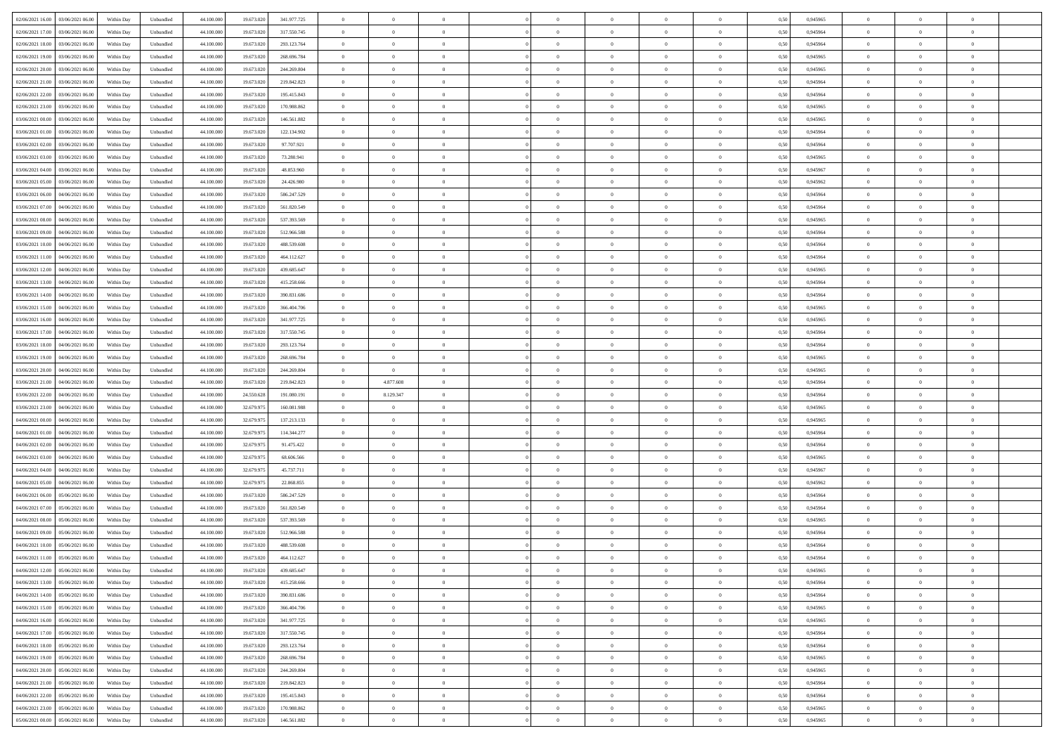| 02/06/2021 16:00 | 03/06/2021 06:00 | Within Day | Unbundled | 44.100.000 | 19.673.020 | 341.977.725 | 0 | 0 | 0 | | 0 | 0 | 0 | 0 | 0,50 | 0,945965 | 0 | 0 | 0 | |
|---|---|---|---|---|---|---|---|---|---|---|---|---|---|---|---|---|---|---|---|---|
| 02/06/2021 17:00 | 03/06/2021 06:00 | Within Day | Unbundled | 44.100.000 | 19.673.020 | 317.550.745 | 0 | 0 | 0 | | 0 | 0 | 0 | 0 | 0,50 | 0,945964 | 0 | 0 | 0 | |
| 02/06/2021 18:00 | 03/06/2021 06:00 | Within Day | Unbundled | 44.100.000 | 19.673.020 | 293.123.764 | 0 | 0 | 0 | | 0 | 0 | 0 | 0 | 0,50 | 0,945964 | 0 | 0 | 0 | |
| 02/06/2021 19:00 | 03/06/2021 06:00 | Within Day | Unbundled | 44.100.000 | 19.673.020 | 268.696.784 | 0 | 0 | 0 | | 0 | 0 | 0 | 0 | 0,50 | 0,945965 | 0 | 0 | 0 | |
| 02/06/2021 20:00 | 03/06/2021 06:00 | Within Day | Unbundled | 44.100.000 | 19.673.020 | 244.269.804 | 0 | 0 | 0 | | 0 | 0 | 0 | 0 | 0,50 | 0,945965 | 0 | 0 | 0 | |
| 02/06/2021 21:00 | 03/06/2021 06:00 | Within Day | Unbundled | 44.100.000 | 19.673.020 | 219.842.823 | 0 | 0 | 0 | | 0 | 0 | 0 | 0 | 0,50 | 0,945964 | 0 | 0 | 0 | |
| 02/06/2021 22:00 | 03/06/2021 06:00 | Within Day | Unbundled | 44.100.000 | 19.673.020 | 195.415.843 | 0 | 0 | 0 | | 0 | 0 | 0 | 0 | 0,50 | 0,945964 | 0 | 0 | 0 | |
| 02/06/2021 23:00 | 03/06/2021 06:00 | Within Day | Unbundled | 44.100.000 | 19.673.020 | 170.988.862 | 0 | 0 | 0 | | 0 | 0 | 0 | 0 | 0,50 | 0,945965 | 0 | 0 | 0 | |
| 03/06/2021 00:00 | 03/06/2021 06:00 | Within Day | Unbundled | 44.100.000 | 19.673.020 | 146.561.882 | 0 | 0 | 0 | | 0 | 0 | 0 | 0 | 0,50 | 0,945965 | 0 | 0 | 0 | |
| 03/06/2021 01:00 | 03/06/2021 06:00 | Within Day | Unbundled | 44.100.000 | 19.673.020 | 122.134.902 | 0 | 0 | 0 | | 0 | 0 | 0 | 0 | 0,50 | 0,945964 | 0 | 0 | 0 | |
| 03/06/2021 02:00 | 03/06/2021 06:00 | Within Day | Unbundled | 44.100.000 | 19.673.020 | 97.707.921 | 0 | 0 | 0 | | 0 | 0 | 0 | 0 | 0,50 | 0,945964 | 0 | 0 | 0 | |
| 03/06/2021 03:00 | 03/06/2021 06:00 | Within Day | Unbundled | 44.100.000 | 19.673.020 | 73.280.941 | 0 | 0 | 0 | | 0 | 0 | 0 | 0 | 0,50 | 0,945965 | 0 | 0 | 0 | |
| 03/06/2021 04:00 | 03/06/2021 06:00 | Within Day | Unbundled | 44.100.000 | 19.673.020 | 48.853.960 | 0 | 0 | 0 | | 0 | 0 | 0 | 0 | 0,50 | 0,945967 | 0 | 0 | 0 | |
| 03/06/2021 05:00 | 03/06/2021 06:00 | Within Day | Unbundled | 44.100.000 | 19.673.020 | 24.426.980 | 0 | 0 | 0 | | 0 | 0 | 0 | 0 | 0,50 | 0,945962 | 0 | 0 | 0 | |
| 03/06/2021 06:00 | 04/06/2021 06:00 | Within Day | Unbundled | 44.100.000 | 19.673.020 | 586.247.529 | 0 | 0 | 0 | | 0 | 0 | 0 | 0 | 0,50 | 0,945964 | 0 | 0 | 0 | |
| 03/06/2021 07:00 | 04/06/2021 06:00 | Within Day | Unbundled | 44.100.000 | 19.673.020 | 561.820.549 | 0 | 0 | 0 | | 0 | 0 | 0 | 0 | 0,50 | 0,945964 | 0 | 0 | 0 | |
| 03/06/2021 08:00 | 04/06/2021 06:00 | Within Day | Unbundled | 44.100.000 | 19.673.020 | 537.393.569 | 0 | 0 | 0 | | 0 | 0 | 0 | 0 | 0,50 | 0,945965 | 0 | 0 | 0 | |
| 03/06/2021 09:00 | 04/06/2021 06:00 | Within Day | Unbundled | 44.100.000 | 19.673.020 | 512.966.588 | 0 | 0 | 0 | | 0 | 0 | 0 | 0 | 0,50 | 0,945964 | 0 | 0 | 0 | |
| 03/06/2021 10:00 | 04/06/2021 06:00 | Within Day | Unbundled | 44.100.000 | 19.673.020 | 488.539.608 | 0 | 0 | 0 | | 0 | 0 | 0 | 0 | 0,50 | 0,945964 | 0 | 0 | 0 | |
| 03/06/2021 11:00 | 04/06/2021 06:00 | Within Day | Unbundled | 44.100.000 | 19.673.020 | 464.112.627 | 0 | 0 | 0 | | 0 | 0 | 0 | 0 | 0,50 | 0,945964 | 0 | 0 | 0 | |
| 03/06/2021 12:00 | 04/06/2021 06:00 | Within Day | Unbundled | 44.100.000 | 19.673.020 | 439.685.647 | 0 | 0 | 0 | | 0 | 0 | 0 | 0 | 0,50 | 0,945965 | 0 | 0 | 0 | |
| 03/06/2021 13:00 | 04/06/2021 06:00 | Within Day | Unbundled | 44.100.000 | 19.673.020 | 415.258.666 | 0 | 0 | 0 | | 0 | 0 | 0 | 0 | 0,50 | 0,945964 | 0 | 0 | 0 | |
| 03/06/2021 14:00 | 04/06/2021 06:00 | Within Day | Unbundled | 44.100.000 | 19.673.020 | 390.831.686 | 0 | 0 | 0 | | 0 | 0 | 0 | 0 | 0,50 | 0,945964 | 0 | 0 | 0 | |
| 03/06/2021 15:00 | 04/06/2021 06:00 | Within Day | Unbundled | 44.100.000 | 19.673.020 | 366.404.706 | 0 | 0 | 0 | | 0 | 0 | 0 | 0 | 0,50 | 0,945965 | 0 | 0 | 0 | |
| 03/06/2021 16:00 | 04/06/2021 06:00 | Within Day | Unbundled | 44.100.000 | 19.673.020 | 341.977.725 | 0 | 0 | 0 | | 0 | 0 | 0 | 0 | 0,50 | 0,945965 | 0 | 0 | 0 | |
| 03/06/2021 17:00 | 04/06/2021 06:00 | Within Day | Unbundled | 44.100.000 | 19.673.020 | 317.550.745 | 0 | 0 | 0 | | 0 | 0 | 0 | 0 | 0,50 | 0,945964 | 0 | 0 | 0 | |
| 03/06/2021 18:00 | 04/06/2021 06:00 | Within Day | Unbundled | 44.100.000 | 19.673.020 | 293.123.764 | 0 | 0 | 0 | | 0 | 0 | 0 | 0 | 0,50 | 0,945964 | 0 | 0 | 0 | |
| 03/06/2021 19:00 | 04/06/2021 06:00 | Within Day | Unbundled | 44.100.000 | 19.673.020 | 268.696.784 | 0 | 0 | 0 | | 0 | 0 | 0 | 0 | 0,50 | 0,945965 | 0 | 0 | 0 | |
| 03/06/2021 20:00 | 04/06/2021 06:00 | Within Day | Unbundled | 44.100.000 | 19.673.020 | 244.269.804 | 0 | 0 | 0 | | 0 | 0 | 0 | 0 | 0,50 | 0,945965 | 0 | 0 | 0 | |
| 03/06/2021 21:00 | 04/06/2021 06:00 | Within Day | Unbundled | 44.100.000 | 19.673.020 | 219.842.823 | 0 | 4.877.608 | 0 | | 0 | 0 | 0 | 0 | 0,50 | 0,945964 | 0 | 0 | 0 | |
| 03/06/2021 22:00 | 04/06/2021 06:00 | Within Day | Unbundled | 44.100.000 | 24.550.628 | 191.080.191 | 0 | 8.129.347 | 0 | | 0 | 0 | 0 | 0 | 0,50 | 0,945964 | 0 | 0 | 0 | |
| 03/06/2021 23:00 | 04/06/2021 06:00 | Within Day | Unbundled | 44.100.000 | 32.679.975 | 160.081.988 | 0 | 0 | 0 | | 0 | 0 | 0 | 0 | 0,50 | 0,945965 | 0 | 0 | 0 | |
| 04/06/2021 00:00 | 04/06/2021 06:00 | Within Day | Unbundled | 44.100.000 | 32.679.975 | 137.213.133 | 0 | 0 | 0 | | 0 | 0 | 0 | 0 | 0,50 | 0,945965 | 0 | 0 | 0 | |
| 04/06/2021 01:00 | 04/06/2021 06:00 | Within Day | Unbundled | 44.100.000 | 32.679.975 | 114.344.277 | 0 | 0 | 0 | | 0 | 0 | 0 | 0 | 0,50 | 0,945964 | 0 | 0 | 0 | |
| 04/06/2021 02:00 | 04/06/2021 06:00 | Within Day | Unbundled | 44.100.000 | 32.679.975 | 91.475.422 | 0 | 0 | 0 | | 0 | 0 | 0 | 0 | 0,50 | 0,945964 | 0 | 0 | 0 | |
| 04/06/2021 03:00 | 04/06/2021 06:00 | Within Day | Unbundled | 44.100.000 | 32.679.975 | 68.606.566 | 0 | 0 | 0 | | 0 | 0 | 0 | 0 | 0,50 | 0,945965 | 0 | 0 | 0 | |
| 04/06/2021 04:00 | 04/06/2021 06:00 | Within Day | Unbundled | 44.100.000 | 32.679.975 | 45.737.711 | 0 | 0 | 0 | | 0 | 0 | 0 | 0 | 0,50 | 0,945967 | 0 | 0 | 0 | |
| 04/06/2021 05:00 | 04/06/2021 06:00 | Within Day | Unbundled | 44.100.000 | 32.679.975 | 22.868.855 | 0 | 0 | 0 | | 0 | 0 | 0 | 0 | 0,50 | 0,945962 | 0 | 0 | 0 | |
| 04/06/2021 06:00 | 05/06/2021 06:00 | Within Day | Unbundled | 44.100.000 | 19.673.020 | 586.247.529 | 0 | 0 | 0 | | 0 | 0 | 0 | 0 | 0,50 | 0,945964 | 0 | 0 | 0 | |
| 04/06/2021 07:00 | 05/06/2021 06:00 | Within Day | Unbundled | 44.100.000 | 19.673.020 | 561.820.549 | 0 | 0 | 0 | | 0 | 0 | 0 | 0 | 0,50 | 0,945964 | 0 | 0 | 0 | |
| 04/06/2021 08:00 | 05/06/2021 06:00 | Within Day | Unbundled | 44.100.000 | 19.673.020 | 537.393.569 | 0 | 0 | 0 | | 0 | 0 | 0 | 0 | 0,50 | 0,945965 | 0 | 0 | 0 | |
| 04/06/2021 09:00 | 05/06/2021 06:00 | Within Day | Unbundled | 44.100.000 | 19.673.020 | 512.966.588 | 0 | 0 | 0 | | 0 | 0 | 0 | 0 | 0,50 | 0,945964 | 0 | 0 | 0 | |
| 04/06/2021 10:00 | 05/06/2021 06:00 | Within Day | Unbundled | 44.100.000 | 19.673.020 | 488.539.608 | 0 | 0 | 0 | | 0 | 0 | 0 | 0 | 0,50 | 0,945964 | 0 | 0 | 0 | |
| 04/06/2021 11:00 | 05/06/2021 06:00 | Within Day | Unbundled | 44.100.000 | 19.673.020 | 464.112.627 | 0 | 0 | 0 | | 0 | 0 | 0 | 0 | 0,50 | 0,945964 | 0 | 0 | 0 | |
| 04/06/2021 12:00 | 05/06/2021 06:00 | Within Day | Unbundled | 44.100.000 | 19.673.020 | 439.685.647 | 0 | 0 | 0 | | 0 | 0 | 0 | 0 | 0,50 | 0,945965 | 0 | 0 | 0 | |
| 04/06/2021 13:00 | 05/06/2021 06:00 | Within Day | Unbundled | 44.100.000 | 19.673.020 | 415.258.666 | 0 | 0 | 0 | | 0 | 0 | 0 | 0 | 0,50 | 0,945964 | 0 | 0 | 0 | |
| 04/06/2021 14:00 | 05/06/2021 06:00 | Within Day | Unbundled | 44.100.000 | 19.673.020 | 390.831.686 | 0 | 0 | 0 | | 0 | 0 | 0 | 0 | 0,50 | 0,945964 | 0 | 0 | 0 | |
| 04/06/2021 15:00 | 05/06/2021 06:00 | Within Day | Unbundled | 44.100.000 | 19.673.020 | 366.404.706 | 0 | 0 | 0 | | 0 | 0 | 0 | 0 | 0,50 | 0,945965 | 0 | 0 | 0 | |
| 04/06/2021 16:00 | 05/06/2021 06:00 | Within Day | Unbundled | 44.100.000 | 19.673.020 | 341.977.725 | 0 | 0 | 0 | | 0 | 0 | 0 | 0 | 0,50 | 0,945965 | 0 | 0 | 0 | |
| 04/06/2021 17:00 | 05/06/2021 06:00 | Within Day | Unbundled | 44.100.000 | 19.673.020 | 317.550.745 | 0 | 0 | 0 | | 0 | 0 | 0 | 0 | 0,50 | 0,945964 | 0 | 0 | 0 | |
| 04/06/2021 18:00 | 05/06/2021 06:00 | Within Day | Unbundled | 44.100.000 | 19.673.020 | 293.123.764 | 0 | 0 | 0 | | 0 | 0 | 0 | 0 | 0,50 | 0,945964 | 0 | 0 | 0 | |
| 04/06/2021 19:00 | 05/06/2021 06:00 | Within Day | Unbundled | 44.100.000 | 19.673.020 | 268.696.784 | 0 | 0 | 0 | | 0 | 0 | 0 | 0 | 0,50 | 0,945965 | 0 | 0 | 0 | |
| 04/06/2021 20:00 | 05/06/2021 06:00 | Within Day | Unbundled | 44.100.000 | 19.673.020 | 244.269.804 | 0 | 0 | 0 | | 0 | 0 | 0 | 0 | 0,50 | 0,945965 | 0 | 0 | 0 | |
| 04/06/2021 21:00 | 05/06/2021 06:00 | Within Day | Unbundled | 44.100.000 | 19.673.020 | 219.842.823 | 0 | 0 | 0 | | 0 | 0 | 0 | 0 | 0,50 | 0,945964 | 0 | 0 | 0 | |
| 04/06/2021 22:00 | 05/06/2021 06:00 | Within Day | Unbundled | 44.100.000 | 19.673.020 | 195.415.843 | 0 | 0 | 0 | | 0 | 0 | 0 | 0 | 0,50 | 0,945964 | 0 | 0 | 0 | |
| 04/06/2021 23:00 | 05/06/2021 06:00 | Within Day | Unbundled | 44.100.000 | 19.673.020 | 170.988.862 | 0 | 0 | 0 | | 0 | 0 | 0 | 0 | 0,50 | 0,945965 | 0 | 0 | 0 | |
| 05/06/2021 00:00 | 05/06/2021 06:00 | Within Day | Unbundled | 44.100.000 | 19.673.020 | 146.561.882 | 0 | 0 | 0 | | 0 | 0 | 0 | 0 | 0,50 | 0,945965 | 0 | 0 | 0 | |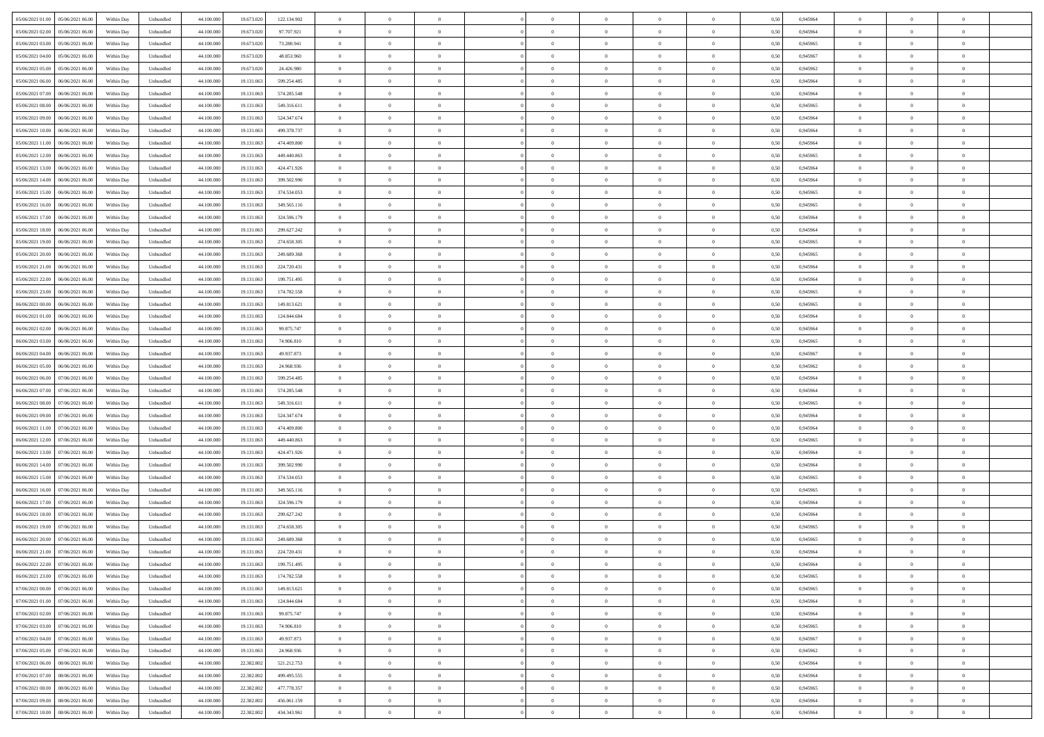| | | | | | | | | | | | | | | | | | | | | | |
|---|---|---|---|---|---|---|---|---|---|---|---|---|---|---|---|---|---|---|---|---|---|
| 05/06/2021 01:00 | 05/06/2021 06:00 | Within Day | Unbundled | 44.100.000 | 19.673.020 | 122.134.902 | 0 | 0 | 0 | | 0 | 0 | 0 | 0 | 0,50 | 0,945964 | 0 | 0 | 0 | |
| 05/06/2021 02:00 | 05/06/2021 06:00 | Within Day | Unbundled | 44.100.000 | 19.673.020 | 97.707.921 | 0 | 0 | 0 | | 0 | 0 | 0 | 0 | 0,50 | 0,945964 | 0 | 0 | 0 | |
| 05/06/2021 03:00 | 05/06/2021 06:00 | Within Day | Unbundled | 44.100.000 | 19.673.020 | 73.280.941 | 0 | 0 | 0 | | 0 | 0 | 0 | 0 | 0,50 | 0,945965 | 0 | 0 | 0 | |
| 05/06/2021 04:00 | 05/06/2021 06:00 | Within Day | Unbundled | 44.100.000 | 19.673.020 | 48.853.960 | 0 | 0 | 0 | | 0 | 0 | 0 | 0 | 0,50 | 0,945967 | 0 | 0 | 0 | |
| 05/06/2021 05:00 | 05/06/2021 06:00 | Within Day | Unbundled | 44.100.000 | 19.673.020 | 24.426.980 | 0 | 0 | 0 | | 0 | 0 | 0 | 0 | 0,50 | 0,945962 | 0 | 0 | 0 | |
| 05/06/2021 06:00 | 06/06/2021 06:00 | Within Day | Unbundled | 44.100.000 | 19.131.063 | 599.254.485 | 0 | 0 | 0 | | 0 | 0 | 0 | 0 | 0,50 | 0,945964 | 0 | 0 | 0 | |
| 05/06/2021 07:00 | 06/06/2021 06:00 | Within Day | Unbundled | 44.100.000 | 19.131.063 | 574.285.548 | 0 | 0 | 0 | | 0 | 0 | 0 | 0 | 0,50 | 0,945964 | 0 | 0 | 0 | |
| 05/06/2021 08:00 | 06/06/2021 06:00 | Within Day | Unbundled | 44.100.000 | 19.131.063 | 549.316.611 | 0 | 0 | 0 | | 0 | 0 | 0 | 0 | 0,50 | 0,945965 | 0 | 0 | 0 | |
| 05/06/2021 09:00 | 06/06/2021 06:00 | Within Day | Unbundled | 44.100.000 | 19.131.063 | 524.347.674 | 0 | 0 | 0 | | 0 | 0 | 0 | 0 | 0,50 | 0,945964 | 0 | 0 | 0 | |
| 05/06/2021 10:00 | 06/06/2021 06:00 | Within Day | Unbundled | 44.100.000 | 19.131.063 | 499.378.737 | 0 | 0 | 0 | | 0 | 0 | 0 | 0 | 0,50 | 0,945964 | 0 | 0 | 0 | |
| 05/06/2021 11:00 | 06/06/2021 06:00 | Within Day | Unbundled | 44.100.000 | 19.131.063 | 474.409.800 | 0 | 0 | 0 | | 0 | 0 | 0 | 0 | 0,50 | 0,945964 | 0 | 0 | 0 | |
| 05/06/2021 12:00 | 06/06/2021 06:00 | Within Day | Unbundled | 44.100.000 | 19.131.063 | 449.440.863 | 0 | 0 | 0 | | 0 | 0 | 0 | 0 | 0,50 | 0,945965 | 0 | 0 | 0 | |
| 05/06/2021 13:00 | 06/06/2021 06:00 | Within Day | Unbundled | 44.100.000 | 19.131.063 | 424.471.926 | 0 | 0 | 0 | | 0 | 0 | 0 | 0 | 0,50 | 0,945964 | 0 | 0 | 0 | |
| 05/06/2021 14:00 | 06/06/2021 06:00 | Within Day | Unbundled | 44.100.000 | 19.131.063 | 399.502.990 | 0 | 0 | 0 | | 0 | 0 | 0 | 0 | 0,50 | 0,945964 | 0 | 0 | 0 | |
| 05/06/2021 15:00 | 06/06/2021 06:00 | Within Day | Unbundled | 44.100.000 | 19.131.063 | 374.534.053 | 0 | 0 | 0 | | 0 | 0 | 0 | 0 | 0,50 | 0,945965 | 0 | 0 | 0 | |
| 05/06/2021 16:00 | 06/06/2021 06:00 | Within Day | Unbundled | 44.100.000 | 19.131.063 | 349.565.116 | 0 | 0 | 0 | | 0 | 0 | 0 | 0 | 0,50 | 0,945965 | 0 | 0 | 0 | |
| 05/06/2021 17:00 | 06/06/2021 06:00 | Within Day | Unbundled | 44.100.000 | 19.131.063 | 324.596.179 | 0 | 0 | 0 | | 0 | 0 | 0 | 0 | 0,50 | 0,945964 | 0 | 0 | 0 | |
| 05/06/2021 18:00 | 06/06/2021 06:00 | Within Day | Unbundled | 44.100.000 | 19.131.063 | 299.627.242 | 0 | 0 | 0 | | 0 | 0 | 0 | 0 | 0,50 | 0,945964 | 0 | 0 | 0 | |
| 05/06/2021 19:00 | 06/06/2021 06:00 | Within Day | Unbundled | 44.100.000 | 19.131.063 | 274.658.305 | 0 | 0 | 0 | | 0 | 0 | 0 | 0 | 0,50 | 0,945965 | 0 | 0 | 0 | |
| 05/06/2021 20:00 | 06/06/2021 06:00 | Within Day | Unbundled | 44.100.000 | 19.131.063 | 249.689.368 | 0 | 0 | 0 | | 0 | 0 | 0 | 0 | 0,50 | 0,945965 | 0 | 0 | 0 | |
| 05/06/2021 21:00 | 06/06/2021 06:00 | Within Day | Unbundled | 44.100.000 | 19.131.063 | 224.720.431 | 0 | 0 | 0 | | 0 | 0 | 0 | 0 | 0,50 | 0,945964 | 0 | 0 | 0 | |
| 05/06/2021 22:00 | 06/06/2021 06:00 | Within Day | Unbundled | 44.100.000 | 19.131.063 | 199.751.495 | 0 | 0 | 0 | | 0 | 0 | 0 | 0 | 0,50 | 0,945964 | 0 | 0 | 0 | |
| 05/06/2021 23:00 | 06/06/2021 06:00 | Within Day | Unbundled | 44.100.000 | 19.131.063 | 174.782.558 | 0 | 0 | 0 | | 0 | 0 | 0 | 0 | 0,50 | 0,945965 | 0 | 0 | 0 | |
| 06/06/2021 00:00 | 06/06/2021 06:00 | Within Day | Unbundled | 44.100.000 | 19.131.063 | 149.813.621 | 0 | 0 | 0 | | 0 | 0 | 0 | 0 | 0,50 | 0,945965 | 0 | 0 | 0 | |
| 06/06/2021 01:00 | 06/06/2021 06:00 | Within Day | Unbundled | 44.100.000 | 19.131.063 | 124.844.684 | 0 | 0 | 0 | | 0 | 0 | 0 | 0 | 0,50 | 0,945964 | 0 | 0 | 0 | |
| 06/06/2021 02:00 | 06/06/2021 06:00 | Within Day | Unbundled | 44.100.000 | 19.131.063 | 99.875.747 | 0 | 0 | 0 | | 0 | 0 | 0 | 0 | 0,50 | 0,945964 | 0 | 0 | 0 | |
| 06/06/2021 03:00 | 06/06/2021 06:00 | Within Day | Unbundled | 44.100.000 | 19.131.063 | 74.906.810 | 0 | 0 | 0 | | 0 | 0 | 0 | 0 | 0,50 | 0,945965 | 0 | 0 | 0 | |
| 06/06/2021 04:00 | 06/06/2021 06:00 | Within Day | Unbundled | 44.100.000 | 19.131.063 | 49.937.873 | 0 | 0 | 0 | | 0 | 0 | 0 | 0 | 0,50 | 0,945967 | 0 | 0 | 0 | |
| 06/06/2021 05:00 | 06/06/2021 06:00 | Within Day | Unbundled | 44.100.000 | 19.131.063 | 24.968.936 | 0 | 0 | 0 | | 0 | 0 | 0 | 0 | 0,50 | 0,945962 | 0 | 0 | 0 | |
| 06/06/2021 06:00 | 07/06/2021 06:00 | Within Day | Unbundled | 44.100.000 | 19.131.063 | 599.254.485 | 0 | 0 | 0 | | 0 | 0 | 0 | 0 | 0,50 | 0,945964 | 0 | 0 | 0 | |
| 06/06/2021 07:00 | 07/06/2021 06:00 | Within Day | Unbundled | 44.100.000 | 19.131.063 | 574.285.548 | 0 | 0 | 0 | | 0 | 0 | 0 | 0 | 0,50 | 0,945964 | 0 | 0 | 0 | |
| 06/06/2021 08:00 | 07/06/2021 06:00 | Within Day | Unbundled | 44.100.000 | 19.131.063 | 549.316.611 | 0 | 0 | 0 | | 0 | 0 | 0 | 0 | 0,50 | 0,945965 | 0 | 0 | 0 | |
| 06/06/2021 09:00 | 07/06/2021 06:00 | Within Day | Unbundled | 44.100.000 | 19.131.063 | 524.347.674 | 0 | 0 | 0 | | 0 | 0 | 0 | 0 | 0,50 | 0,945964 | 0 | 0 | 0 | |
| 06/06/2021 11:00 | 07/06/2021 06:00 | Within Day | Unbundled | 44.100.000 | 19.131.063 | 474.409.800 | 0 | 0 | 0 | | 0 | 0 | 0 | 0 | 0,50 | 0,945964 | 0 | 0 | 0 | |
| 06/06/2021 12:00 | 07/06/2021 06:00 | Within Day | Unbundled | 44.100.000 | 19.131.063 | 449.440.863 | 0 | 0 | 0 | | 0 | 0 | 0 | 0 | 0,50 | 0,945965 | 0 | 0 | 0 | |
| 06/06/2021 13:00 | 07/06/2021 06:00 | Within Day | Unbundled | 44.100.000 | 19.131.063 | 424.471.926 | 0 | 0 | 0 | | 0 | 0 | 0 | 0 | 0,50 | 0,945964 | 0 | 0 | 0 | |
| 06/06/2021 14:00 | 07/06/2021 06:00 | Within Day | Unbundled | 44.100.000 | 19.131.063 | 399.502.990 | 0 | 0 | 0 | | 0 | 0 | 0 | 0 | 0,50 | 0,945964 | 0 | 0 | 0 | |
| 06/06/2021 15:00 | 07/06/2021 06:00 | Within Day | Unbundled | 44.100.000 | 19.131.063 | 374.534.053 | 0 | 0 | 0 | | 0 | 0 | 0 | 0 | 0,50 | 0,945965 | 0 | 0 | 0 | |
| 06/06/2021 16:00 | 07/06/2021 06:00 | Within Day | Unbundled | 44.100.000 | 19.131.063 | 349.565.116 | 0 | 0 | 0 | | 0 | 0 | 0 | 0 | 0,50 | 0,945965 | 0 | 0 | 0 | |
| 06/06/2021 17:00 | 07/06/2021 06:00 | Within Day | Unbundled | 44.100.000 | 19.131.063 | 324.596.179 | 0 | 0 | 0 | | 0 | 0 | 0 | 0 | 0,50 | 0,945964 | 0 | 0 | 0 | |
| 06/06/2021 18:00 | 07/06/2021 06:00 | Within Day | Unbundled | 44.100.000 | 19.131.063 | 299.627.242 | 0 | 0 | 0 | | 0 | 0 | 0 | 0 | 0,50 | 0,945964 | 0 | 0 | 0 | |
| 06/06/2021 19:00 | 07/06/2021 06:00 | Within Day | Unbundled | 44.100.000 | 19.131.063 | 274.658.305 | 0 | 0 | 0 | | 0 | 0 | 0 | 0 | 0,50 | 0,945965 | 0 | 0 | 0 | |
| 06/06/2021 20:00 | 07/06/2021 06:00 | Within Day | Unbundled | 44.100.000 | 19.131.063 | 249.689.368 | 0 | 0 | 0 | | 0 | 0 | 0 | 0 | 0,50 | 0,945965 | 0 | 0 | 0 | |
| 06/06/2021 21:00 | 07/06/2021 06:00 | Within Day | Unbundled | 44.100.000 | 19.131.063 | 224.720.431 | 0 | 0 | 0 | | 0 | 0 | 0 | 0 | 0,50 | 0,945964 | 0 | 0 | 0 | |
| 06/06/2021 22:00 | 07/06/2021 06:00 | Within Day | Unbundled | 44.100.000 | 19.131.063 | 199.751.495 | 0 | 0 | 0 | | 0 | 0 | 0 | 0 | 0,50 | 0,945964 | 0 | 0 | 0 | |
| 06/06/2021 23:00 | 07/06/2021 06:00 | Within Day | Unbundled | 44.100.000 | 19.131.063 | 174.782.558 | 0 | 0 | 0 | | 0 | 0 | 0 | 0 | 0,50 | 0,945965 | 0 | 0 | 0 | |
| 07/06/2021 00:00 | 07/06/2021 06:00 | Within Day | Unbundled | 44.100.000 | 19.131.063 | 149.813.621 | 0 | 0 | 0 | | 0 | 0 | 0 | 0 | 0,50 | 0,945965 | 0 | 0 | 0 | |
| 07/06/2021 01:00 | 07/06/2021 06:00 | Within Day | Unbundled | 44.100.000 | 19.131.063 | 124.844.684 | 0 | 0 | 0 | | 0 | 0 | 0 | 0 | 0,50 | 0,945964 | 0 | 0 | 0 | |
| 07/06/2021 02:00 | 07/06/2021 06:00 | Within Day | Unbundled | 44.100.000 | 19.131.063 | 99.875.747 | 0 | 0 | 0 | | 0 | 0 | 0 | 0 | 0,50 | 0,945964 | 0 | 0 | 0 | |
| 07/06/2021 03:00 | 07/06/2021 06:00 | Within Day | Unbundled | 44.100.000 | 19.131.063 | 74.906.810 | 0 | 0 | 0 | | 0 | 0 | 0 | 0 | 0,50 | 0,945965 | 0 | 0 | 0 | |
| 07/06/2021 04:00 | 07/06/2021 06:00 | Within Day | Unbundled | 44.100.000 | 19.131.063 | 49.937.873 | 0 | 0 | 0 | | 0 | 0 | 0 | 0 | 0,50 | 0,945967 | 0 | 0 | 0 | |
| 07/06/2021 05:00 | 07/06/2021 06:00 | Within Day | Unbundled | 44.100.000 | 19.131.063 | 24.968.936 | 0 | 0 | 0 | | 0 | 0 | 0 | 0 | 0,50 | 0,945962 | 0 | 0 | 0 | |
| 07/06/2021 06:00 | 08/06/2021 06:00 | Within Day | Unbundled | 44.100.000 | 22.382.802 | 521.212.753 | 0 | 0 | 0 | | 0 | 0 | 0 | 0 | 0,50 | 0,945964 | 0 | 0 | 0 | |
| 07/06/2021 07:00 | 08/06/2021 06:00 | Within Day | Unbundled | 44.100.000 | 22.382.802 | 499.495.555 | 0 | 0 | 0 | | 0 | 0 | 0 | 0 | 0,50 | 0,945964 | 0 | 0 | 0 | |
| 07/06/2021 08:00 | 08/06/2021 06:00 | Within Day | Unbundled | 44.100.000 | 22.382.802 | 477.778.357 | 0 | 0 | 0 | | 0 | 0 | 0 | 0 | 0,50 | 0,945965 | 0 | 0 | 0 | |
| 07/06/2021 09:00 | 08/06/2021 06:00 | Within Day | Unbundled | 44.100.000 | 22.382.802 | 456.061.159 | 0 | 0 | 0 | | 0 | 0 | 0 | 0 | 0,50 | 0,945964 | 0 | 0 | 0 | |
| 07/06/2021 10:00 | 08/06/2021 06:00 | Within Day | Unbundled | 44.100.000 | 22.382.802 | 434.343.961 | 0 | 0 | 0 | | 0 | 0 | 0 | 0 | 0,50 | 0,945964 | 0 | 0 | 0 | |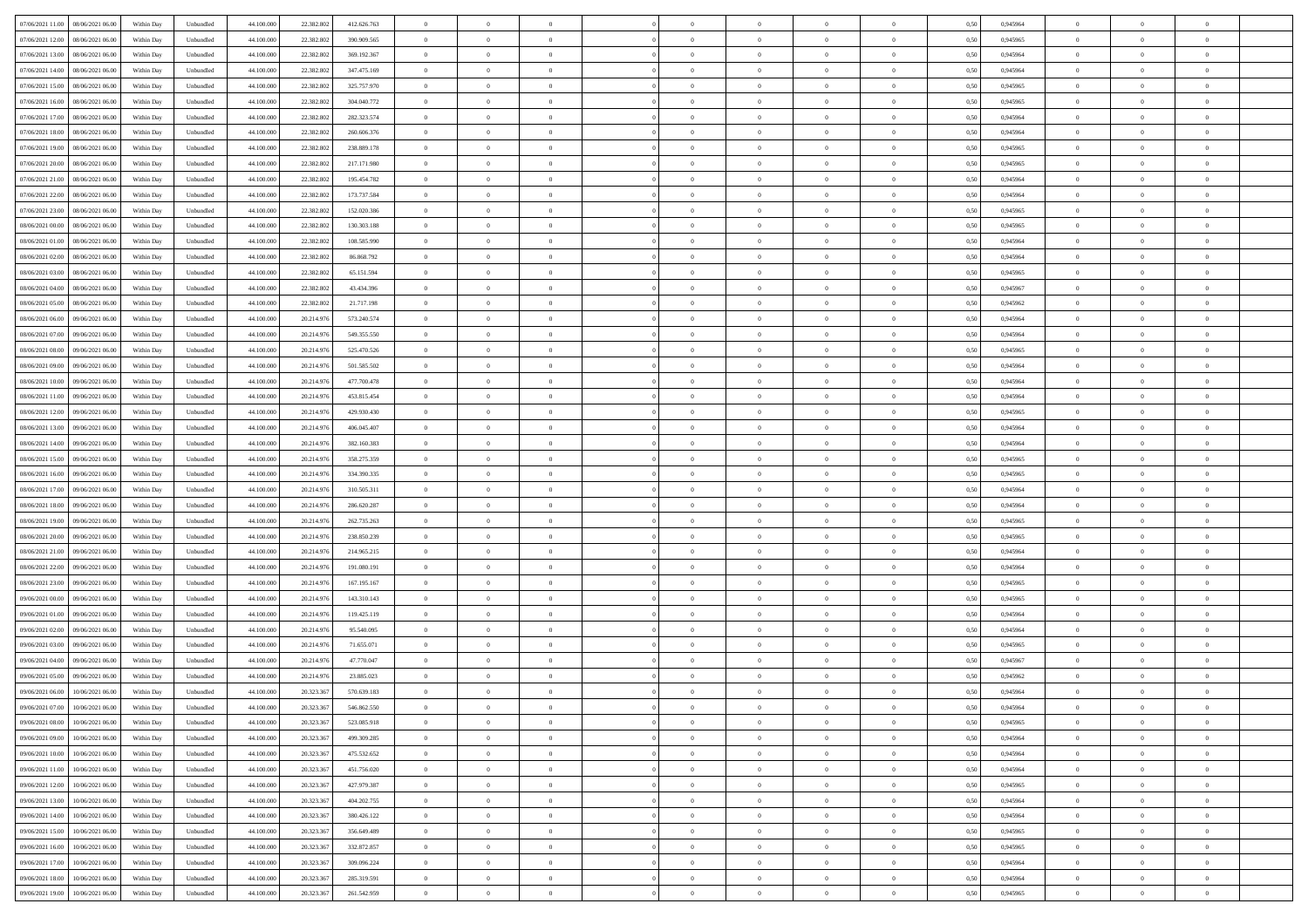| | | | | | | | | | | | | | | | | | | | | |
|---|---|---|---|---|---|---|---|---|---|---|---|---|---|---|---|---|---|---|---|---|
| 07/06/2021 11:00 | 08/06/2021 06:00 | Within Day | Unbundled | 44.100.000 | 22.382.802 | 412.626.763 | 0 | 0 | 0 | | 0 | 0 | 0 | 0 | 0,50 | 0,945964 | 0 | 0 | 0 | |
| 07/06/2021 12:00 | 08/06/2021 06:00 | Within Day | Unbundled | 44.100.000 | 22.382.802 | 390.909.565 | 0 | 0 | 0 | | 0 | 0 | 0 | 0 | 0,50 | 0,945965 | 0 | 0 | 0 | |
| 07/06/2021 13:00 | 08/06/2021 06:00 | Within Day | Unbundled | 44.100.000 | 22.382.802 | 369.192.367 | 0 | 0 | 0 | | 0 | 0 | 0 | 0 | 0,50 | 0,945964 | 0 | 0 | 0 | |
| 07/06/2021 14:00 | 08/06/2021 06:00 | Within Day | Unbundled | 44.100.000 | 22.382.802 | 347.475.169 | 0 | 0 | 0 | | 0 | 0 | 0 | 0 | 0,50 | 0,945964 | 0 | 0 | 0 | |
| 07/06/2021 15:00 | 08/06/2021 06:00 | Within Day | Unbundled | 44.100.000 | 22.382.802 | 325.757.970 | 0 | 0 | 0 | | 0 | 0 | 0 | 0 | 0,50 | 0,945965 | 0 | 0 | 0 | |
| 07/06/2021 16:00 | 08/06/2021 06:00 | Within Day | Unbundled | 44.100.000 | 22.382.802 | 304.040.772 | 0 | 0 | 0 | | 0 | 0 | 0 | 0 | 0,50 | 0,945965 | 0 | 0 | 0 | |
| 07/06/2021 17:00 | 08/06/2021 06:00 | Within Day | Unbundled | 44.100.000 | 22.382.802 | 282.323.574 | 0 | 0 | 0 | | 0 | 0 | 0 | 0 | 0,50 | 0,945964 | 0 | 0 | 0 | |
| 07/06/2021 18:00 | 08/06/2021 06:00 | Within Day | Unbundled | 44.100.000 | 22.382.802 | 260.606.376 | 0 | 0 | 0 | | 0 | 0 | 0 | 0 | 0,50 | 0,945964 | 0 | 0 | 0 | |
| 07/06/2021 19:00 | 08/06/2021 06:00 | Within Day | Unbundled | 44.100.000 | 22.382.802 | 238.889.178 | 0 | 0 | 0 | | 0 | 0 | 0 | 0 | 0,50 | 0,945965 | 0 | 0 | 0 | |
| 07/06/2021 20:00 | 08/06/2021 06:00 | Within Day | Unbundled | 44.100.000 | 22.382.802 | 217.171.980 | 0 | 0 | 0 | | 0 | 0 | 0 | 0 | 0,50 | 0,945965 | 0 | 0 | 0 | |
| 07/06/2021 21:00 | 08/06/2021 06:00 | Within Day | Unbundled | 44.100.000 | 22.382.802 | 195.454.782 | 0 | 0 | 0 | | 0 | 0 | 0 | 0 | 0,50 | 0,945964 | 0 | 0 | 0 | |
| 07/06/2021 22:00 | 08/06/2021 06:00 | Within Day | Unbundled | 44.100.000 | 22.382.802 | 173.737.584 | 0 | 0 | 0 | | 0 | 0 | 0 | 0 | 0,50 | 0,945964 | 0 | 0 | 0 | |
| 07/06/2021 23:00 | 08/06/2021 06:00 | Within Day | Unbundled | 44.100.000 | 22.382.802 | 152.020.386 | 0 | 0 | 0 | | 0 | 0 | 0 | 0 | 0,50 | 0,945965 | 0 | 0 | 0 | |
| 08/06/2021 00:00 | 08/06/2021 06:00 | Within Day | Unbundled | 44.100.000 | 22.382.802 | 130.303.188 | 0 | 0 | 0 | | 0 | 0 | 0 | 0 | 0,50 | 0,945965 | 0 | 0 | 0 | |
| 08/06/2021 01:00 | 08/06/2021 06:00 | Within Day | Unbundled | 44.100.000 | 22.382.802 | 108.585.990 | 0 | 0 | 0 | | 0 | 0 | 0 | 0 | 0,50 | 0,945964 | 0 | 0 | 0 | |
| 08/06/2021 02:00 | 08/06/2021 06:00 | Within Day | Unbundled | 44.100.000 | 22.382.802 | 86.868.792 | 0 | 0 | 0 | | 0 | 0 | 0 | 0 | 0,50 | 0,945964 | 0 | 0 | 0 | |
| 08/06/2021 03:00 | 08/06/2021 06:00 | Within Day | Unbundled | 44.100.000 | 22.382.802 | 65.151.594 | 0 | 0 | 0 | | 0 | 0 | 0 | 0 | 0,50 | 0,945965 | 0 | 0 | 0 | |
| 08/06/2021 04:00 | 08/06/2021 06:00 | Within Day | Unbundled | 44.100.000 | 22.382.802 | 43.434.396 | 0 | 0 | 0 | | 0 | 0 | 0 | 0 | 0,50 | 0,945967 | 0 | 0 | 0 | |
| 08/06/2021 05:00 | 08/06/2021 06:00 | Within Day | Unbundled | 44.100.000 | 22.382.802 | 21.717.198 | 0 | 0 | 0 | | 0 | 0 | 0 | 0 | 0,50 | 0,945962 | 0 | 0 | 0 | |
| 08/06/2021 06:00 | 09/06/2021 06:00 | Within Day | Unbundled | 44.100.000 | 20.214.976 | 573.240.574 | 0 | 0 | 0 | | 0 | 0 | 0 | 0 | 0,50 | 0,945964 | 0 | 0 | 0 | |
| 08/06/2021 07:00 | 09/06/2021 06:00 | Within Day | Unbundled | 44.100.000 | 20.214.976 | 549.355.550 | 0 | 0 | 0 | | 0 | 0 | 0 | 0 | 0,50 | 0,945964 | 0 | 0 | 0 | |
| 08/06/2021 08:00 | 09/06/2021 06:00 | Within Day | Unbundled | 44.100.000 | 20.214.976 | 525.470.526 | 0 | 0 | 0 | | 0 | 0 | 0 | 0 | 0,50 | 0,945965 | 0 | 0 | 0 | |
| 08/06/2021 09:00 | 09/06/2021 06:00 | Within Day | Unbundled | 44.100.000 | 20.214.976 | 501.585.502 | 0 | 0 | 0 | | 0 | 0 | 0 | 0 | 0,50 | 0,945964 | 0 | 0 | 0 | |
| 08/06/2021 10:00 | 09/06/2021 06:00 | Within Day | Unbundled | 44.100.000 | 20.214.976 | 477.700.478 | 0 | 0 | 0 | | 0 | 0 | 0 | 0 | 0,50 | 0,945964 | 0 | 0 | 0 | |
| 08/06/2021 11:00 | 09/06/2021 06:00 | Within Day | Unbundled | 44.100.000 | 20.214.976 | 453.815.454 | 0 | 0 | 0 | | 0 | 0 | 0 | 0 | 0,50 | 0,945964 | 0 | 0 | 0 | |
| 08/06/2021 12:00 | 09/06/2021 06:00 | Within Day | Unbundled | 44.100.000 | 20.214.976 | 429.930.430 | 0 | 0 | 0 | | 0 | 0 | 0 | 0 | 0,50 | 0,945965 | 0 | 0 | 0 | |
| 08/06/2021 13:00 | 09/06/2021 06:00 | Within Day | Unbundled | 44.100.000 | 20.214.976 | 406.045.407 | 0 | 0 | 0 | | 0 | 0 | 0 | 0 | 0,50 | 0,945964 | 0 | 0 | 0 | |
| 08/06/2021 14:00 | 09/06/2021 06:00 | Within Day | Unbundled | 44.100.000 | 20.214.976 | 382.160.383 | 0 | 0 | 0 | | 0 | 0 | 0 | 0 | 0,50 | 0,945964 | 0 | 0 | 0 | |
| 08/06/2021 15:00 | 09/06/2021 06:00 | Within Day | Unbundled | 44.100.000 | 20.214.976 | 358.275.359 | 0 | 0 | 0 | | 0 | 0 | 0 | 0 | 0,50 | 0,945965 | 0 | 0 | 0 | |
| 08/06/2021 16:00 | 09/06/2021 06:00 | Within Day | Unbundled | 44.100.000 | 20.214.976 | 334.390.335 | 0 | 0 | 0 | | 0 | 0 | 0 | 0 | 0,50 | 0,945965 | 0 | 0 | 0 | |
| 08/06/2021 17:00 | 09/06/2021 06:00 | Within Day | Unbundled | 44.100.000 | 20.214.976 | 310.505.311 | 0 | 0 | 0 | | 0 | 0 | 0 | 0 | 0,50 | 0,945964 | 0 | 0 | 0 | |
| 08/06/2021 18:00 | 09/06/2021 06:00 | Within Day | Unbundled | 44.100.000 | 20.214.976 | 286.620.287 | 0 | 0 | 0 | | 0 | 0 | 0 | 0 | 0,50 | 0,945964 | 0 | 0 | 0 | |
| 08/06/2021 19:00 | 09/06/2021 06:00 | Within Day | Unbundled | 44.100.000 | 20.214.976 | 262.735.263 | 0 | 0 | 0 | | 0 | 0 | 0 | 0 | 0,50 | 0,945965 | 0 | 0 | 0 | |
| 08/06/2021 20:00 | 09/06/2021 06:00 | Within Day | Unbundled | 44.100.000 | 20.214.976 | 238.850.239 | 0 | 0 | 0 | | 0 | 0 | 0 | 0 | 0,50 | 0,945965 | 0 | 0 | 0 | |
| 08/06/2021 21:00 | 09/06/2021 06:00 | Within Day | Unbundled | 44.100.000 | 20.214.976 | 214.965.215 | 0 | 0 | 0 | | 0 | 0 | 0 | 0 | 0,50 | 0,945964 | 0 | 0 | 0 | |
| 08/06/2021 22:00 | 09/06/2021 06:00 | Within Day | Unbundled | 44.100.000 | 20.214.976 | 191.080.191 | 0 | 0 | 0 | | 0 | 0 | 0 | 0 | 0,50 | 0,945964 | 0 | 0 | 0 | |
| 08/06/2021 23:00 | 09/06/2021 06:00 | Within Day | Unbundled | 44.100.000 | 20.214.976 | 167.195.167 | 0 | 0 | 0 | | 0 | 0 | 0 | 0 | 0,50 | 0,945965 | 0 | 0 | 0 | |
| 09/06/2021 00:00 | 09/06/2021 06:00 | Within Day | Unbundled | 44.100.000 | 20.214.976 | 143.310.143 | 0 | 0 | 0 | | 0 | 0 | 0 | 0 | 0,50 | 0,945965 | 0 | 0 | 0 | |
| 09/06/2021 01:00 | 09/06/2021 06:00 | Within Day | Unbundled | 44.100.000 | 20.214.976 | 119.425.119 | 0 | 0 | 0 | | 0 | 0 | 0 | 0 | 0,50 | 0,945964 | 0 | 0 | 0 | |
| 09/06/2021 02:00 | 09/06/2021 06:00 | Within Day | Unbundled | 44.100.000 | 20.214.976 | 95.540.095 | 0 | 0 | 0 | | 0 | 0 | 0 | 0 | 0,50 | 0,945964 | 0 | 0 | 0 | |
| 09/06/2021 03:00 | 09/06/2021 06:00 | Within Day | Unbundled | 44.100.000 | 20.214.976 | 71.655.071 | 0 | 0 | 0 | | 0 | 0 | 0 | 0 | 0,50 | 0,945965 | 0 | 0 | 0 | |
| 09/06/2021 04:00 | 09/06/2021 06:00 | Within Day | Unbundled | 44.100.000 | 20.214.976 | 47.770.047 | 0 | 0 | 0 | | 0 | 0 | 0 | 0 | 0,50 | 0,945967 | 0 | 0 | 0 | |
| 09/06/2021 05:00 | 09/06/2021 06:00 | Within Day | Unbundled | 44.100.000 | 20.214.976 | 23.885.023 | 0 | 0 | 0 | | 0 | 0 | 0 | 0 | 0,50 | 0,945962 | 0 | 0 | 0 | |
| 09/06/2021 06:00 | 10/06/2021 06:00 | Within Day | Unbundled | 44.100.000 | 20.323.367 | 570.639.183 | 0 | 0 | 0 | | 0 | 0 | 0 | 0 | 0,50 | 0,945964 | 0 | 0 | 0 | |
| 09/06/2021 07:00 | 10/06/2021 06:00 | Within Day | Unbundled | 44.100.000 | 20.323.367 | 546.862.550 | 0 | 0 | 0 | | 0 | 0 | 0 | 0 | 0,50 | 0,945964 | 0 | 0 | 0 | |
| 09/06/2021 08:00 | 10/06/2021 06:00 | Within Day | Unbundled | 44.100.000 | 20.323.367 | 523.085.918 | 0 | 0 | 0 | | 0 | 0 | 0 | 0 | 0,50 | 0,945965 | 0 | 0 | 0 | |
| 09/06/2021 09:00 | 10/06/2021 06:00 | Within Day | Unbundled | 44.100.000 | 20.323.367 | 499.309.285 | 0 | 0 | 0 | | 0 | 0 | 0 | 0 | 0,50 | 0,945964 | 0 | 0 | 0 | |
| 09/06/2021 10:00 | 10/06/2021 06:00 | Within Day | Unbundled | 44.100.000 | 20.323.367 | 475.532.652 | 0 | 0 | 0 | | 0 | 0 | 0 | 0 | 0,50 | 0,945964 | 0 | 0 | 0 | |
| 09/06/2021 11:00 | 10/06/2021 06:00 | Within Day | Unbundled | 44.100.000 | 20.323.367 | 451.756.020 | 0 | 0 | 0 | | 0 | 0 | 0 | 0 | 0,50 | 0,945964 | 0 | 0 | 0 | |
| 09/06/2021 12:00 | 10/06/2021 06:00 | Within Day | Unbundled | 44.100.000 | 20.323.367 | 427.979.387 | 0 | 0 | 0 | | 0 | 0 | 0 | 0 | 0,50 | 0,945965 | 0 | 0 | 0 | |
| 09/06/2021 13:00 | 10/06/2021 06:00 | Within Day | Unbundled | 44.100.000 | 20.323.367 | 404.202.755 | 0 | 0 | 0 | | 0 | 0 | 0 | 0 | 0,50 | 0,945964 | 0 | 0 | 0 | |
| 09/06/2021 14:00 | 10/06/2021 06:00 | Within Day | Unbundled | 44.100.000 | 20.323.367 | 380.426.122 | 0 | 0 | 0 | | 0 | 0 | 0 | 0 | 0,50 | 0,945964 | 0 | 0 | 0 | |
| 09/06/2021 15:00 | 10/06/2021 06:00 | Within Day | Unbundled | 44.100.000 | 20.323.367 | 356.649.489 | 0 | 0 | 0 | | 0 | 0 | 0 | 0 | 0,50 | 0,945965 | 0 | 0 | 0 | |
| 09/06/2021 16:00 | 10/06/2021 06:00 | Within Day | Unbundled | 44.100.000 | 20.323.367 | 332.872.857 | 0 | 0 | 0 | | 0 | 0 | 0 | 0 | 0,50 | 0,945965 | 0 | 0 | 0 | |
| 09/06/2021 17:00 | 10/06/2021 06:00 | Within Day | Unbundled | 44.100.000 | 20.323.367 | 309.096.224 | 0 | 0 | 0 | | 0 | 0 | 0 | 0 | 0,50 | 0,945964 | 0 | 0 | 0 | |
| 09/06/2021 18:00 | 10/06/2021 06:00 | Within Day | Unbundled | 44.100.000 | 20.323.367 | 285.319.591 | 0 | 0 | 0 | | 0 | 0 | 0 | 0 | 0,50 | 0,945964 | 0 | 0 | 0 | |
| 09/06/2021 19:00 | 10/06/2021 06:00 | Within Day | Unbundled | 44.100.000 | 20.323.367 | 261.542.959 | 0 | 0 | 0 | | 0 | 0 | 0 | 0 | 0,50 | 0,945965 | 0 | 0 | 0 | |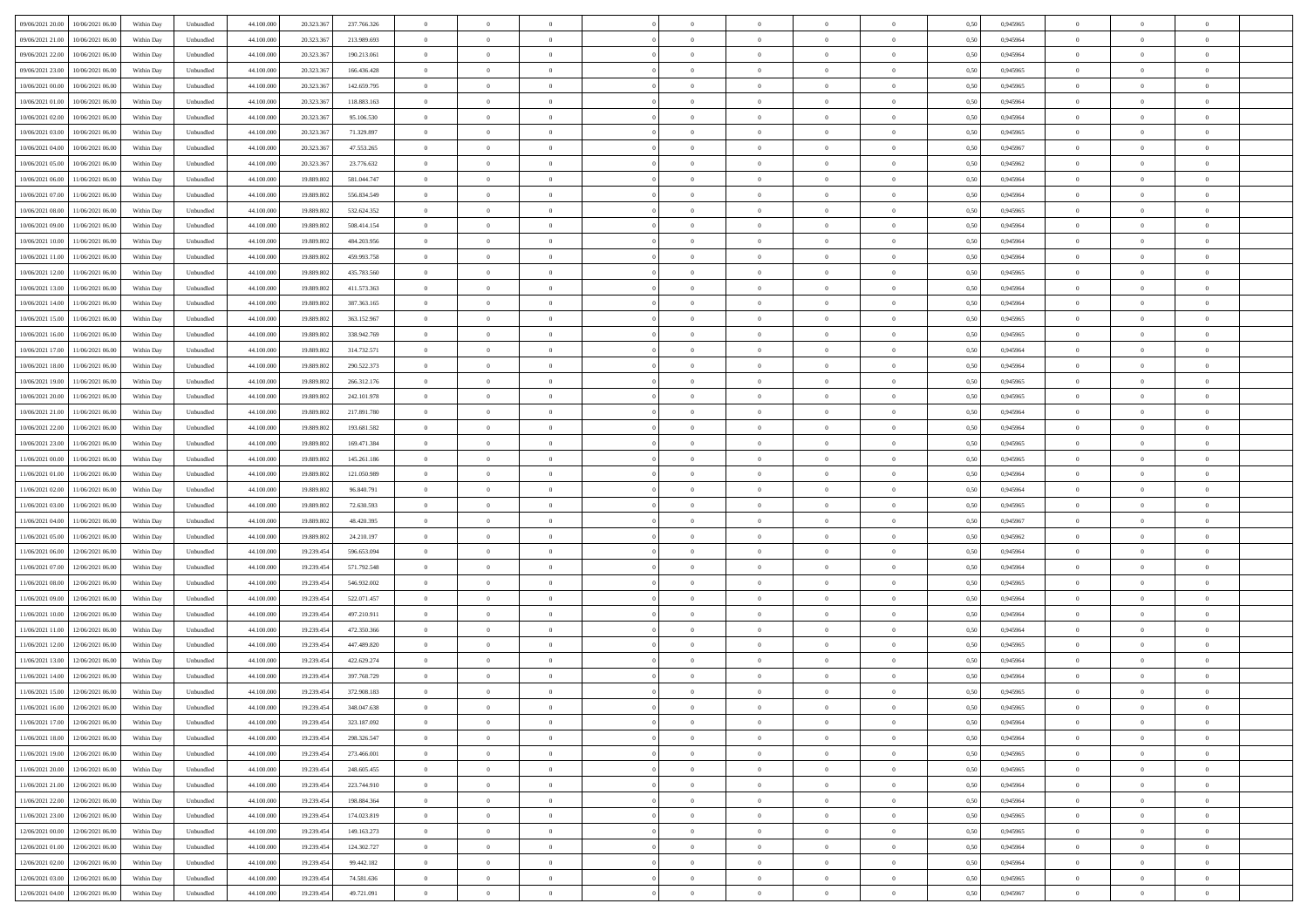| | | | | | | | | | | | | | | | | | | | | | |
|---|---|---|---|---|---|---|---|---|---|---|---|---|---|---|---|---|---|---|---|---|---|
| 09/06/2021 20:00 | 10/06/2021 06:00 | Within Day | Unbundled | 44.100.000 | 20.323.367 | 237.766.326 | 0 | 0 | 0 | | 0 | 0 | 0 | 0 | 0 | 0,50 | 0,945965 | 0 | 0 | 0 | |
| 09/06/2021 21:00 | 10/06/2021 06:00 | Within Day | Unbundled | 44.100.000 | 20.323.367 | 213.989.693 | 0 | 0 | 0 | | 0 | 0 | 0 | 0 | 0 | 0,50 | 0,945964 | 0 | 0 | 0 | |
| 09/06/2021 22:00 | 10/06/2021 06:00 | Within Day | Unbundled | 44.100.000 | 20.323.367 | 190.213.061 | 0 | 0 | 0 | | 0 | 0 | 0 | 0 | 0 | 0,50 | 0,945964 | 0 | 0 | 0 | |
| 09/06/2021 23:00 | 10/06/2021 06:00 | Within Day | Unbundled | 44.100.000 | 20.323.367 | 166.436.428 | 0 | 0 | 0 | | 0 | 0 | 0 | 0 | 0 | 0,50 | 0,945965 | 0 | 0 | 0 | |
| 10/06/2021 00:00 | 10/06/2021 06:00 | Within Day | Unbundled | 44.100.000 | 20.323.367 | 142.659.795 | 0 | 0 | 0 | | 0 | 0 | 0 | 0 | 0 | 0,50 | 0,945965 | 0 | 0 | 0 | |
| 10/06/2021 01:00 | 10/06/2021 06:00 | Within Day | Unbundled | 44.100.000 | 20.323.367 | 118.883.163 | 0 | 0 | 0 | | 0 | 0 | 0 | 0 | 0 | 0,50 | 0,945964 | 0 | 0 | 0 | |
| 10/06/2021 02:00 | 10/06/2021 06:00 | Within Day | Unbundled | 44.100.000 | 20.323.367 | 95.106.530 | 0 | 0 | 0 | | 0 | 0 | 0 | 0 | 0 | 0,50 | 0,945964 | 0 | 0 | 0 | |
| 10/06/2021 03:00 | 10/06/2021 06:00 | Within Day | Unbundled | 44.100.000 | 20.323.367 | 71.329.897 | 0 | 0 | 0 | | 0 | 0 | 0 | 0 | 0 | 0,50 | 0,945965 | 0 | 0 | 0 | |
| 10/06/2021 04:00 | 10/06/2021 06:00 | Within Day | Unbundled | 44.100.000 | 20.323.367 | 47.553.265 | 0 | 0 | 0 | | 0 | 0 | 0 | 0 | 0 | 0,50 | 0,945967 | 0 | 0 | 0 | |
| 10/06/2021 05:00 | 10/06/2021 06:00 | Within Day | Unbundled | 44.100.000 | 20.323.367 | 23.776.632 | 0 | 0 | 0 | | 0 | 0 | 0 | 0 | 0 | 0,50 | 0,945962 | 0 | 0 | 0 | |
| 10/06/2021 06:00 | 11/06/2021 06:00 | Within Day | Unbundled | 44.100.000 | 19.889.802 | 581.044.747 | 0 | 0 | 0 | | 0 | 0 | 0 | 0 | 0 | 0,50 | 0,945964 | 0 | 0 | 0 | |
| 10/06/2021 07:00 | 11/06/2021 06:00 | Within Day | Unbundled | 44.100.000 | 19.889.802 | 556.834.549 | 0 | 0 | 0 | | 0 | 0 | 0 | 0 | 0 | 0,50 | 0,945964 | 0 | 0 | 0 | |
| 10/06/2021 08:00 | 11/06/2021 06:00 | Within Day | Unbundled | 44.100.000 | 19.889.802 | 532.624.352 | 0 | 0 | 0 | | 0 | 0 | 0 | 0 | 0 | 0,50 | 0,945965 | 0 | 0 | 0 | |
| 10/06/2021 09:00 | 11/06/2021 06:00 | Within Day | Unbundled | 44.100.000 | 19.889.802 | 508.414.154 | 0 | 0 | 0 | | 0 | 0 | 0 | 0 | 0 | 0,50 | 0,945964 | 0 | 0 | 0 | |
| 10/06/2021 10:00 | 11/06/2021 06:00 | Within Day | Unbundled | 44.100.000 | 19.889.802 | 484.203.956 | 0 | 0 | 0 | | 0 | 0 | 0 | 0 | 0 | 0,50 | 0,945964 | 0 | 0 | 0 | |
| 10/06/2021 11:00 | 11/06/2021 06:00 | Within Day | Unbundled | 44.100.000 | 19.889.802 | 459.993.758 | 0 | 0 | 0 | | 0 | 0 | 0 | 0 | 0 | 0,50 | 0,945964 | 0 | 0 | 0 | |
| 10/06/2021 12:00 | 11/06/2021 06:00 | Within Day | Unbundled | 44.100.000 | 19.889.802 | 435.783.560 | 0 | 0 | 0 | | 0 | 0 | 0 | 0 | 0 | 0,50 | 0,945965 | 0 | 0 | 0 | |
| 10/06/2021 13:00 | 11/06/2021 06:00 | Within Day | Unbundled | 44.100.000 | 19.889.802 | 411.573.363 | 0 | 0 | 0 | | 0 | 0 | 0 | 0 | 0 | 0,50 | 0,945964 | 0 | 0 | 0 | |
| 10/06/2021 14:00 | 11/06/2021 06:00 | Within Day | Unbundled | 44.100.000 | 19.889.802 | 387.363.165 | 0 | 0 | 0 | | 0 | 0 | 0 | 0 | 0 | 0,50 | 0,945964 | 0 | 0 | 0 | |
| 10/06/2021 15:00 | 11/06/2021 06:00 | Within Day | Unbundled | 44.100.000 | 19.889.802 | 363.152.967 | 0 | 0 | 0 | | 0 | 0 | 0 | 0 | 0 | 0,50 | 0,945965 | 0 | 0 | 0 | |
| 10/06/2021 16:00 | 11/06/2021 06:00 | Within Day | Unbundled | 44.100.000 | 19.889.802 | 338.942.769 | 0 | 0 | 0 | | 0 | 0 | 0 | 0 | 0 | 0,50 | 0,945965 | 0 | 0 | 0 | |
| 10/06/2021 17:00 | 11/06/2021 06:00 | Within Day | Unbundled | 44.100.000 | 19.889.802 | 314.732.571 | 0 | 0 | 0 | | 0 | 0 | 0 | 0 | 0 | 0,50 | 0,945964 | 0 | 0 | 0 | |
| 10/06/2021 18:00 | 11/06/2021 06:00 | Within Day | Unbundled | 44.100.000 | 19.889.802 | 290.522.373 | 0 | 0 | 0 | | 0 | 0 | 0 | 0 | 0 | 0,50 | 0,945964 | 0 | 0 | 0 | |
| 10/06/2021 19:00 | 11/06/2021 06:00 | Within Day | Unbundled | 44.100.000 | 19.889.802 | 266.312.176 | 0 | 0 | 0 | | 0 | 0 | 0 | 0 | 0 | 0,50 | 0,945965 | 0 | 0 | 0 | |
| 10/06/2021 20:00 | 11/06/2021 06:00 | Within Day | Unbundled | 44.100.000 | 19.889.802 | 242.101.978 | 0 | 0 | 0 | | 0 | 0 | 0 | 0 | 0 | 0,50 | 0,945965 | 0 | 0 | 0 | |
| 10/06/2021 21:00 | 11/06/2021 06:00 | Within Day | Unbundled | 44.100.000 | 19.889.802 | 217.891.780 | 0 | 0 | 0 | | 0 | 0 | 0 | 0 | 0 | 0,50 | 0,945964 | 0 | 0 | 0 | |
| 10/06/2021 22:00 | 11/06/2021 06:00 | Within Day | Unbundled | 44.100.000 | 19.889.802 | 193.681.582 | 0 | 0 | 0 | | 0 | 0 | 0 | 0 | 0 | 0,50 | 0,945964 | 0 | 0 | 0 | |
| 10/06/2021 23:00 | 11/06/2021 06:00 | Within Day | Unbundled | 44.100.000 | 19.889.802 | 169.471.384 | 0 | 0 | 0 | | 0 | 0 | 0 | 0 | 0 | 0,50 | 0,945965 | 0 | 0 | 0 | |
| 11/06/2021 00:00 | 11/06/2021 06:00 | Within Day | Unbundled | 44.100.000 | 19.889.802 | 145.261.186 | 0 | 0 | 0 | | 0 | 0 | 0 | 0 | 0 | 0,50 | 0,945965 | 0 | 0 | 0 | |
| 11/06/2021 01:00 | 11/06/2021 06:00 | Within Day | Unbundled | 44.100.000 | 19.889.802 | 121.050.989 | 0 | 0 | 0 | | 0 | 0 | 0 | 0 | 0 | 0,50 | 0,945964 | 0 | 0 | 0 | |
| 11/06/2021 02:00 | 11/06/2021 06:00 | Within Day | Unbundled | 44.100.000 | 19.889.802 | 96.840.791 | 0 | 0 | 0 | | 0 | 0 | 0 | 0 | 0 | 0,50 | 0,945964 | 0 | 0 | 0 | |
| 11/06/2021 03:00 | 11/06/2021 06:00 | Within Day | Unbundled | 44.100.000 | 19.889.802 | 72.630.593 | 0 | 0 | 0 | | 0 | 0 | 0 | 0 | 0 | 0,50 | 0,945965 | 0 | 0 | 0 | |
| 11/06/2021 04:00 | 11/06/2021 06:00 | Within Day | Unbundled | 44.100.000 | 19.889.802 | 48.420.395 | 0 | 0 | 0 | | 0 | 0 | 0 | 0 | 0 | 0,50 | 0,945967 | 0 | 0 | 0 | |
| 11/06/2021 05:00 | 11/06/2021 06:00 | Within Day | Unbundled | 44.100.000 | 19.889.802 | 24.210.197 | 0 | 0 | 0 | | 0 | 0 | 0 | 0 | 0 | 0,50 | 0,945962 | 0 | 0 | 0 | |
| 11/06/2021 06:00 | 12/06/2021 06:00 | Within Day | Unbundled | 44.100.000 | 19.239.454 | 596.653.094 | 0 | 0 | 0 | | 0 | 0 | 0 | 0 | 0 | 0,50 | 0,945964 | 0 | 0 | 0 | |
| 11/06/2021 07:00 | 12/06/2021 06:00 | Within Day | Unbundled | 44.100.000 | 19.239.454 | 571.792.548 | 0 | 0 | 0 | | 0 | 0 | 0 | 0 | 0 | 0,50 | 0,945964 | 0 | 0 | 0 | |
| 11/06/2021 08:00 | 12/06/2021 06:00 | Within Day | Unbundled | 44.100.000 | 19.239.454 | 546.932.002 | 0 | 0 | 0 | | 0 | 0 | 0 | 0 | 0 | 0,50 | 0,945965 | 0 | 0 | 0 | |
| 11/06/2021 09:00 | 12/06/2021 06:00 | Within Day | Unbundled | 44.100.000 | 19.239.454 | 522.071.457 | 0 | 0 | 0 | | 0 | 0 | 0 | 0 | 0 | 0,50 | 0,945964 | 0 | 0 | 0 | |
| 11/06/2021 10:00 | 12/06/2021 06:00 | Within Day | Unbundled | 44.100.000 | 19.239.454 | 497.210.911 | 0 | 0 | 0 | | 0 | 0 | 0 | 0 | 0 | 0,50 | 0,945964 | 0 | 0 | 0 | |
| 11/06/2021 11:00 | 12/06/2021 06:00 | Within Day | Unbundled | 44.100.000 | 19.239.454 | 472.350.366 | 0 | 0 | 0 | | 0 | 0 | 0 | 0 | 0 | 0,50 | 0,945964 | 0 | 0 | 0 | |
| 11/06/2021 12:00 | 12/06/2021 06:00 | Within Day | Unbundled | 44.100.000 | 19.239.454 | 447.489.820 | 0 | 0 | 0 | | 0 | 0 | 0 | 0 | 0 | 0,50 | 0,945965 | 0 | 0 | 0 | |
| 11/06/2021 13:00 | 12/06/2021 06:00 | Within Day | Unbundled | 44.100.000 | 19.239.454 | 422.629.274 | 0 | 0 | 0 | | 0 | 0 | 0 | 0 | 0 | 0,50 | 0,945964 | 0 | 0 | 0 | |
| 11/06/2021 14:00 | 12/06/2021 06:00 | Within Day | Unbundled | 44.100.000 | 19.239.454 | 397.768.729 | 0 | 0 | 0 | | 0 | 0 | 0 | 0 | 0 | 0,50 | 0,945964 | 0 | 0 | 0 | |
| 11/06/2021 15:00 | 12/06/2021 06:00 | Within Day | Unbundled | 44.100.000 | 19.239.454 | 372.908.183 | 0 | 0 | 0 | | 0 | 0 | 0 | 0 | 0 | 0,50 | 0,945965 | 0 | 0 | 0 | |
| 11/06/2021 16:00 | 12/06/2021 06:00 | Within Day | Unbundled | 44.100.000 | 19.239.454 | 348.047.638 | 0 | 0 | 0 | | 0 | 0 | 0 | 0 | 0 | 0,50 | 0,945965 | 0 | 0 | 0 | |
| 11/06/2021 17:00 | 12/06/2021 06:00 | Within Day | Unbundled | 44.100.000 | 19.239.454 | 323.187.092 | 0 | 0 | 0 | | 0 | 0 | 0 | 0 | 0 | 0,50 | 0,945964 | 0 | 0 | 0 | |
| 11/06/2021 18:00 | 12/06/2021 06:00 | Within Day | Unbundled | 44.100.000 | 19.239.454 | 298.326.547 | 0 | 0 | 0 | | 0 | 0 | 0 | 0 | 0 | 0,50 | 0,945964 | 0 | 0 | 0 | |
| 11/06/2021 19:00 | 12/06/2021 06:00 | Within Day | Unbundled | 44.100.000 | 19.239.454 | 273.466.001 | 0 | 0 | 0 | | 0 | 0 | 0 | 0 | 0 | 0,50 | 0,945965 | 0 | 0 | 0 | |
| 11/06/2021 20:00 | 12/06/2021 06:00 | Within Day | Unbundled | 44.100.000 | 19.239.454 | 248.605.455 | 0 | 0 | 0 | | 0 | 0 | 0 | 0 | 0 | 0,50 | 0,945965 | 0 | 0 | 0 | |
| 11/06/2021 21:00 | 12/06/2021 06:00 | Within Day | Unbundled | 44.100.000 | 19.239.454 | 223.744.910 | 0 | 0 | 0 | | 0 | 0 | 0 | 0 | 0 | 0,50 | 0,945964 | 0 | 0 | 0 | |
| 11/06/2021 22:00 | 12/06/2021 06:00 | Within Day | Unbundled | 44.100.000 | 19.239.454 | 198.884.364 | 0 | 0 | 0 | | 0 | 0 | 0 | 0 | 0 | 0,50 | 0,945964 | 0 | 0 | 0 | |
| 11/06/2021 23:00 | 12/06/2021 06:00 | Within Day | Unbundled | 44.100.000 | 19.239.454 | 174.023.819 | 0 | 0 | 0 | | 0 | 0 | 0 | 0 | 0 | 0,50 | 0,945965 | 0 | 0 | 0 | |
| 12/06/2021 00:00 | 12/06/2021 06:00 | Within Day | Unbundled | 44.100.000 | 19.239.454 | 149.163.273 | 0 | 0 | 0 | | 0 | 0 | 0 | 0 | 0 | 0,50 | 0,945965 | 0 | 0 | 0 | |
| 12/06/2021 01:00 | 12/06/2021 06:00 | Within Day | Unbundled | 44.100.000 | 19.239.454 | 124.302.727 | 0 | 0 | 0 | | 0 | 0 | 0 | 0 | 0 | 0,50 | 0,945964 | 0 | 0 | 0 | |
| 12/06/2021 02:00 | 12/06/2021 06:00 | Within Day | Unbundled | 44.100.000 | 19.239.454 | 99.442.182 | 0 | 0 | 0 | | 0 | 0 | 0 | 0 | 0 | 0,50 | 0,945964 | 0 | 0 | 0 | |
| 12/06/2021 03:00 | 12/06/2021 06:00 | Within Day | Unbundled | 44.100.000 | 19.239.454 | 74.581.636 | 0 | 0 | 0 | | 0 | 0 | 0 | 0 | 0 | 0,50 | 0,945965 | 0 | 0 | 0 | |
| 12/06/2021 04:00 | 12/06/2021 06:00 | Within Day | Unbundled | 44.100.000 | 19.239.454 | 49.721.091 | 0 | 0 | 0 | | 0 | 0 | 0 | 0 | 0 | 0,50 | 0,945967 | 0 | 0 | 0 | |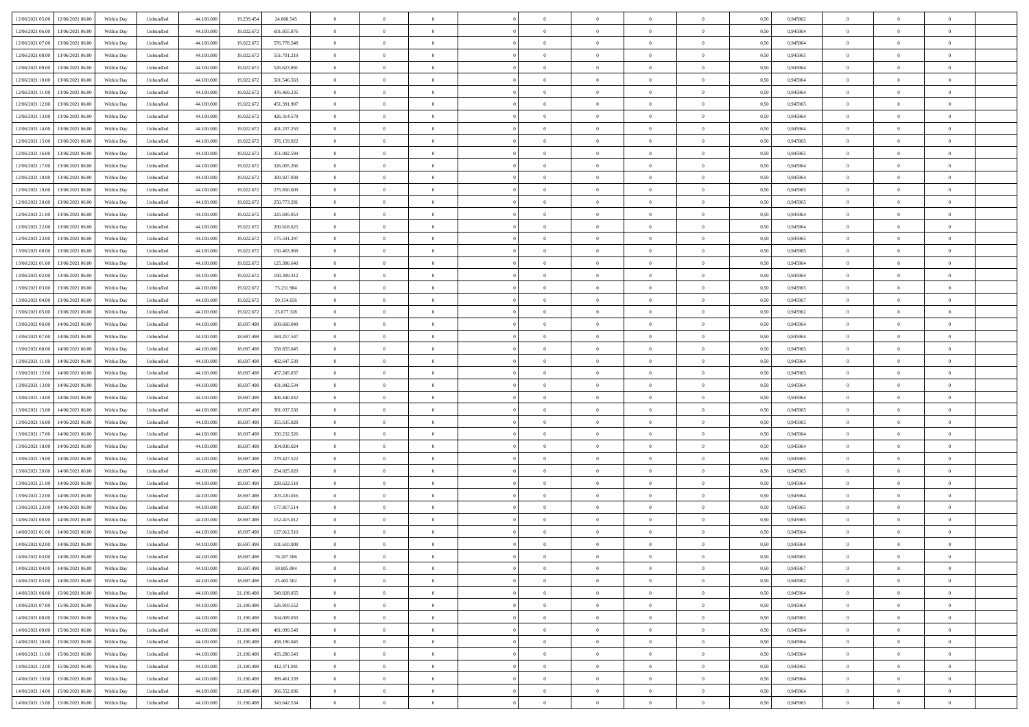| | | | | | | | | | | | | | | | | | | | | | |
|---|---|---|---|---|---|---|---|---|---|---|---|---|---|---|---|---|---|---|---|---|---|
| 12/06/2021 05:00 | 12/06/2021 06:00 | Within Day | Unbundled | 44.100.000 | 19.239.454 | 24.860.545 | 0 | 0 | 0 | | 0 | 0 | 0 | 0 | 0 | 0,50 | 0,945962 | 0 | 0 | 0 | |
| 12/06/2021 06:00 | 13/06/2021 06:00 | Within Day | Unbundled | 44.100.000 | 19.022.672 | 601.855.876 | 0 | 0 | 0 | | 0 | 0 | 0 | 0 | 0 | 0,50 | 0,945964 | 0 | 0 | 0 | |
| 12/06/2021 07:00 | 13/06/2021 06:00 | Within Day | Unbundled | 44.100.000 | 19.022.672 | 576.778.548 | 0 | 0 | 0 | | 0 | 0 | 0 | 0 | 0 | 0,50 | 0,945964 | 0 | 0 | 0 | |
| 12/06/2021 08:00 | 13/06/2021 06:00 | Within Day | Unbundled | 44.100.000 | 19.022.672 | 551.701.219 | 0 | 0 | 0 | | 0 | 0 | 0 | 0 | 0 | 0,50 | 0,945965 | 0 | 0 | 0 | |
| 12/06/2021 09:00 | 13/06/2021 06:00 | Within Day | Unbundled | 44.100.000 | 19.022.672 | 526.623.891 | 0 | 0 | 0 | | 0 | 0 | 0 | 0 | 0 | 0,50 | 0,945964 | 0 | 0 | 0 | |
| 12/06/2021 10:00 | 13/06/2021 06:00 | Within Day | Unbundled | 44.100.000 | 19.022.672 | 501.546.563 | 0 | 0 | 0 | | 0 | 0 | 0 | 0 | 0 | 0,50 | 0,945964 | 0 | 0 | 0 | |
| 12/06/2021 11:00 | 13/06/2021 06:00 | Within Day | Unbundled | 44.100.000 | 19.022.672 | 476.469.235 | 0 | 0 | 0 | | 0 | 0 | 0 | 0 | 0 | 0,50 | 0,945964 | 0 | 0 | 0 | |
| 12/06/2021 12:00 | 13/06/2021 06:00 | Within Day | Unbundled | 44.100.000 | 19.022.672 | 451.391.907 | 0 | 0 | 0 | | 0 | 0 | 0 | 0 | 0 | 0,50 | 0,945965 | 0 | 0 | 0 | |
| 12/06/2021 13:00 | 13/06/2021 06:00 | Within Day | Unbundled | 44.100.000 | 19.022.672 | 426.314.578 | 0 | 0 | 0 | | 0 | 0 | 0 | 0 | 0 | 0,50 | 0,945964 | 0 | 0 | 0 | |
| 12/06/2021 14:00 | 13/06/2021 06:00 | Within Day | Unbundled | 44.100.000 | 19.022.672 | 401.237.250 | 0 | 0 | 0 | | 0 | 0 | 0 | 0 | 0 | 0,50 | 0,945964 | 0 | 0 | 0 | |
| 12/06/2021 15:00 | 13/06/2021 06:00 | Within Day | Unbundled | 44.100.000 | 19.022.672 | 376.159.922 | 0 | 0 | 0 | | 0 | 0 | 0 | 0 | 0 | 0,50 | 0,945965 | 0 | 0 | 0 | |
| 12/06/2021 16:00 | 13/06/2021 06:00 | Within Day | Unbundled | 44.100.000 | 19.022.672 | 351.082.594 | 0 | 0 | 0 | | 0 | 0 | 0 | 0 | 0 | 0,50 | 0,945965 | 0 | 0 | 0 | |
| 12/06/2021 17:00 | 13/06/2021 06:00 | Within Day | Unbundled | 44.100.000 | 19.022.672 | 326.005.266 | 0 | 0 | 0 | | 0 | 0 | 0 | 0 | 0 | 0,50 | 0,945964 | 0 | 0 | 0 | |
| 12/06/2021 18:00 | 13/06/2021 06:00 | Within Day | Unbundled | 44.100.000 | 19.022.672 | 300.927.938 | 0 | 0 | 0 | | 0 | 0 | 0 | 0 | 0 | 0,50 | 0,945964 | 0 | 0 | 0 | |
| 12/06/2021 19:00 | 13/06/2021 06:00 | Within Day | Unbundled | 44.100.000 | 19.022.672 | 275.850.609 | 0 | 0 | 0 | | 0 | 0 | 0 | 0 | 0 | 0,50 | 0,945965 | 0 | 0 | 0 | |
| 12/06/2021 20:00 | 13/06/2021 06:00 | Within Day | Unbundled | 44.100.000 | 19.022.672 | 250.773.281 | 0 | 0 | 0 | | 0 | 0 | 0 | 0 | 0 | 0,50 | 0,945965 | 0 | 0 | 0 | |
| 12/06/2021 21:00 | 13/06/2021 06:00 | Within Day | Unbundled | 44.100.000 | 19.022.672 | 225.695.953 | 0 | 0 | 0 | | 0 | 0 | 0 | 0 | 0 | 0,50 | 0,945964 | 0 | 0 | 0 | |
| 12/06/2021 22:00 | 13/06/2021 06:00 | Within Day | Unbundled | 44.100.000 | 19.022.672 | 200.618.625 | 0 | 0 | 0 | | 0 | 0 | 0 | 0 | 0 | 0,50 | 0,945964 | 0 | 0 | 0 | |
| 12/06/2021 23:00 | 13/06/2021 06:00 | Within Day | Unbundled | 44.100.000 | 19.022.672 | 175.541.297 | 0 | 0 | 0 | | 0 | 0 | 0 | 0 | 0 | 0,50 | 0,945965 | 0 | 0 | 0 | |
| 13/06/2021 00:00 | 13/06/2021 06:00 | Within Day | Unbundled | 44.100.000 | 19.022.672 | 150.463.969 | 0 | 0 | 0 | | 0 | 0 | 0 | 0 | 0 | 0,50 | 0,945965 | 0 | 0 | 0 | |
| 13/06/2021 01:00 | 13/06/2021 06:00 | Within Day | Unbundled | 44.100.000 | 19.022.672 | 125.386.640 | 0 | 0 | 0 | | 0 | 0 | 0 | 0 | 0 | 0,50 | 0,945964 | 0 | 0 | 0 | |
| 13/06/2021 02:00 | 13/06/2021 06:00 | Within Day | Unbundled | 44.100.000 | 19.022.672 | 100.309.312 | 0 | 0 | 0 | | 0 | 0 | 0 | 0 | 0 | 0,50 | 0,945964 | 0 | 0 | 0 | |
| 13/06/2021 03:00 | 13/06/2021 06:00 | Within Day | Unbundled | 44.100.000 | 19.022.672 | 75.231.984 | 0 | 0 | 0 | | 0 | 0 | 0 | 0 | 0 | 0,50 | 0,945965 | 0 | 0 | 0 | |
| 13/06/2021 04:00 | 13/06/2021 06:00 | Within Day | Unbundled | 44.100.000 | 19.022.672 | 50.154.656 | 0 | 0 | 0 | | 0 | 0 | 0 | 0 | 0 | 0,50 | 0,945967 | 0 | 0 | 0 | |
| 13/06/2021 05:00 | 13/06/2021 06:00 | Within Day | Unbundled | 44.100.000 | 19.022.672 | 25.077.328 | 0 | 0 | 0 | | 0 | 0 | 0 | 0 | 0 | 0,50 | 0,945962 | 0 | 0 | 0 | |
| 13/06/2021 06:00 | 14/06/2021 06:00 | Within Day | Unbundled | 44.100.000 | 18.697.498 | 609.660.049 | 0 | 0 | 0 | | 0 | 0 | 0 | 0 | 0 | 0,50 | 0,945964 | 0 | 0 | 0 | |
| 13/06/2021 07:00 | 14/06/2021 06:00 | Within Day | Unbundled | 44.100.000 | 18.697.498 | 584.257.547 | 0 | 0 | 0 | | 0 | 0 | 0 | 0 | 0 | 0,50 | 0,945964 | 0 | 0 | 0 | |
| 13/06/2021 08:00 | 14/06/2021 06:00 | Within Day | Unbundled | 44.100.000 | 18.697.498 | 558.855.045 | 0 | 0 | 0 | | 0 | 0 | 0 | 0 | 0 | 0,50 | 0,945965 | 0 | 0 | 0 | |
| 13/06/2021 11:00 | 14/06/2021 06:00 | Within Day | Unbundled | 44.100.000 | 18.697.498 | 482.647.539 | 0 | 0 | 0 | | 0 | 0 | 0 | 0 | 0 | 0,50 | 0,945964 | 0 | 0 | 0 | |
| 13/06/2021 12:00 | 14/06/2021 06:00 | Within Day | Unbundled | 44.100.000 | 18.697.498 | 457.245.037 | 0 | 0 | 0 | | 0 | 0 | 0 | 0 | 0 | 0,50 | 0,945965 | 0 | 0 | 0 | |
| 13/06/2021 13:00 | 14/06/2021 06:00 | Within Day | Unbundled | 44.100.000 | 18.697.498 | 431.842.534 | 0 | 0 | 0 | | 0 | 0 | 0 | 0 | 0 | 0,50 | 0,945964 | 0 | 0 | 0 | |
| 13/06/2021 14:00 | 14/06/2021 06:00 | Within Day | Unbundled | 44.100.000 | 18.697.498 | 406.440.032 | 0 | 0 | 0 | | 0 | 0 | 0 | 0 | 0 | 0,50 | 0,945964 | 0 | 0 | 0 | |
| 13/06/2021 15:00 | 14/06/2021 06:00 | Within Day | Unbundled | 44.100.000 | 18.697.498 | 381.037.530 | 0 | 0 | 0 | | 0 | 0 | 0 | 0 | 0 | 0,50 | 0,945965 | 0 | 0 | 0 | |
| 13/06/2021 16:00 | 14/06/2021 06:00 | Within Day | Unbundled | 44.100.000 | 18.697.498 | 355.635.028 | 0 | 0 | 0 | | 0 | 0 | 0 | 0 | 0 | 0,50 | 0,945965 | 0 | 0 | 0 | |
| 13/06/2021 17:00 | 14/06/2021 06:00 | Within Day | Unbundled | 44.100.000 | 18.697.498 | 330.232.526 | 0 | 0 | 0 | | 0 | 0 | 0 | 0 | 0 | 0,50 | 0,945964 | 0 | 0 | 0 | |
| 13/06/2021 18:00 | 14/06/2021 06:00 | Within Day | Unbundled | 44.100.000 | 18.697.498 | 304.830.024 | 0 | 0 | 0 | | 0 | 0 | 0 | 0 | 0 | 0,50 | 0,945964 | 0 | 0 | 0 | |
| 13/06/2021 19:00 | 14/06/2021 06:00 | Within Day | Unbundled | 44.100.000 | 18.697.498 | 279.427.522 | 0 | 0 | 0 | | 0 | 0 | 0 | 0 | 0 | 0,50 | 0,945965 | 0 | 0 | 0 | |
| 13/06/2021 20:00 | 14/06/2021 06:00 | Within Day | Unbundled | 44.100.000 | 18.697.498 | 254.025.020 | 0 | 0 | 0 | | 0 | 0 | 0 | 0 | 0 | 0,50 | 0,945965 | 0 | 0 | 0 | |
| 13/06/2021 21:00 | 14/06/2021 06:00 | Within Day | Unbundled | 44.100.000 | 18.697.498 | 228.622.518 | 0 | 0 | 0 | | 0 | 0 | 0 | 0 | 0 | 0,50 | 0,945964 | 0 | 0 | 0 | |
| 13/06/2021 22:00 | 14/06/2021 06:00 | Within Day | Unbundled | 44.100.000 | 18.697.498 | 203.220.016 | 0 | 0 | 0 | | 0 | 0 | 0 | 0 | 0 | 0,50 | 0,945964 | 0 | 0 | 0 | |
| 13/06/2021 23:00 | 14/06/2021 06:00 | Within Day | Unbundled | 44.100.000 | 18.697.498 | 177.817.514 | 0 | 0 | 0 | | 0 | 0 | 0 | 0 | 0 | 0,50 | 0,945965 | 0 | 0 | 0 | |
| 14/06/2021 00:00 | 14/06/2021 06:00 | Within Day | Unbundled | 44.100.000 | 18.697.498 | 152.415.012 | 0 | 0 | 0 | | 0 | 0 | 0 | 0 | 0 | 0,50 | 0,945965 | 0 | 0 | 0 | |
| 14/06/2021 01:00 | 14/06/2021 06:00 | Within Day | Unbundled | 44.100.000 | 18.697.498 | 127.012.510 | 0 | 0 | 0 | | 0 | 0 | 0 | 0 | 0 | 0,50 | 0,945964 | 0 | 0 | 0 | |
| 14/06/2021 02:00 | 14/06/2021 06:00 | Within Day | Unbundled | 44.100.000 | 18.697.498 | 101.610.008 | 0 | 0 | 0 | | 0 | 0 | 0 | 0 | 0 | 0,50 | 0,945964 | 0 | 0 | 0 | |
| 14/06/2021 03:00 | 14/06/2021 06:00 | Within Day | Unbundled | 44.100.000 | 18.697.498 | 76.207.506 | 0 | 0 | 0 | | 0 | 0 | 0 | 0 | 0 | 0,50 | 0,945965 | 0 | 0 | 0 | |
| 14/06/2021 04:00 | 14/06/2021 06:00 | Within Day | Unbundled | 44.100.000 | 18.697.498 | 50.805.004 | 0 | 0 | 0 | | 0 | 0 | 0 | 0 | 0 | 0,50 | 0,945967 | 0 | 0 | 0 | |
| 14/06/2021 05:00 | 14/06/2021 06:00 | Within Day | Unbundled | 44.100.000 | 18.697.498 | 25.402.502 | 0 | 0 | 0 | | 0 | 0 | 0 | 0 | 0 | 0,50 | 0,945962 | 0 | 0 | 0 | |
| 14/06/2021 06:00 | 15/06/2021 06:00 | Within Day | Unbundled | 44.100.000 | 21.190.498 | 549.828.055 | 0 | 0 | 0 | | 0 | 0 | 0 | 0 | 0 | 0,50 | 0,945964 | 0 | 0 | 0 | |
| 14/06/2021 07:00 | 15/06/2021 06:00 | Within Day | Unbundled | 44.100.000 | 21.190.498 | 526.918.552 | 0 | 0 | 0 | | 0 | 0 | 0 | 0 | 0 | 0,50 | 0,945964 | 0 | 0 | 0 | |
| 14/06/2021 08:00 | 15/06/2021 06:00 | Within Day | Unbundled | 44.100.000 | 21.190.498 | 504.009.050 | 0 | 0 | 0 | | 0 | 0 | 0 | 0 | 0 | 0,50 | 0,945965 | 0 | 0 | 0 | |
| 14/06/2021 09:00 | 15/06/2021 06:00 | Within Day | Unbundled | 44.100.000 | 21.190.498 | 481.099.548 | 0 | 0 | 0 | | 0 | 0 | 0 | 0 | 0 | 0,50 | 0,945964 | 0 | 0 | 0 | |
| 14/06/2021 10:00 | 15/06/2021 06:00 | Within Day | Unbundled | 44.100.000 | 21.190.498 | 458.190.045 | 0 | 0 | 0 | | 0 | 0 | 0 | 0 | 0 | 0,50 | 0,945964 | 0 | 0 | 0 | |
| 14/06/2021 11:00 | 15/06/2021 06:00 | Within Day | Unbundled | 44.100.000 | 21.190.498 | 435.280.543 | 0 | 0 | 0 | | 0 | 0 | 0 | 0 | 0 | 0,50 | 0,945964 | 0 | 0 | 0 | |
| 14/06/2021 12:00 | 15/06/2021 06:00 | Within Day | Unbundled | 44.100.000 | 21.190.498 | 412.371.041 | 0 | 0 | 0 | | 0 | 0 | 0 | 0 | 0 | 0,50 | 0,945965 | 0 | 0 | 0 | |
| 14/06/2021 13:00 | 15/06/2021 06:00 | Within Day | Unbundled | 44.100.000 | 21.190.498 | 389.461.539 | 0 | 0 | 0 | | 0 | 0 | 0 | 0 | 0 | 0,50 | 0,945964 | 0 | 0 | 0 | |
| 14/06/2021 14:00 | 15/06/2021 06:00 | Within Day | Unbundled | 44.100.000 | 21.190.498 | 366.552.036 | 0 | 0 | 0 | | 0 | 0 | 0 | 0 | 0 | 0,50 | 0,945964 | 0 | 0 | 0 | |
| 14/06/2021 15:00 | 15/06/2021 06:00 | Within Day | Unbundled | 44.100.000 | 21.190.498 | 343.642.534 | 0 | 0 | 0 | | 0 | 0 | 0 | 0 | 0 | 0,50 | 0,945965 | 0 | 0 | 0 | |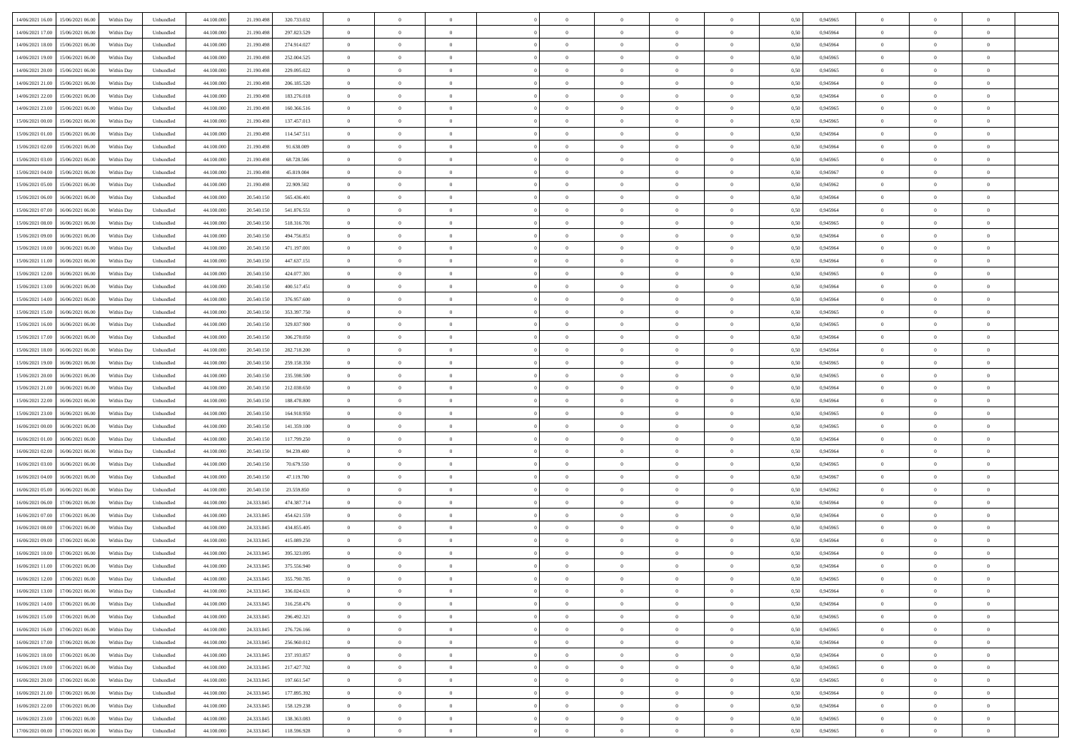| | | | | | | | | | | | | | | | | | | | | | |
|---|---|---|---|---|---|---|---|---|---|---|---|---|---|---|---|---|---|---|---|---|---|
| 14/06/2021 16:00 | 15/06/2021 06:00 | Within Day | Unbundled | 44.100.000 | 21.190.498 | 320.733.032 | 0 | 0 | 0 | | 0 | 0 | 0 | 0 | 0,50 | 0,945965 | 0 | 0 | 0 | |
| 14/06/2021 17:00 | 15/06/2021 06:00 | Within Day | Unbundled | 44.100.000 | 21.190.498 | 297.823.529 | 0 | 0 | 0 | | 0 | 0 | 0 | 0 | 0,50 | 0,945964 | 0 | 0 | 0 | |
| 14/06/2021 18:00 | 15/06/2021 06:00 | Within Day | Unbundled | 44.100.000 | 21.190.498 | 274.914.027 | 0 | 0 | 0 | | 0 | 0 | 0 | 0 | 0,50 | 0,945964 | 0 | 0 | 0 | |
| 14/06/2021 19:00 | 15/06/2021 06:00 | Within Day | Unbundled | 44.100.000 | 21.190.498 | 252.004.525 | 0 | 0 | 0 | | 0 | 0 | 0 | 0 | 0,50 | 0,945965 | 0 | 0 | 0 | |
| 14/06/2021 20:00 | 15/06/2021 06:00 | Within Day | Unbundled | 44.100.000 | 21.190.498 | 229.095.022 | 0 | 0 | 0 | | 0 | 0 | 0 | 0 | 0,50 | 0,945965 | 0 | 0 | 0 | |
| 14/06/2021 21:00 | 15/06/2021 06:00 | Within Day | Unbundled | 44.100.000 | 21.190.498 | 206.185.520 | 0 | 0 | 0 | | 0 | 0 | 0 | 0 | 0,50 | 0,945964 | 0 | 0 | 0 | |
| 14/06/2021 22:00 | 15/06/2021 06:00 | Within Day | Unbundled | 44.100.000 | 21.190.498 | 183.276.018 | 0 | 0 | 0 | | 0 | 0 | 0 | 0 | 0,50 | 0,945964 | 0 | 0 | 0 | |
| 14/06/2021 23:00 | 15/06/2021 06:00 | Within Day | Unbundled | 44.100.000 | 21.190.498 | 160.366.516 | 0 | 0 | 0 | | 0 | 0 | 0 | 0 | 0,50 | 0,945965 | 0 | 0 | 0 | |
| 15/06/2021 00:00 | 15/06/2021 06:00 | Within Day | Unbundled | 44.100.000 | 21.190.498 | 137.457.013 | 0 | 0 | 0 | | 0 | 0 | 0 | 0 | 0,50 | 0,945965 | 0 | 0 | 0 | |
| 15/06/2021 01:00 | 15/06/2021 06:00 | Within Day | Unbundled | 44.100.000 | 21.190.498 | 114.547.511 | 0 | 0 | 0 | | 0 | 0 | 0 | 0 | 0,50 | 0,945964 | 0 | 0 | 0 | |
| 15/06/2021 02:00 | 15/06/2021 06:00 | Within Day | Unbundled | 44.100.000 | 21.190.498 | 91.638.009 | 0 | 0 | 0 | | 0 | 0 | 0 | 0 | 0,50 | 0,945964 | 0 | 0 | 0 | |
| 15/06/2021 03:00 | 15/06/2021 06:00 | Within Day | Unbundled | 44.100.000 | 21.190.498 | 68.728.506 | 0 | 0 | 0 | | 0 | 0 | 0 | 0 | 0,50 | 0,945965 | 0 | 0 | 0 | |
| 15/06/2021 04:00 | 15/06/2021 06:00 | Within Day | Unbundled | 44.100.000 | 21.190.498 | 45.819.004 | 0 | 0 | 0 | | 0 | 0 | 0 | 0 | 0,50 | 0,945967 | 0 | 0 | 0 | |
| 15/06/2021 05:00 | 15/06/2021 06:00 | Within Day | Unbundled | 44.100.000 | 21.190.498 | 22.909.502 | 0 | 0 | 0 | | 0 | 0 | 0 | 0 | 0,50 | 0,945962 | 0 | 0 | 0 | |
| 15/06/2021 06:00 | 16/06/2021 06:00 | Within Day | Unbundled | 44.100.000 | 20.540.150 | 565.436.401 | 0 | 0 | 0 | | 0 | 0 | 0 | 0 | 0,50 | 0,945964 | 0 | 0 | 0 | |
| 15/06/2021 07:00 | 16/06/2021 06:00 | Within Day | Unbundled | 44.100.000 | 20.540.150 | 541.876.551 | 0 | 0 | 0 | | 0 | 0 | 0 | 0 | 0,50 | 0,945964 | 0 | 0 | 0 | |
| 15/06/2021 08:00 | 16/06/2021 06:00 | Within Day | Unbundled | 44.100.000 | 20.540.150 | 518.316.701 | 0 | 0 | 0 | | 0 | 0 | 0 | 0 | 0,50 | 0,945965 | 0 | 0 | 0 | |
| 15/06/2021 09:00 | 16/06/2021 06:00 | Within Day | Unbundled | 44.100.000 | 20.540.150 | 494.756.851 | 0 | 0 | 0 | | 0 | 0 | 0 | 0 | 0,50 | 0,945964 | 0 | 0 | 0 | |
| 15/06/2021 10:00 | 16/06/2021 06:00 | Within Day | Unbundled | 44.100.000 | 20.540.150 | 471.197.001 | 0 | 0 | 0 | | 0 | 0 | 0 | 0 | 0,50 | 0,945964 | 0 | 0 | 0 | |
| 15/06/2021 11:00 | 16/06/2021 06:00 | Within Day | Unbundled | 44.100.000 | 20.540.150 | 447.637.151 | 0 | 0 | 0 | | 0 | 0 | 0 | 0 | 0,50 | 0,945964 | 0 | 0 | 0 | |
| 15/06/2021 12:00 | 16/06/2021 06:00 | Within Day | Unbundled | 44.100.000 | 20.540.150 | 424.077.301 | 0 | 0 | 0 | | 0 | 0 | 0 | 0 | 0,50 | 0,945965 | 0 | 0 | 0 | |
| 15/06/2021 13:00 | 16/06/2021 06:00 | Within Day | Unbundled | 44.100.000 | 20.540.150 | 400.517.451 | 0 | 0 | 0 | | 0 | 0 | 0 | 0 | 0,50 | 0,945964 | 0 | 0 | 0 | |
| 15/06/2021 14:00 | 16/06/2021 06:00 | Within Day | Unbundled | 44.100.000 | 20.540.150 | 376.957.600 | 0 | 0 | 0 | | 0 | 0 | 0 | 0 | 0,50 | 0,945964 | 0 | 0 | 0 | |
| 15/06/2021 15:00 | 16/06/2021 06:00 | Within Day | Unbundled | 44.100.000 | 20.540.150 | 353.397.750 | 0 | 0 | 0 | | 0 | 0 | 0 | 0 | 0,50 | 0,945965 | 0 | 0 | 0 | |
| 15/06/2021 16:00 | 16/06/2021 06:00 | Within Day | Unbundled | 44.100.000 | 20.540.150 | 329.837.900 | 0 | 0 | 0 | | 0 | 0 | 0 | 0 | 0,50 | 0,945965 | 0 | 0 | 0 | |
| 15/06/2021 17:00 | 16/06/2021 06:00 | Within Day | Unbundled | 44.100.000 | 20.540.150 | 306.278.050 | 0 | 0 | 0 | | 0 | 0 | 0 | 0 | 0,50 | 0,945964 | 0 | 0 | 0 | |
| 15/06/2021 18:00 | 16/06/2021 06:00 | Within Day | Unbundled | 44.100.000 | 20.540.150 | 282.718.200 | 0 | 0 | 0 | | 0 | 0 | 0 | 0 | 0,50 | 0,945964 | 0 | 0 | 0 | |
| 15/06/2021 19:00 | 16/06/2021 06:00 | Within Day | Unbundled | 44.100.000 | 20.540.150 | 259.158.350 | 0 | 0 | 0 | | 0 | 0 | 0 | 0 | 0,50 | 0,945965 | 0 | 0 | 0 | |
| 15/06/2021 20:00 | 16/06/2021 06:00 | Within Day | Unbundled | 44.100.000 | 20.540.150 | 235.598.500 | 0 | 0 | 0 | | 0 | 0 | 0 | 0 | 0,50 | 0,945965 | 0 | 0 | 0 | |
| 15/06/2021 21:00 | 16/06/2021 06:00 | Within Day | Unbundled | 44.100.000 | 20.540.150 | 212.038.650 | 0 | 0 | 0 | | 0 | 0 | 0 | 0 | 0,50 | 0,945964 | 0 | 0 | 0 | |
| 15/06/2021 22:00 | 16/06/2021 06:00 | Within Day | Unbundled | 44.100.000 | 20.540.150 | 188.478.800 | 0 | 0 | 0 | | 0 | 0 | 0 | 0 | 0,50 | 0,945964 | 0 | 0 | 0 | |
| 15/06/2021 23:00 | 16/06/2021 06:00 | Within Day | Unbundled | 44.100.000 | 20.540.150 | 164.918.950 | 0 | 0 | 0 | | 0 | 0 | 0 | 0 | 0,50 | 0,945965 | 0 | 0 | 0 | |
| 16/06/2021 00:00 | 16/06/2021 06:00 | Within Day | Unbundled | 44.100.000 | 20.540.150 | 141.359.100 | 0 | 0 | 0 | | 0 | 0 | 0 | 0 | 0,50 | 0,945965 | 0 | 0 | 0 | |
| 16/06/2021 01:00 | 16/06/2021 06:00 | Within Day | Unbundled | 44.100.000 | 20.540.150 | 117.799.250 | 0 | 0 | 0 | | 0 | 0 | 0 | 0 | 0,50 | 0,945964 | 0 | 0 | 0 | |
| 16/06/2021 02:00 | 16/06/2021 06:00 | Within Day | Unbundled | 44.100.000 | 20.540.150 | 94.239.400 | 0 | 0 | 0 | | 0 | 0 | 0 | 0 | 0,50 | 0,945964 | 0 | 0 | 0 | |
| 16/06/2021 03:00 | 16/06/2021 06:00 | Within Day | Unbundled | 44.100.000 | 20.540.150 | 70.679.550 | 0 | 0 | 0 | | 0 | 0 | 0 | 0 | 0,50 | 0,945965 | 0 | 0 | 0 | |
| 16/06/2021 04:00 | 16/06/2021 06:00 | Within Day | Unbundled | 44.100.000 | 20.540.150 | 47.119.700 | 0 | 0 | 0 | | 0 | 0 | 0 | 0 | 0,50 | 0,945967 | 0 | 0 | 0 | |
| 16/06/2021 05:00 | 16/06/2021 06:00 | Within Day | Unbundled | 44.100.000 | 20.540.150 | 23.559.850 | 0 | 0 | 0 | | 0 | 0 | 0 | 0 | 0,50 | 0,945962 | 0 | 0 | 0 | |
| 16/06/2021 06:00 | 17/06/2021 06:00 | Within Day | Unbundled | 44.100.000 | 24.333.845 | 474.387.714 | 0 | 0 | 0 | | 0 | 0 | 0 | 0 | 0,50 | 0,945964 | 0 | 0 | 0 | |
| 16/06/2021 07:00 | 17/06/2021 06:00 | Within Day | Unbundled | 44.100.000 | 24.333.845 | 454.621.559 | 0 | 0 | 0 | | 0 | 0 | 0 | 0 | 0,50 | 0,945964 | 0 | 0 | 0 | |
| 16/06/2021 08:00 | 17/06/2021 06:00 | Within Day | Unbundled | 44.100.000 | 24.333.845 | 434.855.405 | 0 | 0 | 0 | | 0 | 0 | 0 | 0 | 0,50 | 0,945965 | 0 | 0 | 0 | |
| 16/06/2021 09:00 | 17/06/2021 06:00 | Within Day | Unbundled | 44.100.000 | 24.333.845 | 415.089.250 | 0 | 0 | 0 | | 0 | 0 | 0 | 0 | 0,50 | 0,945964 | 0 | 0 | 0 | |
| 16/06/2021 10:00 | 17/06/2021 06:00 | Within Day | Unbundled | 44.100.000 | 24.333.845 | 395.323.095 | 0 | 0 | 0 | | 0 | 0 | 0 | 0 | 0,50 | 0,945964 | 0 | 0 | 0 | |
| 16/06/2021 11:00 | 17/06/2021 06:00 | Within Day | Unbundled | 44.100.000 | 24.333.845 | 375.556.940 | 0 | 0 | 0 | | 0 | 0 | 0 | 0 | 0,50 | 0,945964 | 0 | 0 | 0 | |
| 16/06/2021 12:00 | 17/06/2021 06:00 | Within Day | Unbundled | 44.100.000 | 24.333.845 | 355.790.785 | 0 | 0 | 0 | | 0 | 0 | 0 | 0 | 0,50 | 0,945965 | 0 | 0 | 0 | |
| 16/06/2021 13:00 | 17/06/2021 06:00 | Within Day | Unbundled | 44.100.000 | 24.333.845 | 336.024.631 | 0 | 0 | 0 | | 0 | 0 | 0 | 0 | 0,50 | 0,945964 | 0 | 0 | 0 | |
| 16/06/2021 14:00 | 17/06/2021 06:00 | Within Day | Unbundled | 44.100.000 | 24.333.845 | 316.258.476 | 0 | 0 | 0 | | 0 | 0 | 0 | 0 | 0,50 | 0,945964 | 0 | 0 | 0 | |
| 16/06/2021 15:00 | 17/06/2021 06:00 | Within Day | Unbundled | 44.100.000 | 24.333.845 | 296.492.321 | 0 | 0 | 0 | | 0 | 0 | 0 | 0 | 0,50 | 0,945965 | 0 | 0 | 0 | |
| 16/06/2021 16:00 | 17/06/2021 06:00 | Within Day | Unbundled | 44.100.000 | 24.333.845 | 276.726.166 | 0 | 0 | 0 | | 0 | 0 | 0 | 0 | 0,50 | 0,945965 | 0 | 0 | 0 | |
| 16/06/2021 17:00 | 17/06/2021 06:00 | Within Day | Unbundled | 44.100.000 | 24.333.845 | 256.960.012 | 0 | 0 | 0 | | 0 | 0 | 0 | 0 | 0,50 | 0,945964 | 0 | 0 | 0 | |
| 16/06/2021 18:00 | 17/06/2021 06:00 | Within Day | Unbundled | 44.100.000 | 24.333.845 | 237.193.857 | 0 | 0 | 0 | | 0 | 0 | 0 | 0 | 0,50 | 0,945964 | 0 | 0 | 0 | |
| 16/06/2021 19:00 | 17/06/2021 06:00 | Within Day | Unbundled | 44.100.000 | 24.333.845 | 217.427.702 | 0 | 0 | 0 | | 0 | 0 | 0 | 0 | 0,50 | 0,945965 | 0 | 0 | 0 | |
| 16/06/2021 20:00 | 17/06/2021 06:00 | Within Day | Unbundled | 44.100.000 | 24.333.845 | 197.661.547 | 0 | 0 | 0 | | 0 | 0 | 0 | 0 | 0,50 | 0,945965 | 0 | 0 | 0 | |
| 16/06/2021 21:00 | 17/06/2021 06:00 | Within Day | Unbundled | 44.100.000 | 24.333.845 | 177.895.392 | 0 | 0 | 0 | | 0 | 0 | 0 | 0 | 0,50 | 0,945964 | 0 | 0 | 0 | |
| 16/06/2021 22:00 | 17/06/2021 06:00 | Within Day | Unbundled | 44.100.000 | 24.333.845 | 158.129.238 | 0 | 0 | 0 | | 0 | 0 | 0 | 0 | 0,50 | 0,945964 | 0 | 0 | 0 | |
| 16/06/2021 23:00 | 17/06/2021 06:00 | Within Day | Unbundled | 44.100.000 | 24.333.845 | 138.363.083 | 0 | 0 | 0 | | 0 | 0 | 0 | 0 | 0,50 | 0,945965 | 0 | 0 | 0 | |
| 17/06/2021 00:00 | 17/06/2021 06:00 | Within Day | Unbundled | 44.100.000 | 24.333.845 | 118.596.928 | 0 | 0 | 0 | | 0 | 0 | 0 | 0 | 0,50 | 0,945965 | 0 | 0 | 0 | |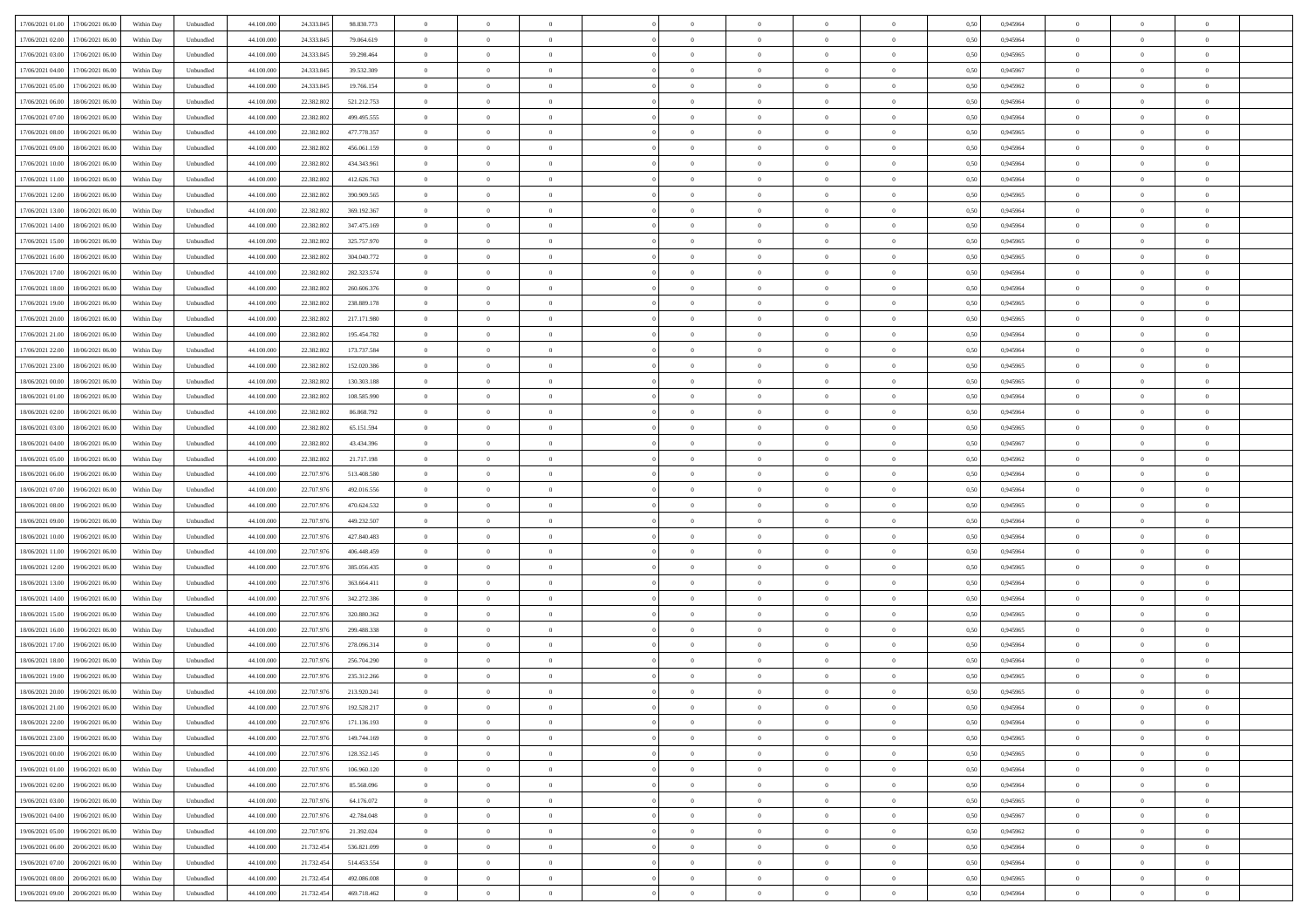| | | | | | | | | | | | | | | | | | | | | |
|---|---|---|---|---|---|---|---|---|---|---|---|---|---|---|---|---|---|---|---|---|
| 17/06/2021 01:00 | 17/06/2021 06:00 | Within Day | Unbundled | 44.100.000 | 24.333.845 | 98.830.773 | 0 | 0 | 0 | | 0 | 0 | 0 | 0 | 0,50 | 0,945964 | 0 | 0 | 0 | |
| 17/06/2021 02:00 | 17/06/2021 06:00 | Within Day | Unbundled | 44.100.000 | 24.333.845 | 79.064.619 | 0 | 0 | 0 | | 0 | 0 | 0 | 0 | 0,50 | 0,945964 | 0 | 0 | 0 | |
| 17/06/2021 03:00 | 17/06/2021 06:00 | Within Day | Unbundled | 44.100.000 | 24.333.845 | 59.298.464 | 0 | 0 | 0 | | 0 | 0 | 0 | 0 | 0,50 | 0,945965 | 0 | 0 | 0 | |
| 17/06/2021 04:00 | 17/06/2021 06:00 | Within Day | Unbundled | 44.100.000 | 24.333.845 | 39.532.309 | 0 | 0 | 0 | | 0 | 0 | 0 | 0 | 0,50 | 0,945967 | 0 | 0 | 0 | |
| 17/06/2021 05:00 | 17/06/2021 06:00 | Within Day | Unbundled | 44.100.000 | 24.333.845 | 19.766.154 | 0 | 0 | 0 | | 0 | 0 | 0 | 0 | 0,50 | 0,945962 | 0 | 0 | 0 | |
| 17/06/2021 06:00 | 18/06/2021 06:00 | Within Day | Unbundled | 44.100.000 | 22.382.802 | 521.212.753 | 0 | 0 | 0 | | 0 | 0 | 0 | 0 | 0,50 | 0,945964 | 0 | 0 | 0 | |
| 17/06/2021 07:00 | 18/06/2021 06:00 | Within Day | Unbundled | 44.100.000 | 22.382.802 | 499.495.555 | 0 | 0 | 0 | | 0 | 0 | 0 | 0 | 0,50 | 0,945964 | 0 | 0 | 0 | |
| 17/06/2021 08:00 | 18/06/2021 06:00 | Within Day | Unbundled | 44.100.000 | 22.382.802 | 477.778.357 | 0 | 0 | 0 | | 0 | 0 | 0 | 0 | 0,50 | 0,945965 | 0 | 0 | 0 | |
| 17/06/2021 09:00 | 18/06/2021 06:00 | Within Day | Unbundled | 44.100.000 | 22.382.802 | 456.061.159 | 0 | 0 | 0 | | 0 | 0 | 0 | 0 | 0,50 | 0,945964 | 0 | 0 | 0 | |
| 17/06/2021 10:00 | 18/06/2021 06:00 | Within Day | Unbundled | 44.100.000 | 22.382.802 | 434.343.961 | 0 | 0 | 0 | | 0 | 0 | 0 | 0 | 0,50 | 0,945964 | 0 | 0 | 0 | |
| 17/06/2021 11:00 | 18/06/2021 06:00 | Within Day | Unbundled | 44.100.000 | 22.382.802 | 412.626.763 | 0 | 0 | 0 | | 0 | 0 | 0 | 0 | 0,50 | 0,945964 | 0 | 0 | 0 | |
| 17/06/2021 12:00 | 18/06/2021 06:00 | Within Day | Unbundled | 44.100.000 | 22.382.802 | 390.909.565 | 0 | 0 | 0 | | 0 | 0 | 0 | 0 | 0,50 | 0,945965 | 0 | 0 | 0 | |
| 17/06/2021 13:00 | 18/06/2021 06:00 | Within Day | Unbundled | 44.100.000 | 22.382.802 | 369.192.367 | 0 | 0 | 0 | | 0 | 0 | 0 | 0 | 0,50 | 0,945964 | 0 | 0 | 0 | |
| 17/06/2021 14:00 | 18/06/2021 06:00 | Within Day | Unbundled | 44.100.000 | 22.382.802 | 347.475.169 | 0 | 0 | 0 | | 0 | 0 | 0 | 0 | 0,50 | 0,945964 | 0 | 0 | 0 | |
| 17/06/2021 15:00 | 18/06/2021 06:00 | Within Day | Unbundled | 44.100.000 | 22.382.802 | 325.757.970 | 0 | 0 | 0 | | 0 | 0 | 0 | 0 | 0,50 | 0,945965 | 0 | 0 | 0 | |
| 17/06/2021 16:00 | 18/06/2021 06:00 | Within Day | Unbundled | 44.100.000 | 22.382.802 | 304.040.772 | 0 | 0 | 0 | | 0 | 0 | 0 | 0 | 0,50 | 0,945965 | 0 | 0 | 0 | |
| 17/06/2021 17:00 | 18/06/2021 06:00 | Within Day | Unbundled | 44.100.000 | 22.382.802 | 282.323.574 | 0 | 0 | 0 | | 0 | 0 | 0 | 0 | 0,50 | 0,945964 | 0 | 0 | 0 | |
| 17/06/2021 18:00 | 18/06/2021 06:00 | Within Day | Unbundled | 44.100.000 | 22.382.802 | 260.606.376 | 0 | 0 | 0 | | 0 | 0 | 0 | 0 | 0,50 | 0,945964 | 0 | 0 | 0 | |
| 17/06/2021 19:00 | 18/06/2021 06:00 | Within Day | Unbundled | 44.100.000 | 22.382.802 | 238.889.178 | 0 | 0 | 0 | | 0 | 0 | 0 | 0 | 0,50 | 0,945965 | 0 | 0 | 0 | |
| 17/06/2021 20:00 | 18/06/2021 06:00 | Within Day | Unbundled | 44.100.000 | 22.382.802 | 217.171.980 | 0 | 0 | 0 | | 0 | 0 | 0 | 0 | 0,50 | 0,945965 | 0 | 0 | 0 | |
| 17/06/2021 21:00 | 18/06/2021 06:00 | Within Day | Unbundled | 44.100.000 | 22.382.802 | 195.454.782 | 0 | 0 | 0 | | 0 | 0 | 0 | 0 | 0,50 | 0,945964 | 0 | 0 | 0 | |
| 17/06/2021 22:00 | 18/06/2021 06:00 | Within Day | Unbundled | 44.100.000 | 22.382.802 | 173.737.584 | 0 | 0 | 0 | | 0 | 0 | 0 | 0 | 0,50 | 0,945964 | 0 | 0 | 0 | |
| 17/06/2021 23:00 | 18/06/2021 06:00 | Within Day | Unbundled | 44.100.000 | 22.382.802 | 152.020.386 | 0 | 0 | 0 | | 0 | 0 | 0 | 0 | 0,50 | 0,945965 | 0 | 0 | 0 | |
| 18/06/2021 00:00 | 18/06/2021 06:00 | Within Day | Unbundled | 44.100.000 | 22.382.802 | 130.303.188 | 0 | 0 | 0 | | 0 | 0 | 0 | 0 | 0,50 | 0,945965 | 0 | 0 | 0 | |
| 18/06/2021 01:00 | 18/06/2021 06:00 | Within Day | Unbundled | 44.100.000 | 22.382.802 | 108.585.990 | 0 | 0 | 0 | | 0 | 0 | 0 | 0 | 0,50 | 0,945964 | 0 | 0 | 0 | |
| 18/06/2021 02:00 | 18/06/2021 06:00 | Within Day | Unbundled | 44.100.000 | 22.382.802 | 86.868.792 | 0 | 0 | 0 | | 0 | 0 | 0 | 0 | 0,50 | 0,945964 | 0 | 0 | 0 | |
| 18/06/2021 03:00 | 18/06/2021 06:00 | Within Day | Unbundled | 44.100.000 | 22.382.802 | 65.151.594 | 0 | 0 | 0 | | 0 | 0 | 0 | 0 | 0,50 | 0,945965 | 0 | 0 | 0 | |
| 18/06/2021 04:00 | 18/06/2021 06:00 | Within Day | Unbundled | 44.100.000 | 22.382.802 | 43.434.396 | 0 | 0 | 0 | | 0 | 0 | 0 | 0 | 0,50 | 0,945967 | 0 | 0 | 0 | |
| 18/06/2021 05:00 | 18/06/2021 06:00 | Within Day | Unbundled | 44.100.000 | 22.382.802 | 21.717.198 | 0 | 0 | 0 | | 0 | 0 | 0 | 0 | 0,50 | 0,945962 | 0 | 0 | 0 | |
| 18/06/2021 06:00 | 19/06/2021 06:00 | Within Day | Unbundled | 44.100.000 | 22.707.976 | 513.408.580 | 0 | 0 | 0 | | 0 | 0 | 0 | 0 | 0,50 | 0,945964 | 0 | 0 | 0 | |
| 18/06/2021 07:00 | 19/06/2021 06:00 | Within Day | Unbundled | 44.100.000 | 22.707.976 | 492.016.556 | 0 | 0 | 0 | | 0 | 0 | 0 | 0 | 0,50 | 0,945964 | 0 | 0 | 0 | |
| 18/06/2021 08:00 | 19/06/2021 06:00 | Within Day | Unbundled | 44.100.000 | 22.707.976 | 470.624.532 | 0 | 0 | 0 | | 0 | 0 | 0 | 0 | 0,50 | 0,945965 | 0 | 0 | 0 | |
| 18/06/2021 09:00 | 19/06/2021 06:00 | Within Day | Unbundled | 44.100.000 | 22.707.976 | 449.232.507 | 0 | 0 | 0 | | 0 | 0 | 0 | 0 | 0,50 | 0,945964 | 0 | 0 | 0 | |
| 18/06/2021 10:00 | 19/06/2021 06:00 | Within Day | Unbundled | 44.100.000 | 22.707.976 | 427.840.483 | 0 | 0 | 0 | | 0 | 0 | 0 | 0 | 0,50 | 0,945964 | 0 | 0 | 0 | |
| 18/06/2021 11:00 | 19/06/2021 06:00 | Within Day | Unbundled | 44.100.000 | 22.707.976 | 406.448.459 | 0 | 0 | 0 | | 0 | 0 | 0 | 0 | 0,50 | 0,945964 | 0 | 0 | 0 | |
| 18/06/2021 12:00 | 19/06/2021 06:00 | Within Day | Unbundled | 44.100.000 | 22.707.976 | 385.056.435 | 0 | 0 | 0 | | 0 | 0 | 0 | 0 | 0,50 | 0,945965 | 0 | 0 | 0 | |
| 18/06/2021 13:00 | 19/06/2021 06:00 | Within Day | Unbundled | 44.100.000 | 22.707.976 | 363.664.411 | 0 | 0 | 0 | | 0 | 0 | 0 | 0 | 0,50 | 0,945964 | 0 | 0 | 0 | |
| 18/06/2021 14:00 | 19/06/2021 06:00 | Within Day | Unbundled | 44.100.000 | 22.707.976 | 342.272.386 | 0 | 0 | 0 | | 0 | 0 | 0 | 0 | 0,50 | 0,945964 | 0 | 0 | 0 | |
| 18/06/2021 15:00 | 19/06/2021 06:00 | Within Day | Unbundled | 44.100.000 | 22.707.976 | 320.880.362 | 0 | 0 | 0 | | 0 | 0 | 0 | 0 | 0,50 | 0,945965 | 0 | 0 | 0 | |
| 18/06/2021 16:00 | 19/06/2021 06:00 | Within Day | Unbundled | 44.100.000 | 22.707.976 | 299.488.338 | 0 | 0 | 0 | | 0 | 0 | 0 | 0 | 0,50 | 0,945965 | 0 | 0 | 0 | |
| 18/06/2021 17:00 | 19/06/2021 06:00 | Within Day | Unbundled | 44.100.000 | 22.707.976 | 278.096.314 | 0 | 0 | 0 | | 0 | 0 | 0 | 0 | 0,50 | 0,945964 | 0 | 0 | 0 | |
| 18/06/2021 18:00 | 19/06/2021 06:00 | Within Day | Unbundled | 44.100.000 | 22.707.976 | 256.704.290 | 0 | 0 | 0 | | 0 | 0 | 0 | 0 | 0,50 | 0,945964 | 0 | 0 | 0 | |
| 18/06/2021 19:00 | 19/06/2021 06:00 | Within Day | Unbundled | 44.100.000 | 22.707.976 | 235.312.266 | 0 | 0 | 0 | | 0 | 0 | 0 | 0 | 0,50 | 0,945965 | 0 | 0 | 0 | |
| 18/06/2021 20:00 | 19/06/2021 06:00 | Within Day | Unbundled | 44.100.000 | 22.707.976 | 213.920.241 | 0 | 0 | 0 | | 0 | 0 | 0 | 0 | 0,50 | 0,945965 | 0 | 0 | 0 | |
| 18/06/2021 21:00 | 19/06/2021 06:00 | Within Day | Unbundled | 44.100.000 | 22.707.976 | 192.528.217 | 0 | 0 | 0 | | 0 | 0 | 0 | 0 | 0,50 | 0,945964 | 0 | 0 | 0 | |
| 18/06/2021 22:00 | 19/06/2021 06:00 | Within Day | Unbundled | 44.100.000 | 22.707.976 | 171.136.193 | 0 | 0 | 0 | | 0 | 0 | 0 | 0 | 0,50 | 0,945964 | 0 | 0 | 0 | |
| 18/06/2021 23:00 | 19/06/2021 06:00 | Within Day | Unbundled | 44.100.000 | 22.707.976 | 149.744.169 | 0 | 0 | 0 | | 0 | 0 | 0 | 0 | 0,50 | 0,945965 | 0 | 0 | 0 | |
| 19/06/2021 00:00 | 19/06/2021 06:00 | Within Day | Unbundled | 44.100.000 | 22.707.976 | 128.352.145 | 0 | 0 | 0 | | 0 | 0 | 0 | 0 | 0,50 | 0,945965 | 0 | 0 | 0 | |
| 19/06/2021 01:00 | 19/06/2021 06:00 | Within Day | Unbundled | 44.100.000 | 22.707.976 | 106.960.120 | 0 | 0 | 0 | | 0 | 0 | 0 | 0 | 0,50 | 0,945964 | 0 | 0 | 0 | |
| 19/06/2021 02:00 | 19/06/2021 06:00 | Within Day | Unbundled | 44.100.000 | 22.707.976 | 85.568.096 | 0 | 0 | 0 | | 0 | 0 | 0 | 0 | 0,50 | 0,945964 | 0 | 0 | 0 | |
| 19/06/2021 03:00 | 19/06/2021 06:00 | Within Day | Unbundled | 44.100.000 | 22.707.976 | 64.176.072 | 0 | 0 | 0 | | 0 | 0 | 0 | 0 | 0,50 | 0,945965 | 0 | 0 | 0 | |
| 19/06/2021 04:00 | 19/06/2021 06:00 | Within Day | Unbundled | 44.100.000 | 22.707.976 | 42.784.048 | 0 | 0 | 0 | | 0 | 0 | 0 | 0 | 0,50 | 0,945967 | 0 | 0 | 0 | |
| 19/06/2021 05:00 | 19/06/2021 06:00 | Within Day | Unbundled | 44.100.000 | 22.707.976 | 21.392.024 | 0 | 0 | 0 | | 0 | 0 | 0 | 0 | 0,50 | 0,945962 | 0 | 0 | 0 | |
| 19/06/2021 06:00 | 20/06/2021 06:00 | Within Day | Unbundled | 44.100.000 | 21.732.454 | 536.821.099 | 0 | 0 | 0 | | 0 | 0 | 0 | 0 | 0,50 | 0,945964 | 0 | 0 | 0 | |
| 19/06/2021 07:00 | 20/06/2021 06:00 | Within Day | Unbundled | 44.100.000 | 21.732.454 | 514.453.554 | 0 | 0 | 0 | | 0 | 0 | 0 | 0 | 0,50 | 0,945964 | 0 | 0 | 0 | |
| 19/06/2021 08:00 | 20/06/2021 06:00 | Within Day | Unbundled | 44.100.000 | 21.732.454 | 492.086.008 | 0 | 0 | 0 | | 0 | 0 | 0 | 0 | 0,50 | 0,945965 | 0 | 0 | 0 | |
| 19/06/2021 09:00 | 20/06/2021 06:00 | Within Day | Unbundled | 44.100.000 | 21.732.454 | 469.718.462 | 0 | 0 | 0 | | 0 | 0 | 0 | 0 | 0,50 | 0,945964 | 0 | 0 | 0 | |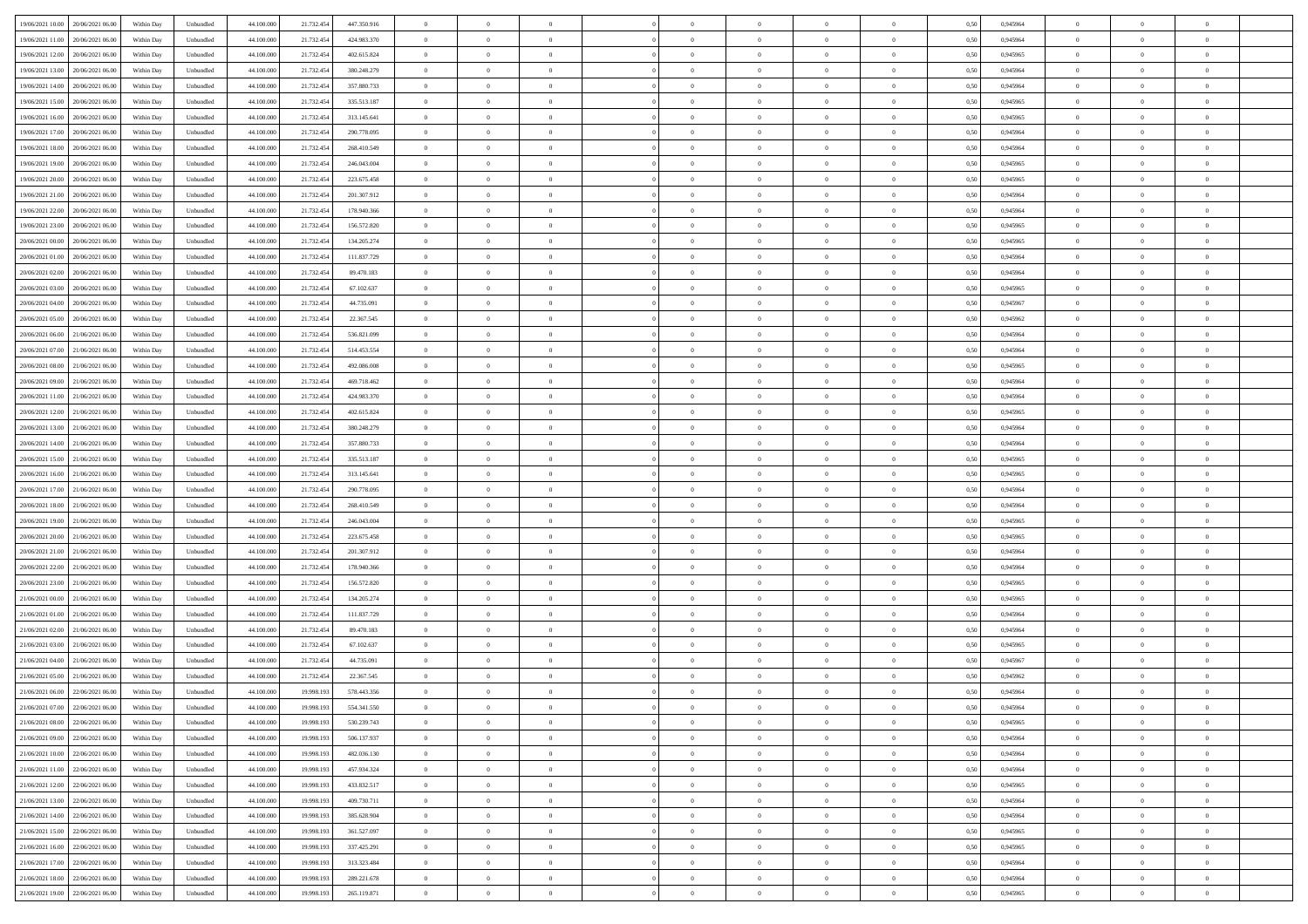| | | | | | | | | | | | | | | | | | | | | | |
|---|---|---|---|---|---|---|---|---|---|---|---|---|---|---|---|---|---|---|---|---|---|
| 19/06/2021 10:00 | 20/06/2021 06:00 | Within Day | Unbundled | 44.100.000 | 21.732.454 | 447.350.916 | 0 | 0 | 0 | | 0 | 0 | 0 | 0 | 0 | 0,50 | 0,945964 | 0 | 0 | 0 | |
| 19/06/2021 11:00 | 20/06/2021 06:00 | Within Day | Unbundled | 44.100.000 | 21.732.454 | 424.983.370 | 0 | 0 | 0 | | 0 | 0 | 0 | 0 | 0 | 0,50 | 0,945964 | 0 | 0 | 0 | |
| 19/06/2021 12:00 | 20/06/2021 06:00 | Within Day | Unbundled | 44.100.000 | 21.732.454 | 402.615.824 | 0 | 0 | 0 | | 0 | 0 | 0 | 0 | 0 | 0,50 | 0,945965 | 0 | 0 | 0 | |
| 19/06/2021 13:00 | 20/06/2021 06:00 | Within Day | Unbundled | 44.100.000 | 21.732.454 | 380.248.279 | 0 | 0 | 0 | | 0 | 0 | 0 | 0 | 0 | 0,50 | 0,945964 | 0 | 0 | 0 | |
| 19/06/2021 14:00 | 20/06/2021 06:00 | Within Day | Unbundled | 44.100.000 | 21.732.454 | 357.880.733 | 0 | 0 | 0 | | 0 | 0 | 0 | 0 | 0 | 0,50 | 0,945964 | 0 | 0 | 0 | |
| 19/06/2021 15:00 | 20/06/2021 06:00 | Within Day | Unbundled | 44.100.000 | 21.732.454 | 335.513.187 | 0 | 0 | 0 | | 0 | 0 | 0 | 0 | 0 | 0,50 | 0,945965 | 0 | 0 | 0 | |
| 19/06/2021 16:00 | 20/06/2021 06:00 | Within Day | Unbundled | 44.100.000 | 21.732.454 | 313.145.641 | 0 | 0 | 0 | | 0 | 0 | 0 | 0 | 0 | 0,50 | 0,945965 | 0 | 0 | 0 | |
| 19/06/2021 17:00 | 20/06/2021 06:00 | Within Day | Unbundled | 44.100.000 | 21.732.454 | 290.778.095 | 0 | 0 | 0 | | 0 | 0 | 0 | 0 | 0 | 0,50 | 0,945964 | 0 | 0 | 0 | |
| 19/06/2021 18:00 | 20/06/2021 06:00 | Within Day | Unbundled | 44.100.000 | 21.732.454 | 268.410.549 | 0 | 0 | 0 | | 0 | 0 | 0 | 0 | 0 | 0,50 | 0,945964 | 0 | 0 | 0 | |
| 19/06/2021 19:00 | 20/06/2021 06:00 | Within Day | Unbundled | 44.100.000 | 21.732.454 | 246.043.004 | 0 | 0 | 0 | | 0 | 0 | 0 | 0 | 0 | 0,50 | 0,945965 | 0 | 0 | 0 | |
| 19/06/2021 20:00 | 20/06/2021 06:00 | Within Day | Unbundled | 44.100.000 | 21.732.454 | 223.675.458 | 0 | 0 | 0 | | 0 | 0 | 0 | 0 | 0 | 0,50 | 0,945965 | 0 | 0 | 0 | |
| 19/06/2021 21:00 | 20/06/2021 06:00 | Within Day | Unbundled | 44.100.000 | 21.732.454 | 201.307.912 | 0 | 0 | 0 | | 0 | 0 | 0 | 0 | 0 | 0,50 | 0,945964 | 0 | 0 | 0 | |
| 19/06/2021 22:00 | 20/06/2021 06:00 | Within Day | Unbundled | 44.100.000 | 21.732.454 | 178.940.366 | 0 | 0 | 0 | | 0 | 0 | 0 | 0 | 0 | 0,50 | 0,945964 | 0 | 0 | 0 | |
| 19/06/2021 23:00 | 20/06/2021 06:00 | Within Day | Unbundled | 44.100.000 | 21.732.454 | 156.572.820 | 0 | 0 | 0 | | 0 | 0 | 0 | 0 | 0 | 0,50 | 0,945965 | 0 | 0 | 0 | |
| 20/06/2021 00:00 | 20/06/2021 06:00 | Within Day | Unbundled | 44.100.000 | 21.732.454 | 134.205.274 | 0 | 0 | 0 | | 0 | 0 | 0 | 0 | 0 | 0,50 | 0,945965 | 0 | 0 | 0 | |
| 20/06/2021 01:00 | 20/06/2021 06:00 | Within Day | Unbundled | 44.100.000 | 21.732.454 | 111.837.729 | 0 | 0 | 0 | | 0 | 0 | 0 | 0 | 0 | 0,50 | 0,945964 | 0 | 0 | 0 | |
| 20/06/2021 02:00 | 20/06/2021 06:00 | Within Day | Unbundled | 44.100.000 | 21.732.454 | 89.470.183 | 0 | 0 | 0 | | 0 | 0 | 0 | 0 | 0 | 0,50 | 0,945964 | 0 | 0 | 0 | |
| 20/06/2021 03:00 | 20/06/2021 06:00 | Within Day | Unbundled | 44.100.000 | 21.732.454 | 67.102.637 | 0 | 0 | 0 | | 0 | 0 | 0 | 0 | 0 | 0,50 | 0,945965 | 0 | 0 | 0 | |
| 20/06/2021 04:00 | 20/06/2021 06:00 | Within Day | Unbundled | 44.100.000 | 21.732.454 | 44.735.091 | 0 | 0 | 0 | | 0 | 0 | 0 | 0 | 0 | 0,50 | 0,945967 | 0 | 0 | 0 | |
| 20/06/2021 05:00 | 20/06/2021 06:00 | Within Day | Unbundled | 44.100.000 | 21.732.454 | 22.367.545 | 0 | 0 | 0 | | 0 | 0 | 0 | 0 | 0 | 0,50 | 0,945962 | 0 | 0 | 0 | |
| 20/06/2021 06:00 | 21/06/2021 06:00 | Within Day | Unbundled | 44.100.000 | 21.732.454 | 536.821.099 | 0 | 0 | 0 | | 0 | 0 | 0 | 0 | 0 | 0,50 | 0,945964 | 0 | 0 | 0 | |
| 20/06/2021 07:00 | 21/06/2021 06:00 | Within Day | Unbundled | 44.100.000 | 21.732.454 | 514.453.554 | 0 | 0 | 0 | | 0 | 0 | 0 | 0 | 0 | 0,50 | 0,945964 | 0 | 0 | 0 | |
| 20/06/2021 08:00 | 21/06/2021 06:00 | Within Day | Unbundled | 44.100.000 | 21.732.454 | 492.086.008 | 0 | 0 | 0 | | 0 | 0 | 0 | 0 | 0 | 0,50 | 0,945965 | 0 | 0 | 0 | |
| 20/06/2021 09:00 | 21/06/2021 06:00 | Within Day | Unbundled | 44.100.000 | 21.732.454 | 469.718.462 | 0 | 0 | 0 | | 0 | 0 | 0 | 0 | 0 | 0,50 | 0,945964 | 0 | 0 | 0 | |
| 20/06/2021 11:00 | 21/06/2021 06:00 | Within Day | Unbundled | 44.100.000 | 21.732.454 | 424.983.370 | 0 | 0 | 0 | | 0 | 0 | 0 | 0 | 0 | 0,50 | 0,945964 | 0 | 0 | 0 | |
| 20/06/2021 12:00 | 21/06/2021 06:00 | Within Day | Unbundled | 44.100.000 | 21.732.454 | 402.615.824 | 0 | 0 | 0 | | 0 | 0 | 0 | 0 | 0 | 0,50 | 0,945965 | 0 | 0 | 0 | |
| 20/06/2021 13:00 | 21/06/2021 06:00 | Within Day | Unbundled | 44.100.000 | 21.732.454 | 380.248.279 | 0 | 0 | 0 | | 0 | 0 | 0 | 0 | 0 | 0,50 | 0,945964 | 0 | 0 | 0 | |
| 20/06/2021 14:00 | 21/06/2021 06:00 | Within Day | Unbundled | 44.100.000 | 21.732.454 | 357.880.733 | 0 | 0 | 0 | | 0 | 0 | 0 | 0 | 0 | 0,50 | 0,945964 | 0 | 0 | 0 | |
| 20/06/2021 15:00 | 21/06/2021 06:00 | Within Day | Unbundled | 44.100.000 | 21.732.454 | 335.513.187 | 0 | 0 | 0 | | 0 | 0 | 0 | 0 | 0 | 0,50 | 0,945965 | 0 | 0 | 0 | |
| 20/06/2021 16:00 | 21/06/2021 06:00 | Within Day | Unbundled | 44.100.000 | 21.732.454 | 313.145.641 | 0 | 0 | 0 | | 0 | 0 | 0 | 0 | 0 | 0,50 | 0,945965 | 0 | 0 | 0 | |
| 20/06/2021 17:00 | 21/06/2021 06:00 | Within Day | Unbundled | 44.100.000 | 21.732.454 | 290.778.095 | 0 | 0 | 0 | | 0 | 0 | 0 | 0 | 0 | 0,50 | 0,945964 | 0 | 0 | 0 | |
| 20/06/2021 18:00 | 21/06/2021 06:00 | Within Day | Unbundled | 44.100.000 | 21.732.454 | 268.410.549 | 0 | 0 | 0 | | 0 | 0 | 0 | 0 | 0 | 0,50 | 0,945964 | 0 | 0 | 0 | |
| 20/06/2021 19:00 | 21/06/2021 06:00 | Within Day | Unbundled | 44.100.000 | 21.732.454 | 246.043.004 | 0 | 0 | 0 | | 0 | 0 | 0 | 0 | 0 | 0,50 | 0,945965 | 0 | 0 | 0 | |
| 20/06/2021 20:00 | 21/06/2021 06:00 | Within Day | Unbundled | 44.100.000 | 21.732.454 | 223.675.458 | 0 | 0 | 0 | | 0 | 0 | 0 | 0 | 0 | 0,50 | 0,945965 | 0 | 0 | 0 | |
| 20/06/2021 21:00 | 21/06/2021 06:00 | Within Day | Unbundled | 44.100.000 | 21.732.454 | 201.307.912 | 0 | 0 | 0 | | 0 | 0 | 0 | 0 | 0 | 0,50 | 0,945964 | 0 | 0 | 0 | |
| 20/06/2021 22:00 | 21/06/2021 06:00 | Within Day | Unbundled | 44.100.000 | 21.732.454 | 178.940.366 | 0 | 0 | 0 | | 0 | 0 | 0 | 0 | 0 | 0,50 | 0,945964 | 0 | 0 | 0 | |
| 20/06/2021 23:00 | 21/06/2021 06:00 | Within Day | Unbundled | 44.100.000 | 21.732.454 | 156.572.820 | 0 | 0 | 0 | | 0 | 0 | 0 | 0 | 0 | 0,50 | 0,945965 | 0 | 0 | 0 | |
| 21/06/2021 00:00 | 21/06/2021 06:00 | Within Day | Unbundled | 44.100.000 | 21.732.454 | 134.205.274 | 0 | 0 | 0 | | 0 | 0 | 0 | 0 | 0 | 0,50 | 0,945965 | 0 | 0 | 0 | |
| 21/06/2021 01:00 | 21/06/2021 06:00 | Within Day | Unbundled | 44.100.000 | 21.732.454 | 111.837.729 | 0 | 0 | 0 | | 0 | 0 | 0 | 0 | 0 | 0,50 | 0,945964 | 0 | 0 | 0 | |
| 21/06/2021 02:00 | 21/06/2021 06:00 | Within Day | Unbundled | 44.100.000 | 21.732.454 | 89.470.183 | 0 | 0 | 0 | | 0 | 0 | 0 | 0 | 0 | 0,50 | 0,945964 | 0 | 0 | 0 | |
| 21/06/2021 03:00 | 21/06/2021 06:00 | Within Day | Unbundled | 44.100.000 | 21.732.454 | 67.102.637 | 0 | 0 | 0 | | 0 | 0 | 0 | 0 | 0 | 0,50 | 0,945965 | 0 | 0 | 0 | |
| 21/06/2021 04:00 | 21/06/2021 06:00 | Within Day | Unbundled | 44.100.000 | 21.732.454 | 44.735.091 | 0 | 0 | 0 | | 0 | 0 | 0 | 0 | 0 | 0,50 | 0,945967 | 0 | 0 | 0 | |
| 21/06/2021 05:00 | 21/06/2021 06:00 | Within Day | Unbundled | 44.100.000 | 21.732.454 | 22.367.545 | 0 | 0 | 0 | | 0 | 0 | 0 | 0 | 0 | 0,50 | 0,945962 | 0 | 0 | 0 | |
| 21/06/2021 06:00 | 22/06/2021 06:00 | Within Day | Unbundled | 44.100.000 | 19.998.193 | 578.443.356 | 0 | 0 | 0 | | 0 | 0 | 0 | 0 | 0 | 0,50 | 0,945964 | 0 | 0 | 0 | |
| 21/06/2021 07:00 | 22/06/2021 06:00 | Within Day | Unbundled | 44.100.000 | 19.998.193 | 554.341.550 | 0 | 0 | 0 | | 0 | 0 | 0 | 0 | 0 | 0,50 | 0,945964 | 0 | 0 | 0 | |
| 21/06/2021 08:00 | 22/06/2021 06:00 | Within Day | Unbundled | 44.100.000 | 19.998.193 | 530.239.743 | 0 | 0 | 0 | | 0 | 0 | 0 | 0 | 0 | 0,50 | 0,945965 | 0 | 0 | 0 | |
| 21/06/2021 09:00 | 22/06/2021 06:00 | Within Day | Unbundled | 44.100.000 | 19.998.193 | 506.137.937 | 0 | 0 | 0 | | 0 | 0 | 0 | 0 | 0 | 0,50 | 0,945964 | 0 | 0 | 0 | |
| 21/06/2021 10:00 | 22/06/2021 06:00 | Within Day | Unbundled | 44.100.000 | 19.998.193 | 482.036.130 | 0 | 0 | 0 | | 0 | 0 | 0 | 0 | 0 | 0,50 | 0,945964 | 0 | 0 | 0 | |
| 21/06/2021 11:00 | 22/06/2021 06:00 | Within Day | Unbundled | 44.100.000 | 19.998.193 | 457.934.324 | 0 | 0 | 0 | | 0 | 0 | 0 | 0 | 0 | 0,50 | 0,945964 | 0 | 0 | 0 | |
| 21/06/2021 12:00 | 22/06/2021 06:00 | Within Day | Unbundled | 44.100.000 | 19.998.193 | 433.832.517 | 0 | 0 | 0 | | 0 | 0 | 0 | 0 | 0 | 0,50 | 0,945965 | 0 | 0 | 0 | |
| 21/06/2021 13:00 | 22/06/2021 06:00 | Within Day | Unbundled | 44.100.000 | 19.998.193 | 409.730.711 | 0 | 0 | 0 | | 0 | 0 | 0 | 0 | 0 | 0,50 | 0,945964 | 0 | 0 | 0 | |
| 21/06/2021 14:00 | 22/06/2021 06:00 | Within Day | Unbundled | 44.100.000 | 19.998.193 | 385.628.904 | 0 | 0 | 0 | | 0 | 0 | 0 | 0 | 0 | 0,50 | 0,945964 | 0 | 0 | 0 | |
| 21/06/2021 15:00 | 22/06/2021 06:00 | Within Day | Unbundled | 44.100.000 | 19.998.193 | 361.527.097 | 0 | 0 | 0 | | 0 | 0 | 0 | 0 | 0 | 0,50 | 0,945965 | 0 | 0 | 0 | |
| 21/06/2021 16:00 | 22/06/2021 06:00 | Within Day | Unbundled | 44.100.000 | 19.998.193 | 337.425.291 | 0 | 0 | 0 | | 0 | 0 | 0 | 0 | 0 | 0,50 | 0,945965 | 0 | 0 | 0 | |
| 21/06/2021 17:00 | 22/06/2021 06:00 | Within Day | Unbundled | 44.100.000 | 19.998.193 | 313.323.484 | 0 | 0 | 0 | | 0 | 0 | 0 | 0 | 0 | 0,50 | 0,945964 | 0 | 0 | 0 | |
| 21/06/2021 18:00 | 22/06/2021 06:00 | Within Day | Unbundled | 44.100.000 | 19.998.193 | 289.221.678 | 0 | 0 | 0 | | 0 | 0 | 0 | 0 | 0 | 0,50 | 0,945964 | 0 | 0 | 0 | |
| 21/06/2021 19:00 | 22/06/2021 06:00 | Within Day | Unbundled | 44.100.000 | 19.998.193 | 265.119.871 | 0 | 0 | 0 | | 0 | 0 | 0 | 0 | 0 | 0,50 | 0,945965 | 0 | 0 | 0 | |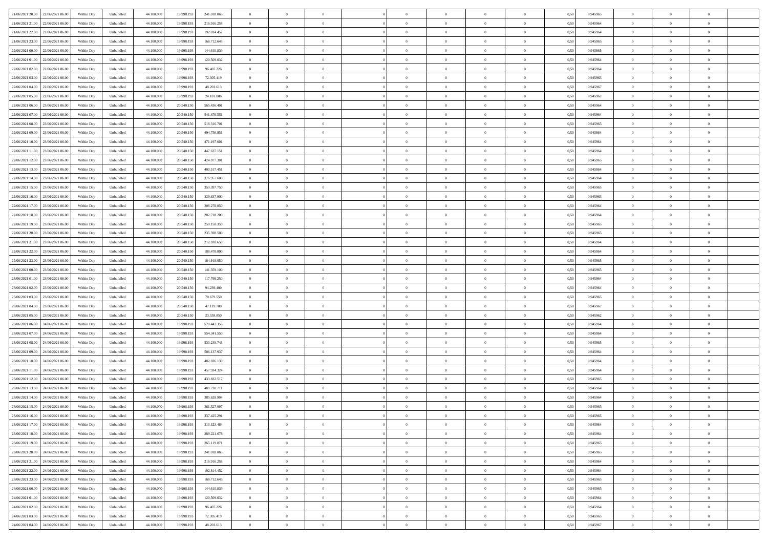| | | | | | | | | | | | | | | | | | | | | |
|---|---|---|---|---|---|---|---|---|---|---|---|---|---|---|---|---|---|---|---|---|
| 21/06/2021 20:00 | 22/06/2021 06:00 | Within Day | Unbundled | 44.100.000 | 19.998.193 | 241.018.065 | 0 | 0 | 0 | | 0 | 0 | 0 | 0 | 0,50 | 0,945965 | 0 | 0 | 0 | |
| 21/06/2021 21:00 | 22/06/2021 06:00 | Within Day | Unbundled | 44.100.000 | 19.998.193 | 216.916.258 | 0 | 0 | 0 | | 0 | 0 | 0 | 0 | 0,50 | 0,945964 | 0 | 0 | 0 | |
| 21/06/2021 22:00 | 22/06/2021 06:00 | Within Day | Unbundled | 44.100.000 | 19.998.193 | 192.814.452 | 0 | 0 | 0 | | 0 | 0 | 0 | 0 | 0,50 | 0,945964 | 0 | 0 | 0 | |
| 21/06/2021 23:00 | 22/06/2021 06:00 | Within Day | Unbundled | 44.100.000 | 19.998.193 | 168.712.645 | 0 | 0 | 0 | | 0 | 0 | 0 | 0 | 0,50 | 0,945965 | 0 | 0 | 0 | |
| 22/06/2021 00:00 | 22/06/2021 06:00 | Within Day | Unbundled | 44.100.000 | 19.998.193 | 144.610.839 | 0 | 0 | 0 | | 0 | 0 | 0 | 0 | 0,50 | 0,945965 | 0 | 0 | 0 | |
| 22/06/2021 01:00 | 22/06/2021 06:00 | Within Day | Unbundled | 44.100.000 | 19.998.193 | 120.509.032 | 0 | 0 | 0 | | 0 | 0 | 0 | 0 | 0,50 | 0,945964 | 0 | 0 | 0 | |
| 22/06/2021 02:00 | 22/06/2021 06:00 | Within Day | Unbundled | 44.100.000 | 19.998.193 | 96.407.226 | 0 | 0 | 0 | | 0 | 0 | 0 | 0 | 0,50 | 0,945964 | 0 | 0 | 0 | |
| 22/06/2021 03:00 | 22/06/2021 06:00 | Within Day | Unbundled | 44.100.000 | 19.998.193 | 72.305.419 | 0 | 0 | 0 | | 0 | 0 | 0 | 0 | 0,50 | 0,945965 | 0 | 0 | 0 | |
| 22/06/2021 04:00 | 22/06/2021 06:00 | Within Day | Unbundled | 44.100.000 | 19.998.193 | 48.203.613 | 0 | 0 | 0 | | 0 | 0 | 0 | 0 | 0,50 | 0,945967 | 0 | 0 | 0 | |
| 22/06/2021 05:00 | 22/06/2021 06:00 | Within Day | Unbundled | 44.100.000 | 19.998.193 | 24.101.806 | 0 | 0 | 0 | | 0 | 0 | 0 | 0 | 0,50 | 0,945962 | 0 | 0 | 0 | |
| 22/06/2021 06:00 | 23/06/2021 06:00 | Within Day | Unbundled | 44.100.000 | 20.540.150 | 565.436.401 | 0 | 0 | 0 | | 0 | 0 | 0 | 0 | 0,50 | 0,945964 | 0 | 0 | 0 | |
| 22/06/2021 07:00 | 23/06/2021 06:00 | Within Day | Unbundled | 44.100.000 | 20.540.150 | 541.876.551 | 0 | 0 | 0 | | 0 | 0 | 0 | 0 | 0,50 | 0,945964 | 0 | 0 | 0 | |
| 22/06/2021 08:00 | 23/06/2021 06:00 | Within Day | Unbundled | 44.100.000 | 20.540.150 | 518.316.701 | 0 | 0 | 0 | | 0 | 0 | 0 | 0 | 0,50 | 0,945965 | 0 | 0 | 0 | |
| 22/06/2021 09:00 | 23/06/2021 06:00 | Within Day | Unbundled | 44.100.000 | 20.540.150 | 494.756.851 | 0 | 0 | 0 | | 0 | 0 | 0 | 0 | 0,50 | 0,945964 | 0 | 0 | 0 | |
| 22/06/2021 10:00 | 23/06/2021 06:00 | Within Day | Unbundled | 44.100.000 | 20.540.150 | 471.197.001 | 0 | 0 | 0 | | 0 | 0 | 0 | 0 | 0,50 | 0,945964 | 0 | 0 | 0 | |
| 22/06/2021 11:00 | 23/06/2021 06:00 | Within Day | Unbundled | 44.100.000 | 20.540.150 | 447.637.151 | 0 | 0 | 0 | | 0 | 0 | 0 | 0 | 0,50 | 0,945964 | 0 | 0 | 0 | |
| 22/06/2021 12:00 | 23/06/2021 06:00 | Within Day | Unbundled | 44.100.000 | 20.540.150 | 424.077.301 | 0 | 0 | 0 | | 0 | 0 | 0 | 0 | 0,50 | 0,945965 | 0 | 0 | 0 | |
| 22/06/2021 13:00 | 23/06/2021 06:00 | Within Day | Unbundled | 44.100.000 | 20.540.150 | 400.517.451 | 0 | 0 | 0 | | 0 | 0 | 0 | 0 | 0,50 | 0,945964 | 0 | 0 | 0 | |
| 22/06/2021 14:00 | 23/06/2021 06:00 | Within Day | Unbundled | 44.100.000 | 20.540.150 | 376.957.600 | 0 | 0 | 0 | | 0 | 0 | 0 | 0 | 0,50 | 0,945964 | 0 | 0 | 0 | |
| 22/06/2021 15:00 | 23/06/2021 06:00 | Within Day | Unbundled | 44.100.000 | 20.540.150 | 353.397.750 | 0 | 0 | 0 | | 0 | 0 | 0 | 0 | 0,50 | 0,945965 | 0 | 0 | 0 | |
| 22/06/2021 16:00 | 23/06/2021 06:00 | Within Day | Unbundled | 44.100.000 | 20.540.150 | 329.837.900 | 0 | 0 | 0 | | 0 | 0 | 0 | 0 | 0,50 | 0,945965 | 0 | 0 | 0 | |
| 22/06/2021 17:00 | 23/06/2021 06:00 | Within Day | Unbundled | 44.100.000 | 20.540.150 | 306.278.050 | 0 | 0 | 0 | | 0 | 0 | 0 | 0 | 0,50 | 0,945964 | 0 | 0 | 0 | |
| 22/06/2021 18:00 | 23/06/2021 06:00 | Within Day | Unbundled | 44.100.000 | 20.540.150 | 282.718.200 | 0 | 0 | 0 | | 0 | 0 | 0 | 0 | 0,50 | 0,945964 | 0 | 0 | 0 | |
| 22/06/2021 19:00 | 23/06/2021 06:00 | Within Day | Unbundled | 44.100.000 | 20.540.150 | 259.158.350 | 0 | 0 | 0 | | 0 | 0 | 0 | 0 | 0,50 | 0,945965 | 0 | 0 | 0 | |
| 22/06/2021 20:00 | 23/06/2021 06:00 | Within Day | Unbundled | 44.100.000 | 20.540.150 | 235.598.500 | 0 | 0 | 0 | | 0 | 0 | 0 | 0 | 0,50 | 0,945965 | 0 | 0 | 0 | |
| 22/06/2021 21:00 | 23/06/2021 06:00 | Within Day | Unbundled | 44.100.000 | 20.540.150 | 212.038.650 | 0 | 0 | 0 | | 0 | 0 | 0 | 0 | 0,50 | 0,945964 | 0 | 0 | 0 | |
| 22/06/2021 22:00 | 23/06/2021 06:00 | Within Day | Unbundled | 44.100.000 | 20.540.150 | 188.478.800 | 0 | 0 | 0 | | 0 | 0 | 0 | 0 | 0,50 | 0,945964 | 0 | 0 | 0 | |
| 22/06/2021 23:00 | 23/06/2021 06:00 | Within Day | Unbundled | 44.100.000 | 20.540.150 | 164.918.950 | 0 | 0 | 0 | | 0 | 0 | 0 | 0 | 0,50 | 0,945965 | 0 | 0 | 0 | |
| 23/06/2021 00:00 | 23/06/2021 06:00 | Within Day | Unbundled | 44.100.000 | 20.540.150 | 141.359.100 | 0 | 0 | 0 | | 0 | 0 | 0 | 0 | 0,50 | 0,945965 | 0 | 0 | 0 | |
| 23/06/2021 01:00 | 23/06/2021 06:00 | Within Day | Unbundled | 44.100.000 | 20.540.150 | 117.799.250 | 0 | 0 | 0 | | 0 | 0 | 0 | 0 | 0,50 | 0,945964 | 0 | 0 | 0 | |
| 23/06/2021 02:00 | 23/06/2021 06:00 | Within Day | Unbundled | 44.100.000 | 20.540.150 | 94.239.400 | 0 | 0 | 0 | | 0 | 0 | 0 | 0 | 0,50 | 0,945964 | 0 | 0 | 0 | |
| 23/06/2021 03:00 | 23/06/2021 06:00 | Within Day | Unbundled | 44.100.000 | 20.540.150 | 70.679.550 | 0 | 0 | 0 | | 0 | 0 | 0 | 0 | 0,50 | 0,945965 | 0 | 0 | 0 | |
| 23/06/2021 04:00 | 23/06/2021 06:00 | Within Day | Unbundled | 44.100.000 | 20.540.150 | 47.119.700 | 0 | 0 | 0 | | 0 | 0 | 0 | 0 | 0,50 | 0,945967 | 0 | 0 | 0 | |
| 23/06/2021 05:00 | 23/06/2021 06:00 | Within Day | Unbundled | 44.100.000 | 20.540.150 | 23.559.850 | 0 | 0 | 0 | | 0 | 0 | 0 | 0 | 0,50 | 0,945962 | 0 | 0 | 0 | |
| 23/06/2021 06:00 | 24/06/2021 06:00 | Within Day | Unbundled | 44.100.000 | 19.998.193 | 578.443.356 | 0 | 0 | 0 | | 0 | 0 | 0 | 0 | 0,50 | 0,945964 | 0 | 0 | 0 | |
| 23/06/2021 07:00 | 24/06/2021 06:00 | Within Day | Unbundled | 44.100.000 | 19.998.193 | 554.341.550 | 0 | 0 | 0 | | 0 | 0 | 0 | 0 | 0,50 | 0,945964 | 0 | 0 | 0 | |
| 23/06/2021 08:00 | 24/06/2021 06:00 | Within Day | Unbundled | 44.100.000 | 19.998.193 | 530.239.743 | 0 | 0 | 0 | | 0 | 0 | 0 | 0 | 0,50 | 0,945965 | 0 | 0 | 0 | |
| 23/06/2021 09:00 | 24/06/2021 06:00 | Within Day | Unbundled | 44.100.000 | 19.998.193 | 506.137.937 | 0 | 0 | 0 | | 0 | 0 | 0 | 0 | 0,50 | 0,945964 | 0 | 0 | 0 | |
| 23/06/2021 10:00 | 24/06/2021 06:00 | Within Day | Unbundled | 44.100.000 | 19.998.193 | 482.036.130 | 0 | 0 | 0 | | 0 | 0 | 0 | 0 | 0,50 | 0,945964 | 0 | 0 | 0 | |
| 23/06/2021 11:00 | 24/06/2021 06:00 | Within Day | Unbundled | 44.100.000 | 19.998.193 | 457.934.324 | 0 | 0 | 0 | | 0 | 0 | 0 | 0 | 0,50 | 0,945964 | 0 | 0 | 0 | |
| 23/06/2021 12:00 | 24/06/2021 06:00 | Within Day | Unbundled | 44.100.000 | 19.998.193 | 433.832.517 | 0 | 0 | 0 | | 0 | 0 | 0 | 0 | 0,50 | 0,945965 | 0 | 0 | 0 | |
| 23/06/2021 13:00 | 24/06/2021 06:00 | Within Day | Unbundled | 44.100.000 | 19.998.193 | 409.730.711 | 0 | 0 | 0 | | 0 | 0 | 0 | 0 | 0,50 | 0,945964 | 0 | 0 | 0 | |
| 23/06/2021 14:00 | 24/06/2021 06:00 | Within Day | Unbundled | 44.100.000 | 19.998.193 | 385.628.904 | 0 | 0 | 0 | | 0 | 0 | 0 | 0 | 0,50 | 0,945964 | 0 | 0 | 0 | |
| 23/06/2021 15:00 | 24/06/2021 06:00 | Within Day | Unbundled | 44.100.000 | 19.998.193 | 361.527.097 | 0 | 0 | 0 | | 0 | 0 | 0 | 0 | 0,50 | 0,945965 | 0 | 0 | 0 | |
| 23/06/2021 16:00 | 24/06/2021 06:00 | Within Day | Unbundled | 44.100.000 | 19.998.193 | 337.425.291 | 0 | 0 | 0 | | 0 | 0 | 0 | 0 | 0,50 | 0,945965 | 0 | 0 | 0 | |
| 23/06/2021 17:00 | 24/06/2021 06:00 | Within Day | Unbundled | 44.100.000 | 19.998.193 | 313.323.484 | 0 | 0 | 0 | | 0 | 0 | 0 | 0 | 0,50 | 0,945964 | 0 | 0 | 0 | |
| 23/06/2021 18:00 | 24/06/2021 06:00 | Within Day | Unbundled | 44.100.000 | 19.998.193 | 289.221.678 | 0 | 0 | 0 | | 0 | 0 | 0 | 0 | 0,50 | 0,945964 | 0 | 0 | 0 | |
| 23/06/2021 19:00 | 24/06/2021 06:00 | Within Day | Unbundled | 44.100.000 | 19.998.193 | 265.119.871 | 0 | 0 | 0 | | 0 | 0 | 0 | 0 | 0,50 | 0,945965 | 0 | 0 | 0 | |
| 23/06/2021 20:00 | 24/06/2021 06:00 | Within Day | Unbundled | 44.100.000 | 19.998.193 | 241.018.065 | 0 | 0 | 0 | | 0 | 0 | 0 | 0 | 0,50 | 0,945965 | 0 | 0 | 0 | |
| 23/06/2021 21:00 | 24/06/2021 06:00 | Within Day | Unbundled | 44.100.000 | 19.998.193 | 216.916.258 | 0 | 0 | 0 | | 0 | 0 | 0 | 0 | 0,50 | 0,945964 | 0 | 0 | 0 | |
| 23/06/2021 22:00 | 24/06/2021 06:00 | Within Day | Unbundled | 44.100.000 | 19.998.193 | 192.814.452 | 0 | 0 | 0 | | 0 | 0 | 0 | 0 | 0,50 | 0,945964 | 0 | 0 | 0 | |
| 23/06/2021 23:00 | 24/06/2021 06:00 | Within Day | Unbundled | 44.100.000 | 19.998.193 | 168.712.645 | 0 | 0 | 0 | | 0 | 0 | 0 | 0 | 0,50 | 0,945965 | 0 | 0 | 0 | |
| 24/06/2021 00:00 | 24/06/2021 06:00 | Within Day | Unbundled | 44.100.000 | 19.998.193 | 144.610.839 | 0 | 0 | 0 | | 0 | 0 | 0 | 0 | 0,50 | 0,945965 | 0 | 0 | 0 | |
| 24/06/2021 01:00 | 24/06/2021 06:00 | Within Day | Unbundled | 44.100.000 | 19.998.193 | 120.509.032 | 0 | 0 | 0 | | 0 | 0 | 0 | 0 | 0,50 | 0,945964 | 0 | 0 | 0 | |
| 24/06/2021 02:00 | 24/06/2021 06:00 | Within Day | Unbundled | 44.100.000 | 19.998.193 | 96.407.226 | 0 | 0 | 0 | | 0 | 0 | 0 | 0 | 0,50 | 0,945964 | 0 | 0 | 0 | |
| 24/06/2021 03:00 | 24/06/2021 06:00 | Within Day | Unbundled | 44.100.000 | 19.998.193 | 72.305.419 | 0 | 0 | 0 | | 0 | 0 | 0 | 0 | 0,50 | 0,945965 | 0 | 0 | 0 | |
| 24/06/2021 04:00 | 24/06/2021 06:00 | Within Day | Unbundled | 44.100.000 | 19.998.193 | 48.203.613 | 0 | 0 | 0 | | 0 | 0 | 0 | 0 | 0,50 | 0,945967 | 0 | 0 | 0 | |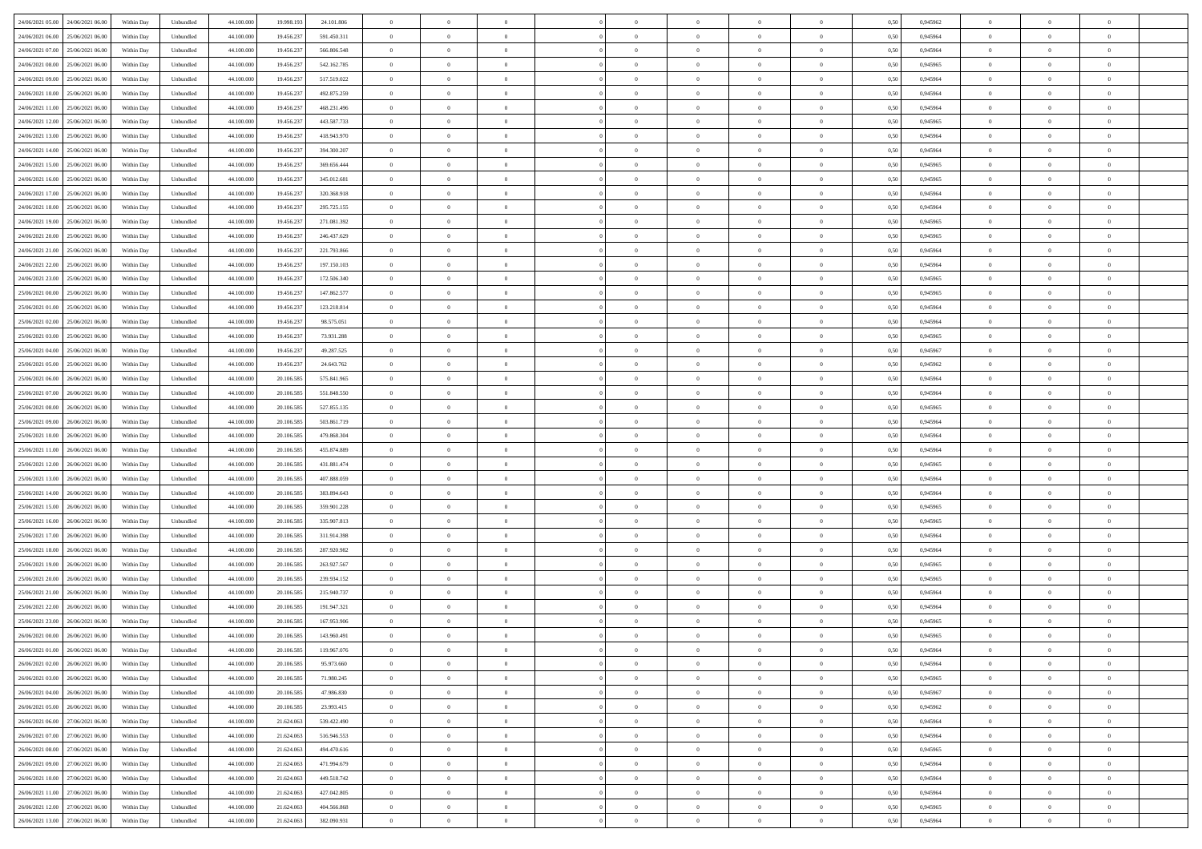| | | | | | | | | | | | | | | | | | | | | |
|---|---|---|---|---|---|---|---|---|---|---|---|---|---|---|---|---|---|---|---|---|
| 24/06/2021 05:00 | 24/06/2021 06:00 | Within Day | Unbundled | 44.100.000 | 19.998.193 | 24.101.806 | 0 | 0 | 0 | | 0 | 0 | 0 | 0 | 0,50 | 0,945962 | 0 | 0 | 0 | |
| 24/06/2021 06:00 | 25/06/2021 06:00 | Within Day | Unbundled | 44.100.000 | 19.456.237 | 591.450.311 | 0 | 0 | 0 | | 0 | 0 | 0 | 0 | 0,50 | 0,945964 | 0 | 0 | 0 | |
| 24/06/2021 07:00 | 25/06/2021 06:00 | Within Day | Unbundled | 44.100.000 | 19.456.237 | 566.806.548 | 0 | 0 | 0 | | 0 | 0 | 0 | 0 | 0,50 | 0,945964 | 0 | 0 | 0 | |
| 24/06/2021 08:00 | 25/06/2021 06:00 | Within Day | Unbundled | 44.100.000 | 19.456.237 | 542.162.785 | 0 | 0 | 0 | | 0 | 0 | 0 | 0 | 0,50 | 0,945965 | 0 | 0 | 0 | |
| 24/06/2021 09:00 | 25/06/2021 06:00 | Within Day | Unbundled | 44.100.000 | 19.456.237 | 517.519.022 | 0 | 0 | 0 | | 0 | 0 | 0 | 0 | 0,50 | 0,945964 | 0 | 0 | 0 | |
| 24/06/2021 10:00 | 25/06/2021 06:00 | Within Day | Unbundled | 44.100.000 | 19.456.237 | 492.875.259 | 0 | 0 | 0 | | 0 | 0 | 0 | 0 | 0,50 | 0,945964 | 0 | 0 | 0 | |
| 24/06/2021 11:00 | 25/06/2021 06:00 | Within Day | Unbundled | 44.100.000 | 19.456.237 | 468.231.496 | 0 | 0 | 0 | | 0 | 0 | 0 | 0 | 0,50 | 0,945964 | 0 | 0 | 0 | |
| 24/06/2021 12:00 | 25/06/2021 06:00 | Within Day | Unbundled | 44.100.000 | 19.456.237 | 443.587.733 | 0 | 0 | 0 | | 0 | 0 | 0 | 0 | 0,50 | 0,945965 | 0 | 0 | 0 | |
| 24/06/2021 13:00 | 25/06/2021 06:00 | Within Day | Unbundled | 44.100.000 | 19.456.237 | 418.943.970 | 0 | 0 | 0 | | 0 | 0 | 0 | 0 | 0,50 | 0,945964 | 0 | 0 | 0 | |
| 24/06/2021 14:00 | 25/06/2021 06:00 | Within Day | Unbundled | 44.100.000 | 19.456.237 | 394.300.207 | 0 | 0 | 0 | | 0 | 0 | 0 | 0 | 0,50 | 0,945964 | 0 | 0 | 0 | |
| 24/06/2021 15:00 | 25/06/2021 06:00 | Within Day | Unbundled | 44.100.000 | 19.456.237 | 369.656.444 | 0 | 0 | 0 | | 0 | 0 | 0 | 0 | 0,50 | 0,945965 | 0 | 0 | 0 | |
| 24/06/2021 16:00 | 25/06/2021 06:00 | Within Day | Unbundled | 44.100.000 | 19.456.237 | 345.012.681 | 0 | 0 | 0 | | 0 | 0 | 0 | 0 | 0,50 | 0,945965 | 0 | 0 | 0 | |
| 24/06/2021 17:00 | 25/06/2021 06:00 | Within Day | Unbundled | 44.100.000 | 19.456.237 | 320.368.918 | 0 | 0 | 0 | | 0 | 0 | 0 | 0 | 0,50 | 0,945964 | 0 | 0 | 0 | |
| 24/06/2021 18:00 | 25/06/2021 06:00 | Within Day | Unbundled | 44.100.000 | 19.456.237 | 295.725.155 | 0 | 0 | 0 | | 0 | 0 | 0 | 0 | 0,50 | 0,945964 | 0 | 0 | 0 | |
| 24/06/2021 19:00 | 25/06/2021 06:00 | Within Day | Unbundled | 44.100.000 | 19.456.237 | 271.081.392 | 0 | 0 | 0 | | 0 | 0 | 0 | 0 | 0,50 | 0,945965 | 0 | 0 | 0 | |
| 24/06/2021 20:00 | 25/06/2021 06:00 | Within Day | Unbundled | 44.100.000 | 19.456.237 | 246.437.629 | 0 | 0 | 0 | | 0 | 0 | 0 | 0 | 0,50 | 0,945965 | 0 | 0 | 0 | |
| 24/06/2021 21:00 | 25/06/2021 06:00 | Within Day | Unbundled | 44.100.000 | 19.456.237 | 221.793.866 | 0 | 0 | 0 | | 0 | 0 | 0 | 0 | 0,50 | 0,945964 | 0 | 0 | 0 | |
| 24/06/2021 22:00 | 25/06/2021 06:00 | Within Day | Unbundled | 44.100.000 | 19.456.237 | 197.150.103 | 0 | 0 | 0 | | 0 | 0 | 0 | 0 | 0,50 | 0,945964 | 0 | 0 | 0 | |
| 24/06/2021 23:00 | 25/06/2021 06:00 | Within Day | Unbundled | 44.100.000 | 19.456.237 | 172.506.340 | 0 | 0 | 0 | | 0 | 0 | 0 | 0 | 0,50 | 0,945965 | 0 | 0 | 0 | |
| 25/06/2021 00:00 | 25/06/2021 06:00 | Within Day | Unbundled | 44.100.000 | 19.456.237 | 147.862.577 | 0 | 0 | 0 | | 0 | 0 | 0 | 0 | 0,50 | 0,945965 | 0 | 0 | 0 | |
| 25/06/2021 01:00 | 25/06/2021 06:00 | Within Day | Unbundled | 44.100.000 | 19.456.237 | 123.218.814 | 0 | 0 | 0 | | 0 | 0 | 0 | 0 | 0,50 | 0,945964 | 0 | 0 | 0 | |
| 25/06/2021 02:00 | 25/06/2021 06:00 | Within Day | Unbundled | 44.100.000 | 19.456.237 | 98.575.051 | 0 | 0 | 0 | | 0 | 0 | 0 | 0 | 0,50 | 0,945964 | 0 | 0 | 0 | |
| 25/06/2021 03:00 | 25/06/2021 06:00 | Within Day | Unbundled | 44.100.000 | 19.456.237 | 73.931.288 | 0 | 0 | 0 | | 0 | 0 | 0 | 0 | 0,50 | 0,945965 | 0 | 0 | 0 | |
| 25/06/2021 04:00 | 25/06/2021 06:00 | Within Day | Unbundled | 44.100.000 | 19.456.237 | 49.287.525 | 0 | 0 | 0 | | 0 | 0 | 0 | 0 | 0,50 | 0,945967 | 0 | 0 | 0 | |
| 25/06/2021 05:00 | 25/06/2021 06:00 | Within Day | Unbundled | 44.100.000 | 19.456.237 | 24.643.762 | 0 | 0 | 0 | | 0 | 0 | 0 | 0 | 0,50 | 0,945962 | 0 | 0 | 0 | |
| 25/06/2021 06:00 | 26/06/2021 06:00 | Within Day | Unbundled | 44.100.000 | 20.106.585 | 575.841.965 | 0 | 0 | 0 | | 0 | 0 | 0 | 0 | 0,50 | 0,945964 | 0 | 0 | 0 | |
| 25/06/2021 07:00 | 26/06/2021 06:00 | Within Day | Unbundled | 44.100.000 | 20.106.585 | 551.848.550 | 0 | 0 | 0 | | 0 | 0 | 0 | 0 | 0,50 | 0,945964 | 0 | 0 | 0 | |
| 25/06/2021 08:00 | 26/06/2021 06:00 | Within Day | Unbundled | 44.100.000 | 20.106.585 | 527.855.135 | 0 | 0 | 0 | | 0 | 0 | 0 | 0 | 0,50 | 0,945965 | 0 | 0 | 0 | |
| 25/06/2021 09:00 | 26/06/2021 06:00 | Within Day | Unbundled | 44.100.000 | 20.106.585 | 503.861.719 | 0 | 0 | 0 | | 0 | 0 | 0 | 0 | 0,50 | 0,945964 | 0 | 0 | 0 | |
| 25/06/2021 10:00 | 26/06/2021 06:00 | Within Day | Unbundled | 44.100.000 | 20.106.585 | 479.868.304 | 0 | 0 | 0 | | 0 | 0 | 0 | 0 | 0,50 | 0,945964 | 0 | 0 | 0 | |
| 25/06/2021 11:00 | 26/06/2021 06:00 | Within Day | Unbundled | 44.100.000 | 20.106.585 | 455.874.889 | 0 | 0 | 0 | | 0 | 0 | 0 | 0 | 0,50 | 0,945964 | 0 | 0 | 0 | |
| 25/06/2021 12:00 | 26/06/2021 06:00 | Within Day | Unbundled | 44.100.000 | 20.106.585 | 431.881.474 | 0 | 0 | 0 | | 0 | 0 | 0 | 0 | 0,50 | 0,945965 | 0 | 0 | 0 | |
| 25/06/2021 13:00 | 26/06/2021 06:00 | Within Day | Unbundled | 44.100.000 | 20.106.585 | 407.888.059 | 0 | 0 | 0 | | 0 | 0 | 0 | 0 | 0,50 | 0,945964 | 0 | 0 | 0 | |
| 25/06/2021 14:00 | 26/06/2021 06:00 | Within Day | Unbundled | 44.100.000 | 20.106.585 | 383.894.643 | 0 | 0 | 0 | | 0 | 0 | 0 | 0 | 0,50 | 0,945964 | 0 | 0 | 0 | |
| 25/06/2021 15:00 | 26/06/2021 06:00 | Within Day | Unbundled | 44.100.000 | 20.106.585 | 359.901.228 | 0 | 0 | 0 | | 0 | 0 | 0 | 0 | 0,50 | 0,945965 | 0 | 0 | 0 | |
| 25/06/2021 16:00 | 26/06/2021 06:00 | Within Day | Unbundled | 44.100.000 | 20.106.585 | 335.907.813 | 0 | 0 | 0 | | 0 | 0 | 0 | 0 | 0,50 | 0,945965 | 0 | 0 | 0 | |
| 25/06/2021 17:00 | 26/06/2021 06:00 | Within Day | Unbundled | 44.100.000 | 20.106.585 | 311.914.398 | 0 | 0 | 0 | | 0 | 0 | 0 | 0 | 0,50 | 0,945964 | 0 | 0 | 0 | |
| 25/06/2021 18:00 | 26/06/2021 06:00 | Within Day | Unbundled | 44.100.000 | 20.106.585 | 287.920.982 | 0 | 0 | 0 | | 0 | 0 | 0 | 0 | 0,50 | 0,945964 | 0 | 0 | 0 | |
| 25/06/2021 19:00 | 26/06/2021 06:00 | Within Day | Unbundled | 44.100.000 | 20.106.585 | 263.927.567 | 0 | 0 | 0 | | 0 | 0 | 0 | 0 | 0,50 | 0,945965 | 0 | 0 | 0 | |
| 25/06/2021 20:00 | 26/06/2021 06:00 | Within Day | Unbundled | 44.100.000 | 20.106.585 | 239.934.152 | 0 | 0 | 0 | | 0 | 0 | 0 | 0 | 0,50 | 0,945965 | 0 | 0 | 0 | |
| 25/06/2021 21:00 | 26/06/2021 06:00 | Within Day | Unbundled | 44.100.000 | 20.106.585 | 215.940.737 | 0 | 0 | 0 | | 0 | 0 | 0 | 0 | 0,50 | 0,945964 | 0 | 0 | 0 | |
| 25/06/2021 22:00 | 26/06/2021 06:00 | Within Day | Unbundled | 44.100.000 | 20.106.585 | 191.947.321 | 0 | 0 | 0 | | 0 | 0 | 0 | 0 | 0,50 | 0,945964 | 0 | 0 | 0 | |
| 25/06/2021 23:00 | 26/06/2021 06:00 | Within Day | Unbundled | 44.100.000 | 20.106.585 | 167.953.906 | 0 | 0 | 0 | | 0 | 0 | 0 | 0 | 0,50 | 0,945965 | 0 | 0 | 0 | |
| 26/06/2021 00:00 | 26/06/2021 06:00 | Within Day | Unbundled | 44.100.000 | 20.106.585 | 143.960.491 | 0 | 0 | 0 | | 0 | 0 | 0 | 0 | 0,50 | 0,945965 | 0 | 0 | 0 | |
| 26/06/2021 01:00 | 26/06/2021 06:00 | Within Day | Unbundled | 44.100.000 | 20.106.585 | 119.967.076 | 0 | 0 | 0 | | 0 | 0 | 0 | 0 | 0,50 | 0,945964 | 0 | 0 | 0 | |
| 26/06/2021 02:00 | 26/06/2021 06:00 | Within Day | Unbundled | 44.100.000 | 20.106.585 | 95.973.660 | 0 | 0 | 0 | | 0 | 0 | 0 | 0 | 0,50 | 0,945964 | 0 | 0 | 0 | |
| 26/06/2021 03:00 | 26/06/2021 06:00 | Within Day | Unbundled | 44.100.000 | 20.106.585 | 71.980.245 | 0 | 0 | 0 | | 0 | 0 | 0 | 0 | 0,50 | 0,945965 | 0 | 0 | 0 | |
| 26/06/2021 04:00 | 26/06/2021 06:00 | Within Day | Unbundled | 44.100.000 | 20.106.585 | 47.986.830 | 0 | 0 | 0 | | 0 | 0 | 0 | 0 | 0,50 | 0,945967 | 0 | 0 | 0 | |
| 26/06/2021 05:00 | 26/06/2021 06:00 | Within Day | Unbundled | 44.100.000 | 20.106.585 | 23.993.415 | 0 | 0 | 0 | | 0 | 0 | 0 | 0 | 0,50 | 0,945962 | 0 | 0 | 0 | |
| 26/06/2021 06:00 | 27/06/2021 06:00 | Within Day | Unbundled | 44.100.000 | 21.624.063 | 539.422.490 | 0 | 0 | 0 | | 0 | 0 | 0 | 0 | 0,50 | 0,945964 | 0 | 0 | 0 | |
| 26/06/2021 07:00 | 27/06/2021 06:00 | Within Day | Unbundled | 44.100.000 | 21.624.063 | 516.946.553 | 0 | 0 | 0 | | 0 | 0 | 0 | 0 | 0,50 | 0,945964 | 0 | 0 | 0 | |
| 26/06/2021 08:00 | 27/06/2021 06:00 | Within Day | Unbundled | 44.100.000 | 21.624.063 | 494.470.616 | 0 | 0 | 0 | | 0 | 0 | 0 | 0 | 0,50 | 0,945965 | 0 | 0 | 0 | |
| 26/06/2021 09:00 | 27/06/2021 06:00 | Within Day | Unbundled | 44.100.000 | 21.624.063 | 471.994.679 | 0 | 0 | 0 | | 0 | 0 | 0 | 0 | 0,50 | 0,945964 | 0 | 0 | 0 | |
| 26/06/2021 10:00 | 27/06/2021 06:00 | Within Day | Unbundled | 44.100.000 | 21.624.063 | 449.518.742 | 0 | 0 | 0 | | 0 | 0 | 0 | 0 | 0,50 | 0,945964 | 0 | 0 | 0 | |
| 26/06/2021 11:00 | 27/06/2021 06:00 | Within Day | Unbundled | 44.100.000 | 21.624.063 | 427.042.805 | 0 | 0 | 0 | | 0 | 0 | 0 | 0 | 0,50 | 0,945964 | 0 | 0 | 0 | |
| 26/06/2021 12:00 | 27/06/2021 06:00 | Within Day | Unbundled | 44.100.000 | 21.624.063 | 404.566.868 | 0 | 0 | 0 | | 0 | 0 | 0 | 0 | 0,50 | 0,945965 | 0 | 0 | 0 | |
| 26/06/2021 13:00 | 27/06/2021 06:00 | Within Day | Unbundled | 44.100.000 | 21.624.063 | 382.090.931 | 0 | 0 | 0 | | 0 | 0 | 0 | 0 | 0,50 | 0,945964 | 0 | 0 | 0 | |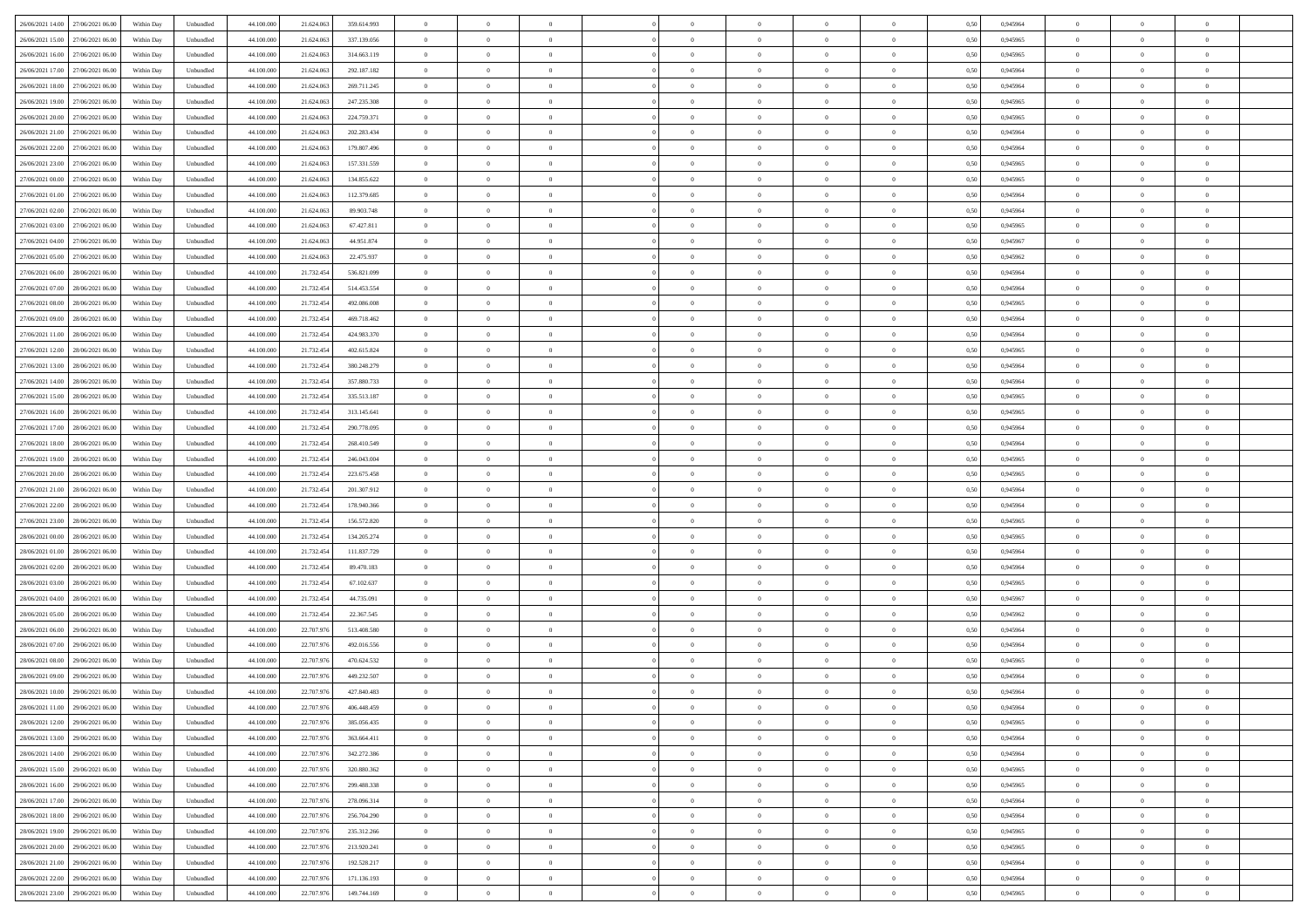| | | | | | | | | | | | | | | | | | | | | | |
|---|---|---|---|---|---|---|---|---|---|---|---|---|---|---|---|---|---|---|---|---|---|
| 26/06/2021 14:00 | 27/06/2021 06:00 | Within Day | Unbundled | 44.100.000 | 21.624.063 | 359.614.993 | 0 | 0 | 0 | | 0 | 0 | 0 | 0 | 0,50 | 0,945964 | 0 | 0 | 0 | |
| 26/06/2021 15:00 | 27/06/2021 06:00 | Within Day | Unbundled | 44.100.000 | 21.624.063 | 337.139.056 | 0 | 0 | 0 | | 0 | 0 | 0 | 0 | 0,50 | 0,945965 | 0 | 0 | 0 | |
| 26/06/2021 16:00 | 27/06/2021 06:00 | Within Day | Unbundled | 44.100.000 | 21.624.063 | 314.663.119 | 0 | 0 | 0 | | 0 | 0 | 0 | 0 | 0,50 | 0,945965 | 0 | 0 | 0 | |
| 26/06/2021 17:00 | 27/06/2021 06:00 | Within Day | Unbundled | 44.100.000 | 21.624.063 | 292.187.182 | 0 | 0 | 0 | | 0 | 0 | 0 | 0 | 0,50 | 0,945964 | 0 | 0 | 0 | |
| 26/06/2021 18:00 | 27/06/2021 06:00 | Within Day | Unbundled | 44.100.000 | 21.624.063 | 269.711.245 | 0 | 0 | 0 | | 0 | 0 | 0 | 0 | 0,50 | 0,945964 | 0 | 0 | 0 | |
| 26/06/2021 19:00 | 27/06/2021 06:00 | Within Day | Unbundled | 44.100.000 | 21.624.063 | 247.235.308 | 0 | 0 | 0 | | 0 | 0 | 0 | 0 | 0,50 | 0,945965 | 0 | 0 | 0 | |
| 26/06/2021 20:00 | 27/06/2021 06:00 | Within Day | Unbundled | 44.100.000 | 21.624.063 | 224.759.371 | 0 | 0 | 0 | | 0 | 0 | 0 | 0 | 0,50 | 0,945965 | 0 | 0 | 0 | |
| 26/06/2021 21:00 | 27/06/2021 06:00 | Within Day | Unbundled | 44.100.000 | 21.624.063 | 202.283.434 | 0 | 0 | 0 | | 0 | 0 | 0 | 0 | 0,50 | 0,945964 | 0 | 0 | 0 | |
| 26/06/2021 22:00 | 27/06/2021 06:00 | Within Day | Unbundled | 44.100.000 | 21.624.063 | 179.807.496 | 0 | 0 | 0 | | 0 | 0 | 0 | 0 | 0,50 | 0,945964 | 0 | 0 | 0 | |
| 26/06/2021 23:00 | 27/06/2021 06:00 | Within Day | Unbundled | 44.100.000 | 21.624.063 | 157.331.559 | 0 | 0 | 0 | | 0 | 0 | 0 | 0 | 0,50 | 0,945965 | 0 | 0 | 0 | |
| 27/06/2021 00:00 | 27/06/2021 06:00 | Within Day | Unbundled | 44.100.000 | 21.624.063 | 134.855.622 | 0 | 0 | 0 | | 0 | 0 | 0 | 0 | 0,50 | 0,945965 | 0 | 0 | 0 | |
| 27/06/2021 01:00 | 27/06/2021 06:00 | Within Day | Unbundled | 44.100.000 | 21.624.063 | 112.379.685 | 0 | 0 | 0 | | 0 | 0 | 0 | 0 | 0,50 | 0,945964 | 0 | 0 | 0 | |
| 27/06/2021 02:00 | 27/06/2021 06:00 | Within Day | Unbundled | 44.100.000 | 21.624.063 | 89.903.748 | 0 | 0 | 0 | | 0 | 0 | 0 | 0 | 0,50 | 0,945964 | 0 | 0 | 0 | |
| 27/06/2021 03:00 | 27/06/2021 06:00 | Within Day | Unbundled | 44.100.000 | 21.624.063 | 67.427.811 | 0 | 0 | 0 | | 0 | 0 | 0 | 0 | 0,50 | 0,945965 | 0 | 0 | 0 | |
| 27/06/2021 04:00 | 27/06/2021 06:00 | Within Day | Unbundled | 44.100.000 | 21.624.063 | 44.951.874 | 0 | 0 | 0 | | 0 | 0 | 0 | 0 | 0,50 | 0,945967 | 0 | 0 | 0 | |
| 27/06/2021 05:00 | 27/06/2021 06:00 | Within Day | Unbundled | 44.100.000 | 21.624.063 | 22.475.937 | 0 | 0 | 0 | | 0 | 0 | 0 | 0 | 0,50 | 0,945962 | 0 | 0 | 0 | |
| 27/06/2021 06:00 | 28/06/2021 06:00 | Within Day | Unbundled | 44.100.000 | 21.732.454 | 536.821.099 | 0 | 0 | 0 | | 0 | 0 | 0 | 0 | 0,50 | 0,945964 | 0 | 0 | 0 | |
| 27/06/2021 07:00 | 28/06/2021 06:00 | Within Day | Unbundled | 44.100.000 | 21.732.454 | 514.453.554 | 0 | 0 | 0 | | 0 | 0 | 0 | 0 | 0,50 | 0,945964 | 0 | 0 | 0 | |
| 27/06/2021 08:00 | 28/06/2021 06:00 | Within Day | Unbundled | 44.100.000 | 21.732.454 | 492.086.008 | 0 | 0 | 0 | | 0 | 0 | 0 | 0 | 0,50 | 0,945965 | 0 | 0 | 0 | |
| 27/06/2021 09:00 | 28/06/2021 06:00 | Within Day | Unbundled | 44.100.000 | 21.732.454 | 469.718.462 | 0 | 0 | 0 | | 0 | 0 | 0 | 0 | 0,50 | 0,945964 | 0 | 0 | 0 | |
| 27/06/2021 11:00 | 28/06/2021 06:00 | Within Day | Unbundled | 44.100.000 | 21.732.454 | 424.983.370 | 0 | 0 | 0 | | 0 | 0 | 0 | 0 | 0,50 | 0,945964 | 0 | 0 | 0 | |
| 27/06/2021 12:00 | 28/06/2021 06:00 | Within Day | Unbundled | 44.100.000 | 21.732.454 | 402.615.824 | 0 | 0 | 0 | | 0 | 0 | 0 | 0 | 0,50 | 0,945965 | 0 | 0 | 0 | |
| 27/06/2021 13:00 | 28/06/2021 06:00 | Within Day | Unbundled | 44.100.000 | 21.732.454 | 380.248.279 | 0 | 0 | 0 | | 0 | 0 | 0 | 0 | 0,50 | 0,945964 | 0 | 0 | 0 | |
| 27/06/2021 14:00 | 28/06/2021 06:00 | Within Day | Unbundled | 44.100.000 | 21.732.454 | 357.880.733 | 0 | 0 | 0 | | 0 | 0 | 0 | 0 | 0,50 | 0,945964 | 0 | 0 | 0 | |
| 27/06/2021 15:00 | 28/06/2021 06:00 | Within Day | Unbundled | 44.100.000 | 21.732.454 | 335.513.187 | 0 | 0 | 0 | | 0 | 0 | 0 | 0 | 0,50 | 0,945965 | 0 | 0 | 0 | |
| 27/06/2021 16:00 | 28/06/2021 06:00 | Within Day | Unbundled | 44.100.000 | 21.732.454 | 313.145.641 | 0 | 0 | 0 | | 0 | 0 | 0 | 0 | 0,50 | 0,945965 | 0 | 0 | 0 | |
| 27/06/2021 17:00 | 28/06/2021 06:00 | Within Day | Unbundled | 44.100.000 | 21.732.454 | 290.778.095 | 0 | 0 | 0 | | 0 | 0 | 0 | 0 | 0,50 | 0,945964 | 0 | 0 | 0 | |
| 27/06/2021 18:00 | 28/06/2021 06:00 | Within Day | Unbundled | 44.100.000 | 21.732.454 | 268.410.549 | 0 | 0 | 0 | | 0 | 0 | 0 | 0 | 0,50 | 0,945964 | 0 | 0 | 0 | |
| 27/06/2021 19:00 | 28/06/2021 06:00 | Within Day | Unbundled | 44.100.000 | 21.732.454 | 246.043.004 | 0 | 0 | 0 | | 0 | 0 | 0 | 0 | 0,50 | 0,945965 | 0 | 0 | 0 | |
| 27/06/2021 20:00 | 28/06/2021 06:00 | Within Day | Unbundled | 44.100.000 | 21.732.454 | 223.675.458 | 0 | 0 | 0 | | 0 | 0 | 0 | 0 | 0,50 | 0,945965 | 0 | 0 | 0 | |
| 27/06/2021 21:00 | 28/06/2021 06:00 | Within Day | Unbundled | 44.100.000 | 21.732.454 | 201.307.912 | 0 | 0 | 0 | | 0 | 0 | 0 | 0 | 0,50 | 0,945964 | 0 | 0 | 0 | |
| 27/06/2021 22:00 | 28/06/2021 06:00 | Within Day | Unbundled | 44.100.000 | 21.732.454 | 178.940.366 | 0 | 0 | 0 | | 0 | 0 | 0 | 0 | 0,50 | 0,945964 | 0 | 0 | 0 | |
| 27/06/2021 23:00 | 28/06/2021 06:00 | Within Day | Unbundled | 44.100.000 | 21.732.454 | 156.572.820 | 0 | 0 | 0 | | 0 | 0 | 0 | 0 | 0,50 | 0,945965 | 0 | 0 | 0 | |
| 28/06/2021 00:00 | 28/06/2021 06:00 | Within Day | Unbundled | 44.100.000 | 21.732.454 | 134.205.274 | 0 | 0 | 0 | | 0 | 0 | 0 | 0 | 0,50 | 0,945965 | 0 | 0 | 0 | |
| 28/06/2021 01:00 | 28/06/2021 06:00 | Within Day | Unbundled | 44.100.000 | 21.732.454 | 111.837.729 | 0 | 0 | 0 | | 0 | 0 | 0 | 0 | 0,50 | 0,945964 | 0 | 0 | 0 | |
| 28/06/2021 02:00 | 28/06/2021 06:00 | Within Day | Unbundled | 44.100.000 | 21.732.454 | 89.470.183 | 0 | 0 | 0 | | 0 | 0 | 0 | 0 | 0,50 | 0,945964 | 0 | 0 | 0 | |
| 28/06/2021 03:00 | 28/06/2021 06:00 | Within Day | Unbundled | 44.100.000 | 21.732.454 | 67.102.637 | 0 | 0 | 0 | | 0 | 0 | 0 | 0 | 0,50 | 0,945965 | 0 | 0 | 0 | |
| 28/06/2021 04:00 | 28/06/2021 06:00 | Within Day | Unbundled | 44.100.000 | 21.732.454 | 44.735.091 | 0 | 0 | 0 | | 0 | 0 | 0 | 0 | 0,50 | 0,945967 | 0 | 0 | 0 | |
| 28/06/2021 05:00 | 28/06/2021 06:00 | Within Day | Unbundled | 44.100.000 | 21.732.454 | 22.367.545 | 0 | 0 | 0 | | 0 | 0 | 0 | 0 | 0,50 | 0,945962 | 0 | 0 | 0 | |
| 28/06/2021 06:00 | 29/06/2021 06:00 | Within Day | Unbundled | 44.100.000 | 22.707.976 | 513.408.580 | 0 | 0 | 0 | | 0 | 0 | 0 | 0 | 0,50 | 0,945964 | 0 | 0 | 0 | |
| 28/06/2021 07:00 | 29/06/2021 06:00 | Within Day | Unbundled | 44.100.000 | 22.707.976 | 492.016.556 | 0 | 0 | 0 | | 0 | 0 | 0 | 0 | 0,50 | 0,945964 | 0 | 0 | 0 | |
| 28/06/2021 08:00 | 29/06/2021 06:00 | Within Day | Unbundled | 44.100.000 | 22.707.976 | 470.624.532 | 0 | 0 | 0 | | 0 | 0 | 0 | 0 | 0,50 | 0,945965 | 0 | 0 | 0 | |
| 28/06/2021 09:00 | 29/06/2021 06:00 | Within Day | Unbundled | 44.100.000 | 22.707.976 | 449.232.507 | 0 | 0 | 0 | | 0 | 0 | 0 | 0 | 0,50 | 0,945964 | 0 | 0 | 0 | |
| 28/06/2021 10:00 | 29/06/2021 06:00 | Within Day | Unbundled | 44.100.000 | 22.707.976 | 427.840.483 | 0 | 0 | 0 | | 0 | 0 | 0 | 0 | 0,50 | 0,945964 | 0 | 0 | 0 | |
| 28/06/2021 11:00 | 29/06/2021 06:00 | Within Day | Unbundled | 44.100.000 | 22.707.976 | 406.448.459 | 0 | 0 | 0 | | 0 | 0 | 0 | 0 | 0,50 | 0,945964 | 0 | 0 | 0 | |
| 28/06/2021 12:00 | 29/06/2021 06:00 | Within Day | Unbundled | 44.100.000 | 22.707.976 | 385.056.435 | 0 | 0 | 0 | | 0 | 0 | 0 | 0 | 0,50 | 0,945965 | 0 | 0 | 0 | |
| 28/06/2021 13:00 | 29/06/2021 06:00 | Within Day | Unbundled | 44.100.000 | 22.707.976 | 363.664.411 | 0 | 0 | 0 | | 0 | 0 | 0 | 0 | 0,50 | 0,945964 | 0 | 0 | 0 | |
| 28/06/2021 14:00 | 29/06/2021 06:00 | Within Day | Unbundled | 44.100.000 | 22.707.976 | 342.272.386 | 0 | 0 | 0 | | 0 | 0 | 0 | 0 | 0,50 | 0,945964 | 0 | 0 | 0 | |
| 28/06/2021 15:00 | 29/06/2021 06:00 | Within Day | Unbundled | 44.100.000 | 22.707.976 | 320.880.362 | 0 | 0 | 0 | | 0 | 0 | 0 | 0 | 0,50 | 0,945965 | 0 | 0 | 0 | |
| 28/06/2021 16:00 | 29/06/2021 06:00 | Within Day | Unbundled | 44.100.000 | 22.707.976 | 299.488.338 | 0 | 0 | 0 | | 0 | 0 | 0 | 0 | 0,50 | 0,945965 | 0 | 0 | 0 | |
| 28/06/2021 17:00 | 29/06/2021 06:00 | Within Day | Unbundled | 44.100.000 | 22.707.976 | 278.096.314 | 0 | 0 | 0 | | 0 | 0 | 0 | 0 | 0,50 | 0,945964 | 0 | 0 | 0 | |
| 28/06/2021 18:00 | 29/06/2021 06:00 | Within Day | Unbundled | 44.100.000 | 22.707.976 | 256.704.290 | 0 | 0 | 0 | | 0 | 0 | 0 | 0 | 0,50 | 0,945964 | 0 | 0 | 0 | |
| 28/06/2021 19:00 | 29/06/2021 06:00 | Within Day | Unbundled | 44.100.000 | 22.707.976 | 235.312.266 | 0 | 0 | 0 | | 0 | 0 | 0 | 0 | 0,50 | 0,945965 | 0 | 0 | 0 | |
| 28/06/2021 20:00 | 29/06/2021 06:00 | Within Day | Unbundled | 44.100.000 | 22.707.976 | 213.920.241 | 0 | 0 | 0 | | 0 | 0 | 0 | 0 | 0,50 | 0,945965 | 0 | 0 | 0 | |
| 28/06/2021 21:00 | 29/06/2021 06:00 | Within Day | Unbundled | 44.100.000 | 22.707.976 | 192.528.217 | 0 | 0 | 0 | | 0 | 0 | 0 | 0 | 0,50 | 0,945964 | 0 | 0 | 0 | |
| 28/06/2021 22:00 | 29/06/2021 06:00 | Within Day | Unbundled | 44.100.000 | 22.707.976 | 171.136.193 | 0 | 0 | 0 | | 0 | 0 | 0 | 0 | 0,50 | 0,945964 | 0 | 0 | 0 | |
| 28/06/2021 23:00 | 29/06/2021 06:00 | Within Day | Unbundled | 44.100.000 | 22.707.976 | 149.744.169 | 0 | 0 | 0 | | 0 | 0 | 0 | 0 | 0,50 | 0,945965 | 0 | 0 | 0 | |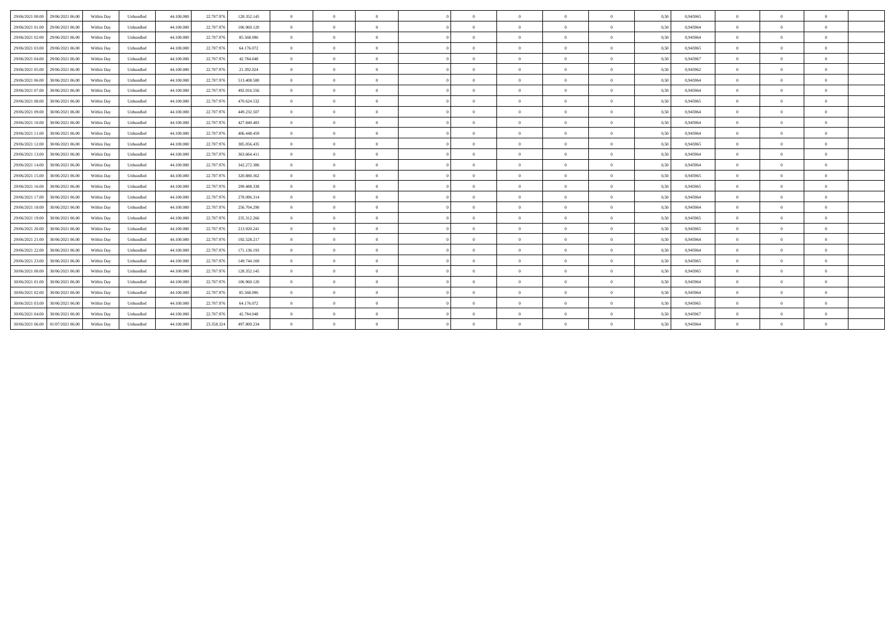| | | | | | | | | | | | | | | | | | | | | |
|---|---|---|---|---|---|---|---|---|---|---|---|---|---|---|---|---|---|---|---|---|
| 29/06/2021 00.00 | 29/06/2021 06.00 | Within Day | Unbundled | 44.100.000 | 22.707.976 | 128.352.145 | 0 | 0 | 0 | 0 | 0 | 0 | 0 | 0 | 0,50 | 0,945965 | 0 | 0 | 0 | |
| 29/06/2021 01.00 | 29/06/2021 06.00 | Within Day | Unbundled | 44.100.000 | 22.707.976 | 106.960.120 | 0 | 0 | 0 | 0 | 0 | 0 | 0 | 0 | 0,50 | 0,945964 | 0 | 0 | 0 | |
| 29/06/2021 02.00 | 29/06/2021 06.00 | Within Day | Unbundled | 44.100.000 | 22.707.976 | 85.568.096 | 0 | 0 | 0 | 0 | 0 | 0 | 0 | 0 | 0,50 | 0,945964 | 0 | 0 | 0 | |
| 29/06/2021 03.00 | 29/06/2021 06.00 | Within Day | Unbundled | 44.100.000 | 22.707.976 | 64.176.072 | 0 | 0 | 0 | 0 | 0 | 0 | 0 | 0 | 0,50 | 0,945965 | 0 | 0 | 0 | |
| 29/06/2021 04.00 | 29/06/2021 06.00 | Within Day | Unbundled | 44.100.000 | 22.707.976 | 42.784.048 | 0 | 0 | 0 | 0 | 0 | 0 | 0 | 0 | 0,50 | 0,945967 | 0 | 0 | 0 | |
| 29/06/2021 05.00 | 29/06/2021 06.00 | Within Day | Unbundled | 44.100.000 | 22.707.976 | 21.392.024 | 0 | 0 | 0 | 0 | 0 | 0 | 0 | 0 | 0,50 | 0,945962 | 0 | 0 | 0 | |
| 29/06/2021 06.00 | 30/06/2021 06.00 | Within Day | Unbundled | 44.100.000 | 22.707.976 | 513.408.580 | 0 | 0 | 0 | 0 | 0 | 0 | 0 | 0 | 0,50 | 0,945964 | 0 | 0 | 0 | |
| 29/06/2021 07.00 | 30/06/2021 06.00 | Within Day | Unbundled | 44.100.000 | 22.707.976 | 492.016.556 | 0 | 0 | 0 | 0 | 0 | 0 | 0 | 0 | 0,50 | 0,945964 | 0 | 0 | 0 | |
| 29/06/2021 08.00 | 30/06/2021 06.00 | Within Day | Unbundled | 44.100.000 | 22.707.976 | 470.624.532 | 0 | 0 | 0 | 0 | 0 | 0 | 0 | 0 | 0,50 | 0,945965 | 0 | 0 | 0 | |
| 29/06/2021 09.00 | 30/06/2021 06.00 | Within Day | Unbundled | 44.100.000 | 22.707.976 | 449.232.507 | 0 | 0 | 0 | 0 | 0 | 0 | 0 | 0 | 0,50 | 0,945964 | 0 | 0 | 0 | |
| 29/06/2021 10.00 | 30/06/2021 06.00 | Within Day | Unbundled | 44.100.000 | 22.707.976 | 427.840.483 | 0 | 0 | 0 | 0 | 0 | 0 | 0 | 0 | 0,50 | 0,945964 | 0 | 0 | 0 | |
| 29/06/2021 11.00 | 30/06/2021 06.00 | Within Day | Unbundled | 44.100.000 | 22.707.976 | 406.448.459 | 0 | 0 | 0 | 0 | 0 | 0 | 0 | 0 | 0,50 | 0,945964 | 0 | 0 | 0 | |
| 29/06/2021 12.00 | 30/06/2021 06.00 | Within Day | Unbundled | 44.100.000 | 22.707.976 | 385.056.435 | 0 | 0 | 0 | 0 | 0 | 0 | 0 | 0 | 0,50 | 0,945965 | 0 | 0 | 0 | |
| 29/06/2021 13.00 | 30/06/2021 06.00 | Within Day | Unbundled | 44.100.000 | 22.707.976 | 363.664.411 | 0 | 0 | 0 | 0 | 0 | 0 | 0 | 0 | 0,50 | 0,945964 | 0 | 0 | 0 | |
| 29/06/2021 14.00 | 30/06/2021 06.00 | Within Day | Unbundled | 44.100.000 | 22.707.976 | 342.272.386 | 0 | 0 | 0 | 0 | 0 | 0 | 0 | 0 | 0,50 | 0,945964 | 0 | 0 | 0 | |
| 29/06/2021 15.00 | 30/06/2021 06.00 | Within Day | Unbundled | 44.100.000 | 22.707.976 | 320.880.362 | 0 | 0 | 0 | 0 | 0 | 0 | 0 | 0 | 0,50 | 0,945965 | 0 | 0 | 0 | |
| 29/06/2021 16.00 | 30/06/2021 06.00 | Within Day | Unbundled | 44.100.000 | 22.707.976 | 299.488.338 | 0 | 0 | 0 | 0 | 0 | 0 | 0 | 0 | 0,50 | 0,945965 | 0 | 0 | 0 | |
| 29/06/2021 17.00 | 30/06/2021 06.00 | Within Day | Unbundled | 44.100.000 | 22.707.976 | 278.096.314 | 0 | 0 | 0 | 0 | 0 | 0 | 0 | 0 | 0,50 | 0,945964 | 0 | 0 | 0 | |
| 29/06/2021 18.00 | 30/06/2021 06.00 | Within Day | Unbundled | 44.100.000 | 22.707.976 | 256.704.290 | 0 | 0 | 0 | 0 | 0 | 0 | 0 | 0 | 0,50 | 0,945964 | 0 | 0 | 0 | |
| 29/06/2021 19.00 | 30/06/2021 06.00 | Within Day | Unbundled | 44.100.000 | 22.707.976 | 235.312.266 | 0 | 0 | 0 | 0 | 0 | 0 | 0 | 0 | 0,50 | 0,945965 | 0 | 0 | 0 | |
| 29/06/2021 20.00 | 30/06/2021 06.00 | Within Day | Unbundled | 44.100.000 | 22.707.976 | 213.920.241 | 0 | 0 | 0 | 0 | 0 | 0 | 0 | 0 | 0,50 | 0,945965 | 0 | 0 | 0 | |
| 29/06/2021 21.00 | 30/06/2021 06.00 | Within Day | Unbundled | 44.100.000 | 22.707.976 | 192.528.217 | 0 | 0 | 0 | 0 | 0 | 0 | 0 | 0 | 0,50 | 0,945964 | 0 | 0 | 0 | |
| 29/06/2021 22.00 | 30/06/2021 06.00 | Within Day | Unbundled | 44.100.000 | 22.707.976 | 171.136.193 | 0 | 0 | 0 | 0 | 0 | 0 | 0 | 0 | 0,50 | 0,945964 | 0 | 0 | 0 | |
| 29/06/2021 23.00 | 30/06/2021 06.00 | Within Day | Unbundled | 44.100.000 | 22.707.976 | 149.744.169 | 0 | 0 | 0 | 0 | 0 | 0 | 0 | 0 | 0,50 | 0,945965 | 0 | 0 | 0 | |
| 30/06/2021 00.00 | 30/06/2021 06.00 | Within Day | Unbundled | 44.100.000 | 22.707.976 | 128.352.145 | 0 | 0 | 0 | 0 | 0 | 0 | 0 | 0 | 0,50 | 0,945965 | 0 | 0 | 0 | |
| 30/06/2021 01.00 | 30/06/2021 06.00 | Within Day | Unbundled | 44.100.000 | 22.707.976 | 106.960.120 | 0 | 0 | 0 | 0 | 0 | 0 | 0 | 0 | 0,50 | 0,945964 | 0 | 0 | 0 | |
| 30/06/2021 02.00 | 30/06/2021 06.00 | Within Day | Unbundled | 44.100.000 | 22.707.976 | 85.568.096 | 0 | 0 | 0 | 0 | 0 | 0 | 0 | 0 | 0,50 | 0,945964 | 0 | 0 | 0 | |
| 30/06/2021 03.00 | 30/06/2021 06.00 | Within Day | Unbundled | 44.100.000 | 22.707.976 | 64.176.072 | 0 | 0 | 0 | 0 | 0 | 0 | 0 | 0 | 0,50 | 0,945965 | 0 | 0 | 0 | |
| 30/06/2021 04.00 | 30/06/2021 06.00 | Within Day | Unbundled | 44.100.000 | 22.707.976 | 42.784.048 | 0 | 0 | 0 | 0 | 0 | 0 | 0 | 0 | 0,50 | 0,945967 | 0 | 0 | 0 | |
| 30/06/2021 06.00 | 01/07/2021 06.00 | Within Day | Unbundled | 44.100.000 | 23.358.324 | 497.800.234 | 0 | 0 | 0 | 0 | 0 | 0 | 0 | 0 | 0,50 | 0,945964 | 0 | 0 | 0 | |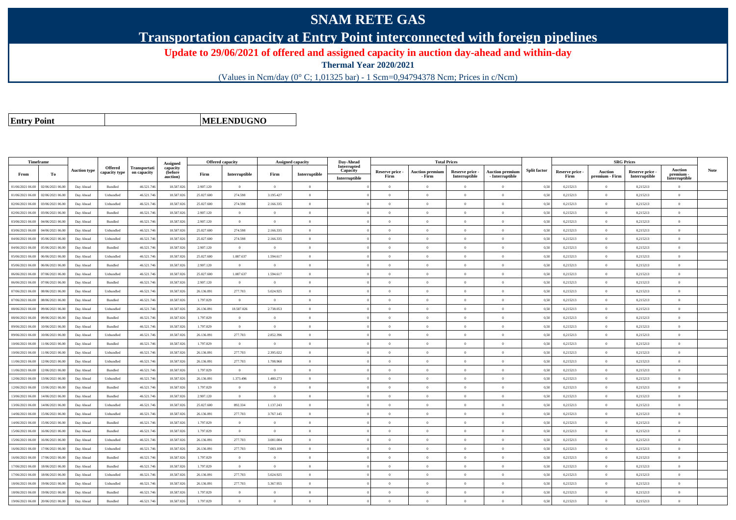# SNAM RETE GAS

## Transportation capacity at Entry Point interconnected with foreign pipelines

**Update to 29/06/2021 of offered and assigned capacity in auction day-ahead and within-day**

**Thermal Year 2020/2021**

(Values in Ncm/day (0° C; 1,01325 bar) - 1 Scm=0,94794378 Ncm; Prices in c/Ncm)

| **Entry Point** | **MELENDUGNO** |
|---|---|

| Timeframe | | Auction type | Offered capacity type | Transportation capacity | Assigned capacity (before auction) | Offered capacity | | Assigned capacity | | Day-Ahead Interrupted Capacity | Total Prices | | | | Split factor | SRG Prices | | | | Note |
|---|---|---|---|---|---|---|---|---|---|---|---|---|---|---|---|---|---|---|---|---|
| From | To | | | | | Firm | Interruptible | Firm | Interruptible | Interruptible | Reserve price - Firm | Auction premium - Firm | Reserve price - Interruptible | Auction premium - Interruptible | | Reserve price - Firm | Auction premium - Firm | Reserve price - Interruptible | Auction premium - Interruptible | |
| 01/06/2021 06.00 | 02/06/2021 06.00 | Day Ahead | Bundled | 46.521.746 | 18.587.026 | 2.907.120 | 0 | 0 | 0 | 0 | 0 | 0 | 0 | 0 | 0,50 | 0,215213 | 0 | 0,215213 | 0 | |
| 01/06/2021 06.00 | 02/06/2021 06.00 | Day Ahead | Unbundled | 46.521.746 | 18.587.026 | 25.027.600 | 274.598 | 3.195.427 | 0 | 0 | 0 | 0 | 0 | 0 | 0,50 | 0,215213 | 0 | 0,215213 | 0 | |
| 02/06/2021 06.00 | 03/06/2021 06.00 | Day Ahead | Unbundled | 46.521.746 | 18.587.026 | 25.027.600 | 274.598 | 2.166.335 | 0 | 0 | 0 | 0 | 0 | 0 | 0,50 | 0,215213 | 0 | 0,215213 | 0 | |
| 02/06/2021 06.00 | 03/06/2021 06.00 | Day Ahead | Bundled | 46.521.746 | 18.587.026 | 2.907.120 | 0 | 0 | 0 | 0 | 0 | 0 | 0 | 0 | 0,50 | 0,215213 | 0 | 0,215213 | 0 | |
| 03/06/2021 06.00 | 04/06/2021 06.00 | Day Ahead | Bundled | 46.521.746 | 18.587.026 | 2.907.120 | 0 | 0 | 0 | 0 | 0 | 0 | 0 | 0 | 0,50 | 0,215213 | 0 | 0,215213 | 0 | |
| 03/06/2021 06.00 | 04/06/2021 06.00 | Day Ahead | Unbundled | 46.521.746 | 18.587.026 | 25.027.600 | 274.598 | 2.166.335 | 0 | 0 | 0 | 0 | 0 | 0 | 0,50 | 0,215213 | 0 | 0,215213 | 0 | |
| 04/06/2021 06.00 | 05/06/2021 06.00 | Day Ahead | Unbundled | 46.521.746 | 18.587.026 | 25.027.600 | 274.598 | 2.166.335 | 0 | 0 | 0 | 0 | 0 | 0 | 0,50 | 0,215213 | 0 | 0,215213 | 0 | |
| 04/06/2021 06.00 | 05/06/2021 06.00 | Day Ahead | Bundled | 46.521.746 | 18.587.026 | 2.907.120 | 0 | 0 | 0 | 0 | 0 | 0 | 0 | 0 | 0,50 | 0,215213 | 0 | 0,215213 | 0 | |
| 05/06/2021 06.00 | 06/06/2021 06.00 | Day Ahead | Unbundled | 46.521.746 | 18.587.026 | 25.027.600 | 1.087.637 | 1.594.617 | 0 | 0 | 0 | 0 | 0 | 0 | 0,50 | 0,215213 | 0 | 0,215213 | 0 | |
| 05/06/2021 06.00 | 06/06/2021 06.00 | Day Ahead | Bundled | 46.521.746 | 18.587.026 | 2.907.120 | 0 | 0 | 0 | 0 | 0 | 0 | 0 | 0 | 0,50 | 0,215213 | 0 | 0,215213 | 0 | |
| 06/06/2021 06.00 | 07/06/2021 06.00 | Day Ahead | Unbundled | 46.521.746 | 18.587.026 | 25.027.600 | 1.087.637 | 1.594.617 | 0 | 0 | 0 | 0 | 0 | 0 | 0,50 | 0,215213 | 0 | 0,215213 | 0 | |
| 06/06/2021 06.00 | 07/06/2021 06.00 | Day Ahead | Bundled | 46.521.746 | 18.587.026 | 2.907.120 | 0 | 0 | 0 | 0 | 0 | 0 | 0 | 0 | 0,50 | 0,215213 | 0 | 0,215213 | 0 | |
| 07/06/2021 06.00 | 08/06/2021 06.00 | Day Ahead | Unbundled | 46.521.746 | 18.587.026 | 26.136.891 | 277.703 | 5.024.925 | 0 | 0 | 0 | 0 | 0 | 0 | 0,50 | 0,215213 | 0 | 0,215213 | 0 | |
| 07/06/2021 06.00 | 08/06/2021 06.00 | Day Ahead | Bundled | 46.521.746 | 18.587.026 | 1.797.829 | 0 | 0 | 0 | 0 | 0 | 0 | 0 | 0 | 0,50 | 0,215213 | 0 | 0,215213 | 0 | |
| 08/06/2021 06.00 | 09/06/2021 06.00 | Day Ahead | Unbundled | 46.521.746 | 18.587.026 | 26.136.891 | 18.587.026 | 2.738.053 | 0 | 0 | 0 | 0 | 0 | 0 | 0,50 | 0,215213 | 0 | 0,215213 | 0 | |
| 08/06/2021 06.00 | 09/06/2021 06.00 | Day Ahead | Bundled | 46.521.746 | 18.587.026 | 1.797.829 | 0 | 0 | 0 | 0 | 0 | 0 | 0 | 0 | 0,50 | 0,215213 | 0 | 0,215213 | 0 | |
| 09/06/2021 06.00 | 10/06/2021 06.00 | Day Ahead | Bundled | 46.521.746 | 18.587.026 | 1.797.829 | 0 | 0 | 0 | 0 | 0 | 0 | 0 | 0 | 0,50 | 0,215213 | 0 | 0,215213 | 0 | |
| 09/06/2021 06.00 | 10/06/2021 06.00 | Day Ahead | Unbundled | 46.521.746 | 18.587.026 | 26.136.891 | 277.703 | 2.852.396 | 0 | 0 | 0 | 0 | 0 | 0 | 0,50 | 0,215213 | 0 | 0,215213 | 0 | |
| 10/06/2021 06.00 | 11/06/2021 06.00 | Day Ahead | Bundled | 46.521.746 | 18.587.026 | 1.797.829 | 0 | 0 | 0 | 0 | 0 | 0 | 0 | 0 | 0,50 | 0,215213 | 0 | 0,215213 | 0 | |
| 10/06/2021 06.00 | 11/06/2021 06.00 | Day Ahead | Unbundled | 46.521.746 | 18.587.026 | 26.136.891 | 277.703 | 2.395.022 | 0 | 0 | 0 | 0 | 0 | 0 | 0,50 | 0,215213 | 0 | 0,215213 | 0 | |
| 11/06/2021 06.00 | 12/06/2021 06.00 | Day Ahead | Unbundled | 46.521.746 | 18.587.026 | 26.136.891 | 277.703 | 1.708.960 | 0 | 0 | 0 | 0 | 0 | 0 | 0,50 | 0,215213 | 0 | 0,215213 | 0 | |
| 11/06/2021 06.00 | 12/06/2021 06.00 | Day Ahead | Bundled | 46.521.746 | 18.587.026 | 1.797.829 | 0 | 0 | 0 | 0 | 0 | 0 | 0 | 0 | 0,50 | 0,215213 | 0 | 0,215213 | 0 | |
| 12/06/2021 06.00 | 13/06/2021 06.00 | Day Ahead | Unbundled | 46.521.746 | 18.587.026 | 26.136.891 | 1.373.496 | 1.480.273 | 0 | 0 | 0 | 0 | 0 | 0 | 0,50 | 0,215213 | 0 | 0,215213 | 0 | |
| 12/06/2021 06.00 | 13/06/2021 06.00 | Day Ahead | Bundled | 46.521.746 | 18.587.026 | 1.797.829 | 0 | 0 | 0 | 0 | 0 | 0 | 0 | 0 | 0,50 | 0,215213 | 0 | 0,215213 | 0 | |
| 13/06/2021 06.00 | 14/06/2021 06.00 | Day Ahead | Bundled | 46.521.746 | 18.587.026 | 2.907.120 | 0 | 0 | 0 | 0 | 0 | 0 | 0 | 0 | 0,50 | 0,215213 | 0 | 0,215213 | 0 | |
| 13/06/2021 06.00 | 14/06/2021 06.00 | Day Ahead | Unbundled | 46.521.746 | 18.587.026 | 25.027.600 | 892.334 | 1.137.243 | 0 | 0 | 0 | 0 | 0 | 0 | 0,50 | 0,215213 | 0 | 0,215213 | 0 | |
| 14/06/2021 06.00 | 15/06/2021 06.00 | Day Ahead | Unbundled | 46.521.746 | 18.587.026 | 26.136.891 | 277.703 | 3.767.145 | 0 | 0 | 0 | 0 | 0 | 0 | 0,50 | 0,215213 | 0 | 0,215213 | 0 | |
| 14/06/2021 06.00 | 15/06/2021 06.00 | Day Ahead | Bundled | 46.521.746 | 18.587.026 | 1.797.829 | 0 | 0 | 0 | 0 | 0 | 0 | 0 | 0 | 0,50 | 0,215213 | 0 | 0,215213 | 0 | |
| 15/06/2021 06.00 | 16/06/2021 06.00 | Day Ahead | Bundled | 46.521.746 | 18.587.026 | 1.797.829 | 0 | 0 | 0 | 0 | 0 | 0 | 0 | 0 | 0,50 | 0,215213 | 0 | 0,215213 | 0 | |
| 15/06/2021 06.00 | 16/06/2021 06.00 | Day Ahead | Unbundled | 46.521.746 | 18.587.026 | 26.136.891 | 277.703 | 3.081.084 | 0 | 0 | 0 | 0 | 0 | 0 | 0,50 | 0,215213 | 0 | 0,215213 | 0 | |
| 16/06/2021 06.00 | 17/06/2021 06.00 | Day Ahead | Unbundled | 46.521.746 | 18.587.026 | 26.136.891 | 277.703 | 7.083.109 | 0 | 0 | 0 | 0 | 0 | 0 | 0,50 | 0,215213 | 0 | 0,215213 | 0 | |
| 16/06/2021 06.00 | 17/06/2021 06.00 | Day Ahead | Bundled | 46.521.746 | 18.587.026 | 1.797.829 | 0 | 0 | 0 | 0 | 0 | 0 | 0 | 0 | 0,50 | 0,215213 | 0 | 0,215213 | 0 | |
| 17/06/2021 06.00 | 18/06/2021 06.00 | Day Ahead | Bundled | 46.521.746 | 18.587.026 | 1.797.829 | 0 | 0 | 0 | 0 | 0 | 0 | 0 | 0 | 0,50 | 0,215213 | 0 | 0,215213 | 0 | |
| 17/06/2021 06.00 | 18/06/2021 06.00 | Day Ahead | Unbundled | 46.521.746 | 18.587.026 | 26.136.891 | 277.703 | 5.024.925 | 0 | 0 | 0 | 0 | 0 | 0 | 0,50 | 0,215213 | 0 | 0,215213 | 0 | |
| 18/06/2021 06.00 | 19/06/2021 06.00 | Day Ahead | Unbundled | 46.521.746 | 18.587.026 | 26.136.891 | 277.703 | 5.367.955 | 0 | 0 | 0 | 0 | 0 | 0 | 0,50 | 0,215213 | 0 | 0,215213 | 0 | |
| 18/06/2021 06.00 | 19/06/2021 06.00 | Day Ahead | Bundled | 46.521.746 | 18.587.026 | 1.797.829 | 0 | 0 | 0 | 0 | 0 | 0 | 0 | 0 | 0,50 | 0,215213 | 0 | 0,215213 | 0 | |
| 19/06/2021 06.00 | 20/06/2021 06.00 | Day Ahead | Bundled | 46.521.746 | 18.587.026 | 1.797.829 | 0 | 0 | 0 | 0 | 0 | 0 | 0 | 0 | 0,50 | 0,215213 | 0 | 0,215213 | 0 | |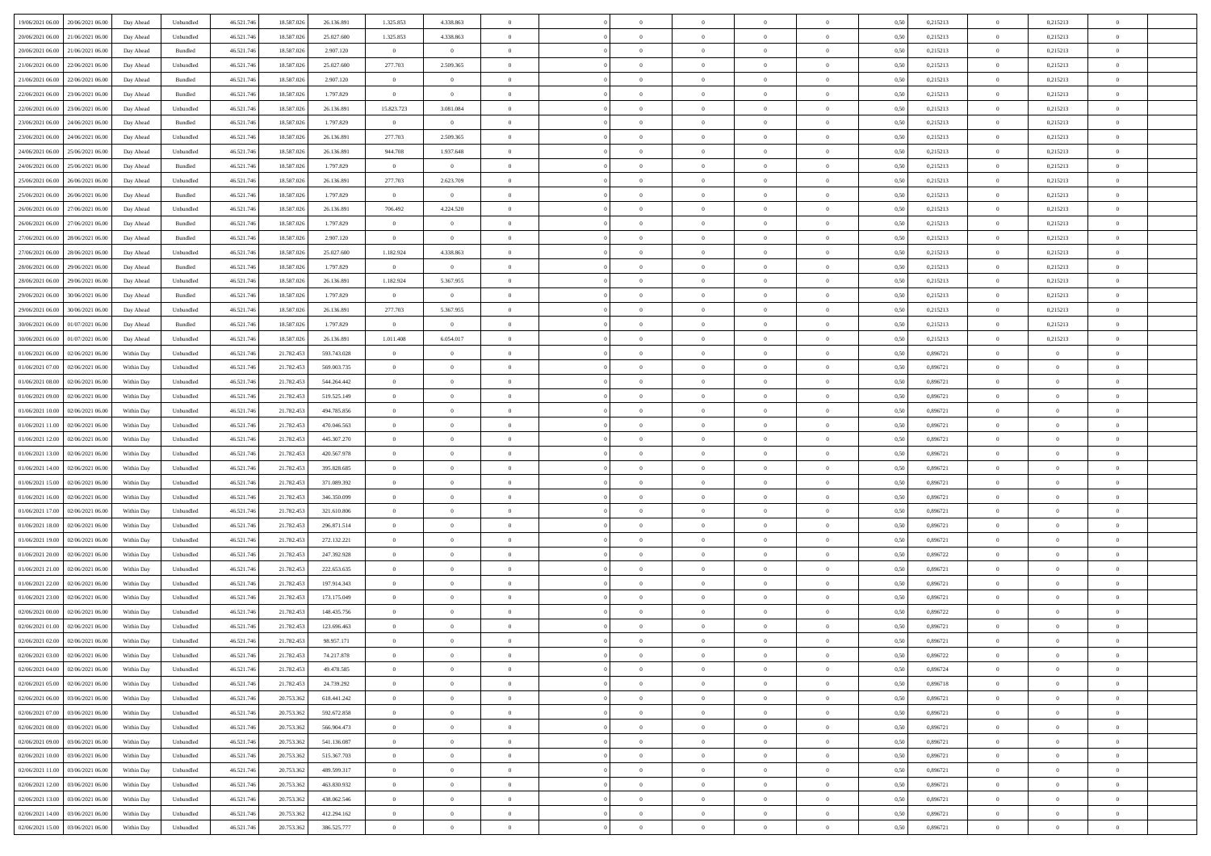| | | | | | | | | | | | | | | | | | | | | |
|---|---|---|---|---|---|---|---|---|---|---|---|---|---|---|---|---|---|---|---|---|
| 19/06/2021 06:00 | 20/06/2021 06:00 | Day Ahead | Unbundled | 46.521.746 | 18.587.026 | 26.136.891 | 1.325.853 | 4.338.863 | 0 | | 0 | 0 | 0 | 0 | 0,50 | 0,215213 | 0 | 0,215213 | 0 | |
| 20/06/2021 06:00 | 21/06/2021 06:00 | Day Ahead | Unbundled | 46.521.746 | 18.587.026 | 25.027.600 | 1.325.853 | 4.338.863 | 0 | | 0 | 0 | 0 | 0 | 0,50 | 0,215213 | 0 | 0,215213 | 0 | |
| 20/06/2021 06:00 | 21/06/2021 06:00 | Day Ahead | Bundled | 46.521.746 | 18.587.026 | 2.907.120 | 0 | 0 | 0 | | 0 | 0 | 0 | 0 | 0,50 | 0,215213 | 0 | 0,215213 | 0 | |
| 21/06/2021 06:00 | 22/06/2021 06:00 | Day Ahead | Unbundled | 46.521.746 | 18.587.026 | 25.027.600 | 277.703 | 2.509.365 | 0 | | 0 | 0 | 0 | 0 | 0,50 | 0,215213 | 0 | 0,215213 | 0 | |
| 21/06/2021 06:00 | 22/06/2021 06:00 | Day Ahead | Bundled | 46.521.746 | 18.587.026 | 2.907.120 | 0 | 0 | 0 | | 0 | 0 | 0 | 0 | 0,50 | 0,215213 | 0 | 0,215213 | 0 | |
| 22/06/2021 06:00 | 23/06/2021 06:00 | Day Ahead | Bundled | 46.521.746 | 18.587.026 | 1.797.829 | 0 | 0 | 0 | | 0 | 0 | 0 | 0 | 0,50 | 0,215213 | 0 | 0,215213 | 0 | |
| 22/06/2021 06:00 | 23/06/2021 06:00 | Day Ahead | Unbundled | 46.521.746 | 18.587.026 | 26.136.891 | 15.823.723 | 3.081.084 | 0 | | 0 | 0 | 0 | 0 | 0,50 | 0,215213 | 0 | 0,215213 | 0 | |
| 23/06/2021 06:00 | 24/06/2021 06:00 | Day Ahead | Bundled | 46.521.746 | 18.587.026 | 1.797.829 | 0 | 0 | 0 | | 0 | 0 | 0 | 0 | 0,50 | 0,215213 | 0 | 0,215213 | 0 | |
| 23/06/2021 06:00 | 24/06/2021 06:00 | Day Ahead | Unbundled | 46.521.746 | 18.587.026 | 26.136.891 | 277.703 | 2.509.365 | 0 | | 0 | 0 | 0 | 0 | 0,50 | 0,215213 | 0 | 0,215213 | 0 | |
| 24/06/2021 06:00 | 25/06/2021 06:00 | Day Ahead | Unbundled | 46.521.746 | 18.587.026 | 26.136.891 | 944.708 | 1.937.648 | 0 | | 0 | 0 | 0 | 0 | 0,50 | 0,215213 | 0 | 0,215213 | 0 | |
| 24/06/2021 06:00 | 25/06/2021 06:00 | Day Ahead | Bundled | 46.521.746 | 18.587.026 | 1.797.829 | 0 | 0 | 0 | | 0 | 0 | 0 | 0 | 0,50 | 0,215213 | 0 | 0,215213 | 0 | |
| 25/06/2021 06:00 | 26/06/2021 06:00 | Day Ahead | Unbundled | 46.521.746 | 18.587.026 | 26.136.891 | 277.703 | 2.623.709 | 0 | | 0 | 0 | 0 | 0 | 0,50 | 0,215213 | 0 | 0,215213 | 0 | |
| 25/06/2021 06:00 | 26/06/2021 06:00 | Day Ahead | Bundled | 46.521.746 | 18.587.026 | 1.797.829 | 0 | 0 | 0 | | 0 | 0 | 0 | 0 | 0,50 | 0,215213 | 0 | 0,215213 | 0 | |
| 26/06/2021 06:00 | 27/06/2021 06:00 | Day Ahead | Unbundled | 46.521.746 | 18.587.026 | 26.136.891 | 706.492 | 4.224.520 | 0 | | 0 | 0 | 0 | 0 | 0,50 | 0,215213 | 0 | 0,215213 | 0 | |
| 26/06/2021 06:00 | 27/06/2021 06:00 | Day Ahead | Bundled | 46.521.746 | 18.587.026 | 1.797.829 | 0 | 0 | 0 | | 0 | 0 | 0 | 0 | 0,50 | 0,215213 | 0 | 0,215213 | 0 | |
| 27/06/2021 06:00 | 28/06/2021 06:00 | Day Ahead | Bundled | 46.521.746 | 18.587.026 | 2.907.120 | 0 | 0 | 0 | | 0 | 0 | 0 | 0 | 0,50 | 0,215213 | 0 | 0,215213 | 0 | |
| 27/06/2021 06:00 | 28/06/2021 06:00 | Day Ahead | Unbundled | 46.521.746 | 18.587.026 | 25.027.600 | 1.182.924 | 4.338.863 | 0 | | 0 | 0 | 0 | 0 | 0,50 | 0,215213 | 0 | 0,215213 | 0 | |
| 28/06/2021 06:00 | 29/06/2021 06:00 | Day Ahead | Bundled | 46.521.746 | 18.587.026 | 1.797.829 | 0 | 0 | 0 | | 0 | 0 | 0 | 0 | 0,50 | 0,215213 | 0 | 0,215213 | 0 | |
| 28/06/2021 06:00 | 29/06/2021 06:00 | Day Ahead | Unbundled | 46.521.746 | 18.587.026 | 26.136.891 | 1.182.924 | 5.367.955 | 0 | | 0 | 0 | 0 | 0 | 0,50 | 0,215213 | 0 | 0,215213 | 0 | |
| 29/06/2021 06:00 | 30/06/2021 06:00 | Day Ahead | Bundled | 46.521.746 | 18.587.026 | 1.797.829 | 0 | 0 | 0 | | 0 | 0 | 0 | 0 | 0,50 | 0,215213 | 0 | 0,215213 | 0 | |
| 29/06/2021 06:00 | 30/06/2021 06:00 | Day Ahead | Unbundled | 46.521.746 | 18.587.026 | 26.136.891 | 277.703 | 5.367.955 | 0 | | 0 | 0 | 0 | 0 | 0,50 | 0,215213 | 0 | 0,215213 | 0 | |
| 30/06/2021 06:00 | 01/07/2021 06:00 | Day Ahead | Bundled | 46.521.746 | 18.587.026 | 1.797.829 | 0 | 0 | 0 | | 0 | 0 | 0 | 0 | 0,50 | 0,215213 | 0 | 0,215213 | 0 | |
| 30/06/2021 06:00 | 01/07/2021 06:00 | Day Ahead | Unbundled | 46.521.746 | 18.587.026 | 26.136.891 | 1.011.408 | 6.054.017 | 0 | | 0 | 0 | 0 | 0 | 0,50 | 0,215213 | 0 | 0,215213 | 0 | |
| 01/06/2021 06:00 | 02/06/2021 06:00 | Within Day | Unbundled | 46.521.746 | 21.782.453 | 593.743.028 | 0 | 0 | 0 | | 0 | 0 | 0 | 0 | 0,50 | 0,896721 | 0 | 0 | 0 | |
| 01/06/2021 07:00 | 02/06/2021 06:00 | Within Day | Unbundled | 46.521.746 | 21.782.453 | 569.003.735 | 0 | 0 | 0 | | 0 | 0 | 0 | 0 | 0,50 | 0,896721 | 0 | 0 | 0 | |
| 01/06/2021 08:00 | 02/06/2021 06:00 | Within Day | Unbundled | 46.521.746 | 21.782.453 | 544.264.442 | 0 | 0 | 0 | | 0 | 0 | 0 | 0 | 0,50 | 0,896721 | 0 | 0 | 0 | |
| 01/06/2021 09:00 | 02/06/2021 06:00 | Within Day | Unbundled | 46.521.746 | 21.782.453 | 519.525.149 | 0 | 0 | 0 | | 0 | 0 | 0 | 0 | 0,50 | 0,896721 | 0 | 0 | 0 | |
| 01/06/2021 10:00 | 02/06/2021 06:00 | Within Day | Unbundled | 46.521.746 | 21.782.453 | 494.785.856 | 0 | 0 | 0 | | 0 | 0 | 0 | 0 | 0,50 | 0,896721 | 0 | 0 | 0 | |
| 01/06/2021 11:00 | 02/06/2021 06:00 | Within Day | Unbundled | 46.521.746 | 21.782.453 | 470.046.563 | 0 | 0 | 0 | | 0 | 0 | 0 | 0 | 0,50 | 0,896721 | 0 | 0 | 0 | |
| 01/06/2021 12:00 | 02/06/2021 06:00 | Within Day | Unbundled | 46.521.746 | 21.782.453 | 445.307.270 | 0 | 0 | 0 | | 0 | 0 | 0 | 0 | 0,50 | 0,896721 | 0 | 0 | 0 | |
| 01/06/2021 13:00 | 02/06/2021 06:00 | Within Day | Unbundled | 46.521.746 | 21.782.453 | 420.567.978 | 0 | 0 | 0 | | 0 | 0 | 0 | 0 | 0,50 | 0,896721 | 0 | 0 | 0 | |
| 01/06/2021 14:00 | 02/06/2021 06:00 | Within Day | Unbundled | 46.521.746 | 21.782.453 | 395.828.685 | 0 | 0 | 0 | | 0 | 0 | 0 | 0 | 0,50 | 0,896721 | 0 | 0 | 0 | |
| 01/06/2021 15:00 | 02/06/2021 06:00 | Within Day | Unbundled | 46.521.746 | 21.782.453 | 371.089.392 | 0 | 0 | 0 | | 0 | 0 | 0 | 0 | 0,50 | 0,896721 | 0 | 0 | 0 | |
| 01/06/2021 16:00 | 02/06/2021 06:00 | Within Day | Unbundled | 46.521.746 | 21.782.453 | 346.350.099 | 0 | 0 | 0 | | 0 | 0 | 0 | 0 | 0,50 | 0,896721 | 0 | 0 | 0 | |
| 01/06/2021 17:00 | 02/06/2021 06:00 | Within Day | Unbundled | 46.521.746 | 21.782.453 | 321.610.806 | 0 | 0 | 0 | | 0 | 0 | 0 | 0 | 0,50 | 0,896721 | 0 | 0 | 0 | |
| 01/06/2021 18:00 | 02/06/2021 06:00 | Within Day | Unbundled | 46.521.746 | 21.782.453 | 296.871.514 | 0 | 0 | 0 | | 0 | 0 | 0 | 0 | 0,50 | 0,896721 | 0 | 0 | 0 | |
| 01/06/2021 19:00 | 02/06/2021 06:00 | Within Day | Unbundled | 46.521.746 | 21.782.453 | 272.132.221 | 0 | 0 | 0 | | 0 | 0 | 0 | 0 | 0,50 | 0,896721 | 0 | 0 | 0 | |
| 01/06/2021 20:00 | 02/06/2021 06:00 | Within Day | Unbundled | 46.521.746 | 21.782.453 | 247.392.928 | 0 | 0 | 0 | | 0 | 0 | 0 | 0 | 0,50 | 0,896722 | 0 | 0 | 0 | |
| 01/06/2021 21:00 | 02/06/2021 06:00 | Within Day | Unbundled | 46.521.746 | 21.782.453 | 222.653.635 | 0 | 0 | 0 | | 0 | 0 | 0 | 0 | 0,50 | 0,896721 | 0 | 0 | 0 | |
| 01/06/2021 22:00 | 02/06/2021 06:00 | Within Day | Unbundled | 46.521.746 | 21.782.453 | 197.914.343 | 0 | 0 | 0 | | 0 | 0 | 0 | 0 | 0,50 | 0,896721 | 0 | 0 | 0 | |
| 01/06/2021 23:00 | 02/06/2021 06:00 | Within Day | Unbundled | 46.521.746 | 21.782.453 | 173.175.049 | 0 | 0 | 0 | | 0 | 0 | 0 | 0 | 0,50 | 0,896721 | 0 | 0 | 0 | |
| 02/06/2021 00:00 | 02/06/2021 06:00 | Within Day | Unbundled | 46.521.746 | 21.782.453 | 148.435.756 | 0 | 0 | 0 | | 0 | 0 | 0 | 0 | 0,50 | 0,896722 | 0 | 0 | 0 | |
| 02/06/2021 01:00 | 02/06/2021 06:00 | Within Day | Unbundled | 46.521.746 | 21.782.453 | 123.696.463 | 0 | 0 | 0 | | 0 | 0 | 0 | 0 | 0,50 | 0,896721 | 0 | 0 | 0 | |
| 02/06/2021 02:00 | 02/06/2021 06:00 | Within Day | Unbundled | 46.521.746 | 21.782.453 | 98.957.171 | 0 | 0 | 0 | | 0 | 0 | 0 | 0 | 0,50 | 0,896721 | 0 | 0 | 0 | |
| 02/06/2021 03:00 | 02/06/2021 06:00 | Within Day | Unbundled | 46.521.746 | 21.782.453 | 74.217.878 | 0 | 0 | 0 | | 0 | 0 | 0 | 0 | 0,50 | 0,896722 | 0 | 0 | 0 | |
| 02/06/2021 04:00 | 02/06/2021 06:00 | Within Day | Unbundled | 46.521.746 | 21.782.453 | 49.478.585 | 0 | 0 | 0 | | 0 | 0 | 0 | 0 | 0,50 | 0,896724 | 0 | 0 | 0 | |
| 02/06/2021 05:00 | 02/06/2021 06:00 | Within Day | Unbundled | 46.521.746 | 21.782.453 | 24.739.292 | 0 | 0 | 0 | | 0 | 0 | 0 | 0 | 0,50 | 0,896718 | 0 | 0 | 0 | |
| 02/06/2021 06:00 | 03/06/2021 06:00 | Within Day | Unbundled | 46.521.746 | 20.753.362 | 618.441.242 | 0 | 0 | 0 | | 0 | 0 | 0 | 0 | 0,50 | 0,896721 | 0 | 0 | 0 | |
| 02/06/2021 07:00 | 03/06/2021 06:00 | Within Day | Unbundled | 46.521.746 | 20.753.362 | 592.672.858 | 0 | 0 | 0 | | 0 | 0 | 0 | 0 | 0,50 | 0,896721 | 0 | 0 | 0 | |
| 02/06/2021 08:00 | 03/06/2021 06:00 | Within Day | Unbundled | 46.521.746 | 20.753.362 | 566.904.473 | 0 | 0 | 0 | | 0 | 0 | 0 | 0 | 0,50 | 0,896721 | 0 | 0 | 0 | |
| 02/06/2021 09:00 | 03/06/2021 06:00 | Within Day | Unbundled | 46.521.746 | 20.753.362 | 541.136.087 | 0 | 0 | 0 | | 0 | 0 | 0 | 0 | 0,50 | 0,896721 | 0 | 0 | 0 | |
| 02/06/2021 10:00 | 03/06/2021 06:00 | Within Day | Unbundled | 46.521.746 | 20.753.362 | 515.367.703 | 0 | 0 | 0 | | 0 | 0 | 0 | 0 | 0,50 | 0,896721 | 0 | 0 | 0 | |
| 02/06/2021 11:00 | 03/06/2021 06:00 | Within Day | Unbundled | 46.521.746 | 20.753.362 | 489.599.317 | 0 | 0 | 0 | | 0 | 0 | 0 | 0 | 0,50 | 0,896721 | 0 | 0 | 0 | |
| 02/06/2021 12:00 | 03/06/2021 06:00 | Within Day | Unbundled | 46.521.746 | 20.753.362 | 463.830.932 | 0 | 0 | 0 | | 0 | 0 | 0 | 0 | 0,50 | 0,896721 | 0 | 0 | 0 | |
| 02/06/2021 13:00 | 03/06/2021 06:00 | Within Day | Unbundled | 46.521.746 | 20.753.362 | 438.062.546 | 0 | 0 | 0 | | 0 | 0 | 0 | 0 | 0,50 | 0,896721 | 0 | 0 | 0 | |
| 02/06/2021 14:00 | 03/06/2021 06:00 | Within Day | Unbundled | 46.521.746 | 20.753.362 | 412.294.162 | 0 | 0 | 0 | | 0 | 0 | 0 | 0 | 0,50 | 0,896721 | 0 | 0 | 0 | |
| 02/06/2021 15:00 | 03/06/2021 06:00 | Within Day | Unbundled | 46.521.746 | 20.753.362 | 386.525.777 | 0 | 0 | 0 | | 0 | 0 | 0 | 0 | 0,50 | 0,896721 | 0 | 0 | 0 | |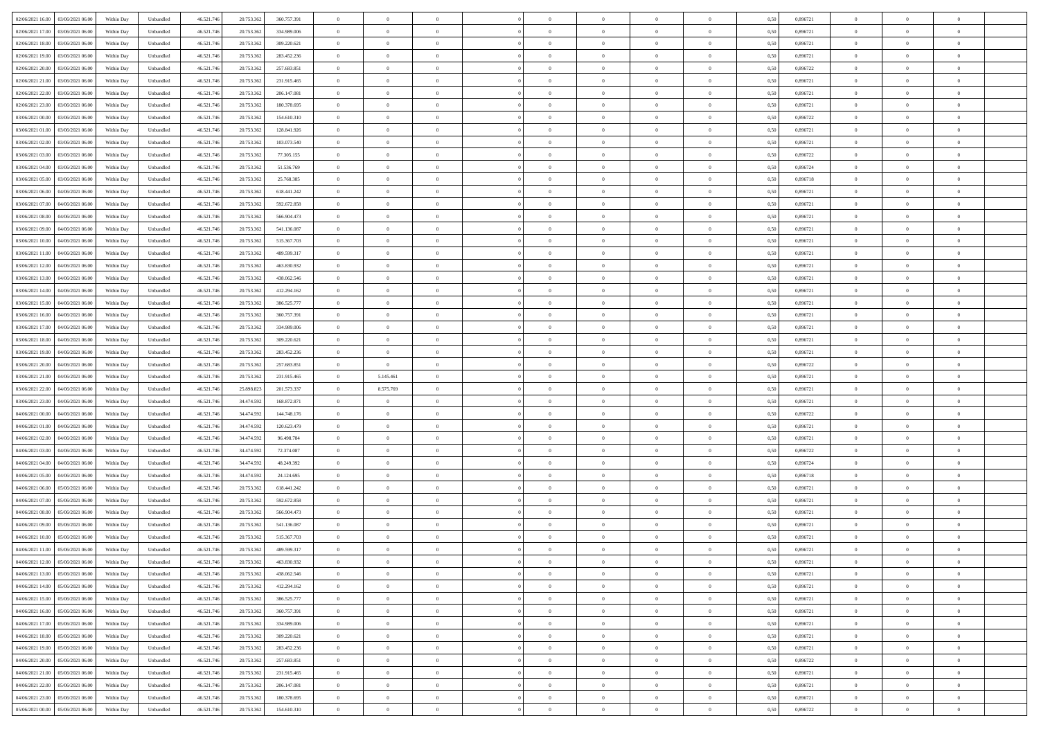| | | | | | | | | | | | | | | | | | | | | |
|---|---|---|---|---|---|---|---|---|---|---|---|---|---|---|---|---|---|---|---|---|
| 02/06/2021 16:00 | 03/06/2021 06:00 | Within Day | Unbundled | 46.521.746 | 20.753.362 | 360.757.391 | 0 | 0 | 0 | | 0 | 0 | 0 | 0 | 0,50 | 0,896721 | 0 | 0 | 0 | |
| 02/06/2021 17:00 | 03/06/2021 06:00 | Within Day | Unbundled | 46.521.746 | 20.753.362 | 334.989.006 | 0 | 0 | 0 | | 0 | 0 | 0 | 0 | 0,50 | 0,896721 | 0 | 0 | 0 | |
| 02/06/2021 18:00 | 03/06/2021 06:00 | Within Day | Unbundled | 46.521.746 | 20.753.362 | 309.220.621 | 0 | 0 | 0 | | 0 | 0 | 0 | 0 | 0,50 | 0,896721 | 0 | 0 | 0 | |
| 02/06/2021 19:00 | 03/06/2021 06:00 | Within Day | Unbundled | 46.521.746 | 20.753.362 | 283.452.236 | 0 | 0 | 0 | | 0 | 0 | 0 | 0 | 0,50 | 0,896721 | 0 | 0 | 0 | |
| 02/06/2021 20:00 | 03/06/2021 06:00 | Within Day | Unbundled | 46.521.746 | 20.753.362 | 257.683.851 | 0 | 0 | 0 | | 0 | 0 | 0 | 0 | 0,50 | 0,896722 | 0 | 0 | 0 | |
| 02/06/2021 21:00 | 03/06/2021 06:00 | Within Day | Unbundled | 46.521.746 | 20.753.362 | 231.915.465 | 0 | 0 | 0 | | 0 | 0 | 0 | 0 | 0,50 | 0,896721 | 0 | 0 | 0 | |
| 02/06/2021 22:00 | 03/06/2021 06:00 | Within Day | Unbundled | 46.521.746 | 20.753.362 | 206.147.081 | 0 | 0 | 0 | | 0 | 0 | 0 | 0 | 0,50 | 0,896721 | 0 | 0 | 0 | |
| 02/06/2021 23:00 | 03/06/2021 06:00 | Within Day | Unbundled | 46.521.746 | 20.753.362 | 180.378.695 | 0 | 0 | 0 | | 0 | 0 | 0 | 0 | 0,50 | 0,896721 | 0 | 0 | 0 | |
| 03/06/2021 00:00 | 03/06/2021 06:00 | Within Day | Unbundled | 46.521.746 | 20.753.362 | 154.610.310 | 0 | 0 | 0 | | 0 | 0 | 0 | 0 | 0,50 | 0,896722 | 0 | 0 | 0 | |
| 03/06/2021 01:00 | 03/06/2021 06:00 | Within Day | Unbundled | 46.521.746 | 20.753.362 | 128.841.926 | 0 | 0 | 0 | | 0 | 0 | 0 | 0 | 0,50 | 0,896721 | 0 | 0 | 0 | |
| 03/06/2021 02:00 | 03/06/2021 06:00 | Within Day | Unbundled | 46.521.746 | 20.753.362 | 103.073.540 | 0 | 0 | 0 | | 0 | 0 | 0 | 0 | 0,50 | 0,896721 | 0 | 0 | 0 | |
| 03/06/2021 03:00 | 03/06/2021 06:00 | Within Day | Unbundled | 46.521.746 | 20.753.362 | 77.305.155 | 0 | 0 | 0 | | 0 | 0 | 0 | 0 | 0,50 | 0,896722 | 0 | 0 | 0 | |
| 03/06/2021 04:00 | 03/06/2021 06:00 | Within Day | Unbundled | 46.521.746 | 20.753.362 | 51.536.769 | 0 | 0 | 0 | | 0 | 0 | 0 | 0 | 0,50 | 0,896724 | 0 | 0 | 0 | |
| 03/06/2021 05:00 | 03/06/2021 06:00 | Within Day | Unbundled | 46.521.746 | 20.753.362 | 25.768.385 | 0 | 0 | 0 | | 0 | 0 | 0 | 0 | 0,50 | 0,896718 | 0 | 0 | 0 | |
| 03/06/2021 06:00 | 04/06/2021 06:00 | Within Day | Unbundled | 46.521.746 | 20.753.362 | 618.441.242 | 0 | 0 | 0 | | 0 | 0 | 0 | 0 | 0,50 | 0,896721 | 0 | 0 | 0 | |
| 03/06/2021 07:00 | 04/06/2021 06:00 | Within Day | Unbundled | 46.521.746 | 20.753.362 | 592.672.858 | 0 | 0 | 0 | | 0 | 0 | 0 | 0 | 0,50 | 0,896721 | 0 | 0 | 0 | |
| 03/06/2021 08:00 | 04/06/2021 06:00 | Within Day | Unbundled | 46.521.746 | 20.753.362 | 566.904.473 | 0 | 0 | 0 | | 0 | 0 | 0 | 0 | 0,50 | 0,896721 | 0 | 0 | 0 | |
| 03/06/2021 09:00 | 04/06/2021 06:00 | Within Day | Unbundled | 46.521.746 | 20.753.362 | 541.136.087 | 0 | 0 | 0 | | 0 | 0 | 0 | 0 | 0,50 | 0,896721 | 0 | 0 | 0 | |
| 03/06/2021 10:00 | 04/06/2021 06:00 | Within Day | Unbundled | 46.521.746 | 20.753.362 | 515.367.703 | 0 | 0 | 0 | | 0 | 0 | 0 | 0 | 0,50 | 0,896721 | 0 | 0 | 0 | |
| 03/06/2021 11:00 | 04/06/2021 06:00 | Within Day | Unbundled | 46.521.746 | 20.753.362 | 489.599.317 | 0 | 0 | 0 | | 0 | 0 | 0 | 0 | 0,50 | 0,896721 | 0 | 0 | 0 | |
| 03/06/2021 12:00 | 04/06/2021 06:00 | Within Day | Unbundled | 46.521.746 | 20.753.362 | 463.830.932 | 0 | 0 | 0 | | 0 | 0 | 0 | 0 | 0,50 | 0,896721 | 0 | 0 | 0 | |
| 03/06/2021 13:00 | 04/06/2021 06:00 | Within Day | Unbundled | 46.521.746 | 20.753.362 | 438.062.546 | 0 | 0 | 0 | | 0 | 0 | 0 | 0 | 0,50 | 0,896721 | 0 | 0 | 0 | |
| 03/06/2021 14:00 | 04/06/2021 06:00 | Within Day | Unbundled | 46.521.746 | 20.753.362 | 412.294.162 | 0 | 0 | 0 | | 0 | 0 | 0 | 0 | 0,50 | 0,896721 | 0 | 0 | 0 | |
| 03/06/2021 15:00 | 04/06/2021 06:00 | Within Day | Unbundled | 46.521.746 | 20.753.362 | 386.525.777 | 0 | 0 | 0 | | 0 | 0 | 0 | 0 | 0,50 | 0,896721 | 0 | 0 | 0 | |
| 03/06/2021 16:00 | 04/06/2021 06:00 | Within Day | Unbundled | 46.521.746 | 20.753.362 | 360.757.391 | 0 | 0 | 0 | | 0 | 0 | 0 | 0 | 0,50 | 0,896721 | 0 | 0 | 0 | |
| 03/06/2021 17:00 | 04/06/2021 06:00 | Within Day | Unbundled | 46.521.746 | 20.753.362 | 334.989.006 | 0 | 0 | 0 | | 0 | 0 | 0 | 0 | 0,50 | 0,896721 | 0 | 0 | 0 | |
| 03/06/2021 18:00 | 04/06/2021 06:00 | Within Day | Unbundled | 46.521.746 | 20.753.362 | 309.220.621 | 0 | 0 | 0 | | 0 | 0 | 0 | 0 | 0,50 | 0,896721 | 0 | 0 | 0 | |
| 03/06/2021 19:00 | 04/06/2021 06:00 | Within Day | Unbundled | 46.521.746 | 20.753.362 | 283.452.236 | 0 | 0 | 0 | | 0 | 0 | 0 | 0 | 0,50 | 0,896721 | 0 | 0 | 0 | |
| 03/06/2021 20:00 | 04/06/2021 06:00 | Within Day | Unbundled | 46.521.746 | 20.753.362 | 257.683.851 | 0 | 0 | 0 | | 0 | 0 | 0 | 0 | 0,50 | 0,896722 | 0 | 0 | 0 | |
| 03/06/2021 21:00 | 04/06/2021 06:00 | Within Day | Unbundled | 46.521.746 | 20.753.362 | 231.915.465 | 0 | 5.145.461 | 0 | | 0 | 0 | 0 | 0 | 0,50 | 0,896721 | 0 | 0 | 0 | |
| 03/06/2021 22:00 | 04/06/2021 06:00 | Within Day | Unbundled | 46.521.746 | 25.898.823 | 201.573.337 | 0 | 8.575.769 | 0 | | 0 | 0 | 0 | 0 | 0,50 | 0,896721 | 0 | 0 | 0 | |
| 03/06/2021 23:00 | 04/06/2021 06:00 | Within Day | Unbundled | 46.521.746 | 34.474.592 | 168.872.871 | 0 | 0 | 0 | | 0 | 0 | 0 | 0 | 0,50 | 0,896721 | 0 | 0 | 0 | |
| 04/06/2021 00:00 | 04/06/2021 06:00 | Within Day | Unbundled | 46.521.746 | 34.474.592 | 144.748.176 | 0 | 0 | 0 | | 0 | 0 | 0 | 0 | 0,50 | 0,896722 | 0 | 0 | 0 | |
| 04/06/2021 01:00 | 04/06/2021 06:00 | Within Day | Unbundled | 46.521.746 | 34.474.592 | 120.623.479 | 0 | 0 | 0 | | 0 | 0 | 0 | 0 | 0,50 | 0,896721 | 0 | 0 | 0 | |
| 04/06/2021 02:00 | 04/06/2021 06:00 | Within Day | Unbundled | 46.521.746 | 34.474.592 | 96.498.784 | 0 | 0 | 0 | | 0 | 0 | 0 | 0 | 0,50 | 0,896721 | 0 | 0 | 0 | |
| 04/06/2021 03:00 | 04/06/2021 06:00 | Within Day | Unbundled | 46.521.746 | 34.474.592 | 72.374.087 | 0 | 0 | 0 | | 0 | 0 | 0 | 0 | 0,50 | 0,896722 | 0 | 0 | 0 | |
| 04/06/2021 04:00 | 04/06/2021 06:00 | Within Day | Unbundled | 46.521.746 | 34.474.592 | 48.249.392 | 0 | 0 | 0 | | 0 | 0 | 0 | 0 | 0,50 | 0,896724 | 0 | 0 | 0 | |
| 04/06/2021 05:00 | 04/06/2021 06:00 | Within Day | Unbundled | 46.521.746 | 34.474.592 | 24.124.695 | 0 | 0 | 0 | | 0 | 0 | 0 | 0 | 0,50 | 0,896718 | 0 | 0 | 0 | |
| 04/06/2021 06:00 | 05/06/2021 06:00 | Within Day | Unbundled | 46.521.746 | 20.753.362 | 618.441.242 | 0 | 0 | 0 | | 0 | 0 | 0 | 0 | 0,50 | 0,896721 | 0 | 0 | 0 | |
| 04/06/2021 07:00 | 05/06/2021 06:00 | Within Day | Unbundled | 46.521.746 | 20.753.362 | 592.672.858 | 0 | 0 | 0 | | 0 | 0 | 0 | 0 | 0,50 | 0,896721 | 0 | 0 | 0 | |
| 04/06/2021 08:00 | 05/06/2021 06:00 | Within Day | Unbundled | 46.521.746 | 20.753.362 | 566.904.473 | 0 | 0 | 0 | | 0 | 0 | 0 | 0 | 0,50 | 0,896721 | 0 | 0 | 0 | |
| 04/06/2021 09:00 | 05/06/2021 06:00 | Within Day | Unbundled | 46.521.746 | 20.753.362 | 541.136.087 | 0 | 0 | 0 | | 0 | 0 | 0 | 0 | 0,50 | 0,896721 | 0 | 0 | 0 | |
| 04/06/2021 10:00 | 05/06/2021 06:00 | Within Day | Unbundled | 46.521.746 | 20.753.362 | 515.367.703 | 0 | 0 | 0 | | 0 | 0 | 0 | 0 | 0,50 | 0,896721 | 0 | 0 | 0 | |
| 04/06/2021 11:00 | 05/06/2021 06:00 | Within Day | Unbundled | 46.521.746 | 20.753.362 | 489.599.317 | 0 | 0 | 0 | | 0 | 0 | 0 | 0 | 0,50 | 0,896721 | 0 | 0 | 0 | |
| 04/06/2021 12:00 | 05/06/2021 06:00 | Within Day | Unbundled | 46.521.746 | 20.753.362 | 463.830.932 | 0 | 0 | 0 | | 0 | 0 | 0 | 0 | 0,50 | 0,896721 | 0 | 0 | 0 | |
| 04/06/2021 13:00 | 05/06/2021 06:00 | Within Day | Unbundled | 46.521.746 | 20.753.362 | 438.062.546 | 0 | 0 | 0 | | 0 | 0 | 0 | 0 | 0,50 | 0,896721 | 0 | 0 | 0 | |
| 04/06/2021 14:00 | 05/06/2021 06:00 | Within Day | Unbundled | 46.521.746 | 20.753.362 | 412.294.162 | 0 | 0 | 0 | | 0 | 0 | 0 | 0 | 0,50 | 0,896721 | 0 | 0 | 0 | |
| 04/06/2021 15:00 | 05/06/2021 06:00 | Within Day | Unbundled | 46.521.746 | 20.753.362 | 386.525.777 | 0 | 0 | 0 | | 0 | 0 | 0 | 0 | 0,50 | 0,896721 | 0 | 0 | 0 | |
| 04/06/2021 16:00 | 05/06/2021 06:00 | Within Day | Unbundled | 46.521.746 | 20.753.362 | 360.757.391 | 0 | 0 | 0 | | 0 | 0 | 0 | 0 | 0,50 | 0,896721 | 0 | 0 | 0 | |
| 04/06/2021 17:00 | 05/06/2021 06:00 | Within Day | Unbundled | 46.521.746 | 20.753.362 | 334.989.006 | 0 | 0 | 0 | | 0 | 0 | 0 | 0 | 0,50 | 0,896721 | 0 | 0 | 0 | |
| 04/06/2021 18:00 | 05/06/2021 06:00 | Within Day | Unbundled | 46.521.746 | 20.753.362 | 309.220.621 | 0 | 0 | 0 | | 0 | 0 | 0 | 0 | 0,50 | 0,896721 | 0 | 0 | 0 | |
| 04/06/2021 19:00 | 05/06/2021 06:00 | Within Day | Unbundled | 46.521.746 | 20.753.362 | 283.452.236 | 0 | 0 | 0 | | 0 | 0 | 0 | 0 | 0,50 | 0,896721 | 0 | 0 | 0 | |
| 04/06/2021 20:00 | 05/06/2021 06:00 | Within Day | Unbundled | 46.521.746 | 20.753.362 | 257.683.851 | 0 | 0 | 0 | | 0 | 0 | 0 | 0 | 0,50 | 0,896722 | 0 | 0 | 0 | |
| 04/06/2021 21:00 | 05/06/2021 06:00 | Within Day | Unbundled | 46.521.746 | 20.753.362 | 231.915.465 | 0 | 0 | 0 | | 0 | 0 | 0 | 0 | 0,50 | 0,896721 | 0 | 0 | 0 | |
| 04/06/2021 22:00 | 05/06/2021 06:00 | Within Day | Unbundled | 46.521.746 | 20.753.362 | 206.147.081 | 0 | 0 | 0 | | 0 | 0 | 0 | 0 | 0,50 | 0,896721 | 0 | 0 | 0 | |
| 04/06/2021 23:00 | 05/06/2021 06:00 | Within Day | Unbundled | 46.521.746 | 20.753.362 | 180.378.695 | 0 | 0 | 0 | | 0 | 0 | 0 | 0 | 0,50 | 0,896721 | 0 | 0 | 0 | |
| 05/06/2021 00:00 | 05/06/2021 06:00 | Within Day | Unbundled | 46.521.746 | 20.753.362 | 154.610.310 | 0 | 0 | 0 | | 0 | 0 | 0 | 0 | 0,50 | 0,896722 | 0 | 0 | 0 | |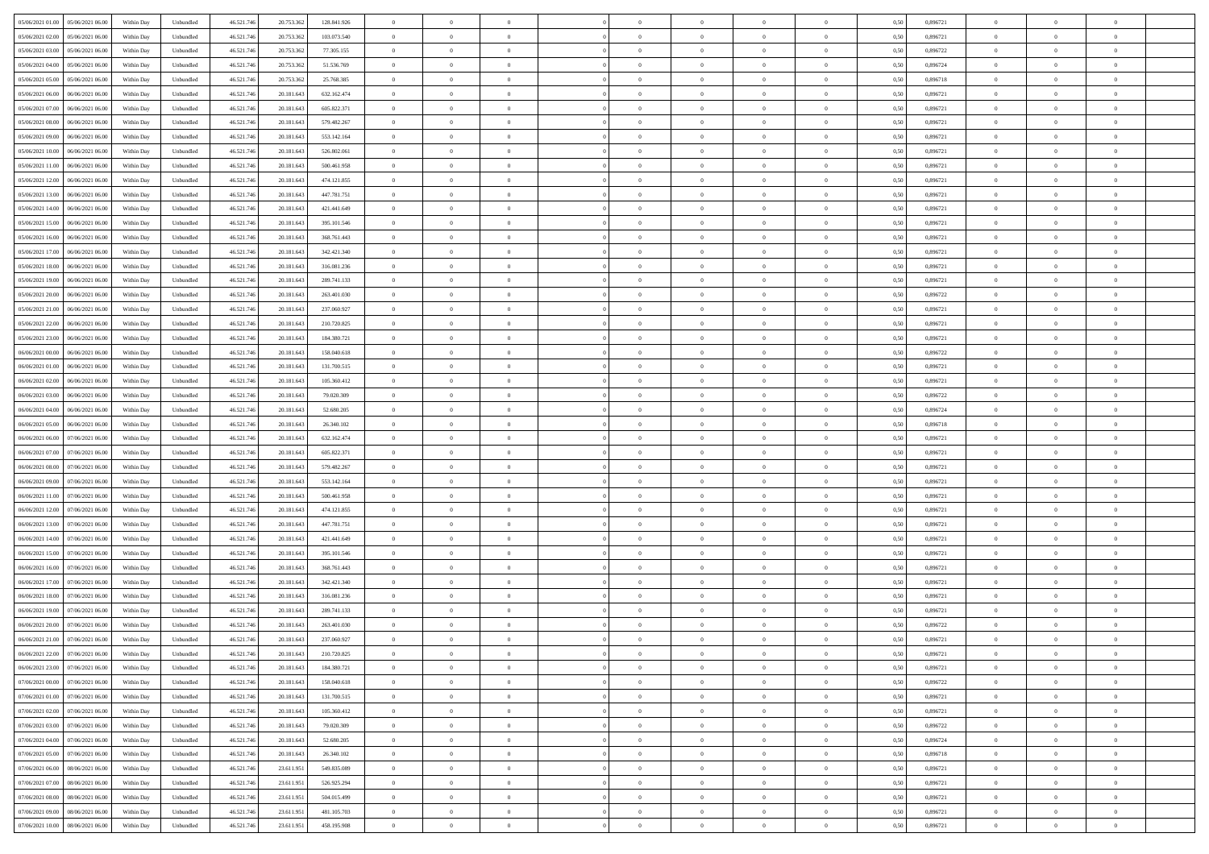| | | | | | | | | | | | | | | | | | | | | |
|---|---|---|---|---|---|---|---|---|---|---|---|---|---|---|---|---|---|---|---|---|
| 05/06/2021 01:00 | 05/06/2021 06:00 | Within Day | Unbundled | 46.521.746 | 20.753.362 | 128.841.926 | 0 | 0 | 0 | | 0 | 0 | 0 | 0 | 0,50 | 0,896721 | 0 | 0 | 0 | |
| 05/06/2021 02:00 | 05/06/2021 06:00 | Within Day | Unbundled | 46.521.746 | 20.753.362 | 103.073.540 | 0 | 0 | 0 | | 0 | 0 | 0 | 0 | 0,50 | 0,896721 | 0 | 0 | 0 | |
| 05/06/2021 03:00 | 05/06/2021 06:00 | Within Day | Unbundled | 46.521.746 | 20.753.362 | 77.305.155 | 0 | 0 | 0 | | 0 | 0 | 0 | 0 | 0,50 | 0,896722 | 0 | 0 | 0 | |
| 05/06/2021 04:00 | 05/06/2021 06:00 | Within Day | Unbundled | 46.521.746 | 20.753.362 | 51.536.769 | 0 | 0 | 0 | | 0 | 0 | 0 | 0 | 0,50 | 0,896724 | 0 | 0 | 0 | |
| 05/06/2021 05:00 | 05/06/2021 06:00 | Within Day | Unbundled | 46.521.746 | 20.753.362 | 25.768.385 | 0 | 0 | 0 | | 0 | 0 | 0 | 0 | 0,50 | 0,896718 | 0 | 0 | 0 | |
| 05/06/2021 06:00 | 06/06/2021 06:00 | Within Day | Unbundled | 46.521.746 | 20.181.643 | 632.162.474 | 0 | 0 | 0 | | 0 | 0 | 0 | 0 | 0,50 | 0,896721 | 0 | 0 | 0 | |
| 05/06/2021 07:00 | 06/06/2021 06:00 | Within Day | Unbundled | 46.521.746 | 20.181.643 | 605.822.371 | 0 | 0 | 0 | | 0 | 0 | 0 | 0 | 0,50 | 0,896721 | 0 | 0 | 0 | |
| 05/06/2021 08:00 | 06/06/2021 06:00 | Within Day | Unbundled | 46.521.746 | 20.181.643 | 579.482.267 | 0 | 0 | 0 | | 0 | 0 | 0 | 0 | 0,50 | 0,896721 | 0 | 0 | 0 | |
| 05/06/2021 09:00 | 06/06/2021 06:00 | Within Day | Unbundled | 46.521.746 | 20.181.643 | 553.142.164 | 0 | 0 | 0 | | 0 | 0 | 0 | 0 | 0,50 | 0,896721 | 0 | 0 | 0 | |
| 05/06/2021 10:00 | 06/06/2021 06:00 | Within Day | Unbundled | 46.521.746 | 20.181.643 | 526.802.061 | 0 | 0 | 0 | | 0 | 0 | 0 | 0 | 0,50 | 0,896721 | 0 | 0 | 0 | |
| 05/06/2021 11:00 | 06/06/2021 06:00 | Within Day | Unbundled | 46.521.746 | 20.181.643 | 500.461.958 | 0 | 0 | 0 | | 0 | 0 | 0 | 0 | 0,50 | 0,896721 | 0 | 0 | 0 | |
| 05/06/2021 12:00 | 06/06/2021 06:00 | Within Day | Unbundled | 46.521.746 | 20.181.643 | 474.121.855 | 0 | 0 | 0 | | 0 | 0 | 0 | 0 | 0,50 | 0,896721 | 0 | 0 | 0 | |
| 05/06/2021 13:00 | 06/06/2021 06:00 | Within Day | Unbundled | 46.521.746 | 20.181.643 | 447.781.751 | 0 | 0 | 0 | | 0 | 0 | 0 | 0 | 0,50 | 0,896721 | 0 | 0 | 0 | |
| 05/06/2021 14:00 | 06/06/2021 06:00 | Within Day | Unbundled | 46.521.746 | 20.181.643 | 421.441.649 | 0 | 0 | 0 | | 0 | 0 | 0 | 0 | 0,50 | 0,896721 | 0 | 0 | 0 | |
| 05/06/2021 15:00 | 06/06/2021 06:00 | Within Day | Unbundled | 46.521.746 | 20.181.643 | 395.101.546 | 0 | 0 | 0 | | 0 | 0 | 0 | 0 | 0,50 | 0,896721 | 0 | 0 | 0 | |
| 05/06/2021 16:00 | 06/06/2021 06:00 | Within Day | Unbundled | 46.521.746 | 20.181.643 | 368.761.443 | 0 | 0 | 0 | | 0 | 0 | 0 | 0 | 0,50 | 0,896721 | 0 | 0 | 0 | |
| 05/06/2021 17:00 | 06/06/2021 06:00 | Within Day | Unbundled | 46.521.746 | 20.181.643 | 342.421.340 | 0 | 0 | 0 | | 0 | 0 | 0 | 0 | 0,50 | 0,896721 | 0 | 0 | 0 | |
| 05/06/2021 18:00 | 06/06/2021 06:00 | Within Day | Unbundled | 46.521.746 | 20.181.643 | 316.081.236 | 0 | 0 | 0 | | 0 | 0 | 0 | 0 | 0,50 | 0,896721 | 0 | 0 | 0 | |
| 05/06/2021 19:00 | 06/06/2021 06:00 | Within Day | Unbundled | 46.521.746 | 20.181.643 | 289.741.133 | 0 | 0 | 0 | | 0 | 0 | 0 | 0 | 0,50 | 0,896721 | 0 | 0 | 0 | |
| 05/06/2021 20:00 | 06/06/2021 06:00 | Within Day | Unbundled | 46.521.746 | 20.181.643 | 263.401.030 | 0 | 0 | 0 | | 0 | 0 | 0 | 0 | 0,50 | 0,896722 | 0 | 0 | 0 | |
| 05/06/2021 21:00 | 06/06/2021 06:00 | Within Day | Unbundled | 46.521.746 | 20.181.643 | 237.060.927 | 0 | 0 | 0 | | 0 | 0 | 0 | 0 | 0,50 | 0,896721 | 0 | 0 | 0 | |
| 05/06/2021 22:00 | 06/06/2021 06:00 | Within Day | Unbundled | 46.521.746 | 20.181.643 | 210.720.825 | 0 | 0 | 0 | | 0 | 0 | 0 | 0 | 0,50 | 0,896721 | 0 | 0 | 0 | |
| 05/06/2021 23:00 | 06/06/2021 06:00 | Within Day | Unbundled | 46.521.746 | 20.181.643 | 184.380.721 | 0 | 0 | 0 | | 0 | 0 | 0 | 0 | 0,50 | 0,896721 | 0 | 0 | 0 | |
| 06/06/2021 00:00 | 06/06/2021 06:00 | Within Day | Unbundled | 46.521.746 | 20.181.643 | 158.040.618 | 0 | 0 | 0 | | 0 | 0 | 0 | 0 | 0,50 | 0,896722 | 0 | 0 | 0 | |
| 06/06/2021 01:00 | 06/06/2021 06:00 | Within Day | Unbundled | 46.521.746 | 20.181.643 | 131.700.515 | 0 | 0 | 0 | | 0 | 0 | 0 | 0 | 0,50 | 0,896721 | 0 | 0 | 0 | |
| 06/06/2021 02:00 | 06/06/2021 06:00 | Within Day | Unbundled | 46.521.746 | 20.181.643 | 105.360.412 | 0 | 0 | 0 | | 0 | 0 | 0 | 0 | 0,50 | 0,896721 | 0 | 0 | 0 | |
| 06/06/2021 03:00 | 06/06/2021 06:00 | Within Day | Unbundled | 46.521.746 | 20.181.643 | 79.020.309 | 0 | 0 | 0 | | 0 | 0 | 0 | 0 | 0,50 | 0,896722 | 0 | 0 | 0 | |
| 06/06/2021 04:00 | 06/06/2021 06:00 | Within Day | Unbundled | 46.521.746 | 20.181.643 | 52.680.205 | 0 | 0 | 0 | | 0 | 0 | 0 | 0 | 0,50 | 0,896724 | 0 | 0 | 0 | |
| 06/06/2021 05:00 | 06/06/2021 06:00 | Within Day | Unbundled | 46.521.746 | 20.181.643 | 26.340.102 | 0 | 0 | 0 | | 0 | 0 | 0 | 0 | 0,50 | 0,896718 | 0 | 0 | 0 | |
| 06/06/2021 06:00 | 07/06/2021 06:00 | Within Day | Unbundled | 46.521.746 | 20.181.643 | 632.162.474 | 0 | 0 | 0 | | 0 | 0 | 0 | 0 | 0,50 | 0,896721 | 0 | 0 | 0 | |
| 06/06/2021 07:00 | 07/06/2021 06:00 | Within Day | Unbundled | 46.521.746 | 20.181.643 | 605.822.371 | 0 | 0 | 0 | | 0 | 0 | 0 | 0 | 0,50 | 0,896721 | 0 | 0 | 0 | |
| 06/06/2021 08:00 | 07/06/2021 06:00 | Within Day | Unbundled | 46.521.746 | 20.181.643 | 579.482.267 | 0 | 0 | 0 | | 0 | 0 | 0 | 0 | 0,50 | 0,896721 | 0 | 0 | 0 | |
| 06/06/2021 09:00 | 07/06/2021 06:00 | Within Day | Unbundled | 46.521.746 | 20.181.643 | 553.142.164 | 0 | 0 | 0 | | 0 | 0 | 0 | 0 | 0,50 | 0,896721 | 0 | 0 | 0 | |
| 06/06/2021 11:00 | 07/06/2021 06:00 | Within Day | Unbundled | 46.521.746 | 20.181.643 | 500.461.958 | 0 | 0 | 0 | | 0 | 0 | 0 | 0 | 0,50 | 0,896721 | 0 | 0 | 0 | |
| 06/06/2021 12:00 | 07/06/2021 06:00 | Within Day | Unbundled | 46.521.746 | 20.181.643 | 474.121.855 | 0 | 0 | 0 | | 0 | 0 | 0 | 0 | 0,50 | 0,896721 | 0 | 0 | 0 | |
| 06/06/2021 13:00 | 07/06/2021 06:00 | Within Day | Unbundled | 46.521.746 | 20.181.643 | 447.781.751 | 0 | 0 | 0 | | 0 | 0 | 0 | 0 | 0,50 | 0,896721 | 0 | 0 | 0 | |
| 06/06/2021 14:00 | 07/06/2021 06:00 | Within Day | Unbundled | 46.521.746 | 20.181.643 | 421.441.649 | 0 | 0 | 0 | | 0 | 0 | 0 | 0 | 0,50 | 0,896721 | 0 | 0 | 0 | |
| 06/06/2021 15:00 | 07/06/2021 06:00 | Within Day | Unbundled | 46.521.746 | 20.181.643 | 395.101.546 | 0 | 0 | 0 | | 0 | 0 | 0 | 0 | 0,50 | 0,896721 | 0 | 0 | 0 | |
| 06/06/2021 16:00 | 07/06/2021 06:00 | Within Day | Unbundled | 46.521.746 | 20.181.643 | 368.761.443 | 0 | 0 | 0 | | 0 | 0 | 0 | 0 | 0,50 | 0,896721 | 0 | 0 | 0 | |
| 06/06/2021 17:00 | 07/06/2021 06:00 | Within Day | Unbundled | 46.521.746 | 20.181.643 | 342.421.340 | 0 | 0 | 0 | | 0 | 0 | 0 | 0 | 0,50 | 0,896721 | 0 | 0 | 0 | |
| 06/06/2021 18:00 | 07/06/2021 06:00 | Within Day | Unbundled | 46.521.746 | 20.181.643 | 316.081.236 | 0 | 0 | 0 | | 0 | 0 | 0 | 0 | 0,50 | 0,896721 | 0 | 0 | 0 | |
| 06/06/2021 19:00 | 07/06/2021 06:00 | Within Day | Unbundled | 46.521.746 | 20.181.643 | 289.741.133 | 0 | 0 | 0 | | 0 | 0 | 0 | 0 | 0,50 | 0,896721 | 0 | 0 | 0 | |
| 06/06/2021 20:00 | 07/06/2021 06:00 | Within Day | Unbundled | 46.521.746 | 20.181.643 | 263.401.030 | 0 | 0 | 0 | | 0 | 0 | 0 | 0 | 0,50 | 0,896722 | 0 | 0 | 0 | |
| 06/06/2021 21:00 | 07/06/2021 06:00 | Within Day | Unbundled | 46.521.746 | 20.181.643 | 237.060.927 | 0 | 0 | 0 | | 0 | 0 | 0 | 0 | 0,50 | 0,896721 | 0 | 0 | 0 | |
| 06/06/2021 22:00 | 07/06/2021 06:00 | Within Day | Unbundled | 46.521.746 | 20.181.643 | 210.720.825 | 0 | 0 | 0 | | 0 | 0 | 0 | 0 | 0,50 | 0,896721 | 0 | 0 | 0 | |
| 06/06/2021 23:00 | 07/06/2021 06:00 | Within Day | Unbundled | 46.521.746 | 20.181.643 | 184.380.721 | 0 | 0 | 0 | | 0 | 0 | 0 | 0 | 0,50 | 0,896721 | 0 | 0 | 0 | |
| 07/06/2021 00:00 | 07/06/2021 06:00 | Within Day | Unbundled | 46.521.746 | 20.181.643 | 158.040.618 | 0 | 0 | 0 | | 0 | 0 | 0 | 0 | 0,50 | 0,896722 | 0 | 0 | 0 | |
| 07/06/2021 01:00 | 07/06/2021 06:00 | Within Day | Unbundled | 46.521.746 | 20.181.643 | 131.700.515 | 0 | 0 | 0 | | 0 | 0 | 0 | 0 | 0,50 | 0,896721 | 0 | 0 | 0 | |
| 07/06/2021 02:00 | 07/06/2021 06:00 | Within Day | Unbundled | 46.521.746 | 20.181.643 | 105.360.412 | 0 | 0 | 0 | | 0 | 0 | 0 | 0 | 0,50 | 0,896721 | 0 | 0 | 0 | |
| 07/06/2021 03:00 | 07/06/2021 06:00 | Within Day | Unbundled | 46.521.746 | 20.181.643 | 79.020.309 | 0 | 0 | 0 | | 0 | 0 | 0 | 0 | 0,50 | 0,896722 | 0 | 0 | 0 | |
| 07/06/2021 04:00 | 07/06/2021 06:00 | Within Day | Unbundled | 46.521.746 | 20.181.643 | 52.680.205 | 0 | 0 | 0 | | 0 | 0 | 0 | 0 | 0,50 | 0,896724 | 0 | 0 | 0 | |
| 07/06/2021 05:00 | 07/06/2021 06:00 | Within Day | Unbundled | 46.521.746 | 20.181.643 | 26.340.102 | 0 | 0 | 0 | | 0 | 0 | 0 | 0 | 0,50 | 0,896718 | 0 | 0 | 0 | |
| 07/06/2021 06:00 | 08/06/2021 06:00 | Within Day | Unbundled | 46.521.746 | 23.611.951 | 549.835.089 | 0 | 0 | 0 | | 0 | 0 | 0 | 0 | 0,50 | 0,896721 | 0 | 0 | 0 | |
| 07/06/2021 07:00 | 08/06/2021 06:00 | Within Day | Unbundled | 46.521.746 | 23.611.951 | 526.925.294 | 0 | 0 | 0 | | 0 | 0 | 0 | 0 | 0,50 | 0,896721 | 0 | 0 | 0 | |
| 07/06/2021 08:00 | 08/06/2021 06:00 | Within Day | Unbundled | 46.521.746 | 23.611.951 | 504.015.499 | 0 | 0 | 0 | | 0 | 0 | 0 | 0 | 0,50 | 0,896721 | 0 | 0 | 0 | |
| 07/06/2021 09:00 | 08/06/2021 06:00 | Within Day | Unbundled | 46.521.746 | 23.611.951 | 481.105.703 | 0 | 0 | 0 | | 0 | 0 | 0 | 0 | 0,50 | 0,896721 | 0 | 0 | 0 | |
| 07/06/2021 10:00 | 08/06/2021 06:00 | Within Day | Unbundled | 46.521.746 | 23.611.951 | 458.195.908 | 0 | 0 | 0 | | 0 | 0 | 0 | 0 | 0,50 | 0,896721 | 0 | 0 | 0 | |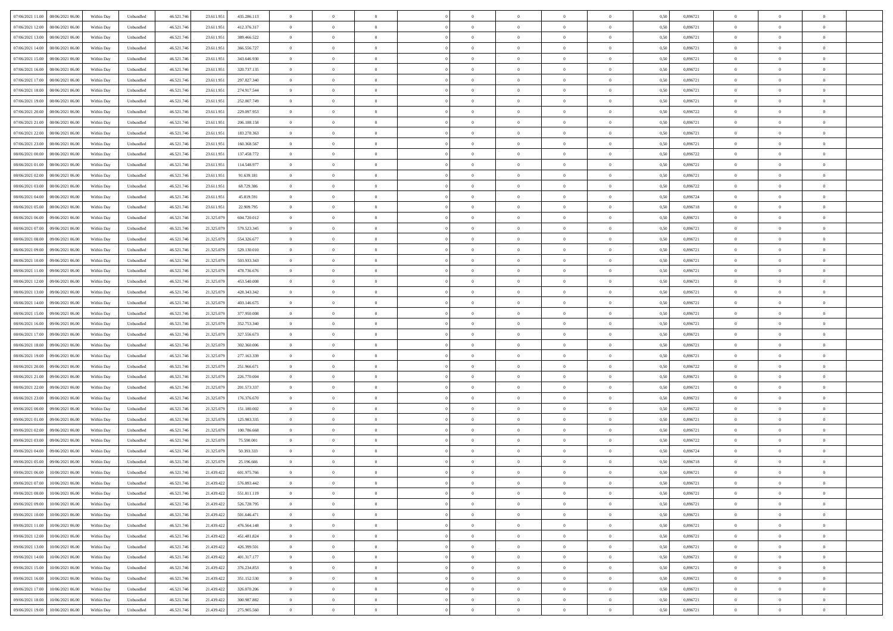| | | | | | | | | | | | | | | | | | | | | |
|---|---|---|---|---|---|---|---|---|---|---|---|---|---|---|---|---|---|---|---|---|
| 07/06/2021 11:00 | 08/06/2021 06:00 | Within Day | Unbundled | 46.521.746 | 23.611.951 | 435.286.113 | 0 | 0 | 0 | | 0 | 0 | 0 | 0 | 0,50 | 0,896721 | 0 | 0 | 0 | |
| 07/06/2021 12:00 | 08/06/2021 06:00 | Within Day | Unbundled | 46.521.746 | 23.611.951 | 412.376.317 | 0 | 0 | 0 | | 0 | 0 | 0 | 0 | 0,50 | 0,896721 | 0 | 0 | 0 | |
| 07/06/2021 13:00 | 08/06/2021 06:00 | Within Day | Unbundled | 46.521.746 | 23.611.951 | 389.466.522 | 0 | 0 | 0 | | 0 | 0 | 0 | 0 | 0,50 | 0,896721 | 0 | 0 | 0 | |
| 07/06/2021 14:00 | 08/06/2021 06:00 | Within Day | Unbundled | 46.521.746 | 23.611.951 | 366.556.727 | 0 | 0 | 0 | | 0 | 0 | 0 | 0 | 0,50 | 0,896721 | 0 | 0 | 0 | |
| 07/06/2021 15:00 | 08/06/2021 06:00 | Within Day | Unbundled | 46.521.746 | 23.611.951 | 343.646.930 | 0 | 0 | 0 | | 0 | 0 | 0 | 0 | 0,50 | 0,896721 | 0 | 0 | 0 | |
| 07/06/2021 16:00 | 08/06/2021 06:00 | Within Day | Unbundled | 46.521.746 | 23.611.951 | 320.737.135 | 0 | 0 | 0 | | 0 | 0 | 0 | 0 | 0,50 | 0,896721 | 0 | 0 | 0 | |
| 07/06/2021 17:00 | 08/06/2021 06:00 | Within Day | Unbundled | 46.521.746 | 23.611.951 | 297.827.340 | 0 | 0 | 0 | | 0 | 0 | 0 | 0 | 0,50 | 0,896721 | 0 | 0 | 0 | |
| 07/06/2021 18:00 | 08/06/2021 06:00 | Within Day | Unbundled | 46.521.746 | 23.611.951 | 274.917.544 | 0 | 0 | 0 | | 0 | 0 | 0 | 0 | 0,50 | 0,896721 | 0 | 0 | 0 | |
| 07/06/2021 19:00 | 08/06/2021 06:00 | Within Day | Unbundled | 46.521.746 | 23.611.951 | 252.007.749 | 0 | 0 | 0 | | 0 | 0 | 0 | 0 | 0,50 | 0,896721 | 0 | 0 | 0 | |
| 07/06/2021 20:00 | 08/06/2021 06:00 | Within Day | Unbundled | 46.521.746 | 23.611.951 | 229.097.953 | 0 | 0 | 0 | | 0 | 0 | 0 | 0 | 0,50 | 0,896722 | 0 | 0 | 0 | |
| 07/06/2021 21:00 | 08/06/2021 06:00 | Within Day | Unbundled | 46.521.746 | 23.611.951 | 206.188.158 | 0 | 0 | 0 | | 0 | 0 | 0 | 0 | 0,50 | 0,896721 | 0 | 0 | 0 | |
| 07/06/2021 22:00 | 08/06/2021 06:00 | Within Day | Unbundled | 46.521.746 | 23.611.951 | 183.278.363 | 0 | 0 | 0 | | 0 | 0 | 0 | 0 | 0,50 | 0,896721 | 0 | 0 | 0 | |
| 07/06/2021 23:00 | 08/06/2021 06:00 | Within Day | Unbundled | 46.521.746 | 23.611.951 | 160.368.567 | 0 | 0 | 0 | | 0 | 0 | 0 | 0 | 0,50 | 0,896721 | 0 | 0 | 0 | |
| 08/06/2021 00:00 | 08/06/2021 06:00 | Within Day | Unbundled | 46.521.746 | 23.611.951 | 137.458.772 | 0 | 0 | 0 | | 0 | 0 | 0 | 0 | 0,50 | 0,896722 | 0 | 0 | 0 | |
| 08/06/2021 01:00 | 08/06/2021 06:00 | Within Day | Unbundled | 46.521.746 | 23.611.951 | 114.548.977 | 0 | 0 | 0 | | 0 | 0 | 0 | 0 | 0,50 | 0,896721 | 0 | 0 | 0 | |
| 08/06/2021 02:00 | 08/06/2021 06:00 | Within Day | Unbundled | 46.521.746 | 23.611.951 | 91.639.181 | 0 | 0 | 0 | | 0 | 0 | 0 | 0 | 0,50 | 0,896721 | 0 | 0 | 0 | |
| 08/06/2021 03:00 | 08/06/2021 06:00 | Within Day | Unbundled | 46.521.746 | 23.611.951 | 68.729.386 | 0 | 0 | 0 | | 0 | 0 | 0 | 0 | 0,50 | 0,896722 | 0 | 0 | 0 | |
| 08/06/2021 04:00 | 08/06/2021 06:00 | Within Day | Unbundled | 46.521.746 | 23.611.951 | 45.819.591 | 0 | 0 | 0 | | 0 | 0 | 0 | 0 | 0,50 | 0,896724 | 0 | 0 | 0 | |
| 08/06/2021 05:00 | 08/06/2021 06:00 | Within Day | Unbundled | 46.521.746 | 23.611.951 | 22.909.795 | 0 | 0 | 0 | | 0 | 0 | 0 | 0 | 0,50 | 0,896718 | 0 | 0 | 0 | |
| 08/06/2021 06:00 | 09/06/2021 06:00 | Within Day | Unbundled | 46.521.746 | 21.325.079 | 604.720.012 | 0 | 0 | 0 | | 0 | 0 | 0 | 0 | 0,50 | 0,896721 | 0 | 0 | 0 | |
| 08/06/2021 07:00 | 09/06/2021 06:00 | Within Day | Unbundled | 46.521.746 | 21.325.079 | 579.523.345 | 0 | 0 | 0 | | 0 | 0 | 0 | 0 | 0,50 | 0,896721 | 0 | 0 | 0 | |
| 08/06/2021 08:00 | 09/06/2021 06:00 | Within Day | Unbundled | 46.521.746 | 21.325.079 | 554.326.677 | 0 | 0 | 0 | | 0 | 0 | 0 | 0 | 0,50 | 0,896721 | 0 | 0 | 0 | |
| 08/06/2021 09:00 | 09/06/2021 06:00 | Within Day | Unbundled | 46.521.746 | 21.325.079 | 529.130.010 | 0 | 0 | 0 | | 0 | 0 | 0 | 0 | 0,50 | 0,896721 | 0 | 0 | 0 | |
| 08/06/2021 10:00 | 09/06/2021 06:00 | Within Day | Unbundled | 46.521.746 | 21.325.079 | 503.933.343 | 0 | 0 | 0 | | 0 | 0 | 0 | 0 | 0,50 | 0,896721 | 0 | 0 | 0 | |
| 08/06/2021 11:00 | 09/06/2021 06:00 | Within Day | Unbundled | 46.521.746 | 21.325.079 | 478.736.676 | 0 | 0 | 0 | | 0 | 0 | 0 | 0 | 0,50 | 0,896721 | 0 | 0 | 0 | |
| 08/06/2021 12:00 | 09/06/2021 06:00 | Within Day | Unbundled | 46.521.746 | 21.325.079 | 453.540.008 | 0 | 0 | 0 | | 0 | 0 | 0 | 0 | 0,50 | 0,896721 | 0 | 0 | 0 | |
| 08/06/2021 13:00 | 09/06/2021 06:00 | Within Day | Unbundled | 46.521.746 | 21.325.079 | 428.343.342 | 0 | 0 | 0 | | 0 | 0 | 0 | 0 | 0,50 | 0,896721 | 0 | 0 | 0 | |
| 08/06/2021 14:00 | 09/06/2021 06:00 | Within Day | Unbundled | 46.521.746 | 21.325.079 | 403.146.675 | 0 | 0 | 0 | | 0 | 0 | 0 | 0 | 0,50 | 0,896721 | 0 | 0 | 0 | |
| 08/06/2021 15:00 | 09/06/2021 06:00 | Within Day | Unbundled | 46.521.746 | 21.325.079 | 377.950.008 | 0 | 0 | 0 | | 0 | 0 | 0 | 0 | 0,50 | 0,896721 | 0 | 0 | 0 | |
| 08/06/2021 16:00 | 09/06/2021 06:00 | Within Day | Unbundled | 46.521.746 | 21.325.079 | 352.753.340 | 0 | 0 | 0 | | 0 | 0 | 0 | 0 | 0,50 | 0,896721 | 0 | 0 | 0 | |
| 08/06/2021 17:00 | 09/06/2021 06:00 | Within Day | Unbundled | 46.521.746 | 21.325.079 | 327.556.673 | 0 | 0 | 0 | | 0 | 0 | 0 | 0 | 0,50 | 0,896721 | 0 | 0 | 0 | |
| 08/06/2021 18:00 | 09/06/2021 06:00 | Within Day | Unbundled | 46.521.746 | 21.325.079 | 302.360.006 | 0 | 0 | 0 | | 0 | 0 | 0 | 0 | 0,50 | 0,896721 | 0 | 0 | 0 | |
| 08/06/2021 19:00 | 09/06/2021 06:00 | Within Day | Unbundled | 46.521.746 | 21.325.079 | 277.163.339 | 0 | 0 | 0 | | 0 | 0 | 0 | 0 | 0,50 | 0,896721 | 0 | 0 | 0 | |
| 08/06/2021 20:00 | 09/06/2021 06:00 | Within Day | Unbundled | 46.521.746 | 21.325.079 | 251.966.671 | 0 | 0 | 0 | | 0 | 0 | 0 | 0 | 0,50 | 0,896722 | 0 | 0 | 0 | |
| 08/06/2021 21:00 | 09/06/2021 06:00 | Within Day | Unbundled | 46.521.746 | 21.325.079 | 226.770.004 | 0 | 0 | 0 | | 0 | 0 | 0 | 0 | 0,50 | 0,896721 | 0 | 0 | 0 | |
| 08/06/2021 22:00 | 09/06/2021 06:00 | Within Day | Unbundled | 46.521.746 | 21.325.079 | 201.573.337 | 0 | 0 | 0 | | 0 | 0 | 0 | 0 | 0,50 | 0,896721 | 0 | 0 | 0 | |
| 08/06/2021 23:00 | 09/06/2021 06:00 | Within Day | Unbundled | 46.521.746 | 21.325.079 | 176.376.670 | 0 | 0 | 0 | | 0 | 0 | 0 | 0 | 0,50 | 0,896721 | 0 | 0 | 0 | |
| 09/06/2021 00:00 | 09/06/2021 06:00 | Within Day | Unbundled | 46.521.746 | 21.325.079 | 151.180.002 | 0 | 0 | 0 | | 0 | 0 | 0 | 0 | 0,50 | 0,896722 | 0 | 0 | 0 | |
| 09/06/2021 01:00 | 09/06/2021 06:00 | Within Day | Unbundled | 46.521.746 | 21.325.079 | 125.983.335 | 0 | 0 | 0 | | 0 | 0 | 0 | 0 | 0,50 | 0,896721 | 0 | 0 | 0 | |
| 09/06/2021 02:00 | 09/06/2021 06:00 | Within Day | Unbundled | 46.521.746 | 21.325.079 | 100.786.668 | 0 | 0 | 0 | | 0 | 0 | 0 | 0 | 0,50 | 0,896721 | 0 | 0 | 0 | |
| 09/06/2021 03:00 | 09/06/2021 06:00 | Within Day | Unbundled | 46.521.746 | 21.325.079 | 75.590.001 | 0 | 0 | 0 | | 0 | 0 | 0 | 0 | 0,50 | 0,896722 | 0 | 0 | 0 | |
| 09/06/2021 04:00 | 09/06/2021 06:00 | Within Day | Unbundled | 46.521.746 | 21.325.079 | 50.393.333 | 0 | 0 | 0 | | 0 | 0 | 0 | 0 | 0,50 | 0,896724 | 0 | 0 | 0 | |
| 09/06/2021 05:00 | 09/06/2021 06:00 | Within Day | Unbundled | 46.521.746 | 21.325.079 | 25.196.666 | 0 | 0 | 0 | | 0 | 0 | 0 | 0 | 0,50 | 0,896718 | 0 | 0 | 0 | |
| 09/06/2021 06:00 | 10/06/2021 06:00 | Within Day | Unbundled | 46.521.746 | 21.439.422 | 601.975.766 | 0 | 0 | 0 | | 0 | 0 | 0 | 0 | 0,50 | 0,896721 | 0 | 0 | 0 | |
| 09/06/2021 07:00 | 10/06/2021 06:00 | Within Day | Unbundled | 46.521.746 | 21.439.422 | 576.893.442 | 0 | 0 | 0 | | 0 | 0 | 0 | 0 | 0,50 | 0,896721 | 0 | 0 | 0 | |
| 09/06/2021 08:00 | 10/06/2021 06:00 | Within Day | Unbundled | 46.521.746 | 21.439.422 | 551.811.119 | 0 | 0 | 0 | | 0 | 0 | 0 | 0 | 0,50 | 0,896721 | 0 | 0 | 0 | |
| 09/06/2021 09:00 | 10/06/2021 06:00 | Within Day | Unbundled | 46.521.746 | 21.439.422 | 526.728.795 | 0 | 0 | 0 | | 0 | 0 | 0 | 0 | 0,50 | 0,896721 | 0 | 0 | 0 | |
| 09/06/2021 10:00 | 10/06/2021 06:00 | Within Day | Unbundled | 46.521.746 | 21.439.422 | 501.646.471 | 0 | 0 | 0 | | 0 | 0 | 0 | 0 | 0,50 | 0,896721 | 0 | 0 | 0 | |
| 09/06/2021 11:00 | 10/06/2021 06:00 | Within Day | Unbundled | 46.521.746 | 21.439.422 | 476.564.148 | 0 | 0 | 0 | | 0 | 0 | 0 | 0 | 0,50 | 0,896721 | 0 | 0 | 0 | |
| 09/06/2021 12:00 | 10/06/2021 06:00 | Within Day | Unbundled | 46.521.746 | 21.439.422 | 451.481.824 | 0 | 0 | 0 | | 0 | 0 | 0 | 0 | 0,50 | 0,896721 | 0 | 0 | 0 | |
| 09/06/2021 13:00 | 10/06/2021 06:00 | Within Day | Unbundled | 46.521.746 | 21.439.422 | 426.399.501 | 0 | 0 | 0 | | 0 | 0 | 0 | 0 | 0,50 | 0,896721 | 0 | 0 | 0 | |
| 09/06/2021 14:00 | 10/06/2021 06:00 | Within Day | Unbundled | 46.521.746 | 21.439.422 | 401.317.177 | 0 | 0 | 0 | | 0 | 0 | 0 | 0 | 0,50 | 0,896721 | 0 | 0 | 0 | |
| 09/06/2021 15:00 | 10/06/2021 06:00 | Within Day | Unbundled | 46.521.746 | 21.439.422 | 376.234.853 | 0 | 0 | 0 | | 0 | 0 | 0 | 0 | 0,50 | 0,896721 | 0 | 0 | 0 | |
| 09/06/2021 16:00 | 10/06/2021 06:00 | Within Day | Unbundled | 46.521.746 | 21.439.422 | 351.152.530 | 0 | 0 | 0 | | 0 | 0 | 0 | 0 | 0,50 | 0,896721 | 0 | 0 | 0 | |
| 09/06/2021 17:00 | 10/06/2021 06:00 | Within Day | Unbundled | 46.521.746 | 21.439.422 | 326.070.206 | 0 | 0 | 0 | | 0 | 0 | 0 | 0 | 0,50 | 0,896721 | 0 | 0 | 0 | |
| 09/06/2021 18:00 | 10/06/2021 06:00 | Within Day | Unbundled | 46.521.746 | 21.439.422 | 300.987.882 | 0 | 0 | 0 | | 0 | 0 | 0 | 0 | 0,50 | 0,896721 | 0 | 0 | 0 | |
| 09/06/2021 19:00 | 10/06/2021 06:00 | Within Day | Unbundled | 46.521.746 | 21.439.422 | 275.905.560 | 0 | 0 | 0 | | 0 | 0 | 0 | 0 | 0,50 | 0,896721 | 0 | 0 | 0 | |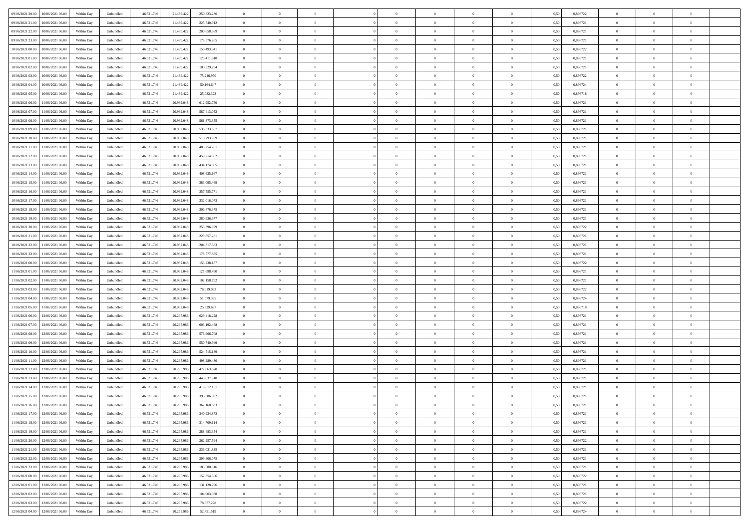| | | | | | | | | | | | | | | | | | | | | |
|---|---|---|---|---|---|---|---|---|---|---|---|---|---|---|---|---|---|---|---|---|
| 09/06/2021 20:00 | 10/06/2021 06:00 | Within Day | Unbundled | 46.521.746 | 21.439.422 | 250.823.236 | 0 | 0 | 0 | | 0 | 0 | 0 | 0 | 0,50 | 0,896722 | 0 | 0 | 0 | |
| 09/06/2021 21:00 | 10/06/2021 06:00 | Within Day | Unbundled | 46.521.746 | 21.439.422 | 225.740.912 | 0 | 0 | 0 | | 0 | 0 | 0 | 0 | 0,50 | 0,896721 | 0 | 0 | 0 | |
| 09/06/2021 22:00 | 10/06/2021 06:00 | Within Day | Unbundled | 46.521.746 | 21.439.422 | 200.658.589 | 0 | 0 | 0 | | 0 | 0 | 0 | 0 | 0,50 | 0,896721 | 0 | 0 | 0 | |
| 09/06/2021 23:00 | 10/06/2021 06:00 | Within Day | Unbundled | 46.521.746 | 21.439.422 | 175.576.265 | 0 | 0 | 0 | | 0 | 0 | 0 | 0 | 0,50 | 0,896721 | 0 | 0 | 0 | |
| 10/06/2021 00:00 | 10/06/2021 06:00 | Within Day | Unbundled | 46.521.746 | 21.439.422 | 150.493.941 | 0 | 0 | 0 | | 0 | 0 | 0 | 0 | 0,50 | 0,896722 | 0 | 0 | 0 | |
| 10/06/2021 01:00 | 10/06/2021 06:00 | Within Day | Unbundled | 46.521.746 | 21.439.422 | 125.411.618 | 0 | 0 | 0 | | 0 | 0 | 0 | 0 | 0,50 | 0,896721 | 0 | 0 | 0 | |
| 10/06/2021 02:00 | 10/06/2021 06:00 | Within Day | Unbundled | 46.521.746 | 21.439.422 | 100.329.294 | 0 | 0 | 0 | | 0 | 0 | 0 | 0 | 0,50 | 0,896721 | 0 | 0 | 0 | |
| 10/06/2021 03:00 | 10/06/2021 06:00 | Within Day | Unbundled | 46.521.746 | 21.439.422 | 75.246.970 | 0 | 0 | 0 | | 0 | 0 | 0 | 0 | 0,50 | 0,896722 | 0 | 0 | 0 | |
| 10/06/2021 04:00 | 10/06/2021 06:00 | Within Day | Unbundled | 46.521.746 | 21.439.422 | 50.164.647 | 0 | 0 | 0 | | 0 | 0 | 0 | 0 | 0,50 | 0,896724 | 0 | 0 | 0 | |
| 10/06/2021 05:00 | 10/06/2021 06:00 | Within Day | Unbundled | 46.521.746 | 21.439.422 | 25.082.323 | 0 | 0 | 0 | | 0 | 0 | 0 | 0 | 0,50 | 0,896718 | 0 | 0 | 0 | |
| 10/06/2021 06:00 | 11/06/2021 06:00 | Within Day | Unbundled | 46.521.746 | 20.982.048 | 612.952.750 | 0 | 0 | 0 | | 0 | 0 | 0 | 0 | 0,50 | 0,896721 | 0 | 0 | 0 | |
| 10/06/2021 07:00 | 11/06/2021 06:00 | Within Day | Unbundled | 46.521.746 | 20.982.048 | 587.413.052 | 0 | 0 | 0 | | 0 | 0 | 0 | 0 | 0,50 | 0,896721 | 0 | 0 | 0 | |
| 10/06/2021 08:00 | 11/06/2021 06:00 | Within Day | Unbundled | 46.521.746 | 20.982.048 | 561.873.355 | 0 | 0 | 0 | | 0 | 0 | 0 | 0 | 0,50 | 0,896721 | 0 | 0 | 0 | |
| 10/06/2021 09:00 | 11/06/2021 06:00 | Within Day | Unbundled | 46.521.746 | 20.982.048 | 536.333.657 | 0 | 0 | 0 | | 0 | 0 | 0 | 0 | 0,50 | 0,896721 | 0 | 0 | 0 | |
| 10/06/2021 10:00 | 11/06/2021 06:00 | Within Day | Unbundled | 46.521.746 | 20.982.048 | 510.793.959 | 0 | 0 | 0 | | 0 | 0 | 0 | 0 | 0,50 | 0,896721 | 0 | 0 | 0 | |
| 10/06/2021 11:00 | 11/06/2021 06:00 | Within Day | Unbundled | 46.521.746 | 20.982.048 | 485.254.261 | 0 | 0 | 0 | | 0 | 0 | 0 | 0 | 0,50 | 0,896721 | 0 | 0 | 0 | |
| 10/06/2021 12:00 | 11/06/2021 06:00 | Within Day | Unbundled | 46.521.746 | 20.982.048 | 459.714.562 | 0 | 0 | 0 | | 0 | 0 | 0 | 0 | 0,50 | 0,896721 | 0 | 0 | 0 | |
| 10/06/2021 13:00 | 11/06/2021 06:00 | Within Day | Unbundled | 46.521.746 | 20.982.048 | 434.174.865 | 0 | 0 | 0 | | 0 | 0 | 0 | 0 | 0,50 | 0,896721 | 0 | 0 | 0 | |
| 10/06/2021 14:00 | 11/06/2021 06:00 | Within Day | Unbundled | 46.521.746 | 20.982.048 | 408.635.167 | 0 | 0 | 0 | | 0 | 0 | 0 | 0 | 0,50 | 0,896721 | 0 | 0 | 0 | |
| 10/06/2021 15:00 | 11/06/2021 06:00 | Within Day | Unbundled | 46.521.746 | 20.982.048 | 383.095.469 | 0 | 0 | 0 | | 0 | 0 | 0 | 0 | 0,50 | 0,896721 | 0 | 0 | 0 | |
| 10/06/2021 16:00 | 11/06/2021 06:00 | Within Day | Unbundled | 46.521.746 | 20.982.048 | 357.555.771 | 0 | 0 | 0 | | 0 | 0 | 0 | 0 | 0,50 | 0,896721 | 0 | 0 | 0 | |
| 10/06/2021 17:00 | 11/06/2021 06:00 | Within Day | Unbundled | 46.521.746 | 20.982.048 | 332.016.073 | 0 | 0 | 0 | | 0 | 0 | 0 | 0 | 0,50 | 0,896721 | 0 | 0 | 0 | |
| 10/06/2021 18:00 | 11/06/2021 06:00 | Within Day | Unbundled | 46.521.746 | 20.982.048 | 306.476.375 | 0 | 0 | 0 | | 0 | 0 | 0 | 0 | 0,50 | 0,896721 | 0 | 0 | 0 | |
| 10/06/2021 19:00 | 11/06/2021 06:00 | Within Day | Unbundled | 46.521.746 | 20.982.048 | 280.936.677 | 0 | 0 | 0 | | 0 | 0 | 0 | 0 | 0,50 | 0,896721 | 0 | 0 | 0 | |
| 10/06/2021 20:00 | 11/06/2021 06:00 | Within Day | Unbundled | 46.521.746 | 20.982.048 | 255.396.979 | 0 | 0 | 0 | | 0 | 0 | 0 | 0 | 0,50 | 0,896722 | 0 | 0 | 0 | |
| 10/06/2021 21:00 | 11/06/2021 06:00 | Within Day | Unbundled | 46.521.746 | 20.982.048 | 229.857.281 | 0 | 0 | 0 | | 0 | 0 | 0 | 0 | 0,50 | 0,896721 | 0 | 0 | 0 | |
| 10/06/2021 22:00 | 11/06/2021 06:00 | Within Day | Unbundled | 46.521.746 | 20.982.048 | 204.317.583 | 0 | 0 | 0 | | 0 | 0 | 0 | 0 | 0,50 | 0,896721 | 0 | 0 | 0 | |
| 10/06/2021 23:00 | 11/06/2021 06:00 | Within Day | Unbundled | 46.521.746 | 20.982.048 | 178.777.885 | 0 | 0 | 0 | | 0 | 0 | 0 | 0 | 0,50 | 0,896721 | 0 | 0 | 0 | |
| 11/06/2021 00:00 | 11/06/2021 06:00 | Within Day | Unbundled | 46.521.746 | 20.982.048 | 153.238.187 | 0 | 0 | 0 | | 0 | 0 | 0 | 0 | 0,50 | 0,896722 | 0 | 0 | 0 | |
| 11/06/2021 01:00 | 11/06/2021 06:00 | Within Day | Unbundled | 46.521.746 | 20.982.048 | 127.698.490 | 0 | 0 | 0 | | 0 | 0 | 0 | 0 | 0,50 | 0,896721 | 0 | 0 | 0 | |
| 11/06/2021 02:00 | 11/06/2021 06:00 | Within Day | Unbundled | 46.521.746 | 20.982.048 | 102.158.792 | 0 | 0 | 0 | | 0 | 0 | 0 | 0 | 0,50 | 0,896721 | 0 | 0 | 0 | |
| 11/06/2021 03:00 | 11/06/2021 06:00 | Within Day | Unbundled | 46.521.746 | 20.982.048 | 76.619.093 | 0 | 0 | 0 | | 0 | 0 | 0 | 0 | 0,50 | 0,896722 | 0 | 0 | 0 | |
| 11/06/2021 04:00 | 11/06/2021 06:00 | Within Day | Unbundled | 46.521.746 | 20.982.048 | 51.079.395 | 0 | 0 | 0 | | 0 | 0 | 0 | 0 | 0,50 | 0,896724 | 0 | 0 | 0 | |
| 11/06/2021 05:00 | 11/06/2021 06:00 | Within Day | Unbundled | 46.521.746 | 20.982.048 | 25.539.697 | 0 | 0 | 0 | | 0 | 0 | 0 | 0 | 0,50 | 0,896718 | 0 | 0 | 0 | |
| 11/06/2021 06:00 | 12/06/2021 06:00 | Within Day | Unbundled | 46.521.746 | 20.295.986 | 629.418.228 | 0 | 0 | 0 | | 0 | 0 | 0 | 0 | 0,50 | 0,896721 | 0 | 0 | 0 | |
| 11/06/2021 07:00 | 12/06/2021 06:00 | Within Day | Unbundled | 46.521.746 | 20.295.986 | 603.192.468 | 0 | 0 | 0 | | 0 | 0 | 0 | 0 | 0,50 | 0,896721 | 0 | 0 | 0 | |
| 11/06/2021 08:00 | 12/06/2021 06:00 | Within Day | Unbundled | 46.521.746 | 20.295.986 | 576.966.708 | 0 | 0 | 0 | | 0 | 0 | 0 | 0 | 0,50 | 0,896721 | 0 | 0 | 0 | |
| 11/06/2021 09:00 | 12/06/2021 06:00 | Within Day | Unbundled | 46.521.746 | 20.295.986 | 550.740.949 | 0 | 0 | 0 | | 0 | 0 | 0 | 0 | 0,50 | 0,896721 | 0 | 0 | 0 | |
| 11/06/2021 10:00 | 12/06/2021 06:00 | Within Day | Unbundled | 46.521.746 | 20.295.986 | 524.515.189 | 0 | 0 | 0 | | 0 | 0 | 0 | 0 | 0,50 | 0,896721 | 0 | 0 | 0 | |
| 11/06/2021 11:00 | 12/06/2021 06:00 | Within Day | Unbundled | 46.521.746 | 20.295.986 | 498.289.430 | 0 | 0 | 0 | | 0 | 0 | 0 | 0 | 0,50 | 0,896721 | 0 | 0 | 0 | |
| 11/06/2021 12:00 | 12/06/2021 06:00 | Within Day | Unbundled | 46.521.746 | 20.295.986 | 472.063.670 | 0 | 0 | 0 | | 0 | 0 | 0 | 0 | 0,50 | 0,896721 | 0 | 0 | 0 | |
| 11/06/2021 13:00 | 12/06/2021 06:00 | Within Day | Unbundled | 46.521.746 | 20.295.986 | 445.837.910 | 0 | 0 | 0 | | 0 | 0 | 0 | 0 | 0,50 | 0,896721 | 0 | 0 | 0 | |
| 11/06/2021 14:00 | 12/06/2021 06:00 | Within Day | Unbundled | 46.521.746 | 20.295.986 | 419.612.151 | 0 | 0 | 0 | | 0 | 0 | 0 | 0 | 0,50 | 0,896721 | 0 | 0 | 0 | |
| 11/06/2021 15:00 | 12/06/2021 06:00 | Within Day | Unbundled | 46.521.746 | 20.295.986 | 393.386.392 | 0 | 0 | 0 | | 0 | 0 | 0 | 0 | 0,50 | 0,896721 | 0 | 0 | 0 | |
| 11/06/2021 16:00 | 12/06/2021 06:00 | Within Day | Unbundled | 46.521.746 | 20.295.986 | 367.160.633 | 0 | 0 | 0 | | 0 | 0 | 0 | 0 | 0,50 | 0,896721 | 0 | 0 | 0 | |
| 11/06/2021 17:00 | 12/06/2021 06:00 | Within Day | Unbundled | 46.521.746 | 20.295.986 | 340.934.873 | 0 | 0 | 0 | | 0 | 0 | 0 | 0 | 0,50 | 0,896721 | 0 | 0 | 0 | |
| 11/06/2021 18:00 | 12/06/2021 06:00 | Within Day | Unbundled | 46.521.746 | 20.295.986 | 314.709.114 | 0 | 0 | 0 | | 0 | 0 | 0 | 0 | 0,50 | 0,896721 | 0 | 0 | 0 | |
| 11/06/2021 19:00 | 12/06/2021 06:00 | Within Day | Unbundled | 46.521.746 | 20.295.986 | 288.483.354 | 0 | 0 | 0 | | 0 | 0 | 0 | 0 | 0,50 | 0,896721 | 0 | 0 | 0 | |
| 11/06/2021 20:00 | 12/06/2021 06:00 | Within Day | Unbundled | 46.521.746 | 20.295.986 | 262.257.594 | 0 | 0 | 0 | | 0 | 0 | 0 | 0 | 0,50 | 0,896722 | 0 | 0 | 0 | |
| 11/06/2021 21:00 | 12/06/2021 06:00 | Within Day | Unbundled | 46.521.746 | 20.295.986 | 236.031.835 | 0 | 0 | 0 | | 0 | 0 | 0 | 0 | 0,50 | 0,896721 | 0 | 0 | 0 | |
| 11/06/2021 22:00 | 12/06/2021 06:00 | Within Day | Unbundled | 46.521.746 | 20.295.986 | 209.806.075 | 0 | 0 | 0 | | 0 | 0 | 0 | 0 | 0,50 | 0,896721 | 0 | 0 | 0 | |
| 11/06/2021 23:00 | 12/06/2021 06:00 | Within Day | Unbundled | 46.521.746 | 20.295.986 | 183.580.316 | 0 | 0 | 0 | | 0 | 0 | 0 | 0 | 0,50 | 0,896721 | 0 | 0 | 0 | |
| 12/06/2021 00:00 | 12/06/2021 06:00 | Within Day | Unbundled | 46.521.746 | 20.295.986 | 157.354.556 | 0 | 0 | 0 | | 0 | 0 | 0 | 0 | 0,50 | 0,896722 | 0 | 0 | 0 | |
| 12/06/2021 01:00 | 12/06/2021 06:00 | Within Day | Unbundled | 46.521.746 | 20.295.986 | 131.128.796 | 0 | 0 | 0 | | 0 | 0 | 0 | 0 | 0,50 | 0,896721 | 0 | 0 | 0 | |
| 12/06/2021 02:00 | 12/06/2021 06:00 | Within Day | Unbundled | 46.521.746 | 20.295.986 | 104.903.038 | 0 | 0 | 0 | | 0 | 0 | 0 | 0 | 0,50 | 0,896721 | 0 | 0 | 0 | |
| 12/06/2021 03:00 | 12/06/2021 06:00 | Within Day | Unbundled | 46.521.746 | 20.295.986 | 78.677.278 | 0 | 0 | 0 | | 0 | 0 | 0 | 0 | 0,50 | 0,896722 | 0 | 0 | 0 | |
| 12/06/2021 04:00 | 12/06/2021 06:00 | Within Day | Unbundled | 46.521.746 | 20.295.986 | 52.451.519 | 0 | 0 | 0 | | 0 | 0 | 0 | 0 | 0,50 | 0,896724 | 0 | 0 | 0 | |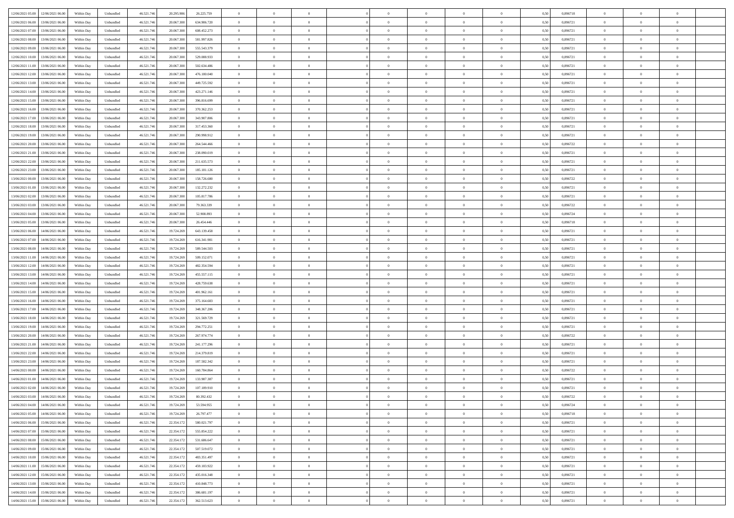| | | | | | | | | | | | | | | | | | | | | |
|---|---|---|---|---|---|---|---|---|---|---|---|---|---|---|---|---|---|---|---|---|
| 12/06/2021 05:00 | 12/06/2021 06:00 | Within Day | Unbundled | 46.521.746 | 20.295.986 | 26.225.759 | 0 | 0 | 0 | | 0 | 0 | 0 | 0 | 0,50 | 0,896718 | 0 | 0 | 0 | |
| 12/06/2021 06:00 | 13/06/2021 06:00 | Within Day | Unbundled | 46.521.746 | 20.067.300 | 634.906.720 | 0 | 0 | 0 | | 0 | 0 | 0 | 0 | 0,50 | 0,896721 | 0 | 0 | 0 | |
| 12/06/2021 07:00 | 13/06/2021 06:00 | Within Day | Unbundled | 46.521.746 | 20.067.300 | 608.452.273 | 0 | 0 | 0 | | 0 | 0 | 0 | 0 | 0,50 | 0,896721 | 0 | 0 | 0 | |
| 12/06/2021 08:00 | 13/06/2021 06:00 | Within Day | Unbundled | 46.521.746 | 20.067.300 | 581.997.826 | 0 | 0 | 0 | | 0 | 0 | 0 | 0 | 0,50 | 0,896721 | 0 | 0 | 0 | |
| 12/06/2021 09:00 | 13/06/2021 06:00 | Within Day | Unbundled | 46.521.746 | 20.067.300 | 555.543.379 | 0 | 0 | 0 | | 0 | 0 | 0 | 0 | 0,50 | 0,896721 | 0 | 0 | 0 | |
| 12/06/2021 10:00 | 13/06/2021 06:00 | Within Day | Unbundled | 46.521.746 | 20.067.300 | 529.088.933 | 0 | 0 | 0 | | 0 | 0 | 0 | 0 | 0,50 | 0,896721 | 0 | 0 | 0 | |
| 12/06/2021 11:00 | 13/06/2021 06:00 | Within Day | Unbundled | 46.521.746 | 20.067.300 | 502.634.486 | 0 | 0 | 0 | | 0 | 0 | 0 | 0 | 0,50 | 0,896721 | 0 | 0 | 0 | |
| 12/06/2021 12:00 | 13/06/2021 06:00 | Within Day | Unbundled | 46.521.746 | 20.067.300 | 476.180.040 | 0 | 0 | 0 | | 0 | 0 | 0 | 0 | 0,50 | 0,896721 | 0 | 0 | 0 | |
| 12/06/2021 13:00 | 13/06/2021 06:00 | Within Day | Unbundled | 46.521.746 | 20.067.300 | 449.725.592 | 0 | 0 | 0 | | 0 | 0 | 0 | 0 | 0,50 | 0,896721 | 0 | 0 | 0 | |
| 12/06/2021 14:00 | 13/06/2021 06:00 | Within Day | Unbundled | 46.521.746 | 20.067.300 | 423.271.146 | 0 | 0 | 0 | | 0 | 0 | 0 | 0 | 0,50 | 0,896721 | 0 | 0 | 0 | |
| 12/06/2021 15:00 | 13/06/2021 06:00 | Within Day | Unbundled | 46.521.746 | 20.067.300 | 396.816.699 | 0 | 0 | 0 | | 0 | 0 | 0 | 0 | 0,50 | 0,896721 | 0 | 0 | 0 | |
| 12/06/2021 16:00 | 13/06/2021 06:00 | Within Day | Unbundled | 46.521.746 | 20.067.300 | 370.362.253 | 0 | 0 | 0 | | 0 | 0 | 0 | 0 | 0,50 | 0,896721 | 0 | 0 | 0 | |
| 12/06/2021 17:00 | 13/06/2021 06:00 | Within Day | Unbundled | 46.521.746 | 20.067.300 | 343.907.806 | 0 | 0 | 0 | | 0 | 0 | 0 | 0 | 0,50 | 0,896721 | 0 | 0 | 0 | |
| 12/06/2021 18:00 | 13/06/2021 06:00 | Within Day | Unbundled | 46.521.746 | 20.067.300 | 317.453.360 | 0 | 0 | 0 | | 0 | 0 | 0 | 0 | 0,50 | 0,896721 | 0 | 0 | 0 | |
| 12/06/2021 19:00 | 13/06/2021 06:00 | Within Day | Unbundled | 46.521.746 | 20.067.300 | 290.998.912 | 0 | 0 | 0 | | 0 | 0 | 0 | 0 | 0,50 | 0,896721 | 0 | 0 | 0 | |
| 12/06/2021 20:00 | 13/06/2021 06:00 | Within Day | Unbundled | 46.521.746 | 20.067.300 | 264.544.466 | 0 | 0 | 0 | | 0 | 0 | 0 | 0 | 0,50 | 0,896722 | 0 | 0 | 0 | |
| 12/06/2021 21:00 | 13/06/2021 06:00 | Within Day | Unbundled | 46.521.746 | 20.067.300 | 238.090.019 | 0 | 0 | 0 | | 0 | 0 | 0 | 0 | 0,50 | 0,896721 | 0 | 0 | 0 | |
| 12/06/2021 22:00 | 13/06/2021 06:00 | Within Day | Unbundled | 46.521.746 | 20.067.300 | 211.635.573 | 0 | 0 | 0 | | 0 | 0 | 0 | 0 | 0,50 | 0,896721 | 0 | 0 | 0 | |
| 12/06/2021 23:00 | 13/06/2021 06:00 | Within Day | Unbundled | 46.521.746 | 20.067.300 | 185.181.126 | 0 | 0 | 0 | | 0 | 0 | 0 | 0 | 0,50 | 0,896721 | 0 | 0 | 0 | |
| 13/06/2021 00:00 | 13/06/2021 06:00 | Within Day | Unbundled | 46.521.746 | 20.067.300 | 158.726.680 | 0 | 0 | 0 | | 0 | 0 | 0 | 0 | 0,50 | 0,896722 | 0 | 0 | 0 | |
| 13/06/2021 01:00 | 13/06/2021 06:00 | Within Day | Unbundled | 46.521.746 | 20.067.300 | 132.272.232 | 0 | 0 | 0 | | 0 | 0 | 0 | 0 | 0,50 | 0,896721 | 0 | 0 | 0 | |
| 13/06/2021 02:00 | 13/06/2021 06:00 | Within Day | Unbundled | 46.521.746 | 20.067.300 | 105.817.786 | 0 | 0 | 0 | | 0 | 0 | 0 | 0 | 0,50 | 0,896721 | 0 | 0 | 0 | |
| 13/06/2021 03:00 | 13/06/2021 06:00 | Within Day | Unbundled | 46.521.746 | 20.067.300 | 79.363.339 | 0 | 0 | 0 | | 0 | 0 | 0 | 0 | 0,50 | 0,896722 | 0 | 0 | 0 | |
| 13/06/2021 04:00 | 13/06/2021 06:00 | Within Day | Unbundled | 46.521.746 | 20.067.300 | 52.908.893 | 0 | 0 | 0 | | 0 | 0 | 0 | 0 | 0,50 | 0,896724 | 0 | 0 | 0 | |
| 13/06/2021 05:00 | 13/06/2021 06:00 | Within Day | Unbundled | 46.521.746 | 20.067.300 | 26.454.446 | 0 | 0 | 0 | | 0 | 0 | 0 | 0 | 0,50 | 0,896718 | 0 | 0 | 0 | |
| 13/06/2021 06:00 | 14/06/2021 06:00 | Within Day | Unbundled | 46.521.746 | 19.724.269 | 643.139.458 | 0 | 0 | 0 | | 0 | 0 | 0 | 0 | 0,50 | 0,896721 | 0 | 0 | 0 | |
| 13/06/2021 07:00 | 14/06/2021 06:00 | Within Day | Unbundled | 46.521.746 | 19.724.269 | 616.341.981 | 0 | 0 | 0 | | 0 | 0 | 0 | 0 | 0,50 | 0,896721 | 0 | 0 | 0 | |
| 13/06/2021 08:00 | 14/06/2021 06:00 | Within Day | Unbundled | 46.521.746 | 19.724.269 | 589.544.503 | 0 | 0 | 0 | | 0 | 0 | 0 | 0 | 0,50 | 0,896721 | 0 | 0 | 0 | |
| 13/06/2021 11:00 | 14/06/2021 06:00 | Within Day | Unbundled | 46.521.746 | 19.724.269 | 509.152.071 | 0 | 0 | 0 | | 0 | 0 | 0 | 0 | 0,50 | 0,896721 | 0 | 0 | 0 | |
| 13/06/2021 12:00 | 14/06/2021 06:00 | Within Day | Unbundled | 46.521.746 | 19.724.269 | 482.354.594 | 0 | 0 | 0 | | 0 | 0 | 0 | 0 | 0,50 | 0,896721 | 0 | 0 | 0 | |
| 13/06/2021 13:00 | 14/06/2021 06:00 | Within Day | Unbundled | 46.521.746 | 19.724.269 | 455.557.115 | 0 | 0 | 0 | | 0 | 0 | 0 | 0 | 0,50 | 0,896721 | 0 | 0 | 0 | |
| 13/06/2021 14:00 | 14/06/2021 06:00 | Within Day | Unbundled | 46.521.746 | 19.724.269 | 428.759.638 | 0 | 0 | 0 | | 0 | 0 | 0 | 0 | 0,50 | 0,896721 | 0 | 0 | 0 | |
| 13/06/2021 15:00 | 14/06/2021 06:00 | Within Day | Unbundled | 46.521.746 | 19.724.269 | 401.962.161 | 0 | 0 | 0 | | 0 | 0 | 0 | 0 | 0,50 | 0,896721 | 0 | 0 | 0 | |
| 13/06/2021 16:00 | 14/06/2021 06:00 | Within Day | Unbundled | 46.521.746 | 19.724.269 | 375.164.683 | 0 | 0 | 0 | | 0 | 0 | 0 | 0 | 0,50 | 0,896721 | 0 | 0 | 0 | |
| 13/06/2021 17:00 | 14/06/2021 06:00 | Within Day | Unbundled | 46.521.746 | 19.724.269 | 348.367.206 | 0 | 0 | 0 | | 0 | 0 | 0 | 0 | 0,50 | 0,896721 | 0 | 0 | 0 | |
| 13/06/2021 18:00 | 14/06/2021 06:00 | Within Day | Unbundled | 46.521.746 | 19.724.269 | 321.569.729 | 0 | 0 | 0 | | 0 | 0 | 0 | 0 | 0,50 | 0,896721 | 0 | 0 | 0 | |
| 13/06/2021 19:00 | 14/06/2021 06:00 | Within Day | Unbundled | 46.521.746 | 19.724.269 | 294.772.251 | 0 | 0 | 0 | | 0 | 0 | 0 | 0 | 0,50 | 0,896721 | 0 | 0 | 0 | |
| 13/06/2021 20:00 | 14/06/2021 06:00 | Within Day | Unbundled | 46.521.746 | 19.724.269 | 267.974.774 | 0 | 0 | 0 | | 0 | 0 | 0 | 0 | 0,50 | 0,896722 | 0 | 0 | 0 | |
| 13/06/2021 21:00 | 14/06/2021 06:00 | Within Day | Unbundled | 46.521.746 | 19.724.269 | 241.177.296 | 0 | 0 | 0 | | 0 | 0 | 0 | 0 | 0,50 | 0,896721 | 0 | 0 | 0 | |
| 13/06/2021 22:00 | 14/06/2021 06:00 | Within Day | Unbundled | 46.521.746 | 19.724.269 | 214.379.819 | 0 | 0 | 0 | | 0 | 0 | 0 | 0 | 0,50 | 0,896721 | 0 | 0 | 0 | |
| 13/06/2021 23:00 | 14/06/2021 06:00 | Within Day | Unbundled | 46.521.746 | 19.724.269 | 187.582.342 | 0 | 0 | 0 | | 0 | 0 | 0 | 0 | 0,50 | 0,896721 | 0 | 0 | 0 | |
| 14/06/2021 00:00 | 14/06/2021 06:00 | Within Day | Unbundled | 46.521.746 | 19.724.269 | 160.784.864 | 0 | 0 | 0 | | 0 | 0 | 0 | 0 | 0,50 | 0,896722 | 0 | 0 | 0 | |
| 14/06/2021 01:00 | 14/06/2021 06:00 | Within Day | Unbundled | 46.521.746 | 19.724.269 | 133.987.387 | 0 | 0 | 0 | | 0 | 0 | 0 | 0 | 0,50 | 0,896721 | 0 | 0 | 0 | |
| 14/06/2021 02:00 | 14/06/2021 06:00 | Within Day | Unbundled | 46.521.746 | 19.724.269 | 107.189.910 | 0 | 0 | 0 | | 0 | 0 | 0 | 0 | 0,50 | 0,896721 | 0 | 0 | 0 | |
| 14/06/2021 03:00 | 14/06/2021 06:00 | Within Day | Unbundled | 46.521.746 | 19.724.269 | 80.392.432 | 0 | 0 | 0 | | 0 | 0 | 0 | 0 | 0,50 | 0,896722 | 0 | 0 | 0 | |
| 14/06/2021 04:00 | 14/06/2021 06:00 | Within Day | Unbundled | 46.521.746 | 19.724.269 | 53.594.955 | 0 | 0 | 0 | | 0 | 0 | 0 | 0 | 0,50 | 0,896724 | 0 | 0 | 0 | |
| 14/06/2021 05:00 | 14/06/2021 06:00 | Within Day | Unbundled | 46.521.746 | 19.724.269 | 26.797.477 | 0 | 0 | 0 | | 0 | 0 | 0 | 0 | 0,50 | 0,896718 | 0 | 0 | 0 | |
| 14/06/2021 06:00 | 15/06/2021 06:00 | Within Day | Unbundled | 46.521.746 | 22.354.172 | 580.021.797 | 0 | 0 | 0 | | 0 | 0 | 0 | 0 | 0,50 | 0,896721 | 0 | 0 | 0 | |
| 14/06/2021 07:00 | 15/06/2021 06:00 | Within Day | Unbundled | 46.521.746 | 22.354.172 | 555.854.222 | 0 | 0 | 0 | | 0 | 0 | 0 | 0 | 0,50 | 0,896721 | 0 | 0 | 0 | |
| 14/06/2021 08:00 | 15/06/2021 06:00 | Within Day | Unbundled | 46.521.746 | 22.354.172 | 531.686.647 | 0 | 0 | 0 | | 0 | 0 | 0 | 0 | 0,50 | 0,896721 | 0 | 0 | 0 | |
| 14/06/2021 09:00 | 15/06/2021 06:00 | Within Day | Unbundled | 46.521.746 | 22.354.172 | 507.519.072 | 0 | 0 | 0 | | 0 | 0 | 0 | 0 | 0,50 | 0,896721 | 0 | 0 | 0 | |
| 14/06/2021 10:00 | 15/06/2021 06:00 | Within Day | Unbundled | 46.521.746 | 22.354.172 | 483.351.497 | 0 | 0 | 0 | | 0 | 0 | 0 | 0 | 0,50 | 0,896721 | 0 | 0 | 0 | |
| 14/06/2021 11:00 | 15/06/2021 06:00 | Within Day | Unbundled | 46.521.746 | 22.354.172 | 459.183.922 | 0 | 0 | 0 | | 0 | 0 | 0 | 0 | 0,50 | 0,896721 | 0 | 0 | 0 | |
| 14/06/2021 12:00 | 15/06/2021 06:00 | Within Day | Unbundled | 46.521.746 | 22.354.172 | 435.016.348 | 0 | 0 | 0 | | 0 | 0 | 0 | 0 | 0,50 | 0,896721 | 0 | 0 | 0 | |
| 14/06/2021 13:00 | 15/06/2021 06:00 | Within Day | Unbundled | 46.521.746 | 22.354.172 | 410.848.773 | 0 | 0 | 0 | | 0 | 0 | 0 | 0 | 0,50 | 0,896721 | 0 | 0 | 0 | |
| 14/06/2021 14:00 | 15/06/2021 06:00 | Within Day | Unbundled | 46.521.746 | 22.354.172 | 386.681.197 | 0 | 0 | 0 | | 0 | 0 | 0 | 0 | 0,50 | 0,896721 | 0 | 0 | 0 | |
| 14/06/2021 15:00 | 15/06/2021 06:00 | Within Day | Unbundled | 46.521.746 | 22.354.172 | 362.513.623 | 0 | 0 | 0 | | 0 | 0 | 0 | 0 | 0,50 | 0,896721 | 0 | 0 | 0 | |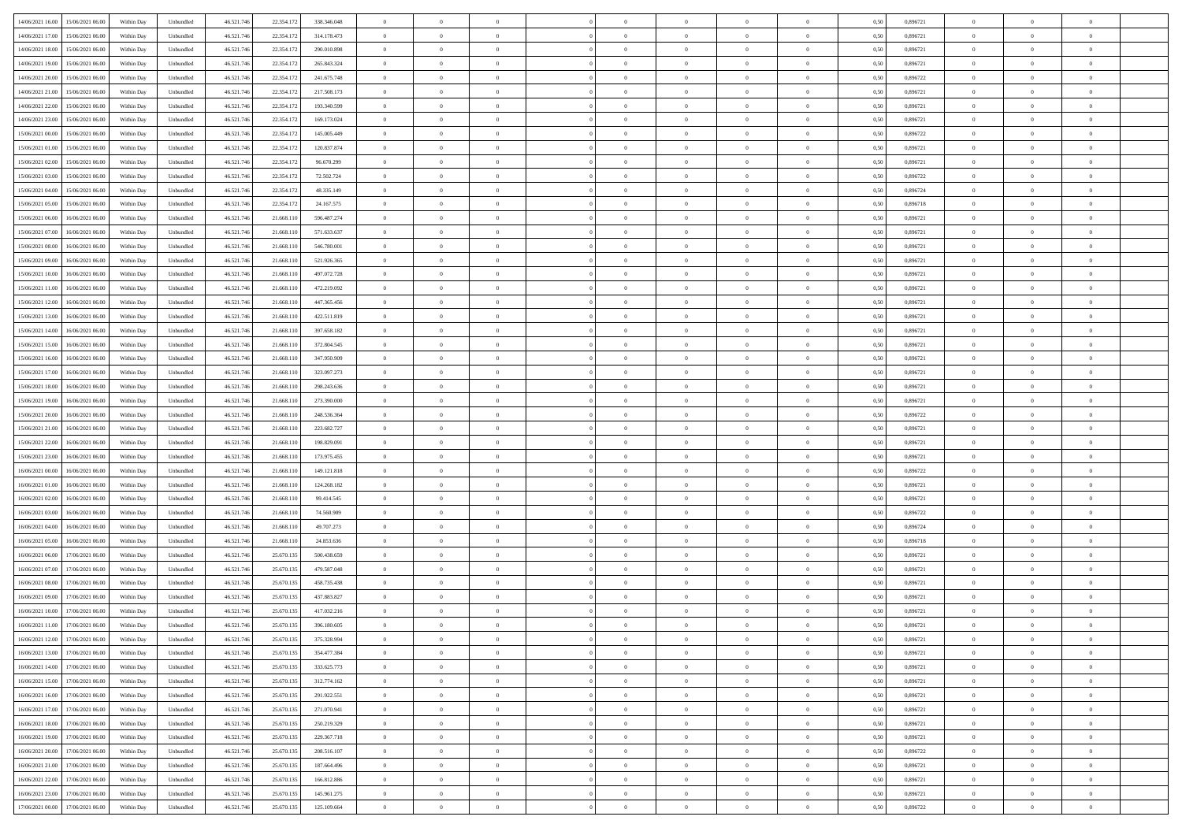| | | | | | | | | | | | | | | | | | | | | | |
|---|---|---|---|---|---|---|---|---|---|---|---|---|---|---|---|---|---|---|---|---|---|
| 14/06/2021 16:00 | 15/06/2021 06:00 | Within Day | Unbundled | 46.521.746 | 22.354.172 | 338.346.048 | 0 | 0 | 0 | | 0 | 0 | 0 | 0 | 0,50 | 0,896721 | 0 | 0 | 0 | |
| 14/06/2021 17:00 | 15/06/2021 06:00 | Within Day | Unbundled | 46.521.746 | 22.354.172 | 314.178.473 | 0 | 0 | 0 | | 0 | 0 | 0 | 0 | 0,50 | 0,896721 | 0 | 0 | 0 | |
| 14/06/2021 18:00 | 15/06/2021 06:00 | Within Day | Unbundled | 46.521.746 | 22.354.172 | 290.010.898 | 0 | 0 | 0 | | 0 | 0 | 0 | 0 | 0,50 | 0,896721 | 0 | 0 | 0 | |
| 14/06/2021 19:00 | 15/06/2021 06:00 | Within Day | Unbundled | 46.521.746 | 22.354.172 | 265.843.324 | 0 | 0 | 0 | | 0 | 0 | 0 | 0 | 0,50 | 0,896721 | 0 | 0 | 0 | |
| 14/06/2021 20:00 | 15/06/2021 06:00 | Within Day | Unbundled | 46.521.746 | 22.354.172 | 241.675.748 | 0 | 0 | 0 | | 0 | 0 | 0 | 0 | 0,50 | 0,896722 | 0 | 0 | 0 | |
| 14/06/2021 21:00 | 15/06/2021 06:00 | Within Day | Unbundled | 46.521.746 | 22.354.172 | 217.508.173 | 0 | 0 | 0 | | 0 | 0 | 0 | 0 | 0,50 | 0,896721 | 0 | 0 | 0 | |
| 14/06/2021 22:00 | 15/06/2021 06:00 | Within Day | Unbundled | 46.521.746 | 22.354.172 | 193.340.599 | 0 | 0 | 0 | | 0 | 0 | 0 | 0 | 0,50 | 0,896721 | 0 | 0 | 0 | |
| 14/06/2021 23:00 | 15/06/2021 06:00 | Within Day | Unbundled | 46.521.746 | 22.354.172 | 169.173.024 | 0 | 0 | 0 | | 0 | 0 | 0 | 0 | 0,50 | 0,896721 | 0 | 0 | 0 | |
| 15/06/2021 00:00 | 15/06/2021 06:00 | Within Day | Unbundled | 46.521.746 | 22.354.172 | 145.005.449 | 0 | 0 | 0 | | 0 | 0 | 0 | 0 | 0,50 | 0,896722 | 0 | 0 | 0 | |
| 15/06/2021 01:00 | 15/06/2021 06:00 | Within Day | Unbundled | 46.521.746 | 22.354.172 | 120.837.874 | 0 | 0 | 0 | | 0 | 0 | 0 | 0 | 0,50 | 0,896721 | 0 | 0 | 0 | |
| 15/06/2021 02:00 | 15/06/2021 06:00 | Within Day | Unbundled | 46.521.746 | 22.354.172 | 96.670.299 | 0 | 0 | 0 | | 0 | 0 | 0 | 0 | 0,50 | 0,896721 | 0 | 0 | 0 | |
| 15/06/2021 03:00 | 15/06/2021 06:00 | Within Day | Unbundled | 46.521.746 | 22.354.172 | 72.502.724 | 0 | 0 | 0 | | 0 | 0 | 0 | 0 | 0,50 | 0,896722 | 0 | 0 | 0 | |
| 15/06/2021 04:00 | 15/06/2021 06:00 | Within Day | Unbundled | 46.521.746 | 22.354.172 | 48.335.149 | 0 | 0 | 0 | | 0 | 0 | 0 | 0 | 0,50 | 0,896724 | 0 | 0 | 0 | |
| 15/06/2021 05:00 | 15/06/2021 06:00 | Within Day | Unbundled | 46.521.746 | 22.354.172 | 24.167.575 | 0 | 0 | 0 | | 0 | 0 | 0 | 0 | 0,50 | 0,896718 | 0 | 0 | 0 | |
| 15/06/2021 06:00 | 16/06/2021 06:00 | Within Day | Unbundled | 46.521.746 | 21.668.110 | 596.487.274 | 0 | 0 | 0 | | 0 | 0 | 0 | 0 | 0,50 | 0,896721 | 0 | 0 | 0 | |
| 15/06/2021 07:00 | 16/06/2021 06:00 | Within Day | Unbundled | 46.521.746 | 21.668.110 | 571.633.637 | 0 | 0 | 0 | | 0 | 0 | 0 | 0 | 0,50 | 0,896721 | 0 | 0 | 0 | |
| 15/06/2021 08:00 | 16/06/2021 06:00 | Within Day | Unbundled | 46.521.746 | 21.668.110 | 546.780.001 | 0 | 0 | 0 | | 0 | 0 | 0 | 0 | 0,50 | 0,896721 | 0 | 0 | 0 | |
| 15/06/2021 09:00 | 16/06/2021 06:00 | Within Day | Unbundled | 46.521.746 | 21.668.110 | 521.926.365 | 0 | 0 | 0 | | 0 | 0 | 0 | 0 | 0,50 | 0,896721 | 0 | 0 | 0 | |
| 15/06/2021 10:00 | 16/06/2021 06:00 | Within Day | Unbundled | 46.521.746 | 21.668.110 | 497.072.728 | 0 | 0 | 0 | | 0 | 0 | 0 | 0 | 0,50 | 0,896721 | 0 | 0 | 0 | |
| 15/06/2021 11:00 | 16/06/2021 06:00 | Within Day | Unbundled | 46.521.746 | 21.668.110 | 472.219.092 | 0 | 0 | 0 | | 0 | 0 | 0 | 0 | 0,50 | 0,896721 | 0 | 0 | 0 | |
| 15/06/2021 12:00 | 16/06/2021 06:00 | Within Day | Unbundled | 46.521.746 | 21.668.110 | 447.365.456 | 0 | 0 | 0 | | 0 | 0 | 0 | 0 | 0,50 | 0,896721 | 0 | 0 | 0 | |
| 15/06/2021 13:00 | 16/06/2021 06:00 | Within Day | Unbundled | 46.521.746 | 21.668.110 | 422.511.819 | 0 | 0 | 0 | | 0 | 0 | 0 | 0 | 0,50 | 0,896721 | 0 | 0 | 0 | |
| 15/06/2021 14:00 | 16/06/2021 06:00 | Within Day | Unbundled | 46.521.746 | 21.668.110 | 397.658.182 | 0 | 0 | 0 | | 0 | 0 | 0 | 0 | 0,50 | 0,896721 | 0 | 0 | 0 | |
| 15/06/2021 15:00 | 16/06/2021 06:00 | Within Day | Unbundled | 46.521.746 | 21.668.110 | 372.804.545 | 0 | 0 | 0 | | 0 | 0 | 0 | 0 | 0,50 | 0,896721 | 0 | 0 | 0 | |
| 15/06/2021 16:00 | 16/06/2021 06:00 | Within Day | Unbundled | 46.521.746 | 21.668.110 | 347.950.909 | 0 | 0 | 0 | | 0 | 0 | 0 | 0 | 0,50 | 0,896721 | 0 | 0 | 0 | |
| 15/06/2021 17:00 | 16/06/2021 06:00 | Within Day | Unbundled | 46.521.746 | 21.668.110 | 323.097.273 | 0 | 0 | 0 | | 0 | 0 | 0 | 0 | 0,50 | 0,896721 | 0 | 0 | 0 | |
| 15/06/2021 18:00 | 16/06/2021 06:00 | Within Day | Unbundled | 46.521.746 | 21.668.110 | 298.243.636 | 0 | 0 | 0 | | 0 | 0 | 0 | 0 | 0,50 | 0,896721 | 0 | 0 | 0 | |
| 15/06/2021 19:00 | 16/06/2021 06:00 | Within Day | Unbundled | 46.521.746 | 21.668.110 | 273.390.000 | 0 | 0 | 0 | | 0 | 0 | 0 | 0 | 0,50 | 0,896721 | 0 | 0 | 0 | |
| 15/06/2021 20:00 | 16/06/2021 06:00 | Within Day | Unbundled | 46.521.746 | 21.668.110 | 248.536.364 | 0 | 0 | 0 | | 0 | 0 | 0 | 0 | 0,50 | 0,896722 | 0 | 0 | 0 | |
| 15/06/2021 21:00 | 16/06/2021 06:00 | Within Day | Unbundled | 46.521.746 | 21.668.110 | 223.682.727 | 0 | 0 | 0 | | 0 | 0 | 0 | 0 | 0,50 | 0,896721 | 0 | 0 | 0 | |
| 15/06/2021 22:00 | 16/06/2021 06:00 | Within Day | Unbundled | 46.521.746 | 21.668.110 | 198.829.091 | 0 | 0 | 0 | | 0 | 0 | 0 | 0 | 0,50 | 0,896721 | 0 | 0 | 0 | |
| 15/06/2021 23:00 | 16/06/2021 06:00 | Within Day | Unbundled | 46.521.746 | 21.668.110 | 173.975.455 | 0 | 0 | 0 | | 0 | 0 | 0 | 0 | 0,50 | 0,896721 | 0 | 0 | 0 | |
| 16/06/2021 00:00 | 16/06/2021 06:00 | Within Day | Unbundled | 46.521.746 | 21.668.110 | 149.121.818 | 0 | 0 | 0 | | 0 | 0 | 0 | 0 | 0,50 | 0,896722 | 0 | 0 | 0 | |
| 16/06/2021 01:00 | 16/06/2021 06:00 | Within Day | Unbundled | 46.521.746 | 21.668.110 | 124.268.182 | 0 | 0 | 0 | | 0 | 0 | 0 | 0 | 0,50 | 0,896721 | 0 | 0 | 0 | |
| 16/06/2021 02:00 | 16/06/2021 06:00 | Within Day | Unbundled | 46.521.746 | 21.668.110 | 99.414.545 | 0 | 0 | 0 | | 0 | 0 | 0 | 0 | 0,50 | 0,896721 | 0 | 0 | 0 | |
| 16/06/2021 03:00 | 16/06/2021 06:00 | Within Day | Unbundled | 46.521.746 | 21.668.110 | 74.560.909 | 0 | 0 | 0 | | 0 | 0 | 0 | 0 | 0,50 | 0,896722 | 0 | 0 | 0 | |
| 16/06/2021 04:00 | 16/06/2021 06:00 | Within Day | Unbundled | 46.521.746 | 21.668.110 | 49.707.273 | 0 | 0 | 0 | | 0 | 0 | 0 | 0 | 0,50 | 0,896724 | 0 | 0 | 0 | |
| 16/06/2021 05:00 | 16/06/2021 06:00 | Within Day | Unbundled | 46.521.746 | 21.668.110 | 24.853.636 | 0 | 0 | 0 | | 0 | 0 | 0 | 0 | 0,50 | 0,896718 | 0 | 0 | 0 | |
| 16/06/2021 06:00 | 17/06/2021 06:00 | Within Day | Unbundled | 46.521.746 | 25.670.135 | 500.438.659 | 0 | 0 | 0 | | 0 | 0 | 0 | 0 | 0,50 | 0,896721 | 0 | 0 | 0 | |
| 16/06/2021 07:00 | 17/06/2021 06:00 | Within Day | Unbundled | 46.521.746 | 25.670.135 | 479.587.048 | 0 | 0 | 0 | | 0 | 0 | 0 | 0 | 0,50 | 0,896721 | 0 | 0 | 0 | |
| 16/06/2021 08:00 | 17/06/2021 06:00 | Within Day | Unbundled | 46.521.746 | 25.670.135 | 458.735.438 | 0 | 0 | 0 | | 0 | 0 | 0 | 0 | 0,50 | 0,896721 | 0 | 0 | 0 | |
| 16/06/2021 09:00 | 17/06/2021 06:00 | Within Day | Unbundled | 46.521.746 | 25.670.135 | 437.883.827 | 0 | 0 | 0 | | 0 | 0 | 0 | 0 | 0,50 | 0,896721 | 0 | 0 | 0 | |
| 16/06/2021 10:00 | 17/06/2021 06:00 | Within Day | Unbundled | 46.521.746 | 25.670.135 | 417.032.216 | 0 | 0 | 0 | | 0 | 0 | 0 | 0 | 0,50 | 0,896721 | 0 | 0 | 0 | |
| 16/06/2021 11:00 | 17/06/2021 06:00 | Within Day | Unbundled | 46.521.746 | 25.670.135 | 396.180.605 | 0 | 0 | 0 | | 0 | 0 | 0 | 0 | 0,50 | 0,896721 | 0 | 0 | 0 | |
| 16/06/2021 12:00 | 17/06/2021 06:00 | Within Day | Unbundled | 46.521.746 | 25.670.135 | 375.328.994 | 0 | 0 | 0 | | 0 | 0 | 0 | 0 | 0,50 | 0,896721 | 0 | 0 | 0 | |
| 16/06/2021 13:00 | 17/06/2021 06:00 | Within Day | Unbundled | 46.521.746 | 25.670.135 | 354.477.384 | 0 | 0 | 0 | | 0 | 0 | 0 | 0 | 0,50 | 0,896721 | 0 | 0 | 0 | |
| 16/06/2021 14:00 | 17/06/2021 06:00 | Within Day | Unbundled | 46.521.746 | 25.670.135 | 333.625.773 | 0 | 0 | 0 | | 0 | 0 | 0 | 0 | 0,50 | 0,896721 | 0 | 0 | 0 | |
| 16/06/2021 15:00 | 17/06/2021 06:00 | Within Day | Unbundled | 46.521.746 | 25.670.135 | 312.774.162 | 0 | 0 | 0 | | 0 | 0 | 0 | 0 | 0,50 | 0,896721 | 0 | 0 | 0 | |
| 16/06/2021 16:00 | 17/06/2021 06:00 | Within Day | Unbundled | 46.521.746 | 25.670.135 | 291.922.551 | 0 | 0 | 0 | | 0 | 0 | 0 | 0 | 0,50 | 0,896721 | 0 | 0 | 0 | |
| 16/06/2021 17:00 | 17/06/2021 06:00 | Within Day | Unbundled | 46.521.746 | 25.670.135 | 271.070.941 | 0 | 0 | 0 | | 0 | 0 | 0 | 0 | 0,50 | 0,896721 | 0 | 0 | 0 | |
| 16/06/2021 18:00 | 17/06/2021 06:00 | Within Day | Unbundled | 46.521.746 | 25.670.135 | 250.219.329 | 0 | 0 | 0 | | 0 | 0 | 0 | 0 | 0,50 | 0,896721 | 0 | 0 | 0 | |
| 16/06/2021 19:00 | 17/06/2021 06:00 | Within Day | Unbundled | 46.521.746 | 25.670.135 | 229.367.718 | 0 | 0 | 0 | | 0 | 0 | 0 | 0 | 0,50 | 0,896721 | 0 | 0 | 0 | |
| 16/06/2021 20:00 | 17/06/2021 06:00 | Within Day | Unbundled | 46.521.746 | 25.670.135 | 208.516.107 | 0 | 0 | 0 | | 0 | 0 | 0 | 0 | 0,50 | 0,896722 | 0 | 0 | 0 | |
| 16/06/2021 21:00 | 17/06/2021 06:00 | Within Day | Unbundled | 46.521.746 | 25.670.135 | 187.664.496 | 0 | 0 | 0 | | 0 | 0 | 0 | 0 | 0,50 | 0,896721 | 0 | 0 | 0 | |
| 16/06/2021 22:00 | 17/06/2021 06:00 | Within Day | Unbundled | 46.521.746 | 25.670.135 | 166.812.886 | 0 | 0 | 0 | | 0 | 0 | 0 | 0 | 0,50 | 0,896721 | 0 | 0 | 0 | |
| 16/06/2021 23:00 | 17/06/2021 06:00 | Within Day | Unbundled | 46.521.746 | 25.670.135 | 145.961.275 | 0 | 0 | 0 | | 0 | 0 | 0 | 0 | 0,50 | 0,896721 | 0 | 0 | 0 | |
| 17/06/2021 00:00 | 17/06/2021 06:00 | Within Day | Unbundled | 46.521.746 | 25.670.135 | 125.109.664 | 0 | 0 | 0 | | 0 | 0 | 0 | 0 | 0,50 | 0,896722 | 0 | 0 | 0 | |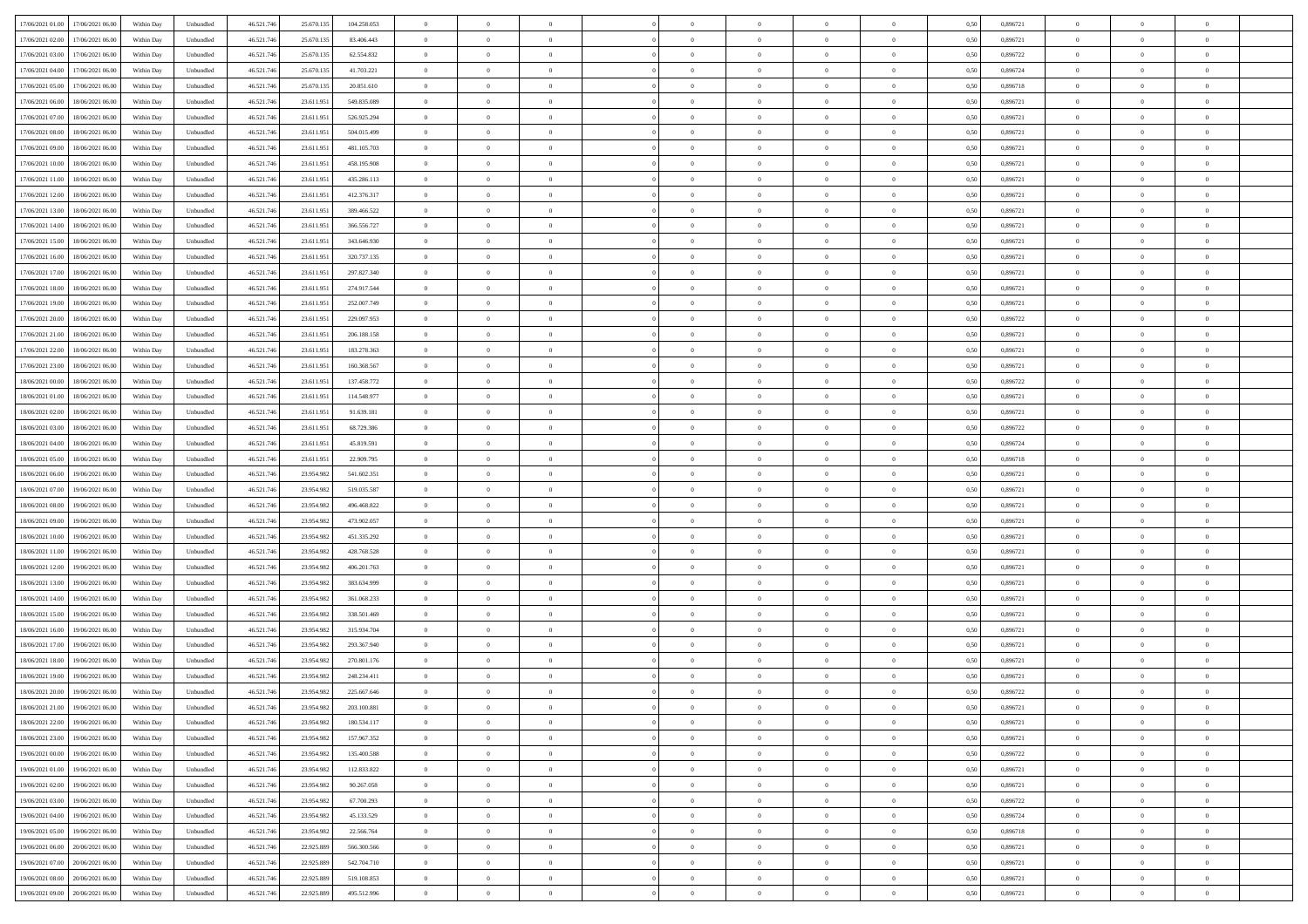| | | | | | | | | | | | | | | | | | | | | |
|---|---|---|---|---|---|---|---|---|---|---|---|---|---|---|---|---|---|---|---|---|
| 17/06/2021 01:00 | 17/06/2021 06:00 | Within Day | Unbundled | 46.521.746 | 25.670.135 | 104.258.053 | 0 | 0 | 0 | | 0 | 0 | 0 | 0 | 0,50 | 0,896721 | 0 | 0 | 0 | |
| 17/06/2021 02:00 | 17/06/2021 06:00 | Within Day | Unbundled | 46.521.746 | 25.670.135 | 83.406.443 | 0 | 0 | 0 | | 0 | 0 | 0 | 0 | 0,50 | 0,896721 | 0 | 0 | 0 | |
| 17/06/2021 03:00 | 17/06/2021 06:00 | Within Day | Unbundled | 46.521.746 | 25.670.135 | 62.554.832 | 0 | 0 | 0 | | 0 | 0 | 0 | 0 | 0,50 | 0,896722 | 0 | 0 | 0 | |
| 17/06/2021 04:00 | 17/06/2021 06:00 | Within Day | Unbundled | 46.521.746 | 25.670.135 | 41.703.221 | 0 | 0 | 0 | | 0 | 0 | 0 | 0 | 0,50 | 0,896724 | 0 | 0 | 0 | |
| 17/06/2021 05:00 | 17/06/2021 06:00 | Within Day | Unbundled | 46.521.746 | 25.670.135 | 20.851.610 | 0 | 0 | 0 | | 0 | 0 | 0 | 0 | 0,50 | 0,896718 | 0 | 0 | 0 | |
| 17/06/2021 06:00 | 18/06/2021 06:00 | Within Day | Unbundled | 46.521.746 | 23.611.951 | 549.835.089 | 0 | 0 | 0 | | 0 | 0 | 0 | 0 | 0,50 | 0,896721 | 0 | 0 | 0 | |
| 17/06/2021 07:00 | 18/06/2021 06:00 | Within Day | Unbundled | 46.521.746 | 23.611.951 | 526.925.294 | 0 | 0 | 0 | | 0 | 0 | 0 | 0 | 0,50 | 0,896721 | 0 | 0 | 0 | |
| 17/06/2021 08:00 | 18/06/2021 06:00 | Within Day | Unbundled | 46.521.746 | 23.611.951 | 504.015.499 | 0 | 0 | 0 | | 0 | 0 | 0 | 0 | 0,50 | 0,896721 | 0 | 0 | 0 | |
| 17/06/2021 09:00 | 18/06/2021 06:00 | Within Day | Unbundled | 46.521.746 | 23.611.951 | 481.105.703 | 0 | 0 | 0 | | 0 | 0 | 0 | 0 | 0,50 | 0,896721 | 0 | 0 | 0 | |
| 17/06/2021 10:00 | 18/06/2021 06:00 | Within Day | Unbundled | 46.521.746 | 23.611.951 | 458.195.908 | 0 | 0 | 0 | | 0 | 0 | 0 | 0 | 0,50 | 0,896721 | 0 | 0 | 0 | |
| 17/06/2021 11:00 | 18/06/2021 06:00 | Within Day | Unbundled | 46.521.746 | 23.611.951 | 435.286.113 | 0 | 0 | 0 | | 0 | 0 | 0 | 0 | 0,50 | 0,896721 | 0 | 0 | 0 | |
| 17/06/2021 12:00 | 18/06/2021 06:00 | Within Day | Unbundled | 46.521.746 | 23.611.951 | 412.376.317 | 0 | 0 | 0 | | 0 | 0 | 0 | 0 | 0,50 | 0,896721 | 0 | 0 | 0 | |
| 17/06/2021 13:00 | 18/06/2021 06:00 | Within Day | Unbundled | 46.521.746 | 23.611.951 | 389.466.522 | 0 | 0 | 0 | | 0 | 0 | 0 | 0 | 0,50 | 0,896721 | 0 | 0 | 0 | |
| 17/06/2021 14:00 | 18/06/2021 06:00 | Within Day | Unbundled | 46.521.746 | 23.611.951 | 366.556.727 | 0 | 0 | 0 | | 0 | 0 | 0 | 0 | 0,50 | 0,896721 | 0 | 0 | 0 | |
| 17/06/2021 15:00 | 18/06/2021 06:00 | Within Day | Unbundled | 46.521.746 | 23.611.951 | 343.646.930 | 0 | 0 | 0 | | 0 | 0 | 0 | 0 | 0,50 | 0,896721 | 0 | 0 | 0 | |
| 17/06/2021 16:00 | 18/06/2021 06:00 | Within Day | Unbundled | 46.521.746 | 23.611.951 | 320.737.135 | 0 | 0 | 0 | | 0 | 0 | 0 | 0 | 0,50 | 0,896721 | 0 | 0 | 0 | |
| 17/06/2021 17:00 | 18/06/2021 06:00 | Within Day | Unbundled | 46.521.746 | 23.611.951 | 297.827.340 | 0 | 0 | 0 | | 0 | 0 | 0 | 0 | 0,50 | 0,896721 | 0 | 0 | 0 | |
| 17/06/2021 18:00 | 18/06/2021 06:00 | Within Day | Unbundled | 46.521.746 | 23.611.951 | 274.917.544 | 0 | 0 | 0 | | 0 | 0 | 0 | 0 | 0,50 | 0,896721 | 0 | 0 | 0 | |
| 17/06/2021 19:00 | 18/06/2021 06:00 | Within Day | Unbundled | 46.521.746 | 23.611.951 | 252.007.749 | 0 | 0 | 0 | | 0 | 0 | 0 | 0 | 0,50 | 0,896721 | 0 | 0 | 0 | |
| 17/06/2021 20:00 | 18/06/2021 06:00 | Within Day | Unbundled | 46.521.746 | 23.611.951 | 229.097.953 | 0 | 0 | 0 | | 0 | 0 | 0 | 0 | 0,50 | 0,896722 | 0 | 0 | 0 | |
| 17/06/2021 21:00 | 18/06/2021 06:00 | Within Day | Unbundled | 46.521.746 | 23.611.951 | 206.188.158 | 0 | 0 | 0 | | 0 | 0 | 0 | 0 | 0,50 | 0,896721 | 0 | 0 | 0 | |
| 17/06/2021 22:00 | 18/06/2021 06:00 | Within Day | Unbundled | 46.521.746 | 23.611.951 | 183.278.363 | 0 | 0 | 0 | | 0 | 0 | 0 | 0 | 0,50 | 0,896721 | 0 | 0 | 0 | |
| 17/06/2021 23:00 | 18/06/2021 06:00 | Within Day | Unbundled | 46.521.746 | 23.611.951 | 160.368.567 | 0 | 0 | 0 | | 0 | 0 | 0 | 0 | 0,50 | 0,896721 | 0 | 0 | 0 | |
| 18/06/2021 00:00 | 18/06/2021 06:00 | Within Day | Unbundled | 46.521.746 | 23.611.951 | 137.458.772 | 0 | 0 | 0 | | 0 | 0 | 0 | 0 | 0,50 | 0,896722 | 0 | 0 | 0 | |
| 18/06/2021 01:00 | 18/06/2021 06:00 | Within Day | Unbundled | 46.521.746 | 23.611.951 | 114.548.977 | 0 | 0 | 0 | | 0 | 0 | 0 | 0 | 0,50 | 0,896721 | 0 | 0 | 0 | |
| 18/06/2021 02:00 | 18/06/2021 06:00 | Within Day | Unbundled | 46.521.746 | 23.611.951 | 91.639.181 | 0 | 0 | 0 | | 0 | 0 | 0 | 0 | 0,50 | 0,896721 | 0 | 0 | 0 | |
| 18/06/2021 03:00 | 18/06/2021 06:00 | Within Day | Unbundled | 46.521.746 | 23.611.951 | 68.729.386 | 0 | 0 | 0 | | 0 | 0 | 0 | 0 | 0,50 | 0,896722 | 0 | 0 | 0 | |
| 18/06/2021 04:00 | 18/06/2021 06:00 | Within Day | Unbundled | 46.521.746 | 23.611.951 | 45.819.591 | 0 | 0 | 0 | | 0 | 0 | 0 | 0 | 0,50 | 0,896724 | 0 | 0 | 0 | |
| 18/06/2021 05:00 | 18/06/2021 06:00 | Within Day | Unbundled | 46.521.746 | 23.611.951 | 22.909.795 | 0 | 0 | 0 | | 0 | 0 | 0 | 0 | 0,50 | 0,896718 | 0 | 0 | 0 | |
| 18/06/2021 06:00 | 19/06/2021 06:00 | Within Day | Unbundled | 46.521.746 | 23.954.982 | 541.602.351 | 0 | 0 | 0 | | 0 | 0 | 0 | 0 | 0,50 | 0,896721 | 0 | 0 | 0 | |
| 18/06/2021 07:00 | 19/06/2021 06:00 | Within Day | Unbundled | 46.521.746 | 23.954.982 | 519.035.587 | 0 | 0 | 0 | | 0 | 0 | 0 | 0 | 0,50 | 0,896721 | 0 | 0 | 0 | |
| 18/06/2021 08:00 | 19/06/2021 06:00 | Within Day | Unbundled | 46.521.746 | 23.954.982 | 496.468.822 | 0 | 0 | 0 | | 0 | 0 | 0 | 0 | 0,50 | 0,896721 | 0 | 0 | 0 | |
| 18/06/2021 09:00 | 19/06/2021 06:00 | Within Day | Unbundled | 46.521.746 | 23.954.982 | 473.902.057 | 0 | 0 | 0 | | 0 | 0 | 0 | 0 | 0,50 | 0,896721 | 0 | 0 | 0 | |
| 18/06/2021 10:00 | 19/06/2021 06:00 | Within Day | Unbundled | 46.521.746 | 23.954.982 | 451.335.292 | 0 | 0 | 0 | | 0 | 0 | 0 | 0 | 0,50 | 0,896721 | 0 | 0 | 0 | |
| 18/06/2021 11:00 | 19/06/2021 06:00 | Within Day | Unbundled | 46.521.746 | 23.954.982 | 428.768.528 | 0 | 0 | 0 | | 0 | 0 | 0 | 0 | 0,50 | 0,896721 | 0 | 0 | 0 | |
| 18/06/2021 12:00 | 19/06/2021 06:00 | Within Day | Unbundled | 46.521.746 | 23.954.982 | 406.201.763 | 0 | 0 | 0 | | 0 | 0 | 0 | 0 | 0,50 | 0,896721 | 0 | 0 | 0 | |
| 18/06/2021 13:00 | 19/06/2021 06:00 | Within Day | Unbundled | 46.521.746 | 23.954.982 | 383.634.999 | 0 | 0 | 0 | | 0 | 0 | 0 | 0 | 0,50 | 0,896721 | 0 | 0 | 0 | |
| 18/06/2021 14:00 | 19/06/2021 06:00 | Within Day | Unbundled | 46.521.746 | 23.954.982 | 361.068.233 | 0 | 0 | 0 | | 0 | 0 | 0 | 0 | 0,50 | 0,896721 | 0 | 0 | 0 | |
| 18/06/2021 15:00 | 19/06/2021 06:00 | Within Day | Unbundled | 46.521.746 | 23.954.982 | 338.501.469 | 0 | 0 | 0 | | 0 | 0 | 0 | 0 | 0,50 | 0,896721 | 0 | 0 | 0 | |
| 18/06/2021 16:00 | 19/06/2021 06:00 | Within Day | Unbundled | 46.521.746 | 23.954.982 | 315.934.704 | 0 | 0 | 0 | | 0 | 0 | 0 | 0 | 0,50 | 0,896721 | 0 | 0 | 0 | |
| 18/06/2021 17:00 | 19/06/2021 06:00 | Within Day | Unbundled | 46.521.746 | 23.954.982 | 293.367.940 | 0 | 0 | 0 | | 0 | 0 | 0 | 0 | 0,50 | 0,896721 | 0 | 0 | 0 | |
| 18/06/2021 18:00 | 19/06/2021 06:00 | Within Day | Unbundled | 46.521.746 | 23.954.982 | 270.801.176 | 0 | 0 | 0 | | 0 | 0 | 0 | 0 | 0,50 | 0,896721 | 0 | 0 | 0 | |
| 18/06/2021 19:00 | 19/06/2021 06:00 | Within Day | Unbundled | 46.521.746 | 23.954.982 | 248.234.411 | 0 | 0 | 0 | | 0 | 0 | 0 | 0 | 0,50 | 0,896721 | 0 | 0 | 0 | |
| 18/06/2021 20:00 | 19/06/2021 06:00 | Within Day | Unbundled | 46.521.746 | 23.954.982 | 225.667.646 | 0 | 0 | 0 | | 0 | 0 | 0 | 0 | 0,50 | 0,896722 | 0 | 0 | 0 | |
| 18/06/2021 21:00 | 19/06/2021 06:00 | Within Day | Unbundled | 46.521.746 | 23.954.982 | 203.100.881 | 0 | 0 | 0 | | 0 | 0 | 0 | 0 | 0,50 | 0,896721 | 0 | 0 | 0 | |
| 18/06/2021 22:00 | 19/06/2021 06:00 | Within Day | Unbundled | 46.521.746 | 23.954.982 | 180.534.117 | 0 | 0 | 0 | | 0 | 0 | 0 | 0 | 0,50 | 0,896721 | 0 | 0 | 0 | |
| 18/06/2021 23:00 | 19/06/2021 06:00 | Within Day | Unbundled | 46.521.746 | 23.954.982 | 157.967.352 | 0 | 0 | 0 | | 0 | 0 | 0 | 0 | 0,50 | 0,896721 | 0 | 0 | 0 | |
| 19/06/2021 00:00 | 19/06/2021 06:00 | Within Day | Unbundled | 46.521.746 | 23.954.982 | 135.400.588 | 0 | 0 | 0 | | 0 | 0 | 0 | 0 | 0,50 | 0,896722 | 0 | 0 | 0 | |
| 19/06/2021 01:00 | 19/06/2021 06:00 | Within Day | Unbundled | 46.521.746 | 23.954.982 | 112.833.822 | 0 | 0 | 0 | | 0 | 0 | 0 | 0 | 0,50 | 0,896721 | 0 | 0 | 0 | |
| 19/06/2021 02:00 | 19/06/2021 06:00 | Within Day | Unbundled | 46.521.746 | 23.954.982 | 90.267.058 | 0 | 0 | 0 | | 0 | 0 | 0 | 0 | 0,50 | 0,896721 | 0 | 0 | 0 | |
| 19/06/2021 03:00 | 19/06/2021 06:00 | Within Day | Unbundled | 46.521.746 | 23.954.982 | 67.700.293 | 0 | 0 | 0 | | 0 | 0 | 0 | 0 | 0,50 | 0,896722 | 0 | 0 | 0 | |
| 19/06/2021 04:00 | 19/06/2021 06:00 | Within Day | Unbundled | 46.521.746 | 23.954.982 | 45.133.529 | 0 | 0 | 0 | | 0 | 0 | 0 | 0 | 0,50 | 0,896724 | 0 | 0 | 0 | |
| 19/06/2021 05:00 | 19/06/2021 06:00 | Within Day | Unbundled | 46.521.746 | 23.954.982 | 22.566.764 | 0 | 0 | 0 | | 0 | 0 | 0 | 0 | 0,50 | 0,896718 | 0 | 0 | 0 | |
| 19/06/2021 06:00 | 20/06/2021 06:00 | Within Day | Unbundled | 46.521.746 | 22.925.889 | 566.300.566 | 0 | 0 | 0 | | 0 | 0 | 0 | 0 | 0,50 | 0,896721 | 0 | 0 | 0 | |
| 19/06/2021 07:00 | 20/06/2021 06:00 | Within Day | Unbundled | 46.521.746 | 22.925.889 | 542.704.710 | 0 | 0 | 0 | | 0 | 0 | 0 | 0 | 0,50 | 0,896721 | 0 | 0 | 0 | |
| 19/06/2021 08:00 | 20/06/2021 06:00 | Within Day | Unbundled | 46.521.746 | 22.925.889 | 519.108.853 | 0 | 0 | 0 | | 0 | 0 | 0 | 0 | 0,50 | 0,896721 | 0 | 0 | 0 | |
| 19/06/2021 09:00 | 20/06/2021 06:00 | Within Day | Unbundled | 46.521.746 | 22.925.889 | 495.512.996 | 0 | 0 | 0 | | 0 | 0 | 0 | 0 | 0,50 | 0,896721 | 0 | 0 | 0 | |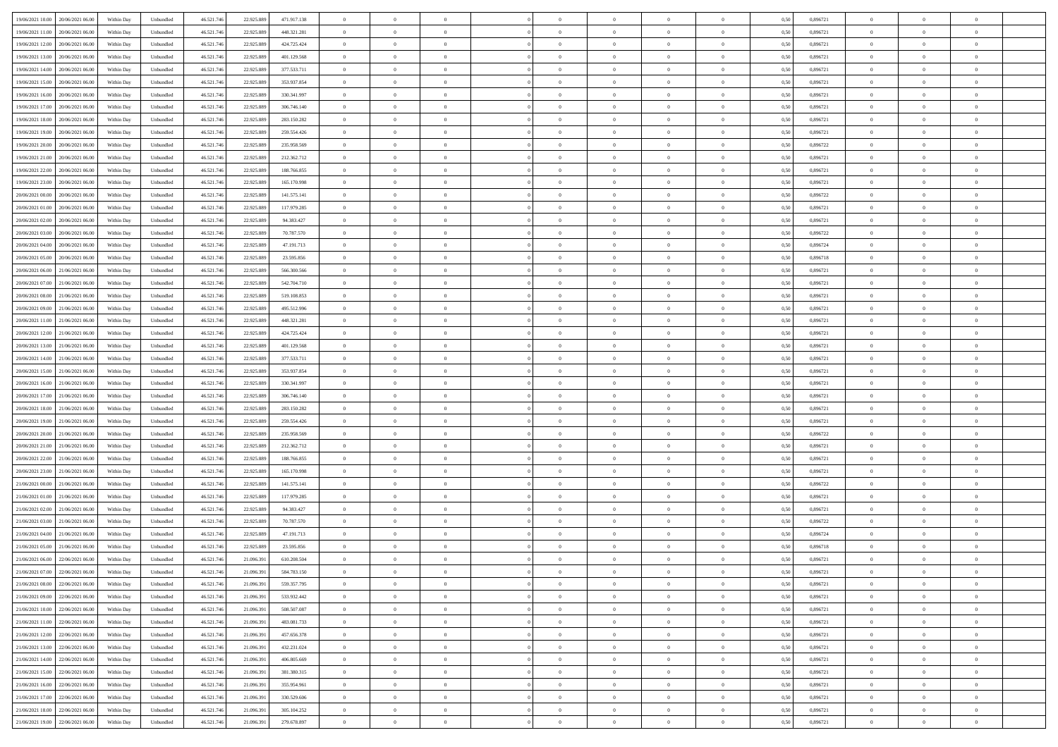| | | | | | | | | | | | | | | | | | | | | |
|---|---|---|---|---|---|---|---|---|---|---|---|---|---|---|---|---|---|---|---|---|
| 19/06/2021 10:00 | 20/06/2021 06:00 | Within Day | Unbundled | 46.521.746 | 22.925.889 | 471.917.138 | 0 | 0 | 0 | | 0 | 0 | 0 | 0 | 0,50 | 0,896721 | 0 | 0 | 0 | |
| 19/06/2021 11:00 | 20/06/2021 06:00 | Within Day | Unbundled | 46.521.746 | 22.925.889 | 448.321.281 | 0 | 0 | 0 | | 0 | 0 | 0 | 0 | 0,50 | 0,896721 | 0 | 0 | 0 | |
| 19/06/2021 12:00 | 20/06/2021 06:00 | Within Day | Unbundled | 46.521.746 | 22.925.889 | 424.725.424 | 0 | 0 | 0 | | 0 | 0 | 0 | 0 | 0,50 | 0,896721 | 0 | 0 | 0 | |
| 19/06/2021 13:00 | 20/06/2021 06:00 | Within Day | Unbundled | 46.521.746 | 22.925.889 | 401.129.568 | 0 | 0 | 0 | | 0 | 0 | 0 | 0 | 0,50 | 0,896721 | 0 | 0 | 0 | |
| 19/06/2021 14:00 | 20/06/2021 06:00 | Within Day | Unbundled | 46.521.746 | 22.925.889 | 377.533.711 | 0 | 0 | 0 | | 0 | 0 | 0 | 0 | 0,50 | 0,896721 | 0 | 0 | 0 | |
| 19/06/2021 15:00 | 20/06/2021 06:00 | Within Day | Unbundled | 46.521.746 | 22.925.889 | 353.937.854 | 0 | 0 | 0 | | 0 | 0 | 0 | 0 | 0,50 | 0,896721 | 0 | 0 | 0 | |
| 19/06/2021 16:00 | 20/06/2021 06:00 | Within Day | Unbundled | 46.521.746 | 22.925.889 | 330.341.997 | 0 | 0 | 0 | | 0 | 0 | 0 | 0 | 0,50 | 0,896721 | 0 | 0 | 0 | |
| 19/06/2021 17:00 | 20/06/2021 06:00 | Within Day | Unbundled | 46.521.746 | 22.925.889 | 306.746.140 | 0 | 0 | 0 | | 0 | 0 | 0 | 0 | 0,50 | 0,896721 | 0 | 0 | 0 | |
| 19/06/2021 18:00 | 20/06/2021 06:00 | Within Day | Unbundled | 46.521.746 | 22.925.889 | 283.150.282 | 0 | 0 | 0 | | 0 | 0 | 0 | 0 | 0,50 | 0,896721 | 0 | 0 | 0 | |
| 19/06/2021 19:00 | 20/06/2021 06:00 | Within Day | Unbundled | 46.521.746 | 22.925.889 | 259.554.426 | 0 | 0 | 0 | | 0 | 0 | 0 | 0 | 0,50 | 0,896721 | 0 | 0 | 0 | |
| 19/06/2021 20:00 | 20/06/2021 06:00 | Within Day | Unbundled | 46.521.746 | 22.925.889 | 235.958.569 | 0 | 0 | 0 | | 0 | 0 | 0 | 0 | 0,50 | 0,896722 | 0 | 0 | 0 | |
| 19/06/2021 21:00 | 20/06/2021 06:00 | Within Day | Unbundled | 46.521.746 | 22.925.889 | 212.362.712 | 0 | 0 | 0 | | 0 | 0 | 0 | 0 | 0,50 | 0,896721 | 0 | 0 | 0 | |
| 19/06/2021 22:00 | 20/06/2021 06:00 | Within Day | Unbundled | 46.521.746 | 22.925.889 | 188.766.855 | 0 | 0 | 0 | | 0 | 0 | 0 | 0 | 0,50 | 0,896721 | 0 | 0 | 0 | |
| 19/06/2021 23:00 | 20/06/2021 06:00 | Within Day | Unbundled | 46.521.746 | 22.925.889 | 165.170.998 | 0 | 0 | 0 | | 0 | 0 | 0 | 0 | 0,50 | 0,896721 | 0 | 0 | 0 | |
| 20/06/2021 00:00 | 20/06/2021 06:00 | Within Day | Unbundled | 46.521.746 | 22.925.889 | 141.575.141 | 0 | 0 | 0 | | 0 | 0 | 0 | 0 | 0,50 | 0,896722 | 0 | 0 | 0 | |
| 20/06/2021 01:00 | 20/06/2021 06:00 | Within Day | Unbundled | 46.521.746 | 22.925.889 | 117.979.285 | 0 | 0 | 0 | | 0 | 0 | 0 | 0 | 0,50 | 0,896721 | 0 | 0 | 0 | |
| 20/06/2021 02:00 | 20/06/2021 06:00 | Within Day | Unbundled | 46.521.746 | 22.925.889 | 94.383.427 | 0 | 0 | 0 | | 0 | 0 | 0 | 0 | 0,50 | 0,896721 | 0 | 0 | 0 | |
| 20/06/2021 03:00 | 20/06/2021 06:00 | Within Day | Unbundled | 46.521.746 | 22.925.889 | 70.787.570 | 0 | 0 | 0 | | 0 | 0 | 0 | 0 | 0,50 | 0,896722 | 0 | 0 | 0 | |
| 20/06/2021 04:00 | 20/06/2021 06:00 | Within Day | Unbundled | 46.521.746 | 22.925.889 | 47.191.713 | 0 | 0 | 0 | | 0 | 0 | 0 | 0 | 0,50 | 0,896724 | 0 | 0 | 0 | |
| 20/06/2021 05:00 | 20/06/2021 06:00 | Within Day | Unbundled | 46.521.746 | 22.925.889 | 23.595.856 | 0 | 0 | 0 | | 0 | 0 | 0 | 0 | 0,50 | 0,896718 | 0 | 0 | 0 | |
| 20/06/2021 06:00 | 21/06/2021 06:00 | Within Day | Unbundled | 46.521.746 | 22.925.889 | 566.300.566 | 0 | 0 | 0 | | 0 | 0 | 0 | 0 | 0,50 | 0,896721 | 0 | 0 | 0 | |
| 20/06/2021 07:00 | 21/06/2021 06:00 | Within Day | Unbundled | 46.521.746 | 22.925.889 | 542.704.710 | 0 | 0 | 0 | | 0 | 0 | 0 | 0 | 0,50 | 0,896721 | 0 | 0 | 0 | |
| 20/06/2021 08:00 | 21/06/2021 06:00 | Within Day | Unbundled | 46.521.746 | 22.925.889 | 519.108.853 | 0 | 0 | 0 | | 0 | 0 | 0 | 0 | 0,50 | 0,896721 | 0 | 0 | 0 | |
| 20/06/2021 09:00 | 21/06/2021 06:00 | Within Day | Unbundled | 46.521.746 | 22.925.889 | 495.512.996 | 0 | 0 | 0 | | 0 | 0 | 0 | 0 | 0,50 | 0,896721 | 0 | 0 | 0 | |
| 20/06/2021 11:00 | 21/06/2021 06:00 | Within Day | Unbundled | 46.521.746 | 22.925.889 | 448.321.281 | 0 | 0 | 0 | | 0 | 0 | 0 | 0 | 0,50 | 0,896721 | 0 | 0 | 0 | |
| 20/06/2021 12:00 | 21/06/2021 06:00 | Within Day | Unbundled | 46.521.746 | 22.925.889 | 424.725.424 | 0 | 0 | 0 | | 0 | 0 | 0 | 0 | 0,50 | 0,896721 | 0 | 0 | 0 | |
| 20/06/2021 13:00 | 21/06/2021 06:00 | Within Day | Unbundled | 46.521.746 | 22.925.889 | 401.129.568 | 0 | 0 | 0 | | 0 | 0 | 0 | 0 | 0,50 | 0,896721 | 0 | 0 | 0 | |
| 20/06/2021 14:00 | 21/06/2021 06:00 | Within Day | Unbundled | 46.521.746 | 22.925.889 | 377.533.711 | 0 | 0 | 0 | | 0 | 0 | 0 | 0 | 0,50 | 0,896721 | 0 | 0 | 0 | |
| 20/06/2021 15:00 | 21/06/2021 06:00 | Within Day | Unbundled | 46.521.746 | 22.925.889 | 353.937.854 | 0 | 0 | 0 | | 0 | 0 | 0 | 0 | 0,50 | 0,896721 | 0 | 0 | 0 | |
| 20/06/2021 16:00 | 21/06/2021 06:00 | Within Day | Unbundled | 46.521.746 | 22.925.889 | 330.341.997 | 0 | 0 | 0 | | 0 | 0 | 0 | 0 | 0,50 | 0,896721 | 0 | 0 | 0 | |
| 20/06/2021 17:00 | 21/06/2021 06:00 | Within Day | Unbundled | 46.521.746 | 22.925.889 | 306.746.140 | 0 | 0 | 0 | | 0 | 0 | 0 | 0 | 0,50 | 0,896721 | 0 | 0 | 0 | |
| 20/06/2021 18:00 | 21/06/2021 06:00 | Within Day | Unbundled | 46.521.746 | 22.925.889 | 283.150.282 | 0 | 0 | 0 | | 0 | 0 | 0 | 0 | 0,50 | 0,896721 | 0 | 0 | 0 | |
| 20/06/2021 19:00 | 21/06/2021 06:00 | Within Day | Unbundled | 46.521.746 | 22.925.889 | 259.554.426 | 0 | 0 | 0 | | 0 | 0 | 0 | 0 | 0,50 | 0,896721 | 0 | 0 | 0 | |
| 20/06/2021 20:00 | 21/06/2021 06:00 | Within Day | Unbundled | 46.521.746 | 22.925.889 | 235.958.569 | 0 | 0 | 0 | | 0 | 0 | 0 | 0 | 0,50 | 0,896722 | 0 | 0 | 0 | |
| 20/06/2021 21:00 | 21/06/2021 06:00 | Within Day | Unbundled | 46.521.746 | 22.925.889 | 212.362.712 | 0 | 0 | 0 | | 0 | 0 | 0 | 0 | 0,50 | 0,896721 | 0 | 0 | 0 | |
| 20/06/2021 22:00 | 21/06/2021 06:00 | Within Day | Unbundled | 46.521.746 | 22.925.889 | 188.766.855 | 0 | 0 | 0 | | 0 | 0 | 0 | 0 | 0,50 | 0,896721 | 0 | 0 | 0 | |
| 20/06/2021 23:00 | 21/06/2021 06:00 | Within Day | Unbundled | 46.521.746 | 22.925.889 | 165.170.998 | 0 | 0 | 0 | | 0 | 0 | 0 | 0 | 0,50 | 0,896721 | 0 | 0 | 0 | |
| 21/06/2021 00:00 | 21/06/2021 06:00 | Within Day | Unbundled | 46.521.746 | 22.925.889 | 141.575.141 | 0 | 0 | 0 | | 0 | 0 | 0 | 0 | 0,50 | 0,896722 | 0 | 0 | 0 | |
| 21/06/2021 01:00 | 21/06/2021 06:00 | Within Day | Unbundled | 46.521.746 | 22.925.889 | 117.979.285 | 0 | 0 | 0 | | 0 | 0 | 0 | 0 | 0,50 | 0,896721 | 0 | 0 | 0 | |
| 21/06/2021 02:00 | 21/06/2021 06:00 | Within Day | Unbundled | 46.521.746 | 22.925.889 | 94.383.427 | 0 | 0 | 0 | | 0 | 0 | 0 | 0 | 0,50 | 0,896721 | 0 | 0 | 0 | |
| 21/06/2021 03:00 | 21/06/2021 06:00 | Within Day | Unbundled | 46.521.746 | 22.925.889 | 70.787.570 | 0 | 0 | 0 | | 0 | 0 | 0 | 0 | 0,50 | 0,896722 | 0 | 0 | 0 | |
| 21/06/2021 04:00 | 21/06/2021 06:00 | Within Day | Unbundled | 46.521.746 | 22.925.889 | 47.191.713 | 0 | 0 | 0 | | 0 | 0 | 0 | 0 | 0,50 | 0,896724 | 0 | 0 | 0 | |
| 21/06/2021 05:00 | 21/06/2021 06:00 | Within Day | Unbundled | 46.521.746 | 22.925.889 | 23.595.856 | 0 | 0 | 0 | | 0 | 0 | 0 | 0 | 0,50 | 0,896718 | 0 | 0 | 0 | |
| 21/06/2021 06:00 | 22/06/2021 06:00 | Within Day | Unbundled | 46.521.746 | 21.096.391 | 610.208.504 | 0 | 0 | 0 | | 0 | 0 | 0 | 0 | 0,50 | 0,896721 | 0 | 0 | 0 | |
| 21/06/2021 07:00 | 22/06/2021 06:00 | Within Day | Unbundled | 46.521.746 | 21.096.391 | 584.783.150 | 0 | 0 | 0 | | 0 | 0 | 0 | 0 | 0,50 | 0,896721 | 0 | 0 | 0 | |
| 21/06/2021 08:00 | 22/06/2021 06:00 | Within Day | Unbundled | 46.521.746 | 21.096.391 | 559.357.795 | 0 | 0 | 0 | | 0 | 0 | 0 | 0 | 0,50 | 0,896721 | 0 | 0 | 0 | |
| 21/06/2021 09:00 | 22/06/2021 06:00 | Within Day | Unbundled | 46.521.746 | 21.096.391 | 533.932.442 | 0 | 0 | 0 | | 0 | 0 | 0 | 0 | 0,50 | 0,896721 | 0 | 0 | 0 | |
| 21/06/2021 10:00 | 22/06/2021 06:00 | Within Day | Unbundled | 46.521.746 | 21.096.391 | 508.507.087 | 0 | 0 | 0 | | 0 | 0 | 0 | 0 | 0,50 | 0,896721 | 0 | 0 | 0 | |
| 21/06/2021 11:00 | 22/06/2021 06:00 | Within Day | Unbundled | 46.521.746 | 21.096.391 | 483.081.733 | 0 | 0 | 0 | | 0 | 0 | 0 | 0 | 0,50 | 0,896721 | 0 | 0 | 0 | |
| 21/06/2021 12:00 | 22/06/2021 06:00 | Within Day | Unbundled | 46.521.746 | 21.096.391 | 457.656.378 | 0 | 0 | 0 | | 0 | 0 | 0 | 0 | 0,50 | 0,896721 | 0 | 0 | 0 | |
| 21/06/2021 13:00 | 22/06/2021 06:00 | Within Day | Unbundled | 46.521.746 | 21.096.391 | 432.231.024 | 0 | 0 | 0 | | 0 | 0 | 0 | 0 | 0,50 | 0,896721 | 0 | 0 | 0 | |
| 21/06/2021 14:00 | 22/06/2021 06:00 | Within Day | Unbundled | 46.521.746 | 21.096.391 | 406.805.669 | 0 | 0 | 0 | | 0 | 0 | 0 | 0 | 0,50 | 0,896721 | 0 | 0 | 0 | |
| 21/06/2021 15:00 | 22/06/2021 06:00 | Within Day | Unbundled | 46.521.746 | 21.096.391 | 381.380.315 | 0 | 0 | 0 | | 0 | 0 | 0 | 0 | 0,50 | 0,896721 | 0 | 0 | 0 | |
| 21/06/2021 16:00 | 22/06/2021 06:00 | Within Day | Unbundled | 46.521.746 | 21.096.391 | 355.954.961 | 0 | 0 | 0 | | 0 | 0 | 0 | 0 | 0,50 | 0,896721 | 0 | 0 | 0 | |
| 21/06/2021 17:00 | 22/06/2021 06:00 | Within Day | Unbundled | 46.521.746 | 21.096.391 | 330.529.606 | 0 | 0 | 0 | | 0 | 0 | 0 | 0 | 0,50 | 0,896721 | 0 | 0 | 0 | |
| 21/06/2021 18:00 | 22/06/2021 06:00 | Within Day | Unbundled | 46.521.746 | 21.096.391 | 305.104.252 | 0 | 0 | 0 | | 0 | 0 | 0 | 0 | 0,50 | 0,896721 | 0 | 0 | 0 | |
| 21/06/2021 19:00 | 22/06/2021 06:00 | Within Day | Unbundled | 46.521.746 | 21.096.391 | 279.678.897 | 0 | 0 | 0 | | 0 | 0 | 0 | 0 | 0,50 | 0,896721 | 0 | 0 | 0 | |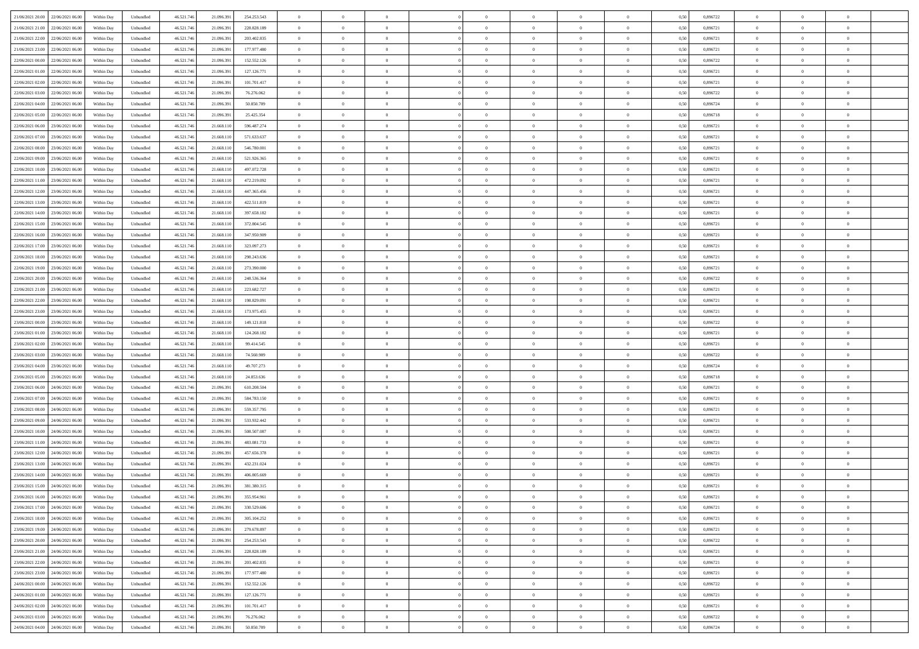| | | | | | | | | | | | | | | | | | | | | | |
|---|---|---|---|---|---|---|---|---|---|---|---|---|---|---|---|---|---|---|---|---|---|
| 21/06/2021 20:00 | 22/06/2021 06:00 | Within Day | Unbundled | 46.521.746 | 21.096.391 | 254.253.543 | 0 | 0 | 0 | | 0 | 0 | 0 | 0 | 0,50 | 0,896722 | 0 | 0 | 0 | |
| 21/06/2021 21:00 | 22/06/2021 06:00 | Within Day | Unbundled | 46.521.746 | 21.096.391 | 228.828.189 | 0 | 0 | 0 | | 0 | 0 | 0 | 0 | 0,50 | 0,896721 | 0 | 0 | 0 | |
| 21/06/2021 22:00 | 22/06/2021 06:00 | Within Day | Unbundled | 46.521.746 | 21.096.391 | 203.402.835 | 0 | 0 | 0 | | 0 | 0 | 0 | 0 | 0,50 | 0,896721 | 0 | 0 | 0 | |
| 21/06/2021 23:00 | 22/06/2021 06:00 | Within Day | Unbundled | 46.521.746 | 21.096.391 | 177.977.480 | 0 | 0 | 0 | | 0 | 0 | 0 | 0 | 0,50 | 0,896721 | 0 | 0 | 0 | |
| 22/06/2021 00:00 | 22/06/2021 06:00 | Within Day | Unbundled | 46.521.746 | 21.096.391 | 152.552.126 | 0 | 0 | 0 | | 0 | 0 | 0 | 0 | 0,50 | 0,896722 | 0 | 0 | 0 | |
| 22/06/2021 01:00 | 22/06/2021 06:00 | Within Day | Unbundled | 46.521.746 | 21.096.391 | 127.126.771 | 0 | 0 | 0 | | 0 | 0 | 0 | 0 | 0,50 | 0,896721 | 0 | 0 | 0 | |
| 22/06/2021 02:00 | 22/06/2021 06:00 | Within Day | Unbundled | 46.521.746 | 21.096.391 | 101.701.417 | 0 | 0 | 0 | | 0 | 0 | 0 | 0 | 0,50 | 0,896721 | 0 | 0 | 0 | |
| 22/06/2021 03:00 | 22/06/2021 06:00 | Within Day | Unbundled | 46.521.746 | 21.096.391 | 76.276.062 | 0 | 0 | 0 | | 0 | 0 | 0 | 0 | 0,50 | 0,896722 | 0 | 0 | 0 | |
| 22/06/2021 04:00 | 22/06/2021 06:00 | Within Day | Unbundled | 46.521.746 | 21.096.391 | 50.850.709 | 0 | 0 | 0 | | 0 | 0 | 0 | 0 | 0,50 | 0,896724 | 0 | 0 | 0 | |
| 22/06/2021 05:00 | 22/06/2021 06:00 | Within Day | Unbundled | 46.521.746 | 21.096.391 | 25.425.354 | 0 | 0 | 0 | | 0 | 0 | 0 | 0 | 0,50 | 0,896718 | 0 | 0 | 0 | |
| 22/06/2021 06:00 | 23/06/2021 06:00 | Within Day | Unbundled | 46.521.746 | 21.668.110 | 596.487.274 | 0 | 0 | 0 | | 0 | 0 | 0 | 0 | 0,50 | 0,896721 | 0 | 0 | 0 | |
| 22/06/2021 07:00 | 23/06/2021 06:00 | Within Day | Unbundled | 46.521.746 | 21.668.110 | 571.633.637 | 0 | 0 | 0 | | 0 | 0 | 0 | 0 | 0,50 | 0,896721 | 0 | 0 | 0 | |
| 22/06/2021 08:00 | 23/06/2021 06:00 | Within Day | Unbundled | 46.521.746 | 21.668.110 | 546.780.001 | 0 | 0 | 0 | | 0 | 0 | 0 | 0 | 0,50 | 0,896721 | 0 | 0 | 0 | |
| 22/06/2021 09:00 | 23/06/2021 06:00 | Within Day | Unbundled | 46.521.746 | 21.668.110 | 521.926.365 | 0 | 0 | 0 | | 0 | 0 | 0 | 0 | 0,50 | 0,896721 | 0 | 0 | 0 | |
| 22/06/2021 10:00 | 23/06/2021 06:00 | Within Day | Unbundled | 46.521.746 | 21.668.110 | 497.072.728 | 0 | 0 | 0 | | 0 | 0 | 0 | 0 | 0,50 | 0,896721 | 0 | 0 | 0 | |
| 22/06/2021 11:00 | 23/06/2021 06:00 | Within Day | Unbundled | 46.521.746 | 21.668.110 | 472.219.092 | 0 | 0 | 0 | | 0 | 0 | 0 | 0 | 0,50 | 0,896721 | 0 | 0 | 0 | |
| 22/06/2021 12:00 | 23/06/2021 06:00 | Within Day | Unbundled | 46.521.746 | 21.668.110 | 447.365.456 | 0 | 0 | 0 | | 0 | 0 | 0 | 0 | 0,50 | 0,896721 | 0 | 0 | 0 | |
| 22/06/2021 13:00 | 23/06/2021 06:00 | Within Day | Unbundled | 46.521.746 | 21.668.110 | 422.511.819 | 0 | 0 | 0 | | 0 | 0 | 0 | 0 | 0,50 | 0,896721 | 0 | 0 | 0 | |
| 22/06/2021 14:00 | 23/06/2021 06:00 | Within Day | Unbundled | 46.521.746 | 21.668.110 | 397.658.182 | 0 | 0 | 0 | | 0 | 0 | 0 | 0 | 0,50 | 0,896721 | 0 | 0 | 0 | |
| 22/06/2021 15:00 | 23/06/2021 06:00 | Within Day | Unbundled | 46.521.746 | 21.668.110 | 372.804.545 | 0 | 0 | 0 | | 0 | 0 | 0 | 0 | 0,50 | 0,896721 | 0 | 0 | 0 | |
| 22/06/2021 16:00 | 23/06/2021 06:00 | Within Day | Unbundled | 46.521.746 | 21.668.110 | 347.950.909 | 0 | 0 | 0 | | 0 | 0 | 0 | 0 | 0,50 | 0,896721 | 0 | 0 | 0 | |
| 22/06/2021 17:00 | 23/06/2021 06:00 | Within Day | Unbundled | 46.521.746 | 21.668.110 | 323.097.273 | 0 | 0 | 0 | | 0 | 0 | 0 | 0 | 0,50 | 0,896721 | 0 | 0 | 0 | |
| 22/06/2021 18:00 | 23/06/2021 06:00 | Within Day | Unbundled | 46.521.746 | 21.668.110 | 298.243.636 | 0 | 0 | 0 | | 0 | 0 | 0 | 0 | 0,50 | 0,896721 | 0 | 0 | 0 | |
| 22/06/2021 19:00 | 23/06/2021 06:00 | Within Day | Unbundled | 46.521.746 | 21.668.110 | 273.390.000 | 0 | 0 | 0 | | 0 | 0 | 0 | 0 | 0,50 | 0,896721 | 0 | 0 | 0 | |
| 22/06/2021 20:00 | 23/06/2021 06:00 | Within Day | Unbundled | 46.521.746 | 21.668.110 | 248.536.364 | 0 | 0 | 0 | | 0 | 0 | 0 | 0 | 0,50 | 0,896722 | 0 | 0 | 0 | |
| 22/06/2021 21:00 | 23/06/2021 06:00 | Within Day | Unbundled | 46.521.746 | 21.668.110 | 223.682.727 | 0 | 0 | 0 | | 0 | 0 | 0 | 0 | 0,50 | 0,896721 | 0 | 0 | 0 | |
| 22/06/2021 22:00 | 23/06/2021 06:00 | Within Day | Unbundled | 46.521.746 | 21.668.110 | 198.829.091 | 0 | 0 | 0 | | 0 | 0 | 0 | 0 | 0,50 | 0,896721 | 0 | 0 | 0 | |
| 22/06/2021 23:00 | 23/06/2021 06:00 | Within Day | Unbundled | 46.521.746 | 21.668.110 | 173.975.455 | 0 | 0 | 0 | | 0 | 0 | 0 | 0 | 0,50 | 0,896721 | 0 | 0 | 0 | |
| 23/06/2021 00:00 | 23/06/2021 06:00 | Within Day | Unbundled | 46.521.746 | 21.668.110 | 149.121.818 | 0 | 0 | 0 | | 0 | 0 | 0 | 0 | 0,50 | 0,896722 | 0 | 0 | 0 | |
| 23/06/2021 01:00 | 23/06/2021 06:00 | Within Day | Unbundled | 46.521.746 | 21.668.110 | 124.268.182 | 0 | 0 | 0 | | 0 | 0 | 0 | 0 | 0,50 | 0,896721 | 0 | 0 | 0 | |
| 23/06/2021 02:00 | 23/06/2021 06:00 | Within Day | Unbundled | 46.521.746 | 21.668.110 | 99.414.545 | 0 | 0 | 0 | | 0 | 0 | 0 | 0 | 0,50 | 0,896721 | 0 | 0 | 0 | |
| 23/06/2021 03:00 | 23/06/2021 06:00 | Within Day | Unbundled | 46.521.746 | 21.668.110 | 74.560.909 | 0 | 0 | 0 | | 0 | 0 | 0 | 0 | 0,50 | 0,896722 | 0 | 0 | 0 | |
| 23/06/2021 04:00 | 23/06/2021 06:00 | Within Day | Unbundled | 46.521.746 | 21.668.110 | 49.707.273 | 0 | 0 | 0 | | 0 | 0 | 0 | 0 | 0,50 | 0,896724 | 0 | 0 | 0 | |
| 23/06/2021 05:00 | 23/06/2021 06:00 | Within Day | Unbundled | 46.521.746 | 21.668.110 | 24.853.636 | 0 | 0 | 0 | | 0 | 0 | 0 | 0 | 0,50 | 0,896718 | 0 | 0 | 0 | |
| 23/06/2021 06:00 | 24/06/2021 06:00 | Within Day | Unbundled | 46.521.746 | 21.096.391 | 610.208.504 | 0 | 0 | 0 | | 0 | 0 | 0 | 0 | 0,50 | 0,896721 | 0 | 0 | 0 | |
| 23/06/2021 07:00 | 24/06/2021 06:00 | Within Day | Unbundled | 46.521.746 | 21.096.391 | 584.783.150 | 0 | 0 | 0 | | 0 | 0 | 0 | 0 | 0,50 | 0,896721 | 0 | 0 | 0 | |
| 23/06/2021 08:00 | 24/06/2021 06:00 | Within Day | Unbundled | 46.521.746 | 21.096.391 | 559.357.795 | 0 | 0 | 0 | | 0 | 0 | 0 | 0 | 0,50 | 0,896721 | 0 | 0 | 0 | |
| 23/06/2021 09:00 | 24/06/2021 06:00 | Within Day | Unbundled | 46.521.746 | 21.096.391 | 533.932.442 | 0 | 0 | 0 | | 0 | 0 | 0 | 0 | 0,50 | 0,896721 | 0 | 0 | 0 | |
| 23/06/2021 10:00 | 24/06/2021 06:00 | Within Day | Unbundled | 46.521.746 | 21.096.391 | 508.507.087 | 0 | 0 | 0 | | 0 | 0 | 0 | 0 | 0,50 | 0,896721 | 0 | 0 | 0 | |
| 23/06/2021 11:00 | 24/06/2021 06:00 | Within Day | Unbundled | 46.521.746 | 21.096.391 | 483.081.733 | 0 | 0 | 0 | | 0 | 0 | 0 | 0 | 0,50 | 0,896721 | 0 | 0 | 0 | |
| 23/06/2021 12:00 | 24/06/2021 06:00 | Within Day | Unbundled | 46.521.746 | 21.096.391 | 457.656.378 | 0 | 0 | 0 | | 0 | 0 | 0 | 0 | 0,50 | 0,896721 | 0 | 0 | 0 | |
| 23/06/2021 13:00 | 24/06/2021 06:00 | Within Day | Unbundled | 46.521.746 | 21.096.391 | 432.231.024 | 0 | 0 | 0 | | 0 | 0 | 0 | 0 | 0,50 | 0,896721 | 0 | 0 | 0 | |
| 23/06/2021 14:00 | 24/06/2021 06:00 | Within Day | Unbundled | 46.521.746 | 21.096.391 | 406.805.669 | 0 | 0 | 0 | | 0 | 0 | 0 | 0 | 0,50 | 0,896721 | 0 | 0 | 0 | |
| 23/06/2021 15:00 | 24/06/2021 06:00 | Within Day | Unbundled | 46.521.746 | 21.096.391 | 381.380.315 | 0 | 0 | 0 | | 0 | 0 | 0 | 0 | 0,50 | 0,896721 | 0 | 0 | 0 | |
| 23/06/2021 16:00 | 24/06/2021 06:00 | Within Day | Unbundled | 46.521.746 | 21.096.391 | 355.954.961 | 0 | 0 | 0 | | 0 | 0 | 0 | 0 | 0,50 | 0,896721 | 0 | 0 | 0 | |
| 23/06/2021 17:00 | 24/06/2021 06:00 | Within Day | Unbundled | 46.521.746 | 21.096.391 | 330.529.606 | 0 | 0 | 0 | | 0 | 0 | 0 | 0 | 0,50 | 0,896721 | 0 | 0 | 0 | |
| 23/06/2021 18:00 | 24/06/2021 06:00 | Within Day | Unbundled | 46.521.746 | 21.096.391 | 305.104.252 | 0 | 0 | 0 | | 0 | 0 | 0 | 0 | 0,50 | 0,896721 | 0 | 0 | 0 | |
| 23/06/2021 19:00 | 24/06/2021 06:00 | Within Day | Unbundled | 46.521.746 | 21.096.391 | 279.678.897 | 0 | 0 | 0 | | 0 | 0 | 0 | 0 | 0,50 | 0,896721 | 0 | 0 | 0 | |
| 23/06/2021 20:00 | 24/06/2021 06:00 | Within Day | Unbundled | 46.521.746 | 21.096.391 | 254.253.543 | 0 | 0 | 0 | | 0 | 0 | 0 | 0 | 0,50 | 0,896722 | 0 | 0 | 0 | |
| 23/06/2021 21:00 | 24/06/2021 06:00 | Within Day | Unbundled | 46.521.746 | 21.096.391 | 228.828.189 | 0 | 0 | 0 | | 0 | 0 | 0 | 0 | 0,50 | 0,896721 | 0 | 0 | 0 | |
| 23/06/2021 22:00 | 24/06/2021 06:00 | Within Day | Unbundled | 46.521.746 | 21.096.391 | 203.402.835 | 0 | 0 | 0 | | 0 | 0 | 0 | 0 | 0,50 | 0,896721 | 0 | 0 | 0 | |
| 23/06/2021 23:00 | 24/06/2021 06:00 | Within Day | Unbundled | 46.521.746 | 21.096.391 | 177.977.480 | 0 | 0 | 0 | | 0 | 0 | 0 | 0 | 0,50 | 0,896721 | 0 | 0 | 0 | |
| 24/06/2021 00:00 | 24/06/2021 06:00 | Within Day | Unbundled | 46.521.746 | 21.096.391 | 152.552.126 | 0 | 0 | 0 | | 0 | 0 | 0 | 0 | 0,50 | 0,896722 | 0 | 0 | 0 | |
| 24/06/2021 01:00 | 24/06/2021 06:00 | Within Day | Unbundled | 46.521.746 | 21.096.391 | 127.126.771 | 0 | 0 | 0 | | 0 | 0 | 0 | 0 | 0,50 | 0,896721 | 0 | 0 | 0 | |
| 24/06/2021 02:00 | 24/06/2021 06:00 | Within Day | Unbundled | 46.521.746 | 21.096.391 | 101.701.417 | 0 | 0 | 0 | | 0 | 0 | 0 | 0 | 0,50 | 0,896721 | 0 | 0 | 0 | |
| 24/06/2021 03:00 | 24/06/2021 06:00 | Within Day | Unbundled | 46.521.746 | 21.096.391 | 76.276.062 | 0 | 0 | 0 | | 0 | 0 | 0 | 0 | 0,50 | 0,896722 | 0 | 0 | 0 | |
| 24/06/2021 04:00 | 24/06/2021 06:00 | Within Day | Unbundled | 46.521.746 | 21.096.391 | 50.850.709 | 0 | 0 | 0 | | 0 | 0 | 0 | 0 | 0,50 | 0,896724 | 0 | 0 | 0 | |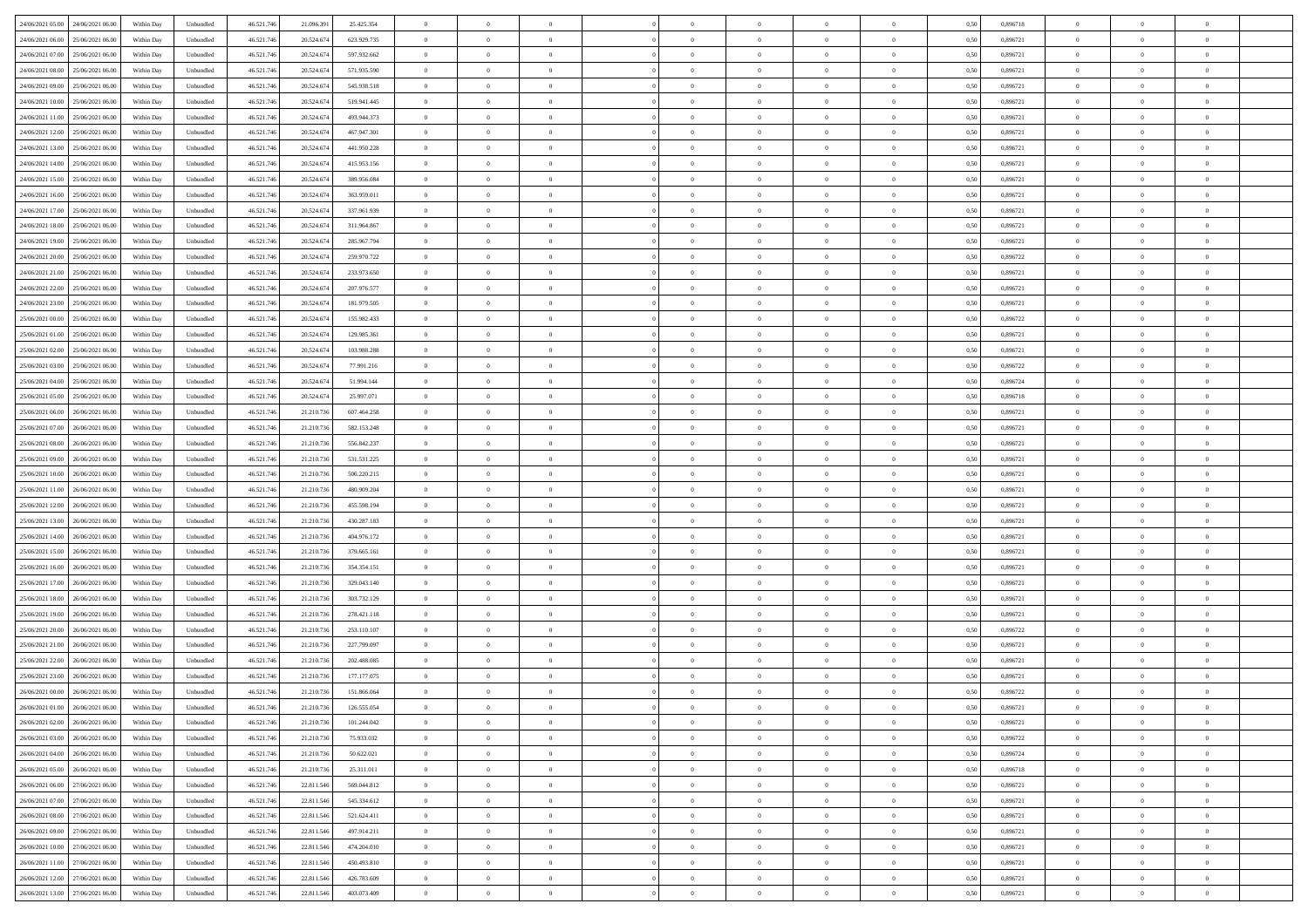| | | | | | | | | | | | | | | | | | | | | |
|---|---|---|---|---|---|---|---|---|---|---|---|---|---|---|---|---|---|---|---|---|
| 24/06/2021 05.00 | 24/06/2021 06.00 | Within Day | Unbundled | 46.521.746 | 21.096.391 | 25.425.354 | 0 | 0 | 0 | | 0 | 0 | 0 | 0 | 0,50 | 0,896718 | 0 | 0 | 0 | |
| 24/06/2021 06.00 | 25/06/2021 06.00 | Within Day | Unbundled | 46.521.746 | 20.524.674 | 623.929.735 | 0 | 0 | 0 | | 0 | 0 | 0 | 0 | 0,50 | 0,896721 | 0 | 0 | 0 | |
| 24/06/2021 07.00 | 25/06/2021 06.00 | Within Day | Unbundled | 46.521.746 | 20.524.674 | 597.932.662 | 0 | 0 | 0 | | 0 | 0 | 0 | 0 | 0,50 | 0,896721 | 0 | 0 | 0 | |
| 24/06/2021 08.00 | 25/06/2021 06.00 | Within Day | Unbundled | 46.521.746 | 20.524.674 | 571.935.590 | 0 | 0 | 0 | | 0 | 0 | 0 | 0 | 0,50 | 0,896721 | 0 | 0 | 0 | |
| 24/06/2021 09.00 | 25/06/2021 06.00 | Within Day | Unbundled | 46.521.746 | 20.524.674 | 545.938.518 | 0 | 0 | 0 | | 0 | 0 | 0 | 0 | 0,50 | 0,896721 | 0 | 0 | 0 | |
| 24/06/2021 10.00 | 25/06/2021 06.00 | Within Day | Unbundled | 46.521.746 | 20.524.674 | 519.941.445 | 0 | 0 | 0 | | 0 | 0 | 0 | 0 | 0,50 | 0,896721 | 0 | 0 | 0 | |
| 24/06/2021 11.00 | 25/06/2021 06.00 | Within Day | Unbundled | 46.521.746 | 20.524.674 | 493.944.373 | 0 | 0 | 0 | | 0 | 0 | 0 | 0 | 0,50 | 0,896721 | 0 | 0 | 0 | |
| 24/06/2021 12.00 | 25/06/2021 06.00 | Within Day | Unbundled | 46.521.746 | 20.524.674 | 467.947.301 | 0 | 0 | 0 | | 0 | 0 | 0 | 0 | 0,50 | 0,896721 | 0 | 0 | 0 | |
| 24/06/2021 13.00 | 25/06/2021 06.00 | Within Day | Unbundled | 46.521.746 | 20.524.674 | 441.950.228 | 0 | 0 | 0 | | 0 | 0 | 0 | 0 | 0,50 | 0,896721 | 0 | 0 | 0 | |
| 24/06/2021 14.00 | 25/06/2021 06.00 | Within Day | Unbundled | 46.521.746 | 20.524.674 | 415.953.156 | 0 | 0 | 0 | | 0 | 0 | 0 | 0 | 0,50 | 0,896721 | 0 | 0 | 0 | |
| 24/06/2021 15.00 | 25/06/2021 06.00 | Within Day | Unbundled | 46.521.746 | 20.524.674 | 389.956.084 | 0 | 0 | 0 | | 0 | 0 | 0 | 0 | 0,50 | 0,896721 | 0 | 0 | 0 | |
| 24/06/2021 16.00 | 25/06/2021 06.00 | Within Day | Unbundled | 46.521.746 | 20.524.674 | 363.959.011 | 0 | 0 | 0 | | 0 | 0 | 0 | 0 | 0,50 | 0,896721 | 0 | 0 | 0 | |
| 24/06/2021 17.00 | 25/06/2021 06.00 | Within Day | Unbundled | 46.521.746 | 20.524.674 | 337.961.939 | 0 | 0 | 0 | | 0 | 0 | 0 | 0 | 0,50 | 0,896721 | 0 | 0 | 0 | |
| 24/06/2021 18.00 | 25/06/2021 06.00 | Within Day | Unbundled | 46.521.746 | 20.524.674 | 311.964.867 | 0 | 0 | 0 | | 0 | 0 | 0 | 0 | 0,50 | 0,896721 | 0 | 0 | 0 | |
| 24/06/2021 19.00 | 25/06/2021 06.00 | Within Day | Unbundled | 46.521.746 | 20.524.674 | 285.967.794 | 0 | 0 | 0 | | 0 | 0 | 0 | 0 | 0,50 | 0,896721 | 0 | 0 | 0 | |
| 24/06/2021 20.00 | 25/06/2021 06.00 | Within Day | Unbundled | 46.521.746 | 20.524.674 | 259.970.722 | 0 | 0 | 0 | | 0 | 0 | 0 | 0 | 0,50 | 0,896722 | 0 | 0 | 0 | |
| 24/06/2021 21.00 | 25/06/2021 06.00 | Within Day | Unbundled | 46.521.746 | 20.524.674 | 233.973.650 | 0 | 0 | 0 | | 0 | 0 | 0 | 0 | 0,50 | 0,896721 | 0 | 0 | 0 | |
| 24/06/2021 22.00 | 25/06/2021 06.00 | Within Day | Unbundled | 46.521.746 | 20.524.674 | 207.976.577 | 0 | 0 | 0 | | 0 | 0 | 0 | 0 | 0,50 | 0,896721 | 0 | 0 | 0 | |
| 24/06/2021 23.00 | 25/06/2021 06.00 | Within Day | Unbundled | 46.521.746 | 20.524.674 | 181.979.505 | 0 | 0 | 0 | | 0 | 0 | 0 | 0 | 0,50 | 0,896721 | 0 | 0 | 0 | |
| 25/06/2021 00.00 | 25/06/2021 06.00 | Within Day | Unbundled | 46.521.746 | 20.524.674 | 155.982.433 | 0 | 0 | 0 | | 0 | 0 | 0 | 0 | 0,50 | 0,896722 | 0 | 0 | 0 | |
| 25/06/2021 01.00 | 25/06/2021 06.00 | Within Day | Unbundled | 46.521.746 | 20.524.674 | 129.985.361 | 0 | 0 | 0 | | 0 | 0 | 0 | 0 | 0,50 | 0,896721 | 0 | 0 | 0 | |
| 25/06/2021 02.00 | 25/06/2021 06.00 | Within Day | Unbundled | 46.521.746 | 20.524.674 | 103.988.288 | 0 | 0 | 0 | | 0 | 0 | 0 | 0 | 0,50 | 0,896721 | 0 | 0 | 0 | |
| 25/06/2021 03.00 | 25/06/2021 06.00 | Within Day | Unbundled | 46.521.746 | 20.524.674 | 77.991.216 | 0 | 0 | 0 | | 0 | 0 | 0 | 0 | 0,50 | 0,896722 | 0 | 0 | 0 | |
| 25/06/2021 04.00 | 25/06/2021 06.00 | Within Day | Unbundled | 46.521.746 | 20.524.674 | 51.994.144 | 0 | 0 | 0 | | 0 | 0 | 0 | 0 | 0,50 | 0,896724 | 0 | 0 | 0 | |
| 25/06/2021 05.00 | 25/06/2021 06.00 | Within Day | Unbundled | 46.521.746 | 20.524.674 | 25.997.071 | 0 | 0 | 0 | | 0 | 0 | 0 | 0 | 0,50 | 0,896718 | 0 | 0 | 0 | |
| 25/06/2021 06.00 | 26/06/2021 06.00 | Within Day | Unbundled | 46.521.746 | 21.210.736 | 607.464.258 | 0 | 0 | 0 | | 0 | 0 | 0 | 0 | 0,50 | 0,896721 | 0 | 0 | 0 | |
| 25/06/2021 07.00 | 26/06/2021 06.00 | Within Day | Unbundled | 46.521.746 | 21.210.736 | 582.153.248 | 0 | 0 | 0 | | 0 | 0 | 0 | 0 | 0,50 | 0,896721 | 0 | 0 | 0 | |
| 25/06/2021 08.00 | 26/06/2021 06.00 | Within Day | Unbundled | 46.521.746 | 21.210.736 | 556.842.237 | 0 | 0 | 0 | | 0 | 0 | 0 | 0 | 0,50 | 0,896721 | 0 | 0 | 0 | |
| 25/06/2021 09.00 | 26/06/2021 06.00 | Within Day | Unbundled | 46.521.746 | 21.210.736 | 531.531.225 | 0 | 0 | 0 | | 0 | 0 | 0 | 0 | 0,50 | 0,896721 | 0 | 0 | 0 | |
| 25/06/2021 10.00 | 26/06/2021 06.00 | Within Day | Unbundled | 46.521.746 | 21.210.736 | 506.220.215 | 0 | 0 | 0 | | 0 | 0 | 0 | 0 | 0,50 | 0,896721 | 0 | 0 | 0 | |
| 25/06/2021 11.00 | 26/06/2021 06.00 | Within Day | Unbundled | 46.521.746 | 21.210.736 | 480.909.204 | 0 | 0 | 0 | | 0 | 0 | 0 | 0 | 0,50 | 0,896721 | 0 | 0 | 0 | |
| 25/06/2021 12.00 | 26/06/2021 06.00 | Within Day | Unbundled | 46.521.746 | 21.210.736 | 455.598.194 | 0 | 0 | 0 | | 0 | 0 | 0 | 0 | 0,50 | 0,896721 | 0 | 0 | 0 | |
| 25/06/2021 13.00 | 26/06/2021 06.00 | Within Day | Unbundled | 46.521.746 | 21.210.736 | 430.287.183 | 0 | 0 | 0 | | 0 | 0 | 0 | 0 | 0,50 | 0,896721 | 0 | 0 | 0 | |
| 25/06/2021 14.00 | 26/06/2021 06.00 | Within Day | Unbundled | 46.521.746 | 21.210.736 | 404.976.172 | 0 | 0 | 0 | | 0 | 0 | 0 | 0 | 0,50 | 0,896721 | 0 | 0 | 0 | |
| 25/06/2021 15.00 | 26/06/2021 06.00 | Within Day | Unbundled | 46.521.746 | 21.210.736 | 379.665.161 | 0 | 0 | 0 | | 0 | 0 | 0 | 0 | 0,50 | 0,896721 | 0 | 0 | 0 | |
| 25/06/2021 16.00 | 26/06/2021 06.00 | Within Day | Unbundled | 46.521.746 | 21.210.736 | 354.354.151 | 0 | 0 | 0 | | 0 | 0 | 0 | 0 | 0,50 | 0,896721 | 0 | 0 | 0 | |
| 25/06/2021 17.00 | 26/06/2021 06.00 | Within Day | Unbundled | 46.521.746 | 21.210.736 | 329.043.140 | 0 | 0 | 0 | | 0 | 0 | 0 | 0 | 0,50 | 0,896721 | 0 | 0 | 0 | |
| 25/06/2021 18.00 | 26/06/2021 06.00 | Within Day | Unbundled | 46.521.746 | 21.210.736 | 303.732.129 | 0 | 0 | 0 | | 0 | 0 | 0 | 0 | 0,50 | 0,896721 | 0 | 0 | 0 | |
| 25/06/2021 19.00 | 26/06/2021 06.00 | Within Day | Unbundled | 46.521.746 | 21.210.736 | 278.421.118 | 0 | 0 | 0 | | 0 | 0 | 0 | 0 | 0,50 | 0,896721 | 0 | 0 | 0 | |
| 25/06/2021 20.00 | 26/06/2021 06.00 | Within Day | Unbundled | 46.521.746 | 21.210.736 | 253.110.107 | 0 | 0 | 0 | | 0 | 0 | 0 | 0 | 0,50 | 0,896722 | 0 | 0 | 0 | |
| 25/06/2021 21.00 | 26/06/2021 06.00 | Within Day | Unbundled | 46.521.746 | 21.210.736 | 227.799.097 | 0 | 0 | 0 | | 0 | 0 | 0 | 0 | 0,50 | 0,896721 | 0 | 0 | 0 | |
| 25/06/2021 22.00 | 26/06/2021 06.00 | Within Day | Unbundled | 46.521.746 | 21.210.736 | 202.488.085 | 0 | 0 | 0 | | 0 | 0 | 0 | 0 | 0,50 | 0,896721 | 0 | 0 | 0 | |
| 25/06/2021 23.00 | 26/06/2021 06.00 | Within Day | Unbundled | 46.521.746 | 21.210.736 | 177.177.075 | 0 | 0 | 0 | | 0 | 0 | 0 | 0 | 0,50 | 0,896721 | 0 | 0 | 0 | |
| 26/06/2021 00.00 | 26/06/2021 06.00 | Within Day | Unbundled | 46.521.746 | 21.210.736 | 151.866.064 | 0 | 0 | 0 | | 0 | 0 | 0 | 0 | 0,50 | 0,896722 | 0 | 0 | 0 | |
| 26/06/2021 01.00 | 26/06/2021 06.00 | Within Day | Unbundled | 46.521.746 | 21.210.736 | 126.555.054 | 0 | 0 | 0 | | 0 | 0 | 0 | 0 | 0,50 | 0,896721 | 0 | 0 | 0 | |
| 26/06/2021 02.00 | 26/06/2021 06.00 | Within Day | Unbundled | 46.521.746 | 21.210.736 | 101.244.042 | 0 | 0 | 0 | | 0 | 0 | 0 | 0 | 0,50 | 0,896721 | 0 | 0 | 0 | |
| 26/06/2021 03.00 | 26/06/2021 06.00 | Within Day | Unbundled | 46.521.746 | 21.210.736 | 75.933.032 | 0 | 0 | 0 | | 0 | 0 | 0 | 0 | 0,50 | 0,896722 | 0 | 0 | 0 | |
| 26/06/2021 04.00 | 26/06/2021 06.00 | Within Day | Unbundled | 46.521.746 | 21.210.736 | 50.622.021 | 0 | 0 | 0 | | 0 | 0 | 0 | 0 | 0,50 | 0,896724 | 0 | 0 | 0 | |
| 26/06/2021 05.00 | 26/06/2021 06.00 | Within Day | Unbundled | 46.521.746 | 21.210.736 | 25.311.011 | 0 | 0 | 0 | | 0 | 0 | 0 | 0 | 0,50 | 0,896718 | 0 | 0 | 0 | |
| 26/06/2021 06.00 | 27/06/2021 06.00 | Within Day | Unbundled | 46.521.746 | 22.811.546 | 569.044.812 | 0 | 0 | 0 | | 0 | 0 | 0 | 0 | 0,50 | 0,896721 | 0 | 0 | 0 | |
| 26/06/2021 07.00 | 27/06/2021 06.00 | Within Day | Unbundled | 46.521.746 | 22.811.546 | 545.334.612 | 0 | 0 | 0 | | 0 | 0 | 0 | 0 | 0,50 | 0,896721 | 0 | 0 | 0 | |
| 26/06/2021 08.00 | 27/06/2021 06.00 | Within Day | Unbundled | 46.521.746 | 22.811.546 | 521.624.411 | 0 | 0 | 0 | | 0 | 0 | 0 | 0 | 0,50 | 0,896721 | 0 | 0 | 0 | |
| 26/06/2021 09.00 | 27/06/2021 06.00 | Within Day | Unbundled | 46.521.746 | 22.811.546 | 497.914.211 | 0 | 0 | 0 | | 0 | 0 | 0 | 0 | 0,50 | 0,896721 | 0 | 0 | 0 | |
| 26/06/2021 10.00 | 27/06/2021 06.00 | Within Day | Unbundled | 46.521.746 | 22.811.546 | 474.204.010 | 0 | 0 | 0 | | 0 | 0 | 0 | 0 | 0,50 | 0,896721 | 0 | 0 | 0 | |
| 26/06/2021 11.00 | 27/06/2021 06.00 | Within Day | Unbundled | 46.521.746 | 22.811.546 | 450.493.810 | 0 | 0 | 0 | | 0 | 0 | 0 | 0 | 0,50 | 0,896721 | 0 | 0 | 0 | |
| 26/06/2021 12.00 | 27/06/2021 06.00 | Within Day | Unbundled | 46.521.746 | 22.811.546 | 426.783.609 | 0 | 0 | 0 | | 0 | 0 | 0 | 0 | 0,50 | 0,896721 | 0 | 0 | 0 | |
| 26/06/2021 13.00 | 27/06/2021 06.00 | Within Day | Unbundled | 46.521.746 | 22.811.546 | 403.073.409 | 0 | 0 | 0 | | 0 | 0 | 0 | 0 | 0,50 | 0,896721 | 0 | 0 | 0 | |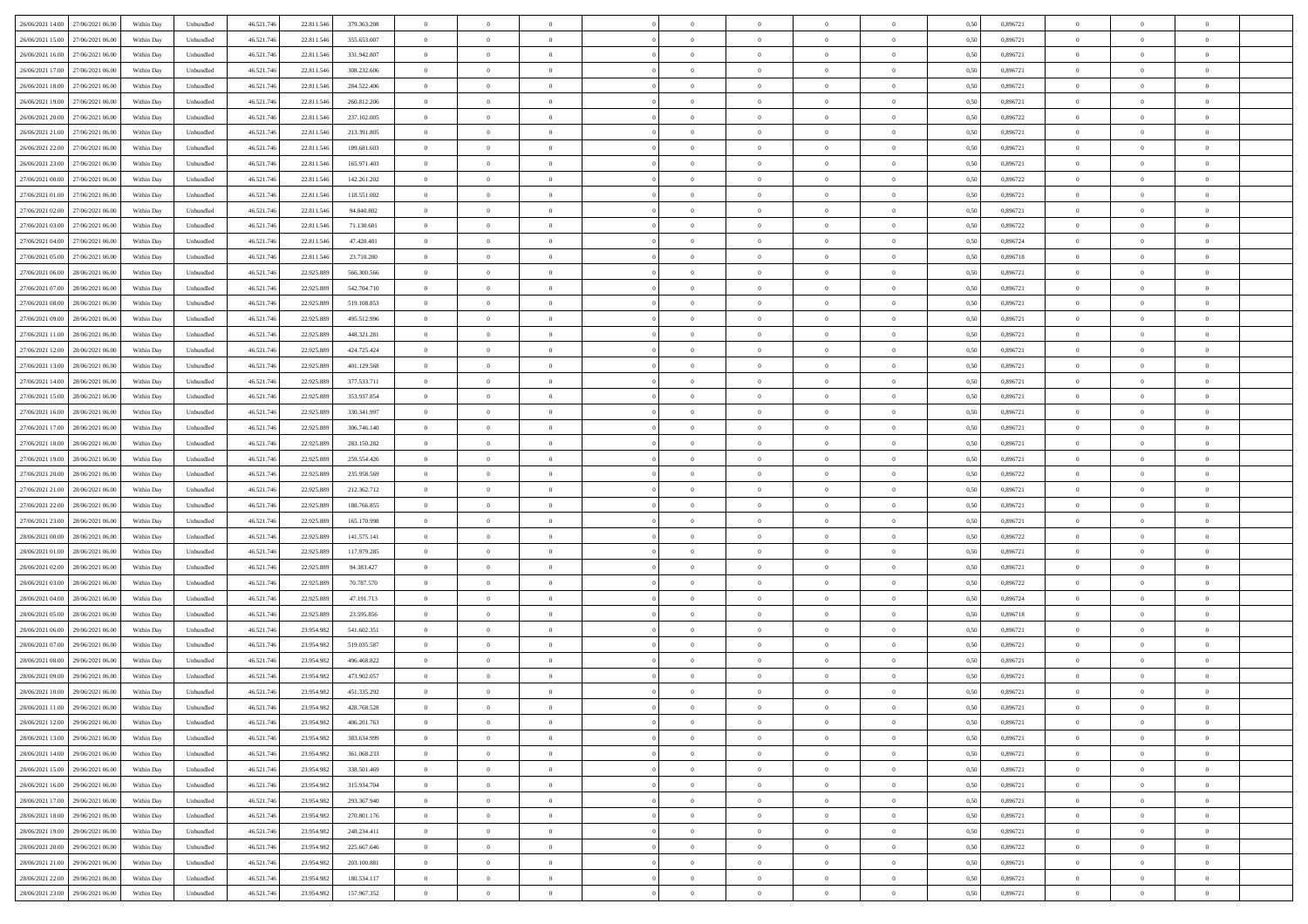| 26/06/2021 14:00 | 27/06/2021 06:00 | Within Day | Unbundled | 46.521.746 | 22.811.546 | 379.363.208 | 0 | 0 | 0 | | 0 | 0 | 0 | 0 | 0,50 | 0,896721 | 0 | 0 | 0 | |
|---|---|---|---|---|---|---|---|---|---|---|---|---|---|---|---|---|---|---|---|---|
| 26/06/2021 15:00 | 27/06/2021 06:00 | Within Day | Unbundled | 46.521.746 | 22.811.546 | 355.653.007 | 0 | 0 | 0 | | 0 | 0 | 0 | 0 | 0,50 | 0,896721 | 0 | 0 | 0 | |
| 26/06/2021 16:00 | 27/06/2021 06:00 | Within Day | Unbundled | 46.521.746 | 22.811.546 | 331.942.807 | 0 | 0 | 0 | | 0 | 0 | 0 | 0 | 0,50 | 0,896721 | 0 | 0 | 0 | |
| 26/06/2021 17:00 | 27/06/2021 06:00 | Within Day | Unbundled | 46.521.746 | 22.811.546 | 308.232.606 | 0 | 0 | 0 | | 0 | 0 | 0 | 0 | 0,50 | 0,896721 | 0 | 0 | 0 | |
| 26/06/2021 18:00 | 27/06/2021 06:00 | Within Day | Unbundled | 46.521.746 | 22.811.546 | 284.522.406 | 0 | 0 | 0 | | 0 | 0 | 0 | 0 | 0,50 | 0,896721 | 0 | 0 | 0 | |
| 26/06/2021 19:00 | 27/06/2021 06:00 | Within Day | Unbundled | 46.521.746 | 22.811.546 | 260.812.206 | 0 | 0 | 0 | | 0 | 0 | 0 | 0 | 0,50 | 0,896721 | 0 | 0 | 0 | |
| 26/06/2021 20:00 | 27/06/2021 06:00 | Within Day | Unbundled | 46.521.746 | 22.811.546 | 237.102.005 | 0 | 0 | 0 | | 0 | 0 | 0 | 0 | 0,50 | 0,896722 | 0 | 0 | 0 | |
| 26/06/2021 21:00 | 27/06/2021 06:00 | Within Day | Unbundled | 46.521.746 | 22.811.546 | 213.391.805 | 0 | 0 | 0 | | 0 | 0 | 0 | 0 | 0,50 | 0,896721 | 0 | 0 | 0 | |
| 26/06/2021 22:00 | 27/06/2021 06:00 | Within Day | Unbundled | 46.521.746 | 22.811.546 | 189.681.603 | 0 | 0 | 0 | | 0 | 0 | 0 | 0 | 0,50 | 0,896721 | 0 | 0 | 0 | |
| 26/06/2021 23:00 | 27/06/2021 06:00 | Within Day | Unbundled | 46.521.746 | 22.811.546 | 165.971.403 | 0 | 0 | 0 | | 0 | 0 | 0 | 0 | 0,50 | 0,896721 | 0 | 0 | 0 | |
| 27/06/2021 00:00 | 27/06/2021 06:00 | Within Day | Unbundled | 46.521.746 | 22.811.546 | 142.261.202 | 0 | 0 | 0 | | 0 | 0 | 0 | 0 | 0,50 | 0,896722 | 0 | 0 | 0 | |
| 27/06/2021 01:00 | 27/06/2021 06:00 | Within Day | Unbundled | 46.521.746 | 22.811.546 | 118.551.002 | 0 | 0 | 0 | | 0 | 0 | 0 | 0 | 0,50 | 0,896721 | 0 | 0 | 0 | |
| 27/06/2021 02:00 | 27/06/2021 06:00 | Within Day | Unbundled | 46.521.746 | 22.811.546 | 94.840.802 | 0 | 0 | 0 | | 0 | 0 | 0 | 0 | 0,50 | 0,896721 | 0 | 0 | 0 | |
| 27/06/2021 03:00 | 27/06/2021 06:00 | Within Day | Unbundled | 46.521.746 | 22.811.546 | 71.130.601 | 0 | 0 | 0 | | 0 | 0 | 0 | 0 | 0,50 | 0,896722 | 0 | 0 | 0 | |
| 27/06/2021 04:00 | 27/06/2021 06:00 | Within Day | Unbundled | 46.521.746 | 22.811.546 | 47.420.401 | 0 | 0 | 0 | | 0 | 0 | 0 | 0 | 0,50 | 0,896724 | 0 | 0 | 0 | |
| 27/06/2021 05:00 | 27/06/2021 06:00 | Within Day | Unbundled | 46.521.746 | 22.811.546 | 23.710.200 | 0 | 0 | 0 | | 0 | 0 | 0 | 0 | 0,50 | 0,896718 | 0 | 0 | 0 | |
| 27/06/2021 06:00 | 28/06/2021 06:00 | Within Day | Unbundled | 46.521.746 | 22.925.889 | 566.300.566 | 0 | 0 | 0 | | 0 | 0 | 0 | 0 | 0,50 | 0,896721 | 0 | 0 | 0 | |
| 27/06/2021 07:00 | 28/06/2021 06:00 | Within Day | Unbundled | 46.521.746 | 22.925.889 | 542.704.710 | 0 | 0 | 0 | | 0 | 0 | 0 | 0 | 0,50 | 0,896721 | 0 | 0 | 0 | |
| 27/06/2021 08:00 | 28/06/2021 06:00 | Within Day | Unbundled | 46.521.746 | 22.925.889 | 519.108.853 | 0 | 0 | 0 | | 0 | 0 | 0 | 0 | 0,50 | 0,896721 | 0 | 0 | 0 | |
| 27/06/2021 09:00 | 28/06/2021 06:00 | Within Day | Unbundled | 46.521.746 | 22.925.889 | 495.512.996 | 0 | 0 | 0 | | 0 | 0 | 0 | 0 | 0,50 | 0,896721 | 0 | 0 | 0 | |
| 27/06/2021 11:00 | 28/06/2021 06:00 | Within Day | Unbundled | 46.521.746 | 22.925.889 | 448.321.281 | 0 | 0 | 0 | | 0 | 0 | 0 | 0 | 0,50 | 0,896721 | 0 | 0 | 0 | |
| 27/06/2021 12:00 | 28/06/2021 06:00 | Within Day | Unbundled | 46.521.746 | 22.925.889 | 424.725.424 | 0 | 0 | 0 | | 0 | 0 | 0 | 0 | 0,50 | 0,896721 | 0 | 0 | 0 | |
| 27/06/2021 13:00 | 28/06/2021 06:00 | Within Day | Unbundled | 46.521.746 | 22.925.889 | 401.129.568 | 0 | 0 | 0 | | 0 | 0 | 0 | 0 | 0,50 | 0,896721 | 0 | 0 | 0 | |
| 27/06/2021 14:00 | 28/06/2021 06:00 | Within Day | Unbundled | 46.521.746 | 22.925.889 | 377.533.711 | 0 | 0 | 0 | | 0 | 0 | 0 | 0 | 0,50 | 0,896721 | 0 | 0 | 0 | |
| 27/06/2021 15:00 | 28/06/2021 06:00 | Within Day | Unbundled | 46.521.746 | 22.925.889 | 353.937.854 | 0 | 0 | 0 | | 0 | 0 | 0 | 0 | 0,50 | 0,896721 | 0 | 0 | 0 | |
| 27/06/2021 16:00 | 28/06/2021 06:00 | Within Day | Unbundled | 46.521.746 | 22.925.889 | 330.341.997 | 0 | 0 | 0 | | 0 | 0 | 0 | 0 | 0,50 | 0,896721 | 0 | 0 | 0 | |
| 27/06/2021 17:00 | 28/06/2021 06:00 | Within Day | Unbundled | 46.521.746 | 22.925.889 | 306.746.140 | 0 | 0 | 0 | | 0 | 0 | 0 | 0 | 0,50 | 0,896721 | 0 | 0 | 0 | |
| 27/06/2021 18:00 | 28/06/2021 06:00 | Within Day | Unbundled | 46.521.746 | 22.925.889 | 283.150.282 | 0 | 0 | 0 | | 0 | 0 | 0 | 0 | 0,50 | 0,896721 | 0 | 0 | 0 | |
| 27/06/2021 19:00 | 28/06/2021 06:00 | Within Day | Unbundled | 46.521.746 | 22.925.889 | 259.554.426 | 0 | 0 | 0 | | 0 | 0 | 0 | 0 | 0,50 | 0,896721 | 0 | 0 | 0 | |
| 27/06/2021 20:00 | 28/06/2021 06:00 | Within Day | Unbundled | 46.521.746 | 22.925.889 | 235.958.569 | 0 | 0 | 0 | | 0 | 0 | 0 | 0 | 0,50 | 0,896722 | 0 | 0 | 0 | |
| 27/06/2021 21:00 | 28/06/2021 06:00 | Within Day | Unbundled | 46.521.746 | 22.925.889 | 212.362.712 | 0 | 0 | 0 | | 0 | 0 | 0 | 0 | 0,50 | 0,896721 | 0 | 0 | 0 | |
| 27/06/2021 22:00 | 28/06/2021 06:00 | Within Day | Unbundled | 46.521.746 | 22.925.889 | 188.766.855 | 0 | 0 | 0 | | 0 | 0 | 0 | 0 | 0,50 | 0,896721 | 0 | 0 | 0 | |
| 27/06/2021 23:00 | 28/06/2021 06:00 | Within Day | Unbundled | 46.521.746 | 22.925.889 | 165.170.998 | 0 | 0 | 0 | | 0 | 0 | 0 | 0 | 0,50 | 0,896721 | 0 | 0 | 0 | |
| 28/06/2021 00:00 | 28/06/2021 06:00 | Within Day | Unbundled | 46.521.746 | 22.925.889 | 141.575.141 | 0 | 0 | 0 | | 0 | 0 | 0 | 0 | 0,50 | 0,896722 | 0 | 0 | 0 | |
| 28/06/2021 01:00 | 28/06/2021 06:00 | Within Day | Unbundled | 46.521.746 | 22.925.889 | 117.979.285 | 0 | 0 | 0 | | 0 | 0 | 0 | 0 | 0,50 | 0,896721 | 0 | 0 | 0 | |
| 28/06/2021 02:00 | 28/06/2021 06:00 | Within Day | Unbundled | 46.521.746 | 22.925.889 | 94.383.427 | 0 | 0 | 0 | | 0 | 0 | 0 | 0 | 0,50 | 0,896721 | 0 | 0 | 0 | |
| 28/06/2021 03:00 | 28/06/2021 06:00 | Within Day | Unbundled | 46.521.746 | 22.925.889 | 70.787.570 | 0 | 0 | 0 | | 0 | 0 | 0 | 0 | 0,50 | 0,896722 | 0 | 0 | 0 | |
| 28/06/2021 04:00 | 28/06/2021 06:00 | Within Day | Unbundled | 46.521.746 | 22.925.889 | 47.191.713 | 0 | 0 | 0 | | 0 | 0 | 0 | 0 | 0,50 | 0,896724 | 0 | 0 | 0 | |
| 28/06/2021 05:00 | 28/06/2021 06:00 | Within Day | Unbundled | 46.521.746 | 22.925.889 | 23.595.856 | 0 | 0 | 0 | | 0 | 0 | 0 | 0 | 0,50 | 0,896718 | 0 | 0 | 0 | |
| 28/06/2021 06:00 | 29/06/2021 06:00 | Within Day | Unbundled | 46.521.746 | 23.954.982 | 541.602.351 | 0 | 0 | 0 | | 0 | 0 | 0 | 0 | 0,50 | 0,896721 | 0 | 0 | 0 | |
| 28/06/2021 07:00 | 29/06/2021 06:00 | Within Day | Unbundled | 46.521.746 | 23.954.982 | 519.035.587 | 0 | 0 | 0 | | 0 | 0 | 0 | 0 | 0,50 | 0,896721 | 0 | 0 | 0 | |
| 28/06/2021 08:00 | 29/06/2021 06:00 | Within Day | Unbundled | 46.521.746 | 23.954.982 | 496.468.822 | 0 | 0 | 0 | | 0 | 0 | 0 | 0 | 0,50 | 0,896721 | 0 | 0 | 0 | |
| 28/06/2021 09:00 | 29/06/2021 06:00 | Within Day | Unbundled | 46.521.746 | 23.954.982 | 473.902.057 | 0 | 0 | 0 | | 0 | 0 | 0 | 0 | 0,50 | 0,896721 | 0 | 0 | 0 | |
| 28/06/2021 10:00 | 29/06/2021 06:00 | Within Day | Unbundled | 46.521.746 | 23.954.982 | 451.335.292 | 0 | 0 | 0 | | 0 | 0 | 0 | 0 | 0,50 | 0,896721 | 0 | 0 | 0 | |
| 28/06/2021 11:00 | 29/06/2021 06:00 | Within Day | Unbundled | 46.521.746 | 23.954.982 | 428.768.528 | 0 | 0 | 0 | | 0 | 0 | 0 | 0 | 0,50 | 0,896721 | 0 | 0 | 0 | |
| 28/06/2021 12:00 | 29/06/2021 06:00 | Within Day | Unbundled | 46.521.746 | 23.954.982 | 406.201.763 | 0 | 0 | 0 | | 0 | 0 | 0 | 0 | 0,50 | 0,896721 | 0 | 0 | 0 | |
| 28/06/2021 13:00 | 29/06/2021 06:00 | Within Day | Unbundled | 46.521.746 | 23.954.982 | 383.634.999 | 0 | 0 | 0 | | 0 | 0 | 0 | 0 | 0,50 | 0,896721 | 0 | 0 | 0 | |
| 28/06/2021 14:00 | 29/06/2021 06:00 | Within Day | Unbundled | 46.521.746 | 23.954.982 | 361.068.233 | 0 | 0 | 0 | | 0 | 0 | 0 | 0 | 0,50 | 0,896721 | 0 | 0 | 0 | |
| 28/06/2021 15:00 | 29/06/2021 06:00 | Within Day | Unbundled | 46.521.746 | 23.954.982 | 338.501.469 | 0 | 0 | 0 | | 0 | 0 | 0 | 0 | 0,50 | 0,896721 | 0 | 0 | 0 | |
| 28/06/2021 16:00 | 29/06/2021 06:00 | Within Day | Unbundled | 46.521.746 | 23.954.982 | 315.934.704 | 0 | 0 | 0 | | 0 | 0 | 0 | 0 | 0,50 | 0,896721 | 0 | 0 | 0 | |
| 28/06/2021 17:00 | 29/06/2021 06:00 | Within Day | Unbundled | 46.521.746 | 23.954.982 | 293.367.940 | 0 | 0 | 0 | | 0 | 0 | 0 | 0 | 0,50 | 0,896721 | 0 | 0 | 0 | |
| 28/06/2021 18:00 | 29/06/2021 06:00 | Within Day | Unbundled | 46.521.746 | 23.954.982 | 270.801.176 | 0 | 0 | 0 | | 0 | 0 | 0 | 0 | 0,50 | 0,896721 | 0 | 0 | 0 | |
| 28/06/2021 19:00 | 29/06/2021 06:00 | Within Day | Unbundled | 46.521.746 | 23.954.982 | 248.234.411 | 0 | 0 | 0 | | 0 | 0 | 0 | 0 | 0,50 | 0,896721 | 0 | 0 | 0 | |
| 28/06/2021 20:00 | 29/06/2021 06:00 | Within Day | Unbundled | 46.521.746 | 23.954.982 | 225.667.646 | 0 | 0 | 0 | | 0 | 0 | 0 | 0 | 0,50 | 0,896722 | 0 | 0 | 0 | |
| 28/06/2021 21:00 | 29/06/2021 06:00 | Within Day | Unbundled | 46.521.746 | 23.954.982 | 203.100.881 | 0 | 0 | 0 | | 0 | 0 | 0 | 0 | 0,50 | 0,896721 | 0 | 0 | 0 | |
| 28/06/2021 22:00 | 29/06/2021 06:00 | Within Day | Unbundled | 46.521.746 | 23.954.982 | 180.534.117 | 0 | 0 | 0 | | 0 | 0 | 0 | 0 | 0,50 | 0,896721 | 0 | 0 | 0 | |
| 28/06/2021 23:00 | 29/06/2021 06:00 | Within Day | Unbundled | 46.521.746 | 23.954.982 | 157.967.352 | 0 | 0 | 0 | | 0 | 0 | 0 | 0 | 0,50 | 0,896721 | 0 | 0 | 0 | |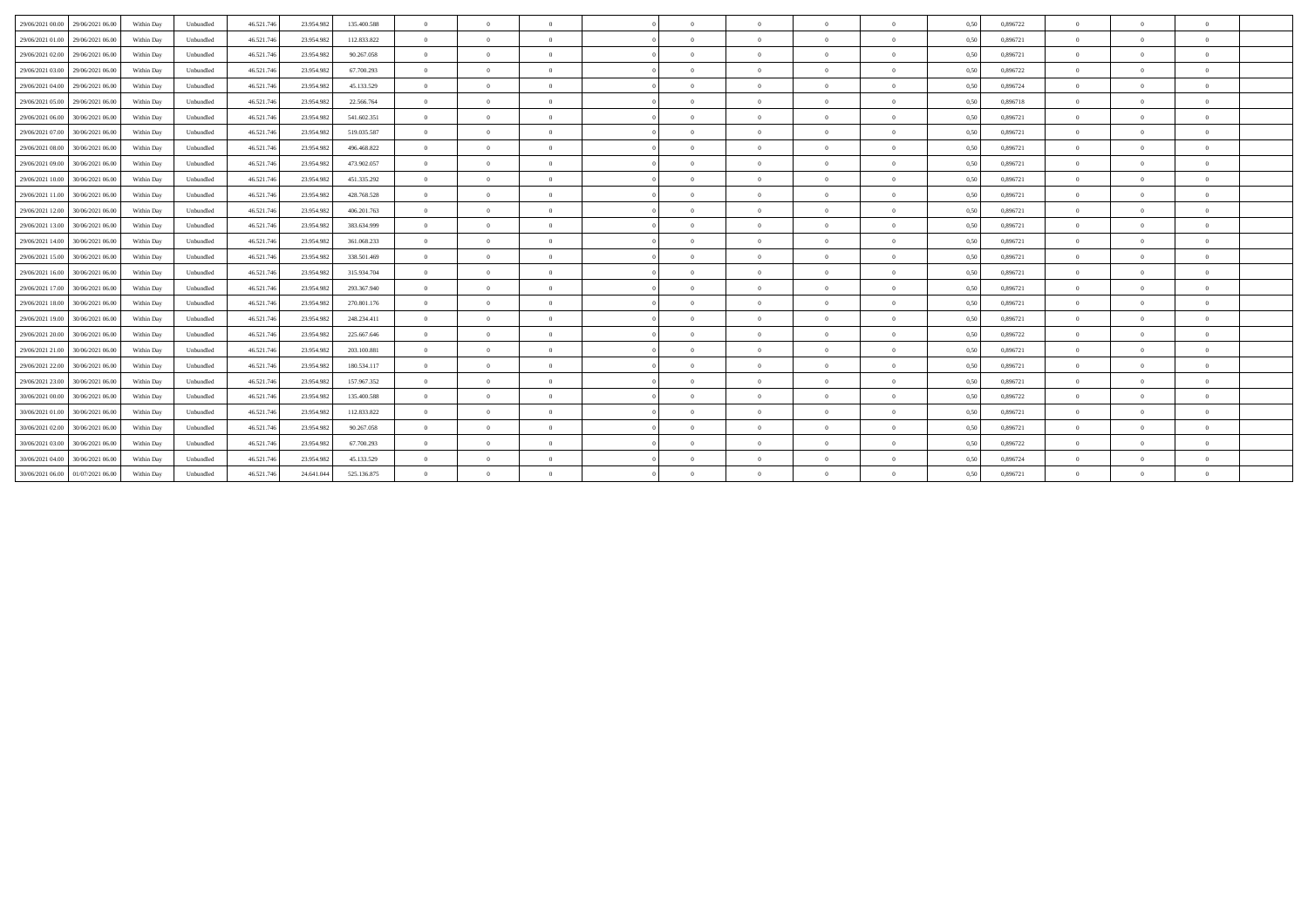| | | | | | | | | | | | | | | | | | | | | |
|---|---|---|---|---|---|---|---|---|---|---|---|---|---|---|---|---|---|---|---|---|
| 29/06/2021 00.00 | 29/06/2021 06.00 | Within Day | Unbundled | 46.521.746 | 23.954.982 | 135.400.588 | 0 | 0 | 0 | 0 | 0 | 0 | 0 | 0 | 0,50 | 0,896722 | 0 | 0 | 0 | |
| 29/06/2021 01.00 | 29/06/2021 06.00 | Within Day | Unbundled | 46.521.746 | 23.954.982 | 112.833.822 | 0 | 0 | 0 | 0 | 0 | 0 | 0 | 0 | 0,50 | 0,896721 | 0 | 0 | 0 | |
| 29/06/2021 02.00 | 29/06/2021 06.00 | Within Day | Unbundled | 46.521.746 | 23.954.982 | 90.267.058 | 0 | 0 | 0 | 0 | 0 | 0 | 0 | 0 | 0,50 | 0,896721 | 0 | 0 | 0 | |
| 29/06/2021 03.00 | 29/06/2021 06.00 | Within Day | Unbundled | 46.521.746 | 23.954.982 | 67.700.293 | 0 | 0 | 0 | 0 | 0 | 0 | 0 | 0 | 0,50 | 0,896722 | 0 | 0 | 0 | |
| 29/06/2021 04.00 | 29/06/2021 06.00 | Within Day | Unbundled | 46.521.746 | 23.954.982 | 45.133.529 | 0 | 0 | 0 | 0 | 0 | 0 | 0 | 0 | 0,50 | 0,896724 | 0 | 0 | 0 | |
| 29/06/2021 05.00 | 29/06/2021 06.00 | Within Day | Unbundled | 46.521.746 | 23.954.982 | 22.566.764 | 0 | 0 | 0 | 0 | 0 | 0 | 0 | 0 | 0,50 | 0,896718 | 0 | 0 | 0 | |
| 29/06/2021 06.00 | 30/06/2021 06.00 | Within Day | Unbundled | 46.521.746 | 23.954.982 | 541.602.351 | 0 | 0 | 0 | 0 | 0 | 0 | 0 | 0 | 0,50 | 0,896721 | 0 | 0 | 0 | |
| 29/06/2021 07.00 | 30/06/2021 06.00 | Within Day | Unbundled | 46.521.746 | 23.954.982 | 519.035.587 | 0 | 0 | 0 | 0 | 0 | 0 | 0 | 0 | 0,50 | 0,896721 | 0 | 0 | 0 | |
| 29/06/2021 08.00 | 30/06/2021 06.00 | Within Day | Unbundled | 46.521.746 | 23.954.982 | 496.468.822 | 0 | 0 | 0 | 0 | 0 | 0 | 0 | 0 | 0,50 | 0,896721 | 0 | 0 | 0 | |
| 29/06/2021 09.00 | 30/06/2021 06.00 | Within Day | Unbundled | 46.521.746 | 23.954.982 | 473.902.057 | 0 | 0 | 0 | 0 | 0 | 0 | 0 | 0 | 0,50 | 0,896721 | 0 | 0 | 0 | |
| 29/06/2021 10.00 | 30/06/2021 06.00 | Within Day | Unbundled | 46.521.746 | 23.954.982 | 451.335.292 | 0 | 0 | 0 | 0 | 0 | 0 | 0 | 0 | 0,50 | 0,896721 | 0 | 0 | 0 | |
| 29/06/2021 11.00 | 30/06/2021 06.00 | Within Day | Unbundled | 46.521.746 | 23.954.982 | 428.768.528 | 0 | 0 | 0 | 0 | 0 | 0 | 0 | 0 | 0,50 | 0,896721 | 0 | 0 | 0 | |
| 29/06/2021 12.00 | 30/06/2021 06.00 | Within Day | Unbundled | 46.521.746 | 23.954.982 | 406.201.763 | 0 | 0 | 0 | 0 | 0 | 0 | 0 | 0 | 0,50 | 0,896721 | 0 | 0 | 0 | |
| 29/06/2021 13.00 | 30/06/2021 06.00 | Within Day | Unbundled | 46.521.746 | 23.954.982 | 383.634.999 | 0 | 0 | 0 | 0 | 0 | 0 | 0 | 0 | 0,50 | 0,896721 | 0 | 0 | 0 | |
| 29/06/2021 14.00 | 30/06/2021 06.00 | Within Day | Unbundled | 46.521.746 | 23.954.982 | 361.068.233 | 0 | 0 | 0 | 0 | 0 | 0 | 0 | 0 | 0,50 | 0,896721 | 0 | 0 | 0 | |
| 29/06/2021 15.00 | 30/06/2021 06.00 | Within Day | Unbundled | 46.521.746 | 23.954.982 | 338.501.469 | 0 | 0 | 0 | 0 | 0 | 0 | 0 | 0 | 0,50 | 0,896721 | 0 | 0 | 0 | |
| 29/06/2021 16.00 | 30/06/2021 06.00 | Within Day | Unbundled | 46.521.746 | 23.954.982 | 315.934.704 | 0 | 0 | 0 | 0 | 0 | 0 | 0 | 0 | 0,50 | 0,896721 | 0 | 0 | 0 | |
| 29/06/2021 17.00 | 30/06/2021 06.00 | Within Day | Unbundled | 46.521.746 | 23.954.982 | 293.367.940 | 0 | 0 | 0 | 0 | 0 | 0 | 0 | 0 | 0,50 | 0,896721 | 0 | 0 | 0 | |
| 29/06/2021 18.00 | 30/06/2021 06.00 | Within Day | Unbundled | 46.521.746 | 23.954.982 | 270.801.176 | 0 | 0 | 0 | 0 | 0 | 0 | 0 | 0 | 0,50 | 0,896721 | 0 | 0 | 0 | |
| 29/06/2021 19.00 | 30/06/2021 06.00 | Within Day | Unbundled | 46.521.746 | 23.954.982 | 248.234.411 | 0 | 0 | 0 | 0 | 0 | 0 | 0 | 0 | 0,50 | 0,896721 | 0 | 0 | 0 | |
| 29/06/2021 20.00 | 30/06/2021 06.00 | Within Day | Unbundled | 46.521.746 | 23.954.982 | 225.667.646 | 0 | 0 | 0 | 0 | 0 | 0 | 0 | 0 | 0,50 | 0,896722 | 0 | 0 | 0 | |
| 29/06/2021 21.00 | 30/06/2021 06.00 | Within Day | Unbundled | 46.521.746 | 23.954.982 | 203.100.881 | 0 | 0 | 0 | 0 | 0 | 0 | 0 | 0 | 0,50 | 0,896721 | 0 | 0 | 0 | |
| 29/06/2021 22.00 | 30/06/2021 06.00 | Within Day | Unbundled | 46.521.746 | 23.954.982 | 180.534.117 | 0 | 0 | 0 | 0 | 0 | 0 | 0 | 0 | 0,50 | 0,896721 | 0 | 0 | 0 | |
| 29/06/2021 23.00 | 30/06/2021 06.00 | Within Day | Unbundled | 46.521.746 | 23.954.982 | 157.967.352 | 0 | 0 | 0 | 0 | 0 | 0 | 0 | 0 | 0,50 | 0,896721 | 0 | 0 | 0 | |
| 30/06/2021 00.00 | 30/06/2021 06.00 | Within Day | Unbundled | 46.521.746 | 23.954.982 | 135.400.588 | 0 | 0 | 0 | 0 | 0 | 0 | 0 | 0 | 0,50 | 0,896722 | 0 | 0 | 0 | |
| 30/06/2021 01.00 | 30/06/2021 06.00 | Within Day | Unbundled | 46.521.746 | 23.954.982 | 112.833.822 | 0 | 0 | 0 | 0 | 0 | 0 | 0 | 0 | 0,50 | 0,896721 | 0 | 0 | 0 | |
| 30/06/2021 02.00 | 30/06/2021 06.00 | Within Day | Unbundled | 46.521.746 | 23.954.982 | 90.267.058 | 0 | 0 | 0 | 0 | 0 | 0 | 0 | 0 | 0,50 | 0,896721 | 0 | 0 | 0 | |
| 30/06/2021 03.00 | 30/06/2021 06.00 | Within Day | Unbundled | 46.521.746 | 23.954.982 | 67.700.293 | 0 | 0 | 0 | 0 | 0 | 0 | 0 | 0 | 0,50 | 0,896722 | 0 | 0 | 0 | |
| 30/06/2021 04.00 | 30/06/2021 06.00 | Within Day | Unbundled | 46.521.746 | 23.954.982 | 45.133.529 | 0 | 0 | 0 | 0 | 0 | 0 | 0 | 0 | 0,50 | 0,896724 | 0 | 0 | 0 | |
| 30/06/2021 06.00 | 01/07/2021 06.00 | Within Day | Unbundled | 46.521.746 | 24.641.044 | 525.136.875 | 0 | 0 | 0 | 0 | 0 | 0 | 0 | 0 | 0,50 | 0,896721 | 0 | 0 | 0 | |